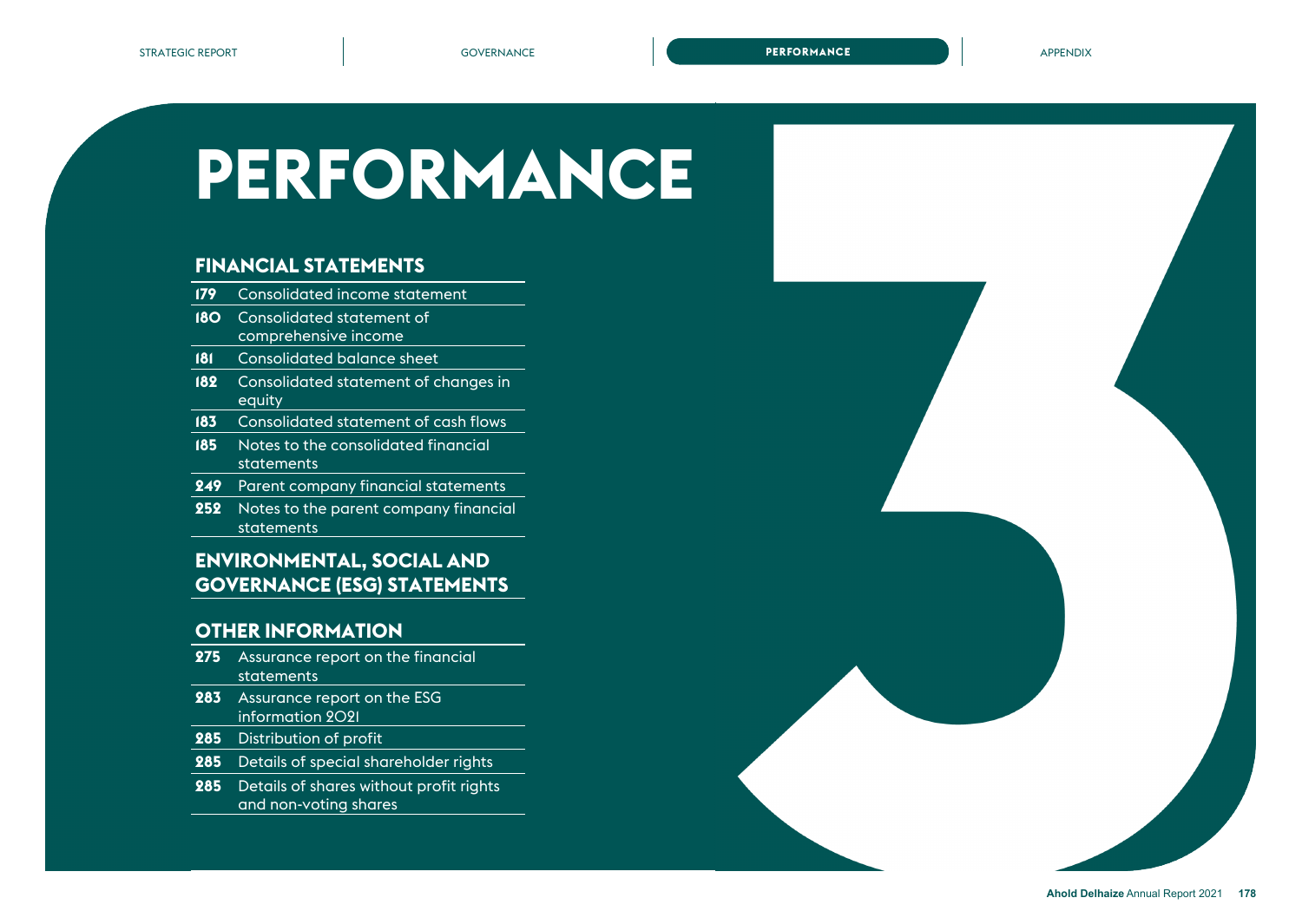# PERFORMANCE

## FINANCIAL STATEMENTS

| | |
|---|---|
| 179 | Consolidated income statement |
| 180 | Consolidated statement of comprehensive income |
| 181 | Consolidated balance sheet |
| 182 | Consolidated statement of changes in equity |
| 183 | Consolidated statement of cash flows |
| 185 | Notes to the consolidated financial statements |
| 249 | Parent company financial statements |
| 252 | Notes to the parent company financial statements |

## ENVIRONMENTAL, SOCIAL AND GOVERNANCE (ESG) STATEMENTS

## OTHER INFORMATION

| | |
|---|---|
| 275 | Assurance report on the financial statements |
| 283 | Assurance report on the ESG information 2021 |
| 285 | Distribution of profit |
| 285 | Details of special shareholder rights |
| 285 | Details of shares without profit rights and non-voting shares |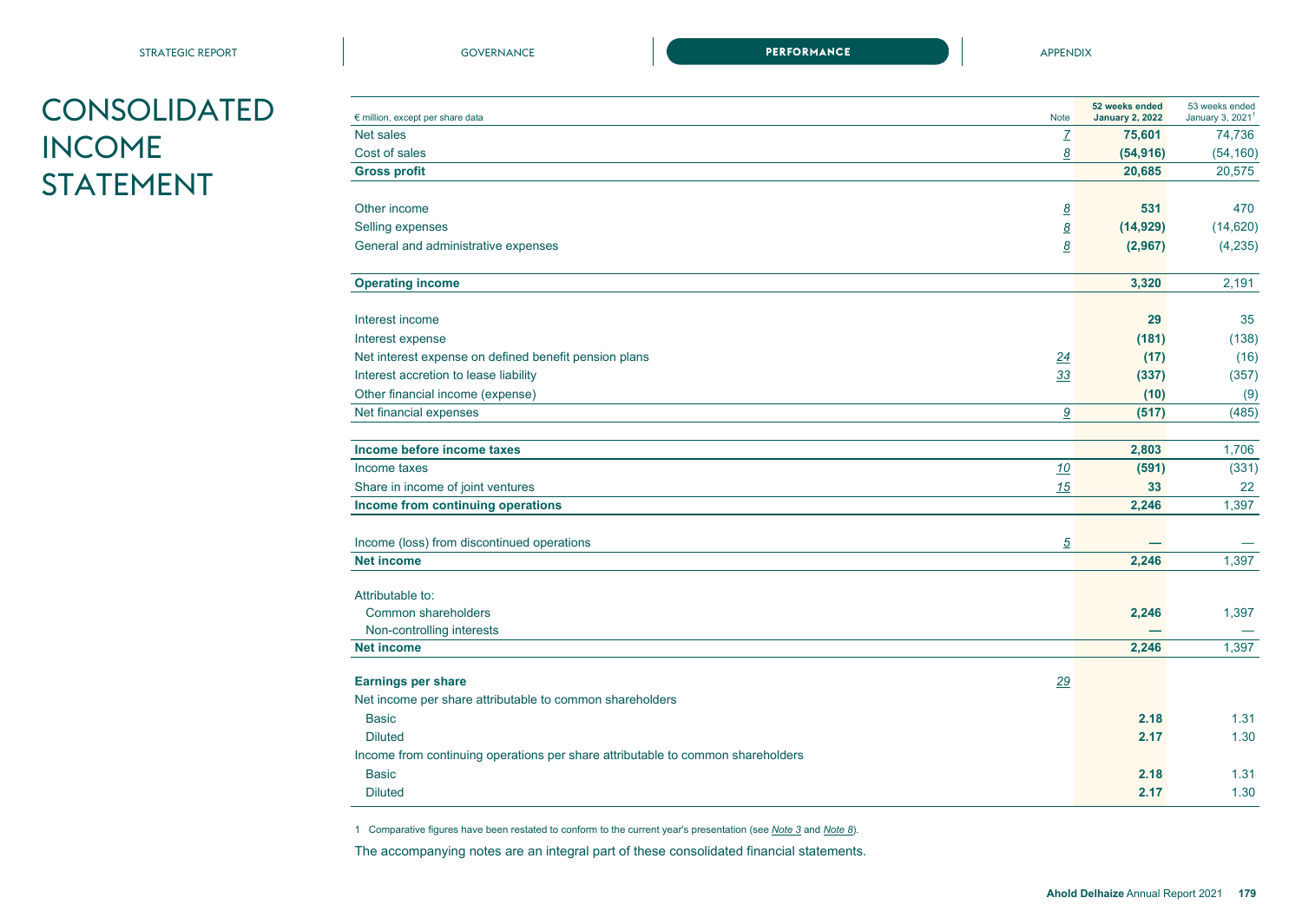# CONSOLIDATED INCOME STATEMENT

| € million, except per share data | Note | 52 weeks ended January 2, 2022 | 53 weeks ended January 3, 2021[1] |
|---|---|---|---|
| Net sales | 7 | **75,601** | 74,736 |
| Cost of sales | 8 | **(54,916)** | (54,160) |
| **Gross profit** | | **20,685** | 20,575 |
| | | | |
| Other income | 8 | **531** | 470 |
| Selling expenses | 8 | **(14,929)** | (14,620) |
| General and administrative expenses | 8 | **(2,967)** | (4,235) |
| | | | |
| **Operating income** | | **3,320** | 2,191 |
| | | | |
| Interest income | | **29** | 35 |
| Interest expense | | **(181)** | (138) |
| Net interest expense on defined benefit pension plans | 24 | **(17)** | (16) |
| Interest accretion to lease liability | 33 | **(337)** | (357) |
| Other financial income (expense) | | **(10)** | (9) |
| Net financial expenses | 9 | **(517)** | (485) |
| | | | |
| **Income before income taxes** | | **2,803** | 1,706 |
| Income taxes | 10 | **(591)** | (331) |
| Share in income of joint ventures | 15 | **33** | 22 |
| **Income from continuing operations** | | **2,246** | 1,397 |
| | | | |
| Income (loss) from discontinued operations | 5 | **—** | — |
| **Net income** | | **2,246** | 1,397 |
| | | | |
| Attributable to: | | | |
| Common shareholders | | **2,246** | 1,397 |
| Non-controlling interests | | **—** | — |
| **Net income** | | **2,246** | 1,397 |
| | | | |
| **Earnings per share** | 29 | | |
| Net income per share attributable to common shareholders | | | |
| Basic | | **2.18** | 1.31 |
| Diluted | | **2.17** | 1.30 |
| Income from continuing operations per share attributable to common shareholders | | | |
| Basic | | **2.18** | 1.31 |
| Diluted | | **2.17** | 1.30 |

1 Comparative figures have been restated to conform to the current year's presentation (see *Note 3* and *Note 8*).

The accompanying notes are an integral part of these consolidated financial statements.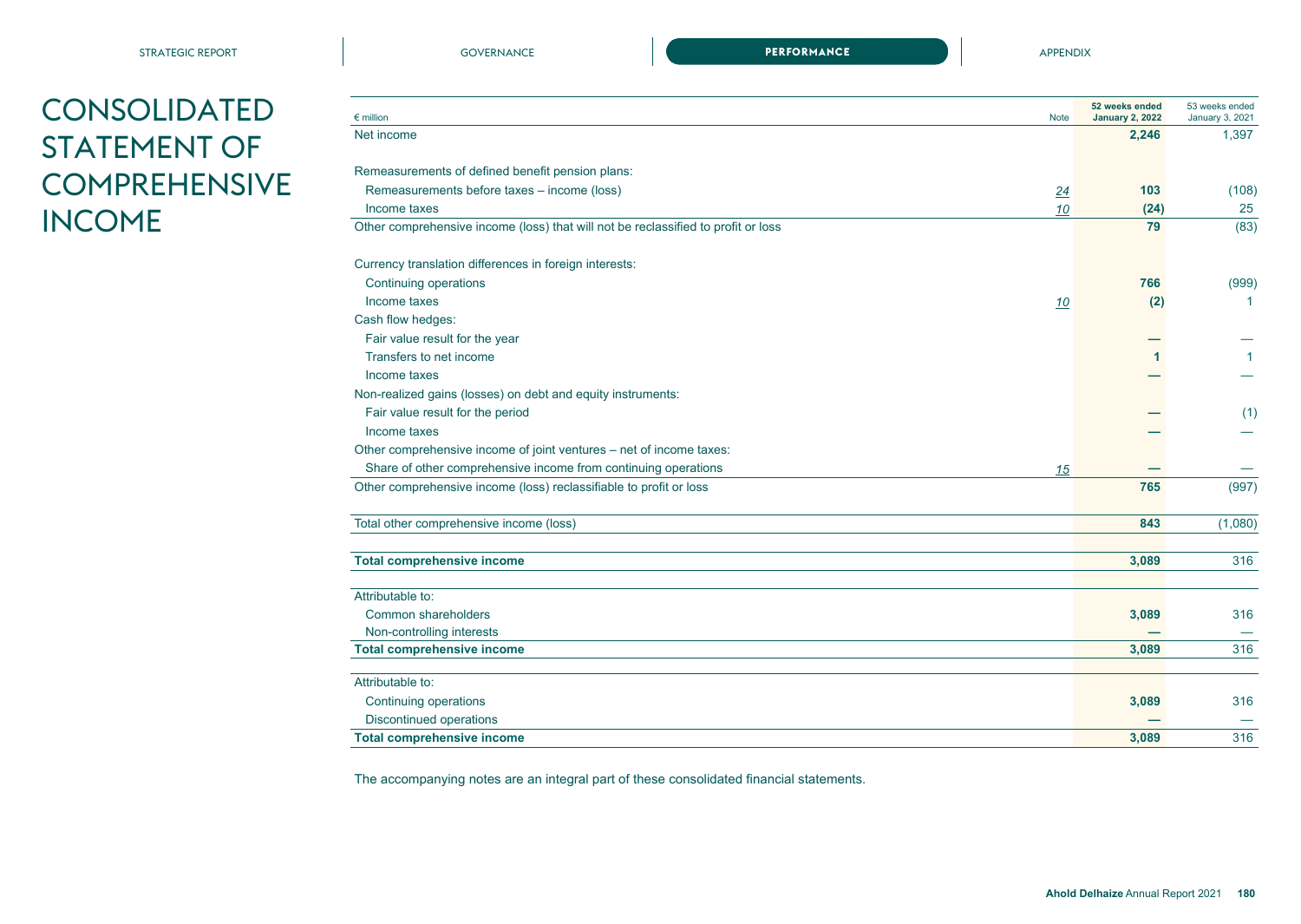# CONSOLIDATED STATEMENT OF COMPREHENSIVE INCOME

| € million | Note | 52 weeks ended January 2, 2022 | 53 weeks ended January 3, 2021 |
|---|---|---|---|
| Net income | | **2,246** | 1,397 |
| | | | |
| Remeasurements of defined benefit pension plans: | | | |
| Remeasurements before taxes – income (loss) | 24 | **103** | (108) |
| Income taxes | 10 | **(24)** | 25 |
| Other comprehensive income (loss) that will not be reclassified to profit or loss | | **79** | (83) |
| | | | |
| Currency translation differences in foreign interests: | | | |
| Continuing operations | | **766** | (999) |
| Income taxes | 10 | **(2)** | 1 |
| Cash flow hedges: | | | |
| Fair value result for the year | | **—** | — |
| Transfers to net income | | **1** | 1 |
| Income taxes | | **—** | — |
| Non-realized gains (losses) on debt and equity instruments: | | | |
| Fair value result for the period | | **—** | (1) |
| Income taxes | | **—** | — |
| Other comprehensive income of joint ventures – net of income taxes: | | | |
| Share of other comprehensive income from continuing operations | 15 | **—** | — |
| Other comprehensive income (loss) reclassifiable to profit or loss | | **765** | (997) |
| | | | |
| Total other comprehensive income (loss) | | **843** | (1,080) |
| | | | |
| **Total comprehensive income** | | **3,089** | 316 |
| | | | |
| Attributable to: | | | |
| Common shareholders | | **3,089** | 316 |
| Non-controlling interests | | **—** | — |
| **Total comprehensive income** | | **3,089** | 316 |
| | | | |
| Attributable to: | | | |
| Continuing operations | | **3,089** | 316 |
| Discontinued operations | | **—** | — |
| **Total comprehensive income** | | **3,089** | 316 |

The accompanying notes are an integral part of these consolidated financial statements.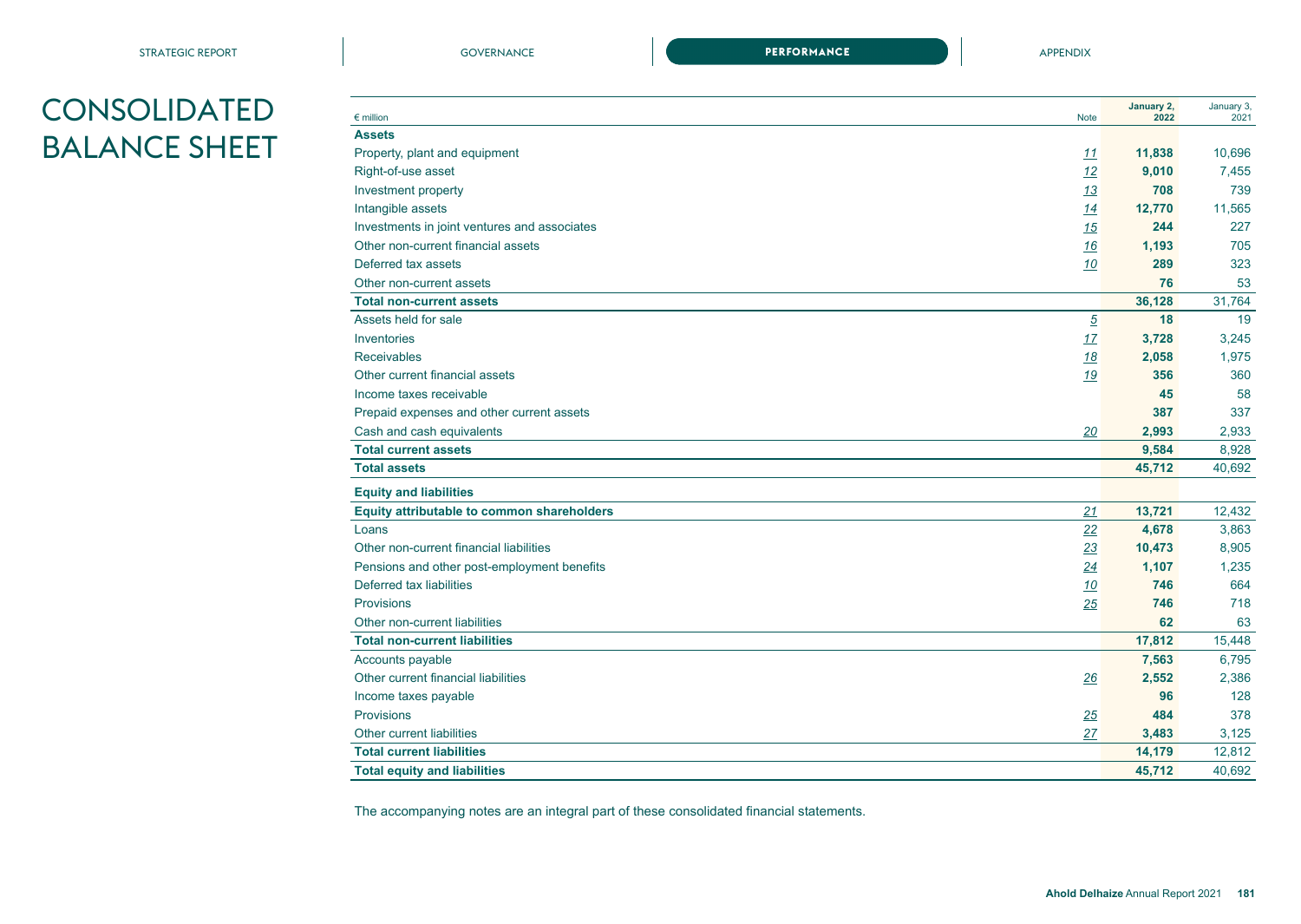# CONSOLIDATED BALANCE SHEET

| € million | Note | January 2, 2022 | January 3, 2021 |
|---|---|---|---|
| **Assets** | | | |
| Property, plant and equipment | 11 | **11,838** | 10,696 |
| Right-of-use asset | 12 | **9,010** | 7,455 |
| Investment property | 13 | **708** | 739 |
| Intangible assets | 14 | **12,770** | 11,565 |
| Investments in joint ventures and associates | 15 | **244** | 227 |
| Other non-current financial assets | 16 | **1,193** | 705 |
| Deferred tax assets | 10 | **289** | 323 |
| Other non-current assets | | **76** | 53 |
| **Total non-current assets** | | **36,128** | 31,764 |
| Assets held for sale | 5 | **18** | 19 |
| Inventories | 17 | **3,728** | 3,245 |
| Receivables | 18 | **2,058** | 1,975 |
| Other current financial assets | 19 | **356** | 360 |
| Income taxes receivable | | **45** | 58 |
| Prepaid expenses and other current assets | | **387** | 337 |
| Cash and cash equivalents | 20 | **2,993** | 2,933 |
| **Total current assets** | | **9,584** | 8,928 |
| **Total assets** | | **45,712** | 40,692 |
| **Equity and liabilities** | | | |
| **Equity attributable to common shareholders** | 21 | **13,721** | 12,432 |
| Loans | 22 | **4,678** | 3,863 |
| Other non-current financial liabilities | 23 | **10,473** | 8,905 |
| Pensions and other post-employment benefits | 24 | **1,107** | 1,235 |
| Deferred tax liabilities | 10 | **746** | 664 |
| Provisions | 25 | **746** | 718 |
| Other non-current liabilities | | **62** | 63 |
| **Total non-current liabilities** | | **17,812** | 15,448 |
| Accounts payable | | **7,563** | 6,795 |
| Other current financial liabilities | 26 | **2,552** | 2,386 |
| Income taxes payable | | **96** | 128 |
| Provisions | 25 | **484** | 378 |
| Other current liabilities | 27 | **3,483** | 3,125 |
| **Total current liabilities** | | **14,179** | 12,812 |
| **Total equity and liabilities** | | **45,712** | 40,692 |

The accompanying notes are an integral part of these consolidated financial statements.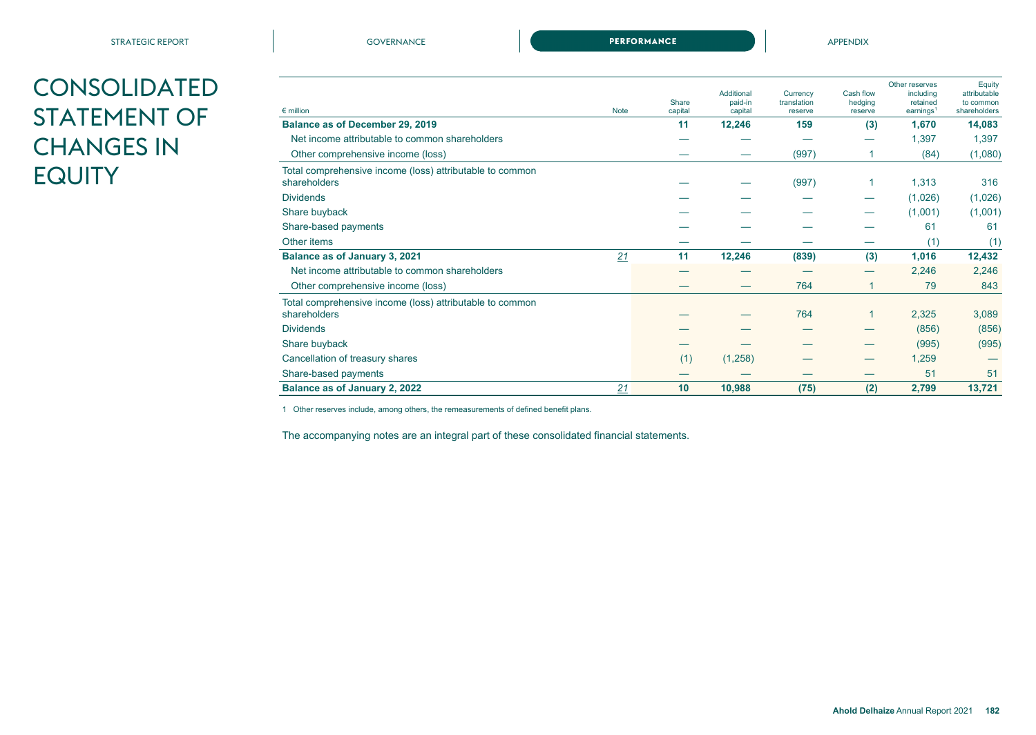# CONSOLIDATED STATEMENT OF CHANGES IN EQUITY

| € million | Note | Share capital | Additional paid-in capital | Currency translation reserve | Cash flow hedging reserve | Other reserves including retained earnings[1] | Equity attributable to common shareholders |
|---|---|---|---|---|---|---|---|
| **Balance as of December 29, 2019** | | **11** | **12,246** | **159** | **(3)** | **1,670** | **14,083** |
| Net income attributable to common shareholders | | — | — | — | — | 1,397 | 1,397 |
| Other comprehensive income (loss) | | — | — | (997) | 1 | (84) | (1,080) |
| Total comprehensive income (loss) attributable to common shareholders | | — | — | (997) | 1 | 1,313 | 316 |
| Dividends | | — | — | — | — | (1,026) | (1,026) |
| Share buyback | | — | — | — | — | (1,001) | (1,001) |
| Share-based payments | | — | — | — | — | 61 | 61 |
| Other items | | — | — | — | — | (1) | (1) |
| **Balance as of January 3, 2021** | 21 | **11** | **12,246** | **(839)** | **(3)** | **1,016** | **12,432** |
| Net income attributable to common shareholders | | — | — | — | — | 2,246 | 2,246 |
| Other comprehensive income (loss) | | — | — | 764 | 1 | 79 | 843 |
| Total comprehensive income (loss) attributable to common shareholders | | — | — | 764 | 1 | 2,325 | 3,089 |
| Dividends | | — | — | — | — | (856) | (856) |
| Share buyback | | — | — | — | — | (995) | (995) |
| Cancellation of treasury shares | | (1) | (1,258) | — | — | 1,259 | — |
| Share-based payments | | — | — | — | — | 51 | 51 |
| **Balance as of January 2, 2022** | 21 | **10** | **10,988** | **(75)** | **(2)** | **2,799** | **13,721** |

1 Other reserves include, among others, the remeasurements of defined benefit plans.

The accompanying notes are an integral part of these consolidated financial statements.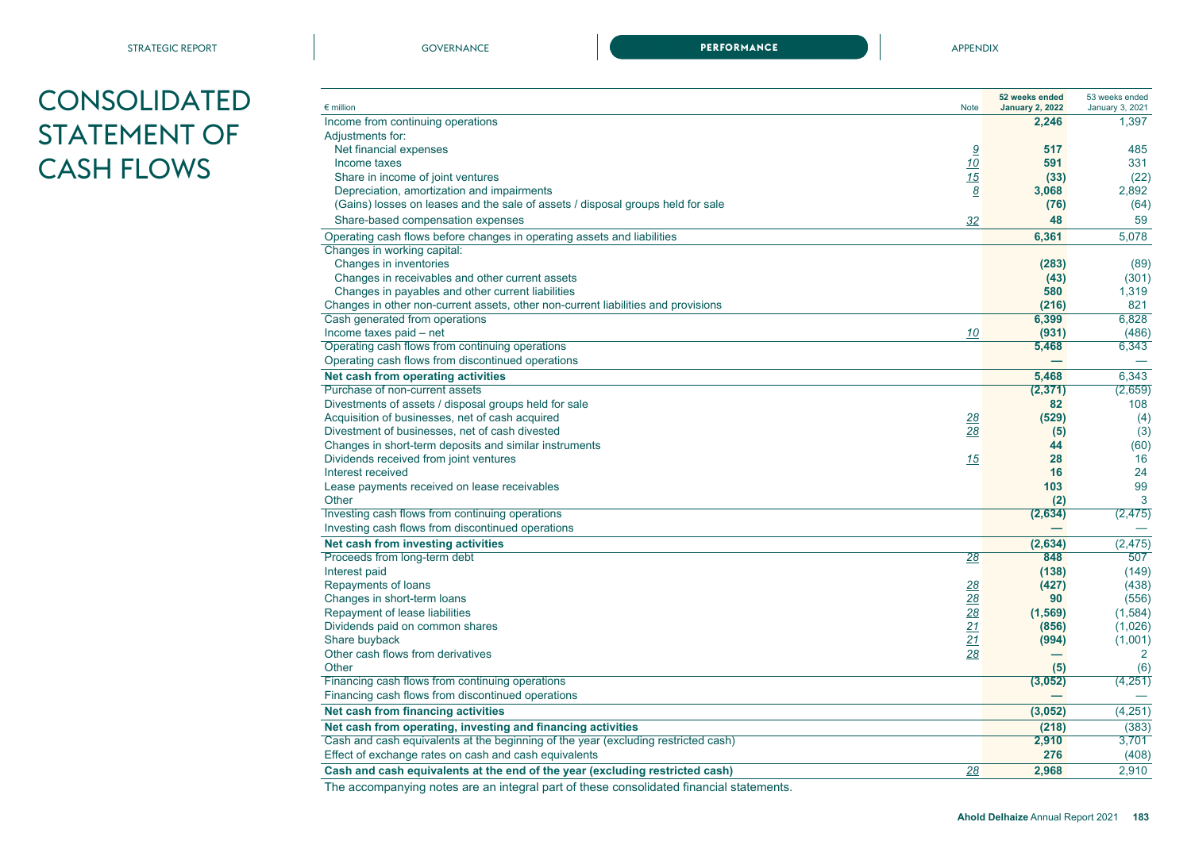# CONSOLIDATED STATEMENT OF CASH FLOWS

| € million | Note | 52 weeks ended January 2, 2022 | 53 weeks ended January 3, 2021 |
|---|---|---|---|
| Income from continuing operations | | **2,246** | 1,397 |
| Adjustments for: | | | |
| Net financial expenses | 9 | **517** | 485 |
| Income taxes | 10 | **591** | 331 |
| Share in income of joint ventures | 15 | **(33)** | (22) |
| Depreciation, amortization and impairments | 8 | **3,068** | 2,892 |
| (Gains) losses on leases and the sale of assets / disposal groups held for sale | | **(76)** | (64) |
| Share-based compensation expenses | 32 | **48** | 59 |
| Operating cash flows before changes in operating assets and liabilities | | **6,361** | 5,078 |
| Changes in working capital: | | | |
| Changes in inventories | | **(283)** | (89) |
| Changes in receivables and other current assets | | **(43)** | (301) |
| Changes in payables and other current liabilities | | **580** | 1,319 |
| Changes in other non-current assets, other non-current liabilities and provisions | | **(216)** | 821 |
| Cash generated from operations | | **6,399** | 6,828 |
| Income taxes paid – net | 10 | **(931)** | (486) |
| Operating cash flows from continuing operations | | **5,468** | 6,343 |
| Operating cash flows from discontinued operations | | **—** | — |
| **Net cash from operating activities** | | **5,468** | 6,343 |
| Purchase of non-current assets | | **(2,371)** | (2,659) |
| Divestments of assets / disposal groups held for sale | | **82** | 108 |
| Acquisition of businesses, net of cash acquired | 28 | **(529)** | (4) |
| Divestment of businesses, net of cash divested | 28 | **(5)** | (3) |
| Changes in short-term deposits and similar instruments | | **44** | (60) |
| Dividends received from joint ventures | 15 | **28** | 16 |
| Interest received | | **16** | 24 |
| Lease payments received on lease receivables | | **103** | 99 |
| Other | | **(2)** | 3 |
| Investing cash flows from continuing operations | | **(2,634)** | (2,475) |
| Investing cash flows from discontinued operations | | **—** | — |
| **Net cash from investing activities** | | **(2,634)** | (2,475) |
| Proceeds from long-term debt | 28 | **848** | 507 |
| Interest paid | | **(138)** | (149) |
| Repayments of loans | 28 | **(427)** | (438) |
| Changes in short-term loans | 28 | **90** | (556) |
| Repayment of lease liabilities | 28 | **(1,569)** | (1,584) |
| Dividends paid on common shares | 21 | **(856)** | (1,026) |
| Share buyback | 21 | **(994)** | (1,001) |
| Other cash flows from derivatives | 28 | **—** | 2 |
| Other | | **(5)** | (6) |
| Financing cash flows from continuing operations | | **(3,052)** | (4,251) |
| Financing cash flows from discontinued operations | | **—** | — |
| **Net cash from financing activities** | | **(3,052)** | (4,251) |
| **Net cash from operating, investing and financing activities** | | **(218)** | (383) |
| Cash and cash equivalents at the beginning of the year (excluding restricted cash) | | **2,910** | 3,701 |
| Effect of exchange rates on cash and cash equivalents | | **276** | (408) |
| **Cash and cash equivalents at the end of the year (excluding restricted cash)** | 28 | **2,968** | 2,910 |

The accompanying notes are an integral part of these consolidated financial statements.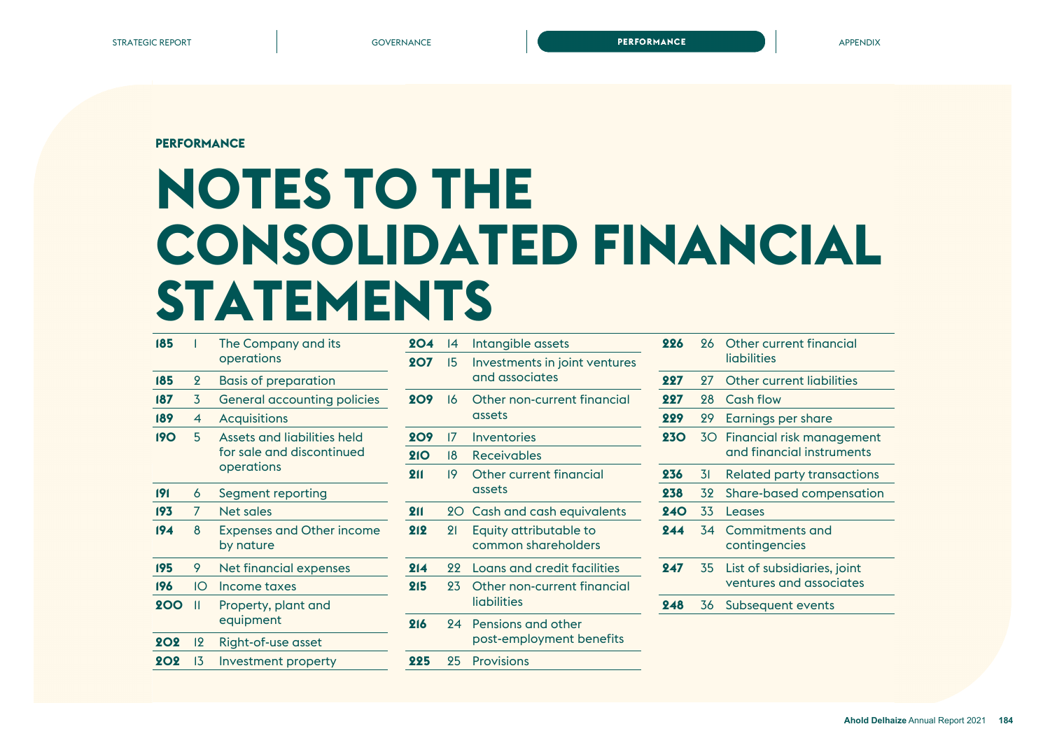PERFORMANCE

# NOTES TO THE CONSOLIDATED FINANCIAL STATEMENTS

| Page | Note | Title |
|---|---|---|
| 185 | 1 | The Company and its operations |
| 185 | 2 | Basis of preparation |
| 187 | 3 | General accounting policies |
| 189 | 4 | Acquisitions |
| 190 | 5 | Assets and liabilities held for sale and discontinued operations |
| 191 | 6 | Segment reporting |
| 193 | 7 | Net sales |
| 194 | 8 | Expenses and Other income by nature |
| 195 | 9 | Net financial expenses |
| 196 | 10 | Income taxes |
| 200 | 11 | Property, plant and equipment |
| 202 | 12 | Right-of-use asset |
| 202 | 13 | Investment property |
| 204 | 14 | Intangible assets |
| 207 | 15 | Investments in joint ventures and associates |
| 209 | 16 | Other non-current financial assets |
| 209 | 17 | Inventories |
| 210 | 18 | Receivables |
| 211 | 19 | Other current financial assets |
| 211 | 20 | Cash and cash equivalents |
| 212 | 21 | Equity attributable to common shareholders |
| 214 | 22 | Loans and credit facilities |
| 215 | 23 | Other non-current financial liabilities |
| 216 | 24 | Pensions and other post-employment benefits |
| 225 | 25 | Provisions |
| 226 | 26 | Other current financial liabilities |
| 227 | 27 | Other current liabilities |
| 227 | 28 | Cash flow |
| 229 | 29 | Earnings per share |
| 230 | 30 | Financial risk management and financial instruments |
| 236 | 31 | Related party transactions |
| 238 | 32 | Share-based compensation |
| 240 | 33 | Leases |
| 244 | 34 | Commitments and contingencies |
| 247 | 35 | List of subsidiaries, joint ventures and associates |
| 248 | 36 | Subsequent events |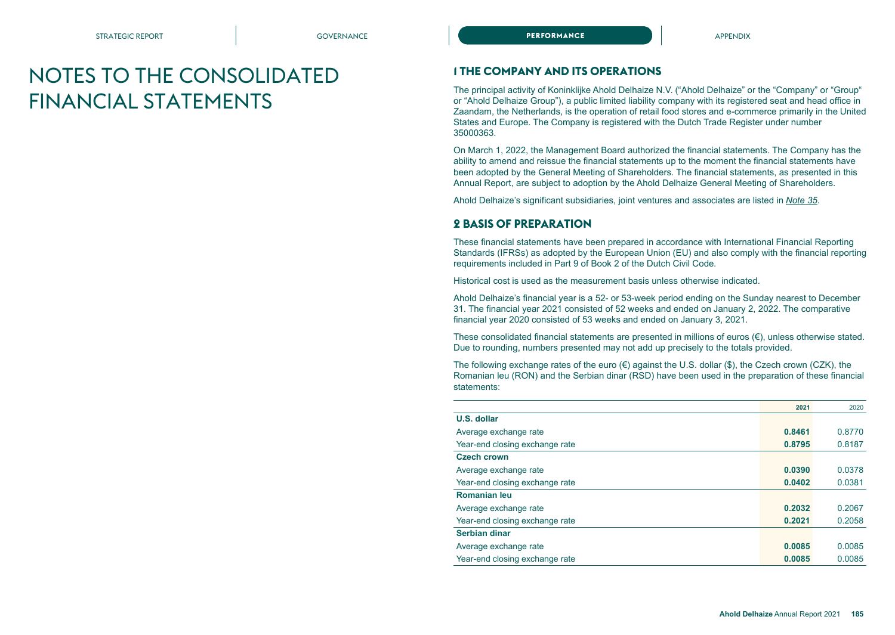# NOTES TO THE CONSOLIDATED FINANCIAL STATEMENTS

## 1 THE COMPANY AND ITS OPERATIONS

The principal activity of Koninklijke Ahold Delhaize N.V. ("Ahold Delhaize" or the "Company" or "Group" or "Ahold Delhaize Group"), a public limited liability company with its registered seat and head office in Zaandam, the Netherlands, is the operation of retail food stores and e-commerce primarily in the United States and Europe. The Company is registered with the Dutch Trade Register under number 35000363.

On March 1, 2022, the Management Board authorized the financial statements. The Company has the ability to amend and reissue the financial statements up to the moment the financial statements have been adopted by the General Meeting of Shareholders. The financial statements, as presented in this Annual Report, are subject to adoption by the Ahold Delhaize General Meeting of Shareholders.

Ahold Delhaize's significant subsidiaries, joint ventures and associates are listed in *Note 35*.

## 2 BASIS OF PREPARATION

These financial statements have been prepared in accordance with International Financial Reporting Standards (IFRSs) as adopted by the European Union (EU) and also comply with the financial reporting requirements included in Part 9 of Book 2 of the Dutch Civil Code.

Historical cost is used as the measurement basis unless otherwise indicated.

Ahold Delhaize's financial year is a 52- or 53-week period ending on the Sunday nearest to December 31. The financial year 2021 consisted of 52 weeks and ended on January 2, 2022. The comparative financial year 2020 consisted of 53 weeks and ended on January 3, 2021.

These consolidated financial statements are presented in millions of euros (€), unless otherwise stated. Due to rounding, numbers presented may not add up precisely to the totals provided.

The following exchange rates of the euro (€) against the U.S. dollar ($), the Czech crown (CZK), the Romanian leu (RON) and the Serbian dinar (RSD) have been used in the preparation of these financial statements:

| | **2021** | 2020 |
|---|---|---|
| **U.S. dollar** | | |
| Average exchange rate | **0.8461** | 0.8770 |
| Year-end closing exchange rate | **0.8795** | 0.8187 |
| **Czech crown** | | |
| Average exchange rate | **0.0390** | 0.0378 |
| Year-end closing exchange rate | **0.0402** | 0.0381 |
| **Romanian leu** | | |
| Average exchange rate | **0.2032** | 0.2067 |
| Year-end closing exchange rate | **0.2021** | 0.2058 |
| **Serbian dinar** | | |
| Average exchange rate | **0.0085** | 0.0085 |
| Year-end closing exchange rate | **0.0085** | 0.0085 |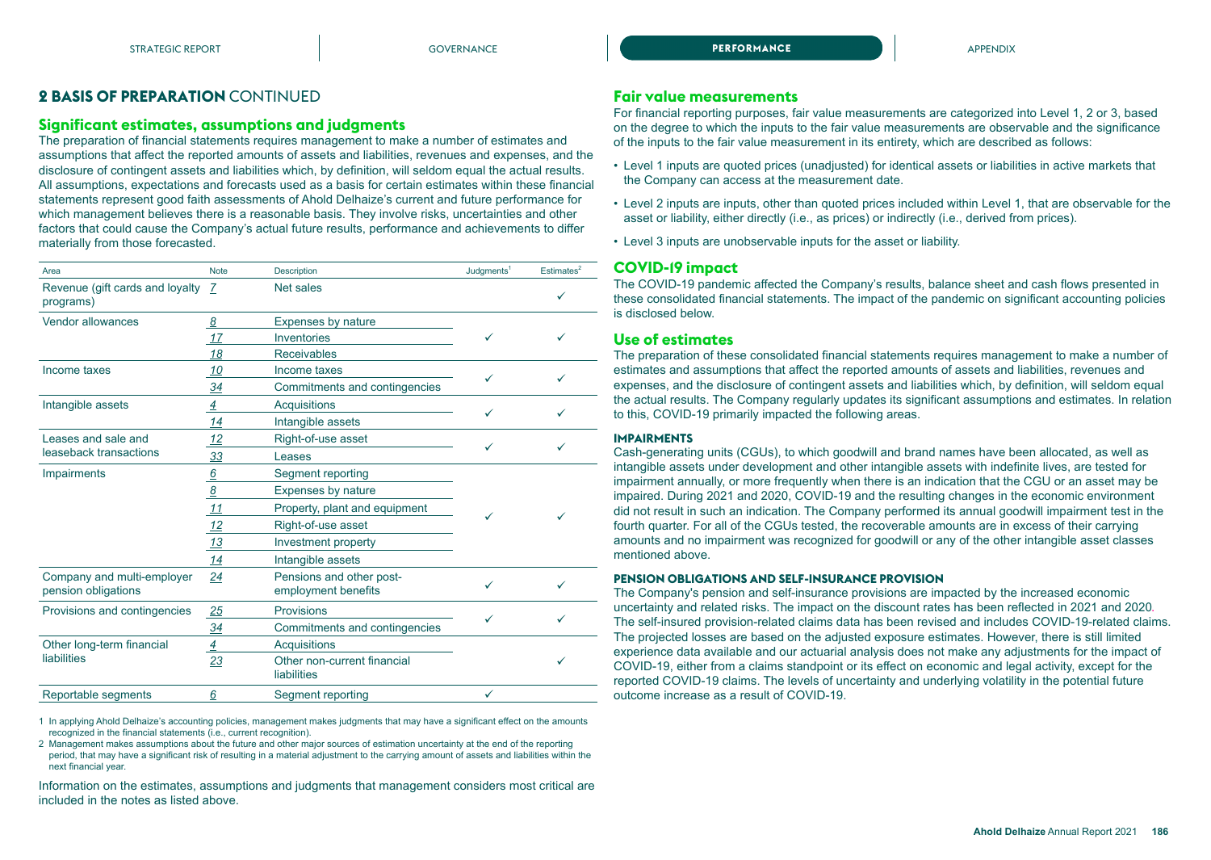## 2 BASIS OF PREPARATION CONTINUED

### Significant estimates, assumptions and judgments

The preparation of financial statements requires management to make a number of estimates and assumptions that affect the reported amounts of assets and liabilities, revenues and expenses, and the disclosure of contingent assets and liabilities which, by definition, will seldom equal the actual results. All assumptions, expectations and forecasts used as a basis for certain estimates within these financial statements represent good faith assessments of Ahold Delhaize's current and future performance for which management believes there is a reasonable basis. They involve risks, uncertainties and other factors that could cause the Company's actual future results, performance and achievements to differ materially from those forecasted.

| Area | Note | Description | Judgments[1] | Estimates[2] |
|---|---|---|---|---|
| Revenue (gift cards and loyalty programs) | 7 | Net sales | | ✓ |
| Vendor allowances | 8 | Expenses by nature | ✓ | ✓ |
| | 17 | Inventories | | |
| | 18 | Receivables | | |
| Income taxes | 10 | Income taxes | ✓ | ✓ |
| | 34 | Commitments and contingencies | | |
| Intangible assets | 4 | Acquisitions | ✓ | ✓ |
| | 14 | Intangible assets | | |
| Leases and sale and leaseback transactions | 12 | Right-of-use asset | ✓ | ✓ |
| | 33 | Leases | | |
| Impairments | 6 | Segment reporting | ✓ | ✓ |
| | 8 | Expenses by nature | | |
| | 11 | Property, plant and equipment | | |
| | 12 | Right-of-use asset | | |
| | 13 | Investment property | | |
| | 14 | Intangible assets | | |
| Company and multi-employer pension obligations | 24 | Pensions and other post-employment benefits | ✓ | ✓ |
| Provisions and contingencies | 25 | Provisions | ✓ | ✓ |
| | 34 | Commitments and contingencies | | |
| Other long-term financial liabilities | 4 | Acquisitions | | ✓ |
| | 23 | Other non-current financial liabilities | | |
| Reportable segments | 6 | Segment reporting | ✓ | |

1 In applying Ahold Delhaize's accounting policies, management makes judgments that may have a significant effect on the amounts recognized in the financial statements (i.e., current recognition).

2 Management makes assumptions about the future and other major sources of estimation uncertainty at the end of the reporting period, that may have a significant risk of resulting in a material adjustment to the carrying amount of assets and liabilities within the next financial year.

Information on the estimates, assumptions and judgments that management considers most critical are included in the notes as listed above.

### Fair value measurements

For financial reporting purposes, fair value measurements are categorized into Level 1, 2 or 3, based on the degree to which the inputs to the fair value measurements are observable and the significance of the inputs to the fair value measurement in its entirety, which are described as follows:

- Level 1 inputs are quoted prices (unadjusted) for identical assets or liabilities in active markets that the Company can access at the measurement date.
- Level 2 inputs are inputs, other than quoted prices included within Level 1, that are observable for the asset or liability, either directly (i.e., as prices) or indirectly (i.e., derived from prices).
- Level 3 inputs are unobservable inputs for the asset or liability.

### COVID-19 impact

The COVID-19 pandemic affected the Company's results, balance sheet and cash flows presented in these consolidated financial statements. The impact of the pandemic on significant accounting policies is disclosed below.

### Use of estimates

The preparation of these consolidated financial statements requires management to make a number of estimates and assumptions that affect the reported amounts of assets and liabilities, revenues and expenses, and the disclosure of contingent assets and liabilities which, by definition, will seldom equal the actual results. The Company regularly updates its significant assumptions and estimates. In relation to this, COVID-19 primarily impacted the following areas.

#### IMPAIRMENTS

Cash-generating units (CGUs), to which goodwill and brand names have been allocated, as well as intangible assets under development and other intangible assets with indefinite lives, are tested for impairment annually, or more frequently when there is an indication that the CGU or an asset may be impaired. During 2021 and 2020, COVID-19 and the resulting changes in the economic environment did not result in such an indication. The Company performed its annual goodwill impairment test in the fourth quarter. For all of the CGUs tested, the recoverable amounts are in excess of their carrying amounts and no impairment was recognized for goodwill or any of the other intangible asset classes mentioned above.

#### PENSION OBLIGATIONS AND SELF-INSURANCE PROVISION

The Company's pension and self-insurance provisions are impacted by the increased economic uncertainty and related risks. The impact on the discount rates has been reflected in 2021 and 2020. The self-insured provision-related claims data has been revised and includes COVID-19-related claims. The projected losses are based on the adjusted exposure estimates. However, there is still limited experience data available and our actuarial analysis does not make any adjustments for the impact of COVID-19, either from a claims standpoint or its effect on economic and legal activity, except for the reported COVID-19 claims. The levels of uncertainty and underlying volatility in the potential future outcome increase as a result of COVID-19.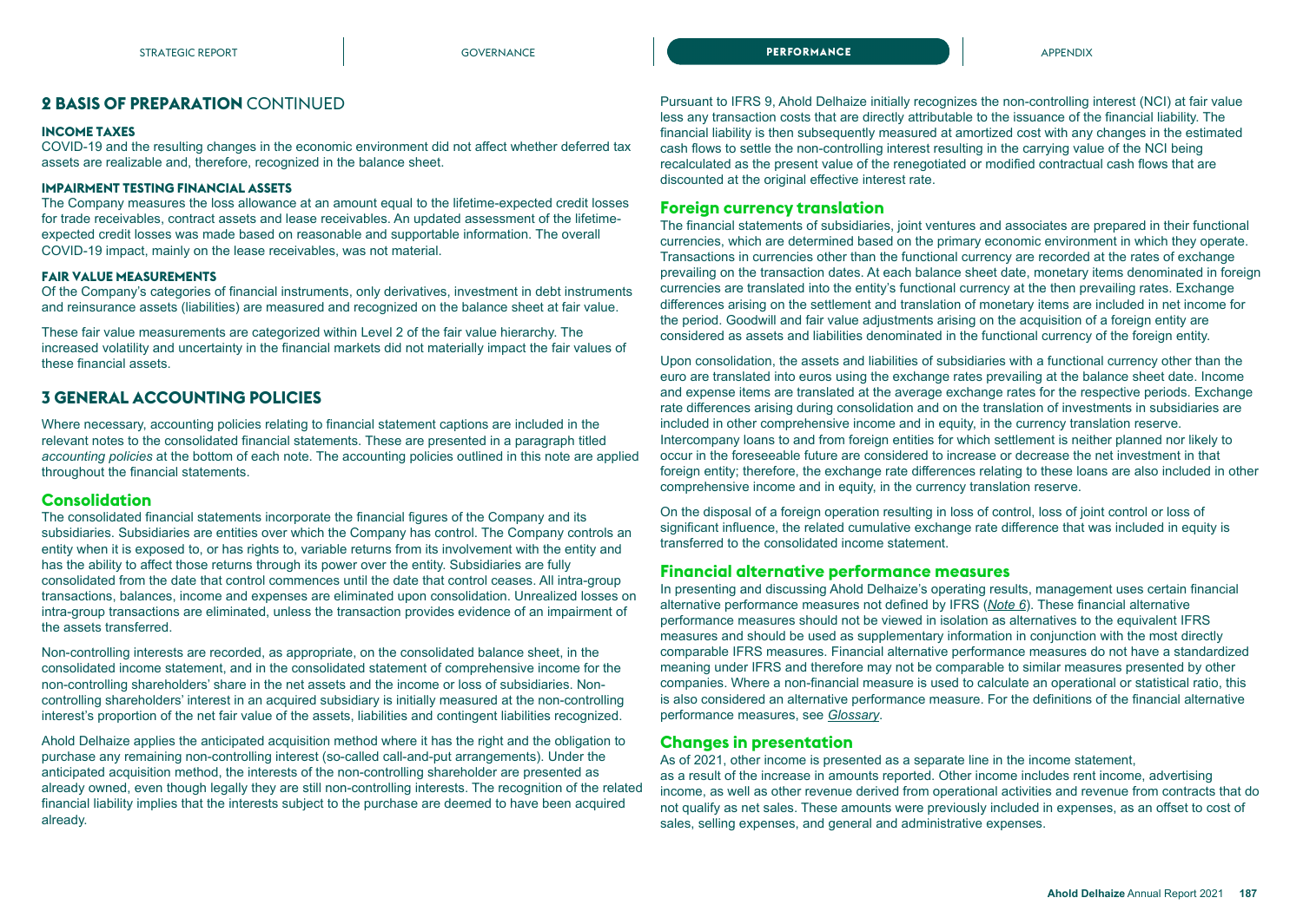## 2 BASIS OF PREPARATION CONTINUED

#### INCOME TAXES

COVID-19 and the resulting changes in the economic environment did not affect whether deferred tax assets are realizable and, therefore, recognized in the balance sheet.

#### IMPAIRMENT TESTING FINANCIAL ASSETS

The Company measures the loss allowance at an amount equal to the lifetime-expected credit losses for trade receivables, contract assets and lease receivables. An updated assessment of the lifetime-expected credit losses was made based on reasonable and supportable information. The overall COVID-19 impact, mainly on the lease receivables, was not material.

#### FAIR VALUE MEASUREMENTS

Of the Company's categories of financial instruments, only derivatives, investment in debt instruments and reinsurance assets (liabilities) are measured and recognized on the balance sheet at fair value.

These fair value measurements are categorized within Level 2 of the fair value hierarchy. The increased volatility and uncertainty in the financial markets did not materially impact the fair values of these financial assets.

## 3 GENERAL ACCOUNTING POLICIES

Where necessary, accounting policies relating to financial statement captions are included in the relevant notes to the consolidated financial statements. These are presented in a paragraph titled *accounting policies* at the bottom of each note. The accounting policies outlined in this note are applied throughout the financial statements.

### Consolidation

The consolidated financial statements incorporate the financial figures of the Company and its subsidiaries. Subsidiaries are entities over which the Company has control. The Company controls an entity when it is exposed to, or has rights to, variable returns from its involvement with the entity and has the ability to affect those returns through its power over the entity. Subsidiaries are fully consolidated from the date that control commences until the date that control ceases. All intra-group transactions, balances, income and expenses are eliminated upon consolidation. Unrealized losses on intra-group transactions are eliminated, unless the transaction provides evidence of an impairment of the assets transferred.

Non-controlling interests are recorded, as appropriate, on the consolidated balance sheet, in the consolidated income statement, and in the consolidated statement of comprehensive income for the non-controlling shareholders' share in the net assets and the income or loss of subsidiaries. Non-controlling shareholders' interest in an acquired subsidiary is initially measured at the non-controlling interest's proportion of the net fair value of the assets, liabilities and contingent liabilities recognized.

Ahold Delhaize applies the anticipated acquisition method where it has the right and the obligation to purchase any remaining non-controlling interest (so-called call-and-put arrangements). Under the anticipated acquisition method, the interests of the non-controlling shareholder are presented as already owned, even though legally they are still non-controlling interests. The recognition of the related financial liability implies that the interests subject to the purchase are deemed to have been acquired already.

Pursuant to IFRS 9, Ahold Delhaize initially recognizes the non-controlling interest (NCI) at fair value less any transaction costs that are directly attributable to the issuance of the financial liability. The financial liability is then subsequently measured at amortized cost with any changes in the estimated cash flows to settle the non-controlling interest resulting in the carrying value of the NCI being recalculated as the present value of the renegotiated or modified contractual cash flows that are discounted at the original effective interest rate.

### Foreign currency translation

The financial statements of subsidiaries, joint ventures and associates are prepared in their functional currencies, which are determined based on the primary economic environment in which they operate. Transactions in currencies other than the functional currency are recorded at the rates of exchange prevailing on the transaction dates. At each balance sheet date, monetary items denominated in foreign currencies are translated into the entity's functional currency at the then prevailing rates. Exchange differences arising on the settlement and translation of monetary items are included in net income for the period. Goodwill and fair value adjustments arising on the acquisition of a foreign entity are considered as assets and liabilities denominated in the functional currency of the foreign entity.

Upon consolidation, the assets and liabilities of subsidiaries with a functional currency other than the euro are translated into euros using the exchange rates prevailing at the balance sheet date. Income and expense items are translated at the average exchange rates for the respective periods. Exchange rate differences arising during consolidation and on the translation of investments in subsidiaries are included in other comprehensive income and in equity, in the currency translation reserve. Intercompany loans to and from foreign entities for which settlement is neither planned nor likely to occur in the foreseeable future are considered to increase or decrease the net investment in that foreign entity; therefore, the exchange rate differences relating to these loans are also included in other comprehensive income and in equity, in the currency translation reserve.

On the disposal of a foreign operation resulting in loss of control, loss of joint control or loss of significant influence, the related cumulative exchange rate difference that was included in equity is transferred to the consolidated income statement.

### Financial alternative performance measures

In presenting and discussing Ahold Delhaize's operating results, management uses certain financial alternative performance measures not defined by IFRS (*Note 6*). These financial alternative performance measures should not be viewed in isolation as alternatives to the equivalent IFRS measures and should be used as supplementary information in conjunction with the most directly comparable IFRS measures. Financial alternative performance measures do not have a standardized meaning under IFRS and therefore may not be comparable to similar measures presented by other companies. Where a non-financial measure is used to calculate an operational or statistical ratio, this is also considered an alternative performance measure. For the definitions of the financial alternative performance measures, see *Glossary*.

### Changes in presentation

As of 2021, other income is presented as a separate line in the income statement, as a result of the increase in amounts reported. Other income includes rent income, advertising income, as well as other revenue derived from operational activities and revenue from contracts that do not qualify as net sales. These amounts were previously included in expenses, as an offset to cost of sales, selling expenses, and general and administrative expenses.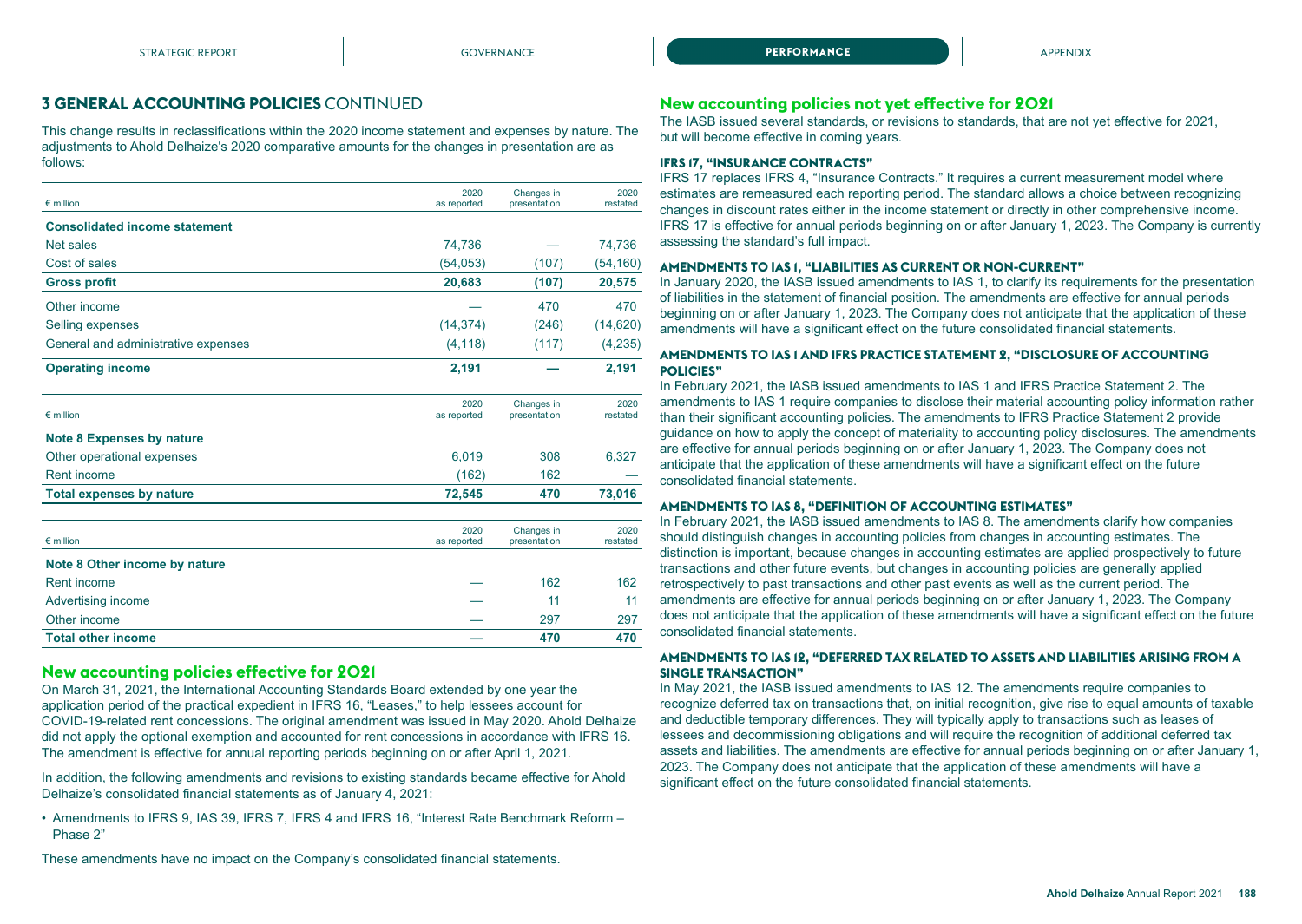## 3 GENERAL ACCOUNTING POLICIES CONTINUED

This change results in reclassifications within the 2020 income statement and expenses by nature. The adjustments to Ahold Delhaize's 2020 comparative amounts for the changes in presentation are as follows:

| € million | 2020 as reported | Changes in presentation | 2020 restated |
|---|---|---|---|
| **Consolidated income statement** | | | |
| Net sales | 74,736 | — | 74,736 |
| Cost of sales | (54,053) | (107) | (54,160) |
| **Gross profit** | **20,683** | **(107)** | **20,575** |
| Other income | — | 470 | 470 |
| Selling expenses | (14,374) | (246) | (14,620) |
| General and administrative expenses | (4,118) | (117) | (4,235) |
| **Operating income** | **2,191** | **—** | **2,191** |

| € million | 2020 as reported | Changes in presentation | 2020 restated |
|---|---|---|---|
| **Note 8 Expenses by nature** | | | |
| Other operational expenses | 6,019 | 308 | 6,327 |
| Rent income | (162) | 162 | — |
| **Total expenses by nature** | **72,545** | **470** | **73,016** |

| € million | 2020 as reported | Changes in presentation | 2020 restated |
|---|---|---|---|
| **Note 8 Other income by nature** | | | |
| Rent income | — | 162 | 162 |
| Advertising income | — | 11 | 11 |
| Other income | — | 297 | 297 |
| **Total other income** | **—** | **470** | **470** |

## New accounting policies effective for 2021

On March 31, 2021, the International Accounting Standards Board extended by one year the application period of the practical expedient in IFRS 16, "Leases," to help lessees account for COVID-19-related rent concessions. The original amendment was issued in May 2020. Ahold Delhaize did not apply the optional exemption and accounted for rent concessions in accordance with IFRS 16. The amendment is effective for annual reporting periods beginning on or after April 1, 2021.

In addition, the following amendments and revisions to existing standards became effective for Ahold Delhaize's consolidated financial statements as of January 4, 2021:

- Amendments to IFRS 9, IAS 39, IFRS 7, IFRS 4 and IFRS 16, "Interest Rate Benchmark Reform – Phase 2"

These amendments have no impact on the Company's consolidated financial statements.

## New accounting policies not yet effective for 2021

The IASB issued several standards, or revisions to standards, that are not yet effective for 2021, but will become effective in coming years.

### IFRS 17, "INSURANCE CONTRACTS"

IFRS 17 replaces IFRS 4, "Insurance Contracts." It requires a current measurement model where estimates are remeasured each reporting period. The standard allows a choice between recognizing changes in discount rates either in the income statement or directly in other comprehensive income. IFRS 17 is effective for annual periods beginning on or after January 1, 2023. The Company is currently assessing the standard's full impact.

### AMENDMENTS TO IAS 1, "LIABILITIES AS CURRENT OR NON-CURRENT"

In January 2020, the IASB issued amendments to IAS 1, to clarify its requirements for the presentation of liabilities in the statement of financial position. The amendments are effective for annual periods beginning on or after January 1, 2023. The Company does not anticipate that the application of these amendments will have a significant effect on the future consolidated financial statements.

### AMENDMENTS TO IAS 1 AND IFRS PRACTICE STATEMENT 2, "DISCLOSURE OF ACCOUNTING POLICIES"

In February 2021, the IASB issued amendments to IAS 1 and IFRS Practice Statement 2. The amendments to IAS 1 require companies to disclose their material accounting policy information rather than their significant accounting policies. The amendments to IFRS Practice Statement 2 provide guidance on how to apply the concept of materiality to accounting policy disclosures. The amendments are effective for annual periods beginning on or after January 1, 2023. The Company does not anticipate that the application of these amendments will have a significant effect on the future consolidated financial statements.

### AMENDMENTS TO IAS 8, "DEFINITION OF ACCOUNTING ESTIMATES"

In February 2021, the IASB issued amendments to IAS 8. The amendments clarify how companies should distinguish changes in accounting policies from changes in accounting estimates. The distinction is important, because changes in accounting estimates are applied prospectively to future transactions and other future events, but changes in accounting policies are generally applied retrospectively to past transactions and other past events as well as the current period. The amendments are effective for annual periods beginning on or after January 1, 2023. The Company does not anticipate that the application of these amendments will have a significant effect on the future consolidated financial statements.

### AMENDMENTS TO IAS 12, "DEFERRED TAX RELATED TO ASSETS AND LIABILITIES ARISING FROM A SINGLE TRANSACTION"

In May 2021, the IASB issued amendments to IAS 12. The amendments require companies to recognize deferred tax on transactions that, on initial recognition, give rise to equal amounts of taxable and deductible temporary differences. They will typically apply to transactions such as leases of lessees and decommissioning obligations and will require the recognition of additional deferred tax assets and liabilities. The amendments are effective for annual periods beginning on or after January 1, 2023. The Company does not anticipate that the application of these amendments will have a significant effect on the future consolidated financial statements.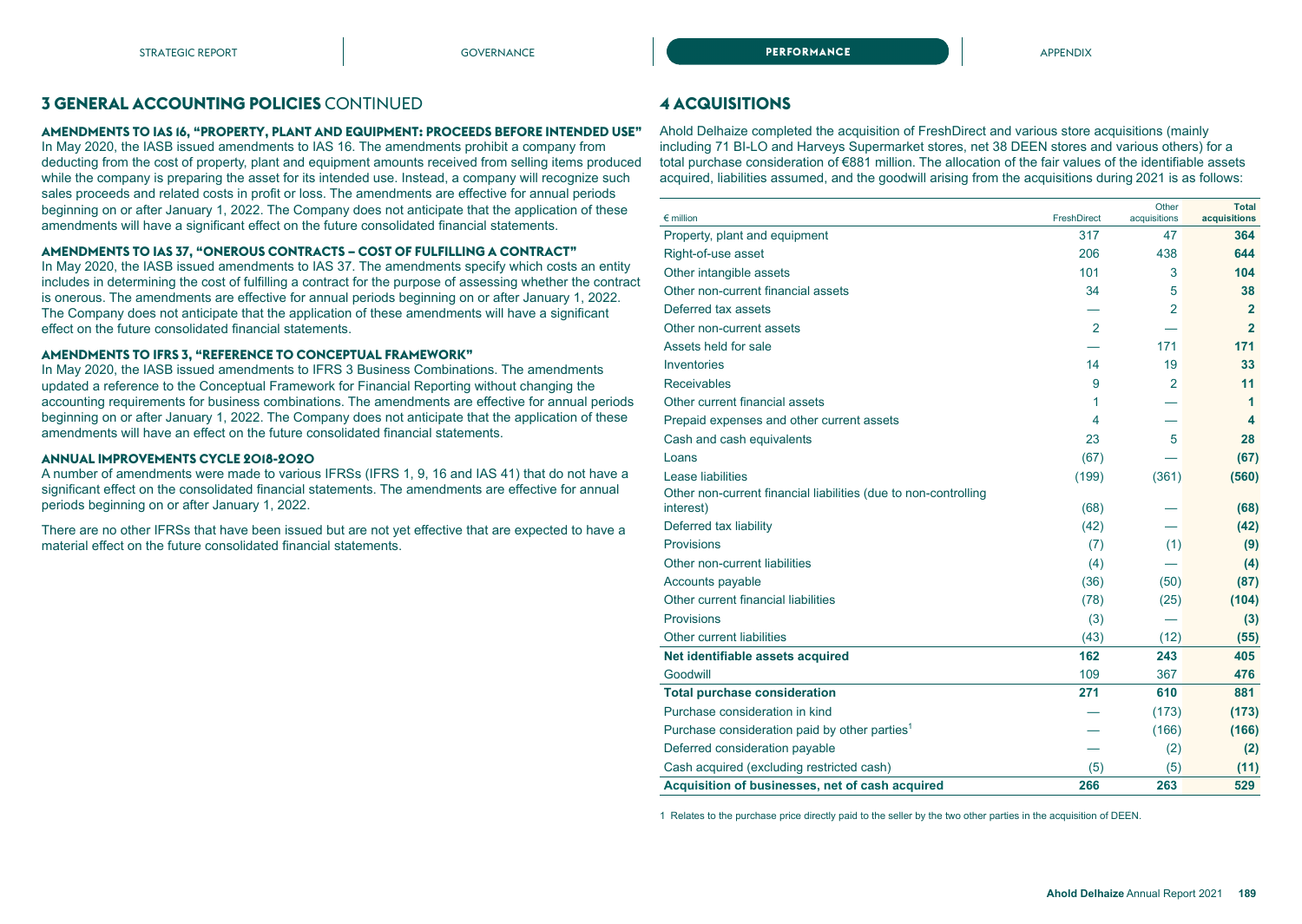## 3 GENERAL ACCOUNTING POLICIES CONTINUED

### AMENDMENTS TO IAS 16, "PROPERTY, PLANT AND EQUIPMENT: PROCEEDS BEFORE INTENDED USE"

In May 2020, the IASB issued amendments to IAS 16. The amendments prohibit a company from deducting from the cost of property, plant and equipment amounts received from selling items produced while the company is preparing the asset for its intended use. Instead, a company will recognize such sales proceeds and related costs in profit or loss. The amendments are effective for annual periods beginning on or after January 1, 2022. The Company does not anticipate that the application of these amendments will have a significant effect on the future consolidated financial statements.

### AMENDMENTS TO IAS 37, "ONEROUS CONTRACTS – COST OF FULFILLING A CONTRACT"

In May 2020, the IASB issued amendments to IAS 37. The amendments specify which costs an entity includes in determining the cost of fulfilling a contract for the purpose of assessing whether the contract is onerous. The amendments are effective for annual periods beginning on or after January 1, 2022. The Company does not anticipate that the application of these amendments will have a significant effect on the future consolidated financial statements.

### AMENDMENTS TO IFRS 3, "REFERENCE TO CONCEPTUAL FRAMEWORK"

In May 2020, the IASB issued amendments to IFRS 3 Business Combinations. The amendments updated a reference to the Conceptual Framework for Financial Reporting without changing the accounting requirements for business combinations. The amendments are effective for annual periods beginning on or after January 1, 2022. The Company does not anticipate that the application of these amendments will have an effect on the future consolidated financial statements.

### ANNUAL IMPROVEMENTS CYCLE 2018-2020

A number of amendments were made to various IFRSs (IFRS 1, 9, 16 and IAS 41) that do not have a significant effect on the consolidated financial statements. The amendments are effective for annual periods beginning on or after January 1, 2022.

There are no other IFRSs that have been issued but are not yet effective that are expected to have a material effect on the future consolidated financial statements.

## 4 ACQUISITIONS

Ahold Delhaize completed the acquisition of FreshDirect and various store acquisitions (mainly including 71 BI-LO and Harveys Supermarket stores, net 38 DEEN stores and various others) for a total purchase consideration of €881 million. The allocation of the fair values of the identifiable assets acquired, liabilities assumed, and the goodwill arising from the acquisitions during 2021 is as follows:

| € million | FreshDirect | Other acquisitions | Total acquisitions |
|---|---|---|---|
| Property, plant and equipment | 317 | 47 | **364** |
| Right-of-use asset | 206 | 438 | **644** |
| Other intangible assets | 101 | 3 | **104** |
| Other non-current financial assets | 34 | 5 | **38** |
| Deferred tax assets | — | 2 | **2** |
| Other non-current assets | 2 | — | **2** |
| Assets held for sale | — | 171 | **171** |
| Inventories | 14 | 19 | **33** |
| Receivables | 9 | 2 | **11** |
| Other current financial assets | 1 | — | **1** |
| Prepaid expenses and other current assets | 4 | — | **4** |
| Cash and cash equivalents | 23 | 5 | **28** |
| Loans | (67) | — | **(67)** |
| Lease liabilities | (199) | (361) | **(560)** |
| Other non-current financial liabilities (due to non-controlling interest) | (68) | — | **(68)** |
| Deferred tax liability | (42) | — | **(42)** |
| Provisions | (7) | (1) | **(9)** |
| Other non-current liabilities | (4) | — | **(4)** |
| Accounts payable | (36) | (50) | **(87)** |
| Other current financial liabilities | (78) | (25) | **(104)** |
| Provisions | (3) | — | **(3)** |
| Other current liabilities | (43) | (12) | **(55)** |
| **Net identifiable assets acquired** | **162** | **243** | **405** |
| Goodwill | 109 | 367 | **476** |
| **Total purchase consideration** | **271** | **610** | **881** |
| Purchase consideration in kind | — | (173) | **(173)** |
| Purchase consideration paid by other parties[1] | — | (166) | **(166)** |
| Deferred consideration payable | — | (2) | **(2)** |
| Cash acquired (excluding restricted cash) | (5) | (5) | **(11)** |
| **Acquisition of businesses, net of cash acquired** | **266** | **263** | **529** |

1 Relates to the purchase price directly paid to the seller by the two other parties in the acquisition of DEEN.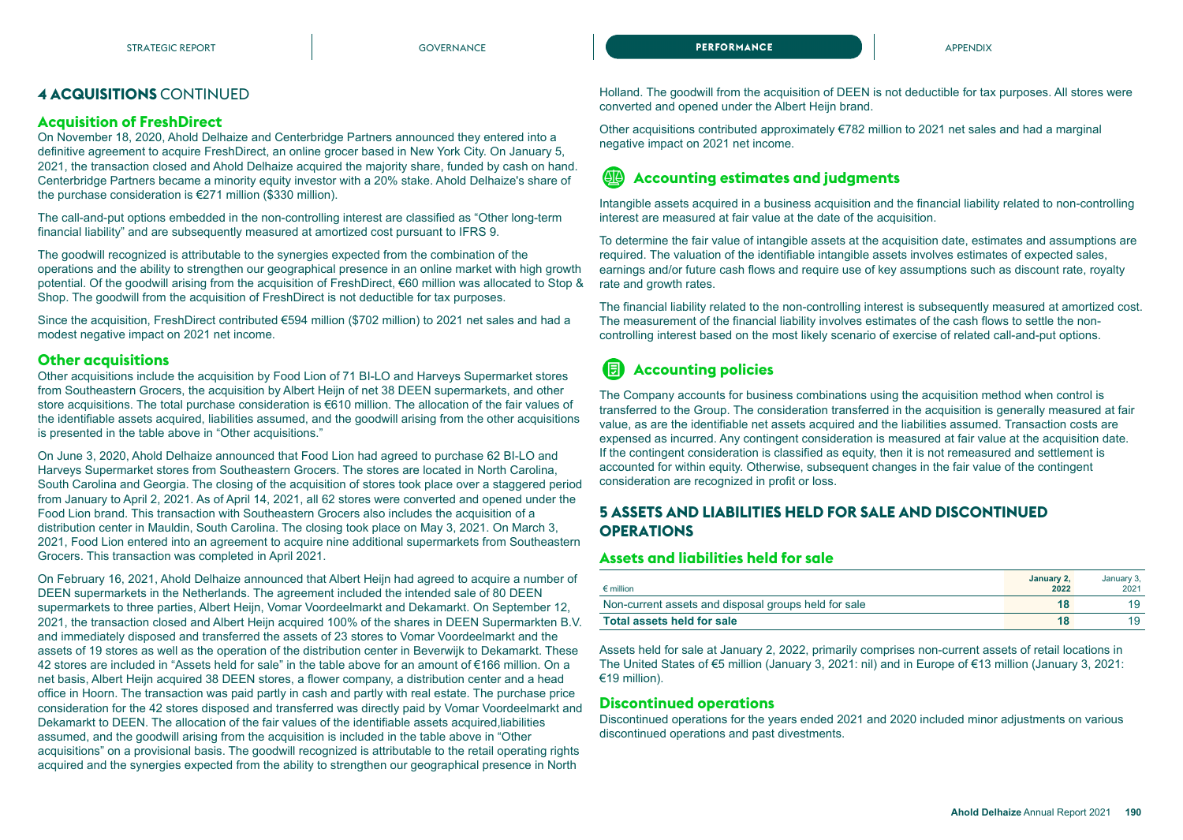## 4 ACQUISITIONS CONTINUED

### Acquisition of FreshDirect

On November 18, 2020, Ahold Delhaize and Centerbridge Partners announced they entered into a definitive agreement to acquire FreshDirect, an online grocer based in New York City. On January 5, 2021, the transaction closed and Ahold Delhaize acquired the majority share, funded by cash on hand. Centerbridge Partners became a minority equity investor with a 20% stake. Ahold Delhaize's share of the purchase consideration is €271 million ($330 million).

The call-and-put options embedded in the non-controlling interest are classified as "Other long-term financial liability" and are subsequently measured at amortized cost pursuant to IFRS 9.

The goodwill recognized is attributable to the synergies expected from the combination of the operations and the ability to strengthen our geographical presence in an online market with high growth potential. Of the goodwill arising from the acquisition of FreshDirect, €60 million was allocated to Stop & Shop. The goodwill from the acquisition of FreshDirect is not deductible for tax purposes.

Since the acquisition, FreshDirect contributed €594 million ($702 million) to 2021 net sales and had a modest negative impact on 2021 net income.

### Other acquisitions

Other acquisitions include the acquisition by Food Lion of 71 BI-LO and Harveys Supermarket stores from Southeastern Grocers, the acquisition by Albert Heijn of net 38 DEEN supermarkets, and other store acquisitions. The total purchase consideration is €610 million. The allocation of the fair values of the identifiable assets acquired, liabilities assumed, and the goodwill arising from the other acquisitions is presented in the table above in "Other acquisitions."

On June 3, 2020, Ahold Delhaize announced that Food Lion had agreed to purchase 62 BI-LO and Harveys Supermarket stores from Southeastern Grocers. The stores are located in North Carolina, South Carolina and Georgia. The closing of the acquisition of stores took place over a staggered period from January to April 2, 2021. As of April 14, 2021, all 62 stores were converted and opened under the Food Lion brand. This transaction with Southeastern Grocers also includes the acquisition of a distribution center in Mauldin, South Carolina. The closing took place on May 3, 2021. On March 3, 2021, Food Lion entered into an agreement to acquire nine additional supermarkets from Southeastern Grocers. This transaction was completed in April 2021.

On February 16, 2021, Ahold Delhaize announced that Albert Heijn had agreed to acquire a number of DEEN supermarkets in the Netherlands. The agreement included the intended sale of 80 DEEN supermarkets to three parties, Albert Heijn, Vomar Voordeelmarkt and Dekamarkt. On September 12, 2021, the transaction closed and Albert Heijn acquired 100% of the shares in DEEN Supermarkten B.V. and immediately disposed and transferred the assets of 23 stores to Vomar Voordeelmarkt and the assets of 19 stores as well as the operation of the distribution center in Beverwijk to Dekamarkt. These 42 stores are included in "Assets held for sale" in the table above for an amount of €166 million. On a net basis, Albert Heijn acquired 38 DEEN stores, a flower company, a distribution center and a head office in Hoorn. The transaction was paid partly in cash and partly with real estate. The purchase price consideration for the 42 stores disposed and transferred was directly paid by Vomar Voordeelmarkt and Dekamarkt to DEEN. The allocation of the fair values of the identifiable assets acquired,liabilities assumed, and the goodwill arising from the acquisition is included in the table above in "Other acquisitions" on a provisional basis. The goodwill recognized is attributable to the retail operating rights acquired and the synergies expected from the ability to strengthen our geographical presence in North Holland. The goodwill from the acquisition of DEEN is not deductible for tax purposes. All stores were converted and opened under the Albert Heijn brand.

Other acquisitions contributed approximately €782 million to 2021 net sales and had a marginal negative impact on 2021 net income.

### Accounting estimates and judgments

Intangible assets acquired in a business acquisition and the financial liability related to non-controlling interest are measured at fair value at the date of the acquisition.

To determine the fair value of intangible assets at the acquisition date, estimates and assumptions are required. The valuation of the identifiable intangible assets involves estimates of expected sales, earnings and/or future cash flows and require use of key assumptions such as discount rate, royalty rate and growth rates.

The financial liability related to the non-controlling interest is subsequently measured at amortized cost. The measurement of the financial liability involves estimates of the cash flows to settle the non-controlling interest based on the most likely scenario of exercise of related call-and-put options.

### Accounting policies

The Company accounts for business combinations using the acquisition method when control is transferred to the Group. The consideration transferred in the acquisition is generally measured at fair value, as are the identifiable net assets acquired and the liabilities assumed. Transaction costs are expensed as incurred. Any contingent consideration is measured at fair value at the acquisition date. If the contingent consideration is classified as equity, then it is not remeasured and settlement is accounted for within equity. Otherwise, subsequent changes in the fair value of the contingent consideration are recognized in profit or loss.

## 5 ASSETS AND LIABILITIES HELD FOR SALE AND DISCONTINUED OPERATIONS

### Assets and liabilities held for sale

| € million | **January 2, 2022** | January 3, 2021 |
|---|---|---|
| Non-current assets and disposal groups held for sale | **18** | 19 |
| **Total assets held for sale** | **18** | 19 |

Assets held for sale at January 2, 2022, primarily comprises non-current assets of retail locations in The United States of €5 million (January 3, 2021: nil) and in Europe of €13 million (January 3, 2021: €19 million).

### Discontinued operations

Discontinued operations for the years ended 2021 and 2020 included minor adjustments on various discontinued operations and past divestments.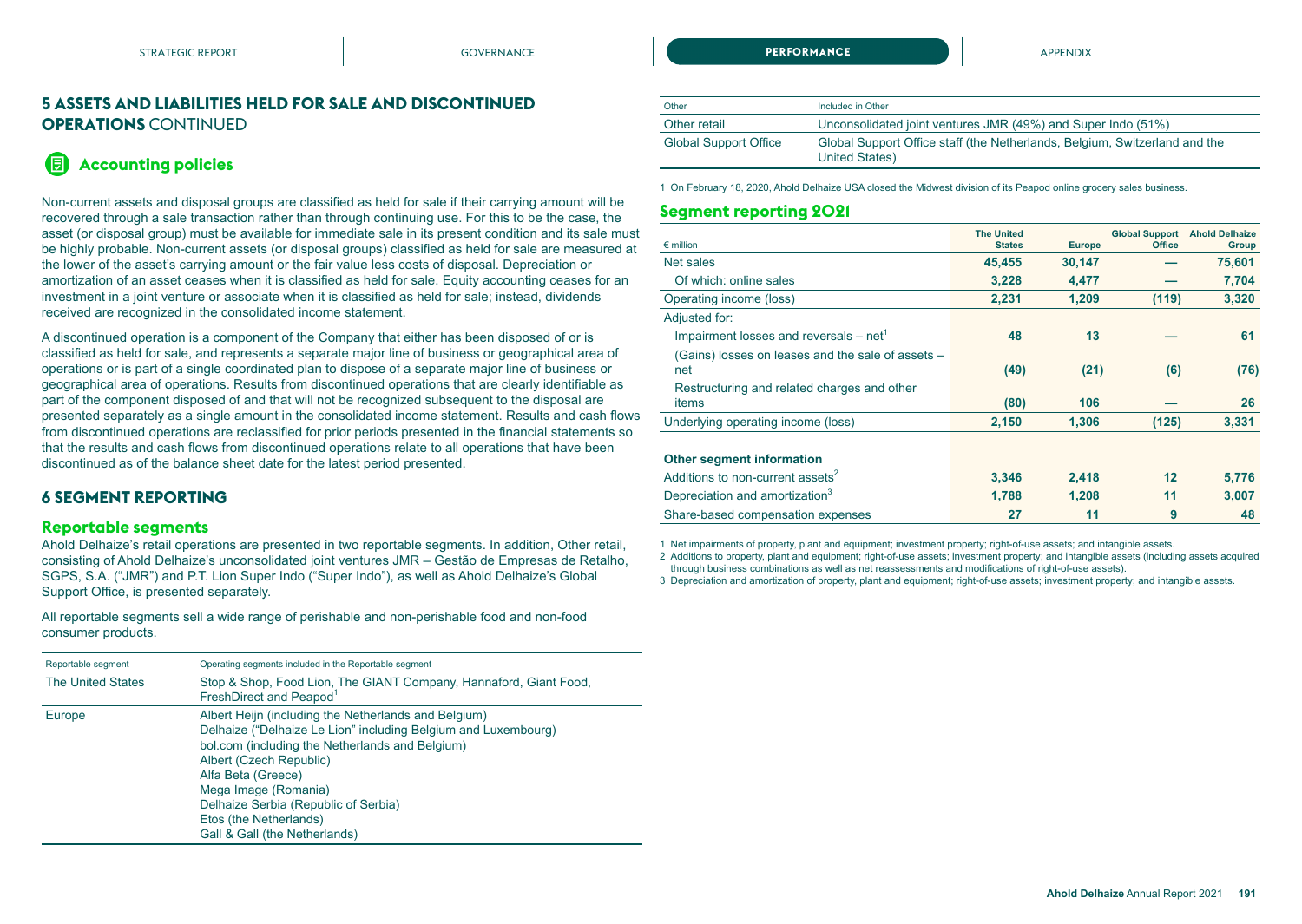## 5 ASSETS AND LIABILITIES HELD FOR SALE AND DISCONTINUED OPERATIONS CONTINUED

### Accounting policies

Non-current assets and disposal groups are classified as held for sale if their carrying amount will be recovered through a sale transaction rather than through continuing use. For this to be the case, the asset (or disposal group) must be available for immediate sale in its present condition and its sale must be highly probable. Non-current assets (or disposal groups) classified as held for sale are measured at the lower of the asset's carrying amount or the fair value less costs of disposal. Depreciation or amortization of an asset ceases when it is classified as held for sale. Equity accounting ceases for an investment in a joint venture or associate when it is classified as held for sale; instead, dividends received are recognized in the consolidated income statement.

A discontinued operation is a component of the Company that either has been disposed of or is classified as held for sale, and represents a separate major line of business or geographical area of operations or is part of a single coordinated plan to dispose of a separate major line of business or geographical area of operations. Results from discontinued operations that are clearly identifiable as part of the component disposed of and that will not be recognized subsequent to the disposal are presented separately as a single amount in the consolidated income statement. Results and cash flows from discontinued operations are reclassified for prior periods presented in the financial statements so that the results and cash flows from discontinued operations relate to all operations that have been discontinued as of the balance sheet date for the latest period presented.

## 6 SEGMENT REPORTING

### Reportable segments

Ahold Delhaize's retail operations are presented in two reportable segments. In addition, Other retail, consisting of Ahold Delhaize's unconsolidated joint ventures JMR – Gestão de Empresas de Retalho, SGPS, S.A. ("JMR") and P.T. Lion Super Indo ("Super Indo"), as well as Ahold Delhaize's Global Support Office, is presented separately.

All reportable segments sell a wide range of perishable and non-perishable food and non-food consumer products.

| Reportable segment | Operating segments included in the Reportable segment |
|---|---|
| The United States | Stop & Shop, Food Lion, The GIANT Company, Hannaford, Giant Food, FreshDirect and Peapod[1] |
| Europe | Albert Heijn (including the Netherlands and Belgium)<br>Delhaize ("Delhaize Le Lion" including Belgium and Luxembourg)<br>bol.com (including the Netherlands and Belgium)<br>Albert (Czech Republic)<br>Alfa Beta (Greece)<br>Mega Image (Romania)<br>Delhaize Serbia (Republic of Serbia)<br>Etos (the Netherlands)<br>Gall & Gall (the Netherlands) |

| Other | Included in Other |
|---|---|
| Other retail | Unconsolidated joint ventures JMR (49%) and Super Indo (51%) |
| Global Support Office | Global Support Office staff (the Netherlands, Belgium, Switzerland and the United States) |

1 On February 18, 2020, Ahold Delhaize USA closed the Midwest division of its Peapod online grocery sales business.

### Segment reporting 2021

| € million | The United States | Europe | Global Support Office | Ahold Delhaize Group |
|---|---|---|---|---|
| Net sales | 45,455 | 30,147 | — | 75,601 |
| Of which: online sales | 3,228 | 4,477 | — | 7,704 |
| Operating income (loss) | 2,231 | 1,209 | (119) | 3,320 |
| Adjusted for: | | | | |
| Impairment losses and reversals – net[1] | 48 | 13 | — | 61 |
| (Gains) losses on leases and the sale of assets – net | (49) | (21) | (6) | (76) |
| Restructuring and related charges and other items | (80) | 106 | — | 26 |
| Underlying operating income (loss) | 2,150 | 1,306 | (125) | 3,331 |
| **Other segment information** | | | | |
| Additions to non-current assets[2] | 3,346 | 2,418 | 12 | 5,776 |
| Depreciation and amortization[3] | 1,788 | 1,208 | 11 | 3,007 |
| Share-based compensation expenses | 27 | 11 | 9 | 48 |

1 Net impairments of property, plant and equipment; investment property; right-of-use assets; and intangible assets.
2 Additions to property, plant and equipment; right-of-use assets; investment property; and intangible assets (including assets acquired through business combinations as well as net reassessments and modifications of right-of-use assets).
3 Depreciation and amortization of property, plant and equipment; right-of-use assets; investment property; and intangible assets.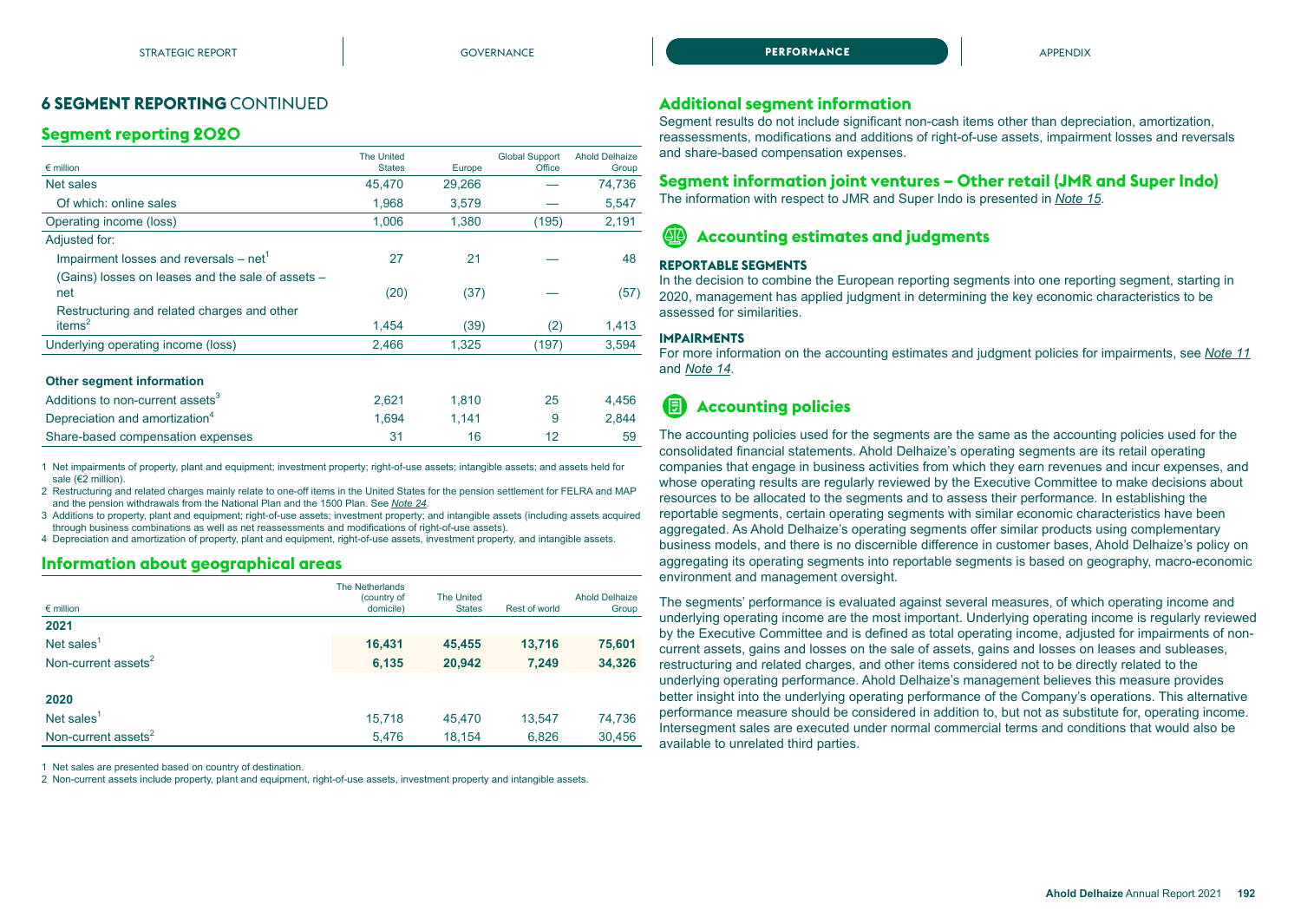# 6 SEGMENT REPORTING CONTINUED

## Segment reporting 2020

| € million | The United States | Europe | Global Support Office | Ahold Delhaize Group |
|---|---|---|---|---|
| Net sales | 45,470 | 29,266 | — | 74,736 |
| Of which: online sales | 1,968 | 3,579 | — | 5,547 |
| Operating income (loss) | 1,006 | 1,380 | (195) | 2,191 |
| Adjusted for: | | | | |
| Impairment losses and reversals – net[1] | 27 | 21 | — | 48 |
| (Gains) losses on leases and the sale of assets – net | (20) | (37) | — | (57) |
| Restructuring and related charges and other items[2] | 1,454 | (39) | (2) | 1,413 |
| Underlying operating income (loss) | 2,466 | 1,325 | (197) | 3,594 |
| | | | | |
| **Other segment information** | | | | |
| Additions to non-current assets[3] | 2,621 | 1,810 | 25 | 4,456 |
| Depreciation and amortization[4] | 1,694 | 1,141 | 9 | 2,844 |
| Share-based compensation expenses | 31 | 16 | 12 | 59 |

1 Net impairments of property, plant and equipment; investment property; right-of-use assets; intangible assets; and assets held for sale (€2 million).

2 Restructuring and related charges mainly relate to one-off items in the United States for the pension settlement for FELRA and MAP and the pension withdrawals from the National Plan and the 1500 Plan. See *Note 24*.

3 Additions to property, plant and equipment; right-of-use assets; investment property; and intangible assets (including assets acquired through business combinations as well as net reassessments and modifications of right-of-use assets).

4 Depreciation and amortization of property, plant and equipment, right-of-use assets, investment property, and intangible assets.

## Information about geographical areas

| € million | The Netherlands (country of domicile) | The United States | Rest of world | Ahold Delhaize Group |
|---|---|---|---|---|
| **2021** | | | | |
| Net sales[1] | **16,431** | **45,455** | **13,716** | **75,601** |
| Non-current assets[2] | **6,135** | **20,942** | **7,249** | **34,326** |
| | | | | |
| **2020** | | | | |
| Net sales[1] | 15,718 | 45,470 | 13,547 | 74,736 |
| Non-current assets[2] | 5,476 | 18,154 | 6,826 | 30,456 |

1 Net sales are presented based on country of destination.

2 Non-current assets include property, plant and equipment, right-of-use assets, investment property and intangible assets.

## Additional segment information

Segment results do not include significant non-cash items other than depreciation, amortization, reassessments, modifications and additions of right-of-use assets, impairment losses and reversals and share-based compensation expenses.

## Segment information joint ventures – Other retail (JMR and Super Indo)

The information with respect to JMR and Super Indo is presented in *Note 15*.

## Accounting estimates and judgments

### REPORTABLE SEGMENTS

In the decision to combine the European reporting segments into one reporting segment, starting in 2020, management has applied judgment in determining the key economic characteristics to be assessed for similarities.

### IMPAIRMENTS

For more information on the accounting estimates and judgment policies for impairments, see *Note 11* and *Note 14*.

## Accounting policies

The accounting policies used for the segments are the same as the accounting policies used for the consolidated financial statements. Ahold Delhaize's operating segments are its retail operating companies that engage in business activities from which they earn revenues and incur expenses, and whose operating results are regularly reviewed by the Executive Committee to make decisions about resources to be allocated to the segments and to assess their performance. In establishing the reportable segments, certain operating segments with similar economic characteristics have been aggregated. As Ahold Delhaize's operating segments offer similar products using complementary business models, and there is no discernible difference in customer bases, Ahold Delhaize's policy on aggregating its operating segments into reportable segments is based on geography, macro-economic environment and management oversight.

The segments' performance is evaluated against several measures, of which operating income and underlying operating income are the most important. Underlying operating income is regularly reviewed by the Executive Committee and is defined as total operating income, adjusted for impairments of non-current assets, gains and losses on the sale of assets, gains and losses on leases and subleases, restructuring and related charges, and other items considered not to be directly related to the underlying operating performance. Ahold Delhaize's management believes this measure provides better insight into the underlying operating performance of the Company's operations. This alternative performance measure should be considered in addition to, but not as substitute for, operating income. Intersegment sales are executed under normal commercial terms and conditions that would also be available to unrelated third parties.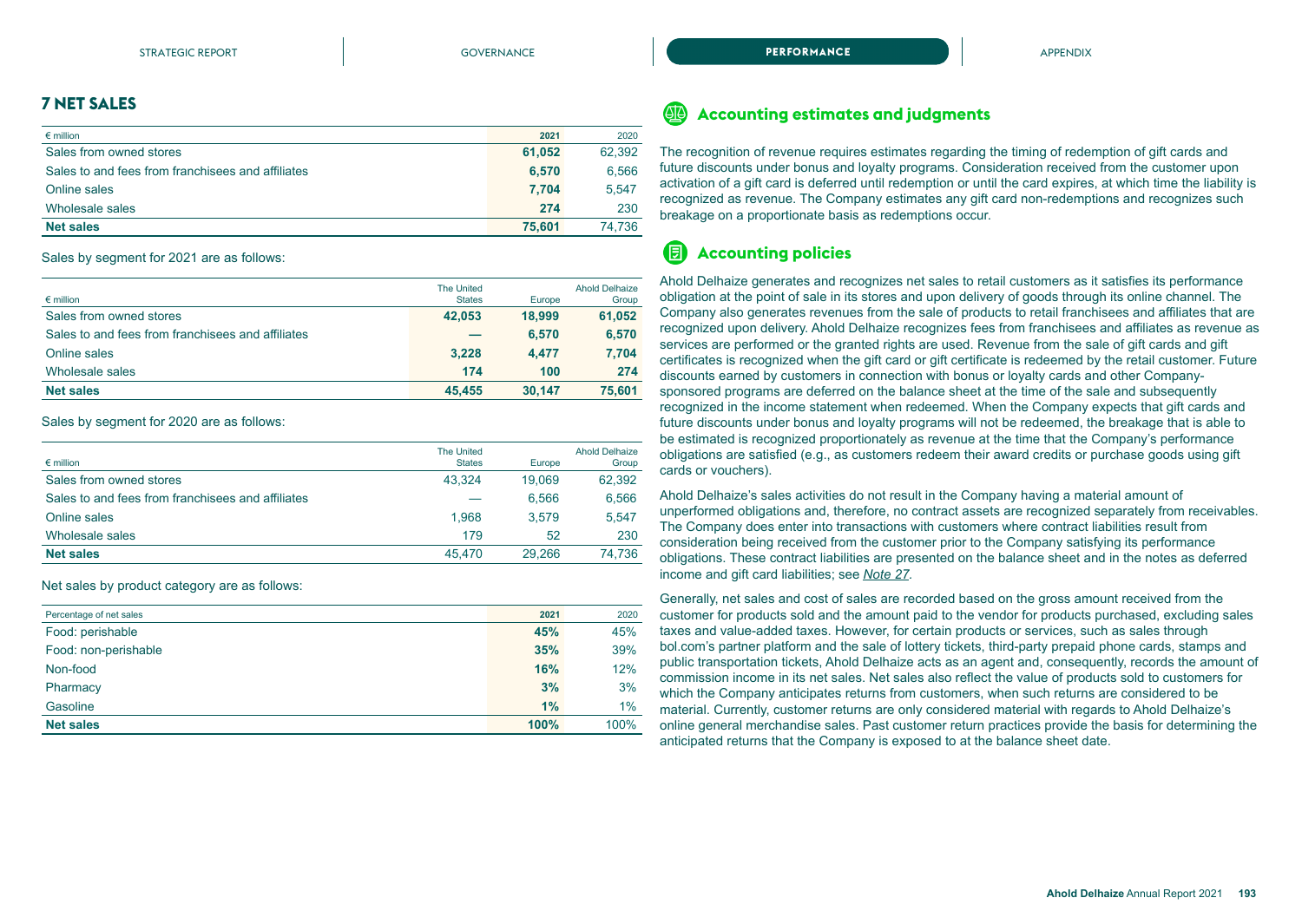## 7 NET SALES

| € million | 2021 | 2020 |
|---|---|---|
| Sales from owned stores | **61,052** | 62,392 |
| Sales to and fees from franchisees and affiliates | **6,570** | 6,566 |
| Online sales | **7,704** | 5,547 |
| Wholesale sales | **274** | 230 |
| **Net sales** | **75,601** | 74,736 |

Sales by segment for 2021 are as follows:

| € million | The United States | Europe | Ahold Delhaize Group |
|---|---|---|---|
| Sales from owned stores | **42,053** | **18,999** | **61,052** |
| Sales to and fees from franchisees and affiliates | **—** | **6,570** | **6,570** |
| Online sales | **3,228** | **4,477** | **7,704** |
| Wholesale sales | **174** | **100** | **274** |
| **Net sales** | **45,455** | **30,147** | **75,601** |

Sales by segment for 2020 are as follows:

| € million | The United States | Europe | Ahold Delhaize Group |
|---|---|---|---|
| Sales from owned stores | 43,324 | 19,069 | 62,392 |
| Sales to and fees from franchisees and affiliates | — | 6,566 | 6,566 |
| Online sales | 1,968 | 3,579 | 5,547 |
| Wholesale sales | 179 | 52 | 230 |
| **Net sales** | 45,470 | 29,266 | 74,736 |

Net sales by product category are as follows:

| Percentage of net sales | 2021 | 2020 |
|---|---|---|
| Food: perishable | **45%** | 45% |
| Food: non-perishable | **35%** | 39% |
| Non-food | **16%** | 12% |
| Pharmacy | **3%** | 3% |
| Gasoline | **1%** | 1% |
| **Net sales** | **100%** | 100% |

### Accounting estimates and judgments

The recognition of revenue requires estimates regarding the timing of redemption of gift cards and future discounts under bonus and loyalty programs. Consideration received from the customer upon activation of a gift card is deferred until redemption or until the card expires, at which time the liability is recognized as revenue. The Company estimates any gift card non-redemptions and recognizes such breakage on a proportionate basis as redemptions occur.

### Accounting policies

Ahold Delhaize generates and recognizes net sales to retail customers as it satisfies its performance obligation at the point of sale in its stores and upon delivery of goods through its online channel. The Company also generates revenues from the sale of products to retail franchisees and affiliates that are recognized upon delivery. Ahold Delhaize recognizes fees from franchisees and affiliates as revenue as services are performed or the granted rights are used. Revenue from the sale of gift cards and gift certificates is recognized when the gift card or gift certificate is redeemed by the retail customer. Future discounts earned by customers in connection with bonus or loyalty cards and other Company-sponsored programs are deferred on the balance sheet at the time of the sale and subsequently recognized in the income statement when redeemed. When the Company expects that gift cards and future discounts under bonus and loyalty programs will not be redeemed, the breakage that is able to be estimated is recognized proportionately as revenue at the time that the Company's performance obligations are satisfied (e.g., as customers redeem their award credits or purchase goods using gift cards or vouchers).

Ahold Delhaize's sales activities do not result in the Company having a material amount of unperformed obligations and, therefore, no contract assets are recognized separately from receivables. The Company does enter into transactions with customers where contract liabilities result from consideration being received from the customer prior to the Company satisfying its performance obligations. These contract liabilities are presented on the balance sheet and in the notes as deferred income and gift card liabilities; see *Note 27*.

Generally, net sales and cost of sales are recorded based on the gross amount received from the customer for products sold and the amount paid to the vendor for products purchased, excluding sales taxes and value-added taxes. However, for certain products or services, such as sales through bol.com's partner platform and the sale of lottery tickets, third-party prepaid phone cards, stamps and public transportation tickets, Ahold Delhaize acts as an agent and, consequently, records the amount of commission income in its net sales. Net sales also reflect the value of products sold to customers for which the Company anticipates returns from customers, when such returns are considered to be material. Currently, customer returns are only considered material with regards to Ahold Delhaize's online general merchandise sales. Past customer return practices provide the basis for determining the anticipated returns that the Company is exposed to at the balance sheet date.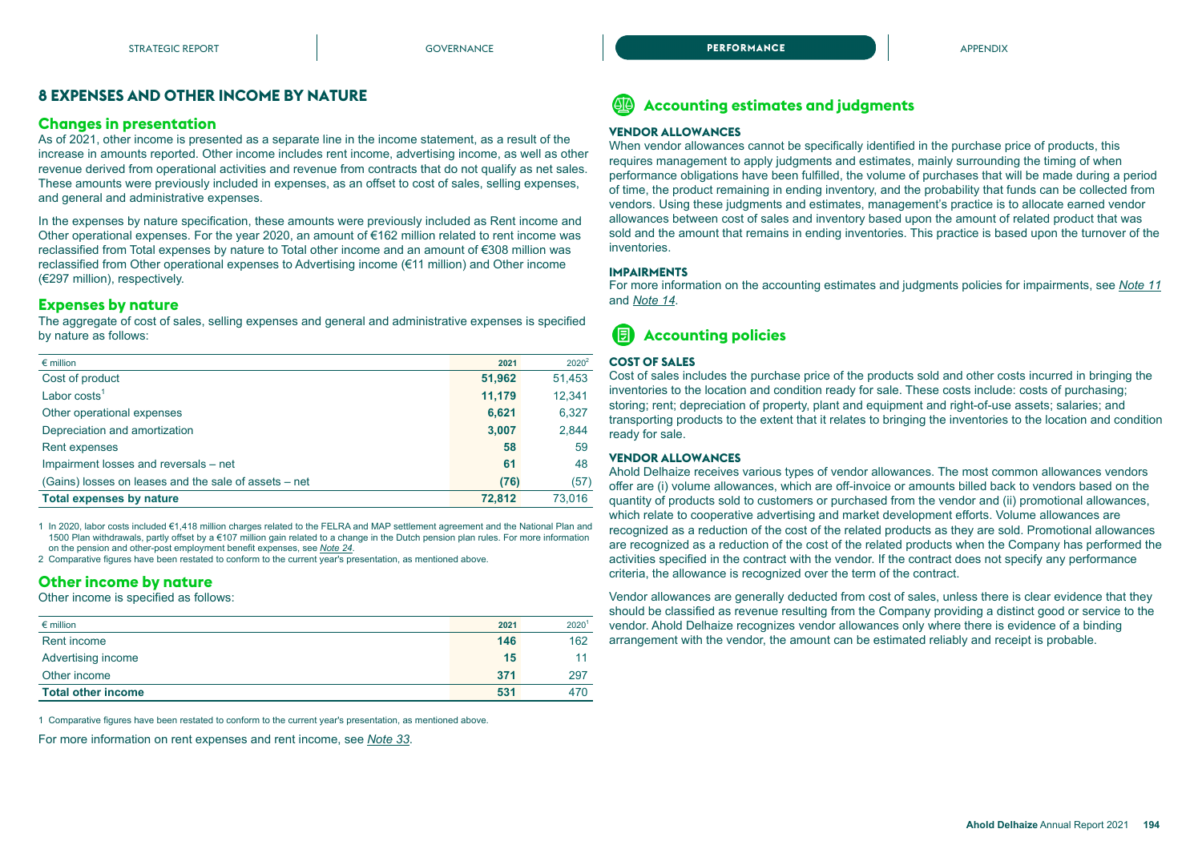## 8 EXPENSES AND OTHER INCOME BY NATURE

### Changes in presentation

As of 2021, other income is presented as a separate line in the income statement, as a result of the increase in amounts reported. Other income includes rent income, advertising income, as well as other revenue derived from operational activities and revenue from contracts that do not qualify as net sales. These amounts were previously included in expenses, as an offset to cost of sales, selling expenses, and general and administrative expenses.

In the expenses by nature specification, these amounts were previously included as Rent income and Other operational expenses. For the year 2020, an amount of €162 million related to rent income was reclassified from Total expenses by nature to Total other income and an amount of €308 million was reclassified from Other operational expenses to Advertising income (€11 million) and Other income (€297 million), respectively.

### Expenses by nature

The aggregate of cost of sales, selling expenses and general and administrative expenses is specified by nature as follows:

| € million | 2021 | 2020[2] |
|---|---|---|
| Cost of product | **51,962** | 51,453 |
| Labor costs[1] | **11,179** | 12,341 |
| Other operational expenses | **6,621** | 6,327 |
| Depreciation and amortization | **3,007** | 2,844 |
| Rent expenses | **58** | 59 |
| Impairment losses and reversals – net | **61** | 48 |
| (Gains) losses on leases and the sale of assets – net | **(76)** | (57) |
| **Total expenses by nature** | **72,812** | 73,016 |

1 In 2020, labor costs included €1,418 million charges related to the FELRA and MAP settlement agreement and the National Plan and 1500 Plan withdrawals, partly offset by a €107 million gain related to a change in the Dutch pension plan rules. For more information on the pension and other-post employment benefit expenses, see *Note 24*.

2 Comparative figures have been restated to conform to the current year's presentation, as mentioned above.

### Other income by nature

Other income is specified as follows:

| € million | 2021 | 2020[1] |
|---|---|---|
| Rent income | **146** | 162 |
| Advertising income | **15** | 11 |
| Other income | **371** | 297 |
| **Total other income** | **531** | 470 |

1 Comparative figures have been restated to conform to the current year's presentation, as mentioned above.

For more information on rent expenses and rent income, see *Note 33*.

### Accounting estimates and judgments

**VENDOR ALLOWANCES**

When vendor allowances cannot be specifically identified in the purchase price of products, this requires management to apply judgments and estimates, mainly surrounding the timing of when performance obligations have been fulfilled, the volume of purchases that will be made during a period of time, the product remaining in ending inventory, and the probability that funds can be collected from vendors. Using these judgments and estimates, management's practice is to allocate earned vendor allowances between cost of sales and inventory based upon the amount of related product that was sold and the amount that remains in ending inventories. This practice is based upon the turnover of the inventories.

**IMPAIRMENTS**

For more information on the accounting estimates and judgments policies for impairments, see *Note 11* and *Note 14*.

### Accounting policies

**COST OF SALES**

Cost of sales includes the purchase price of the products sold and other costs incurred in bringing the inventories to the location and condition ready for sale. These costs include: costs of purchasing; storing; rent; depreciation of property, plant and equipment and right-of-use assets; salaries; and transporting products to the extent that it relates to bringing the inventories to the location and condition ready for sale.

**VENDOR ALLOWANCES**

Ahold Delhaize receives various types of vendor allowances. The most common allowances vendors offer are (i) volume allowances, which are off-invoice or amounts billed back to vendors based on the quantity of products sold to customers or purchased from the vendor and (ii) promotional allowances, which relate to cooperative advertising and market development efforts. Volume allowances are recognized as a reduction of the cost of the related products as they are sold. Promotional allowances are recognized as a reduction of the cost of the related products when the Company has performed the activities specified in the contract with the vendor. If the contract does not specify any performance criteria, the allowance is recognized over the term of the contract.

Vendor allowances are generally deducted from cost of sales, unless there is clear evidence that they should be classified as revenue resulting from the Company providing a distinct good or service to the vendor. Ahold Delhaize recognizes vendor allowances only where there is evidence of a binding arrangement with the vendor, the amount can be estimated reliably and receipt is probable.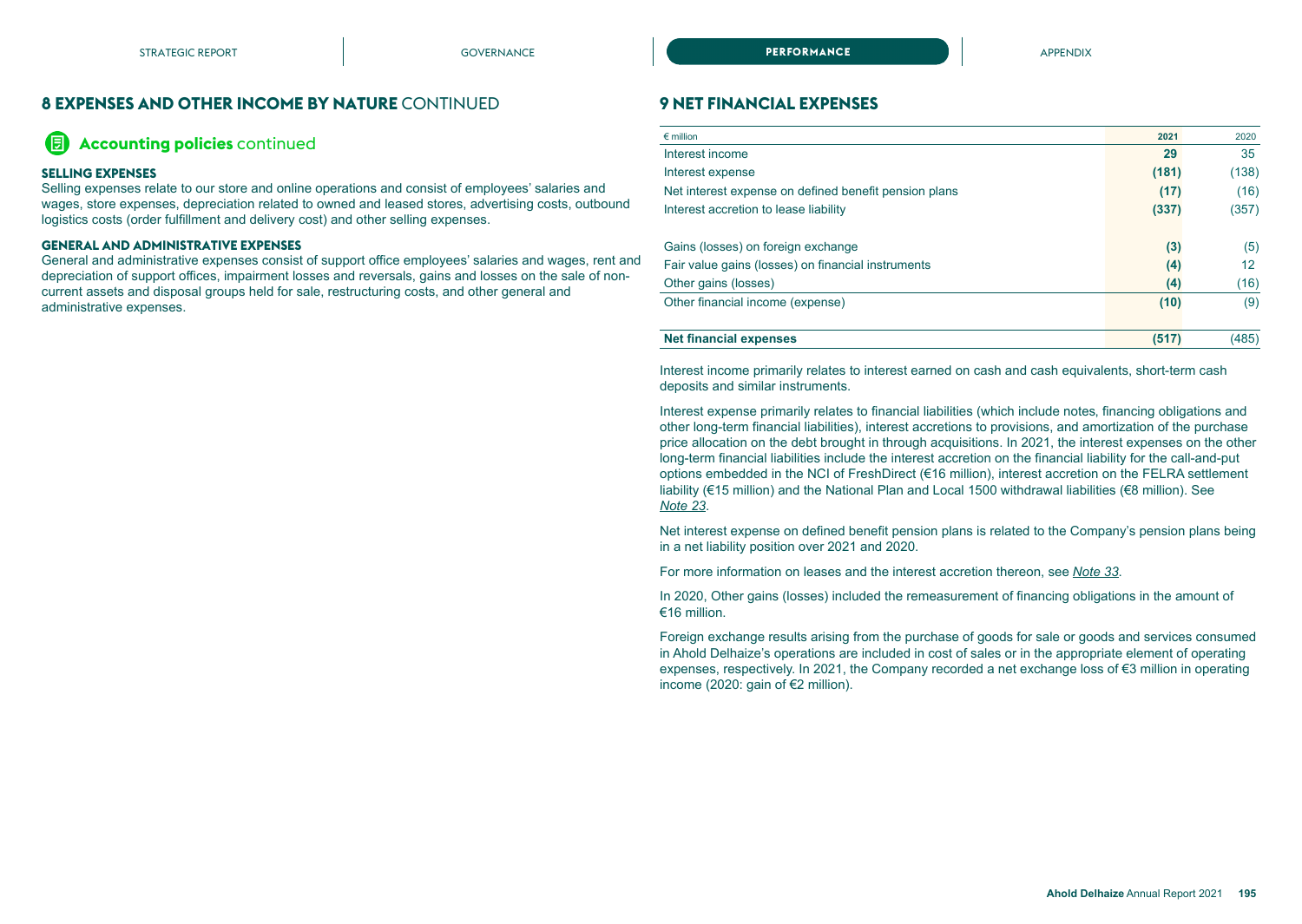## 8 EXPENSES AND OTHER INCOME BY NATURE CONTINUED

### Accounting policies continued

**SELLING EXPENSES**

Selling expenses relate to our store and online operations and consist of employees' salaries and wages, store expenses, depreciation related to owned and leased stores, advertising costs, outbound logistics costs (order fulfillment and delivery cost) and other selling expenses.

**GENERAL AND ADMINISTRATIVE EXPENSES**

General and administrative expenses consist of support office employees' salaries and wages, rent and depreciation of support offices, impairment losses and reversals, gains and losses on the sale of non-current assets and disposal groups held for sale, restructuring costs, and other general and administrative expenses.

## 9 NET FINANCIAL EXPENSES

| € million | 2021 | 2020 |
|---|---|---|
| Interest income | 29 | 35 |
| Interest expense | (181) | (138) |
| Net interest expense on defined benefit pension plans | (17) | (16) |
| Interest accretion to lease liability | (337) | (357) |
| | | |
| Gains (losses) on foreign exchange | (3) | (5) |
| Fair value gains (losses) on financial instruments | (4) | 12 |
| Other gains (losses) | (4) | (16) |
| Other financial income (expense) | (10) | (9) |
| | | |
| **Net financial expenses** | **(517)** | (485) |

Interest income primarily relates to interest earned on cash and cash equivalents, short-term cash deposits and similar instruments.

Interest expense primarily relates to financial liabilities (which include notes, financing obligations and other long-term financial liabilities), interest accretions to provisions, and amortization of the purchase price allocation on the debt brought in through acquisitions. In 2021, the interest expenses on the other long-term financial liabilities include the interest accretion on the financial liability for the call-and-put options embedded in the NCI of FreshDirect (€16 million), interest accretion on the FELRA settlement liability (€15 million) and the National Plan and Local 1500 withdrawal liabilities (€8 million). See *Note 23*.

Net interest expense on defined benefit pension plans is related to the Company's pension plans being in a net liability position over 2021 and 2020.

For more information on leases and the interest accretion thereon, see *Note 33*.

In 2020, Other gains (losses) included the remeasurement of financing obligations in the amount of €16 million.

Foreign exchange results arising from the purchase of goods for sale or goods and services consumed in Ahold Delhaize's operations are included in cost of sales or in the appropriate element of operating expenses, respectively. In 2021, the Company recorded a net exchange loss of €3 million in operating income (2020: gain of €2 million).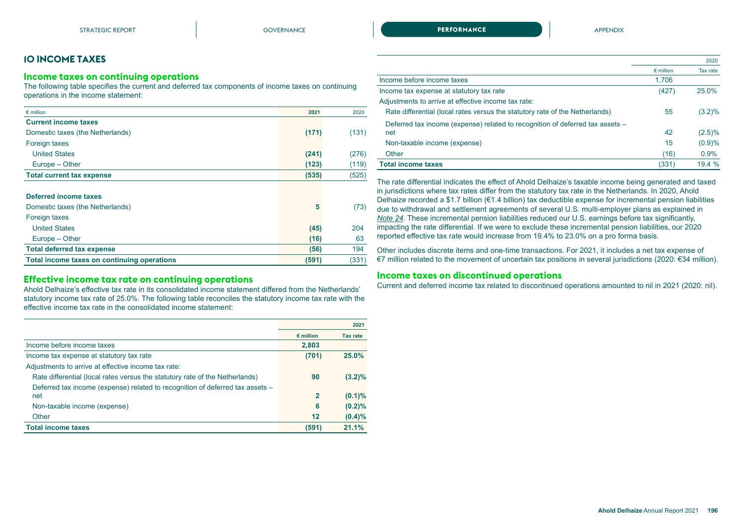## 10 INCOME TAXES

### Income taxes on continuing operations

The following table specifies the current and deferred tax components of income taxes on continuing operations in the income statement:

| € million | 2021 | 2020 |
|---|---|---|
| **Current income taxes** | | |
| Domestic taxes (the Netherlands) | **(171)** | (131) |
| Foreign taxes | | |
| United States | **(241)** | (276) |
| Europe – Other | **(123)** | (119) |
| **Total current tax expense** | **(535)** | (525) |
| | | |
| **Deferred income taxes** | | |
| Domestic taxes (the Netherlands) | **5** | (73) |
| Foreign taxes | | |
| United States | **(45)** | 204 |
| Europe – Other | **(16)** | 63 |
| **Total deferred tax expense** | **(56)** | 194 |
| **Total income taxes on continuing operations** | **(591)** | (331) |

### Effective income tax rate on continuing operations

Ahold Delhaize's effective tax rate in its consolidated income statement differed from the Netherlands' statutory income tax rate of 25.0%. The following table reconciles the statutory income tax rate with the effective income tax rate in the consolidated income statement:

| | 2021 | |
|---|---|---|
| | **€ million** | **Tax rate** |
| Income before income taxes | **2,803** | |
| Income tax expense at statutory tax rate | **(701)** | **25.0%** |
| Adjustments to arrive at effective income tax rate: | | |
| Rate differential (local rates versus the statutory rate of the Netherlands) | **90** | **(3.2)%** |
| Deferred tax income (expense) related to recognition of deferred tax assets – net | **2** | **(0.1)%** |
| Non-taxable income (expense) | **6** | **(0.2)%** |
| Other | **12** | **(0.4)%** |
| **Total income taxes** | **(591)** | **21.1%** |

| | 2020 | |
|---|---|---|
| | € million | Tax rate |
| Income before income taxes | 1,706 | |
| Income tax expense at statutory tax rate | (427) | 25.0% |
| Adjustments to arrive at effective income tax rate: | | |
| Rate differential (local rates versus the statutory rate of the Netherlands) | 55 | (3.2)% |
| Deferred tax income (expense) related to recognition of deferred tax assets – net | 42 | (2.5)% |
| Non-taxable income (expense) | 15 | (0.9)% |
| Other | (16) | 0.9% |
| **Total income taxes** | (331) | 19.4 % |

The rate differential indicates the effect of Ahold Delhaize's taxable income being generated and taxed in jurisdictions where tax rates differ from the statutory tax rate in the Netherlands. In 2020, Ahold Delhaize recorded a $1.7 billion (€1.4 billion) tax deductible expense for incremental pension liabilities due to withdrawal and settlement agreements of several U.S. multi-employer plans as explained in *Note 24*. These incremental pension liabilities reduced our U.S. earnings before tax significantly, impacting the rate differential. If we were to exclude these incremental pension liabilities, our 2020 reported effective tax rate would increase from 19.4% to 23.0% on a pro forma basis.

Other includes discrete items and one-time transactions. For 2021, it includes a net tax expense of €7 million related to the movement of uncertain tax positions in several jurisdictions (2020: €34 million).

### Income taxes on discontinued operations

Current and deferred income tax related to discontinued operations amounted to nil in 2021 (2020: nil).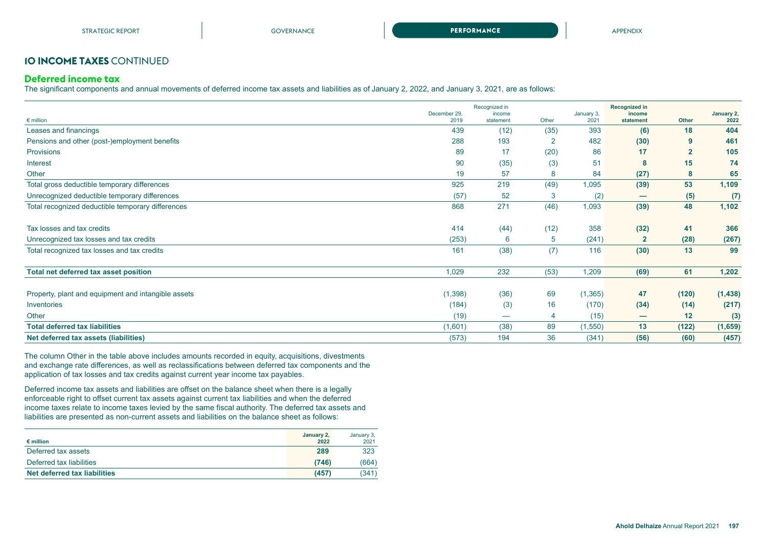## 10 INCOME TAXES CONTINUED

### Deferred income tax

The significant components and annual movements of deferred income tax assets and liabilities as of January 2, 2022, and January 3, 2021, are as follows:

| € million | December 29, 2019 | Recognized in income statement | Other | January 3, 2021 | **Recognized in income statement** | **Other** | **January 2, 2022** |
|---|---|---|---|---|---|---|---|
| Leases and financings | 439 | (12) | (35) | 393 | **(6)** | **18** | **404** |
| Pensions and other (post-)employment benefits | 288 | 193 | 2 | 482 | **(30)** | **9** | **461** |
| Provisions | 89 | 17 | (20) | 86 | **17** | **2** | **105** |
| Interest | 90 | (35) | (3) | 51 | **8** | **15** | **74** |
| Other | 19 | 57 | 8 | 84 | **(27)** | **8** | **65** |
| Total gross deductible temporary differences | 925 | 219 | (49) | 1,095 | **(39)** | **53** | **1,109** |
| Unrecognized deductible temporary differences | (57) | 52 | 3 | (2) | **—** | **(5)** | **(7)** |
| Total recognized deductible temporary differences | 868 | 271 | (46) | 1,093 | **(39)** | **48** | **1,102** |
| | | | | | | | |
| Tax losses and tax credits | 414 | (44) | (12) | 358 | **(32)** | **41** | **366** |
| Unrecognized tax losses and tax credits | (253) | 6 | 5 | (241) | **2** | **(28)** | **(267)** |
| Total recognized tax losses and tax credits | 161 | (38) | (7) | 116 | **(30)** | **13** | **99** |
| | | | | | | | |
| **Total net deferred tax asset position** | 1,029 | 232 | (53) | 1,209 | **(69)** | **61** | **1,202** |
| | | | | | | | |
| Property, plant and equipment and intangible assets | (1,398) | (36) | 69 | (1,365) | **47** | **(120)** | **(1,438)** |
| Inventories | (184) | (3) | 16 | (170) | **(34)** | **(14)** | **(217)** |
| Other | (19) | — | 4 | (15) | **—** | **12** | **(3)** |
| **Total deferred tax liabilities** | (1,601) | (38) | 89 | (1,550) | **13** | **(122)** | **(1,659)** |
| **Net deferred tax assets (liabilities)** | (573) | 194 | 36 | (341) | **(56)** | **(60)** | **(457)** |

The column Other in the table above includes amounts recorded in equity, acquisitions, divestments and exchange rate differences, as well as reclassifications between deferred tax components and the application of tax losses and tax credits against current year income tax payables.

Deferred income tax assets and liabilities are offset on the balance sheet when there is a legally enforceable right to offset current tax assets against current tax liabilities and when the deferred income taxes relate to income taxes levied by the same fiscal authority. The deferred tax assets and liabilities are presented as non-current assets and liabilities on the balance sheet as follows:

| **€ million** | **January 2, 2022** | January 3, 2021 |
|---|---|---|
| Deferred tax assets | **289** | 323 |
| Deferred tax liabilities | **(746)** | (664) |
| **Net deferred tax liabilities** | **(457)** | (341) |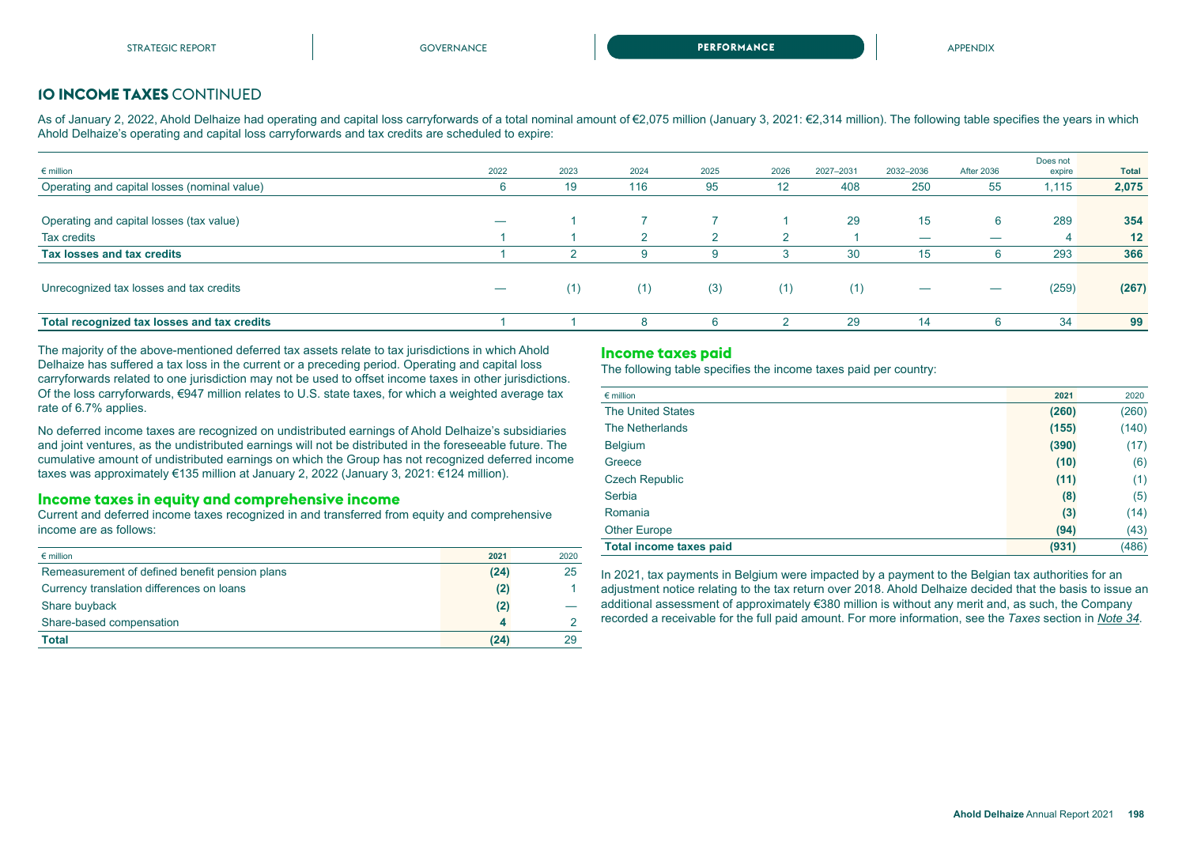## 10 INCOME TAXES CONTINUED

As of January 2, 2022, Ahold Delhaize had operating and capital loss carryforwards of a total nominal amount of €2,075 million (January 3, 2021: €2,314 million). The following table specifies the years in which Ahold Delhaize's operating and capital loss carryforwards and tax credits are scheduled to expire:

| € million | 2022 | 2023 | 2024 | 2025 | 2026 | 2027–2031 | 2032–2036 | After 2036 | Does not expire | Total |
|---|---|---|---|---|---|---|---|---|---|---|
| Operating and capital losses (nominal value) | 6 | 19 | 116 | 95 | 12 | 408 | 250 | 55 | 1,115 | **2,075** |
| Operating and capital losses (tax value) | — | 1 | 7 | 7 | 1 | 29 | 15 | 6 | 289 | **354** |
| Tax credits | 1 | 1 | 2 | 2 | 2 | 1 | — | — | 4 | **12** |
| **Tax losses and tax credits** | 1 | 2 | 9 | 9 | 3 | 30 | 15 | 6 | 293 | **366** |
| Unrecognized tax losses and tax credits | — | (1) | (1) | (3) | (1) | (1) | — | — | (259) | **(267)** |
| **Total recognized tax losses and tax credits** | 1 | 1 | 8 | 6 | 2 | 29 | 14 | 6 | 34 | **99** |

The majority of the above-mentioned deferred tax assets relate to tax jurisdictions in which Ahold Delhaize has suffered a tax loss in the current or a preceding period. Operating and capital loss carryforwards related to one jurisdiction may not be used to offset income taxes in other jurisdictions. Of the loss carryforwards, €947 million relates to U.S. state taxes, for which a weighted average tax rate of 6.7% applies.

No deferred income taxes are recognized on undistributed earnings of Ahold Delhaize's subsidiaries and joint ventures, as the undistributed earnings will not be distributed in the foreseeable future. The cumulative amount of undistributed earnings on which the Group has not recognized deferred income taxes was approximately €135 million at January 2, 2022 (January 3, 2021: €124 million).

### Income taxes in equity and comprehensive income

Current and deferred income taxes recognized in and transferred from equity and comprehensive income are as follows:

| € million | 2021 | 2020 |
|---|---|---|
| Remeasurement of defined benefit pension plans | **(24)** | 25 |
| Currency translation differences on loans | **(2)** | 1 |
| Share buyback | **(2)** | — |
| Share-based compensation | **4** | 2 |
| **Total** | **(24)** | 29 |

### Income taxes paid

The following table specifies the income taxes paid per country:

| € million | 2021 | 2020 |
|---|---|---|
| The United States | **(260)** | (260) |
| The Netherlands | **(155)** | (140) |
| Belgium | **(390)** | (17) |
| Greece | **(10)** | (6) |
| Czech Republic | **(11)** | (1) |
| Serbia | **(8)** | (5) |
| Romania | **(3)** | (14) |
| Other Europe | **(94)** | (43) |
| **Total income taxes paid** | **(931)** | (486) |

In 2021, tax payments in Belgium were impacted by a payment to the Belgian tax authorities for an adjustment notice relating to the tax return over 2018. Ahold Delhaize decided that the basis to issue an additional assessment of approximately €380 million is without any merit and, as such, the Company recorded a receivable for the full paid amount. For more information, see the *Taxes* section in *Note 34*.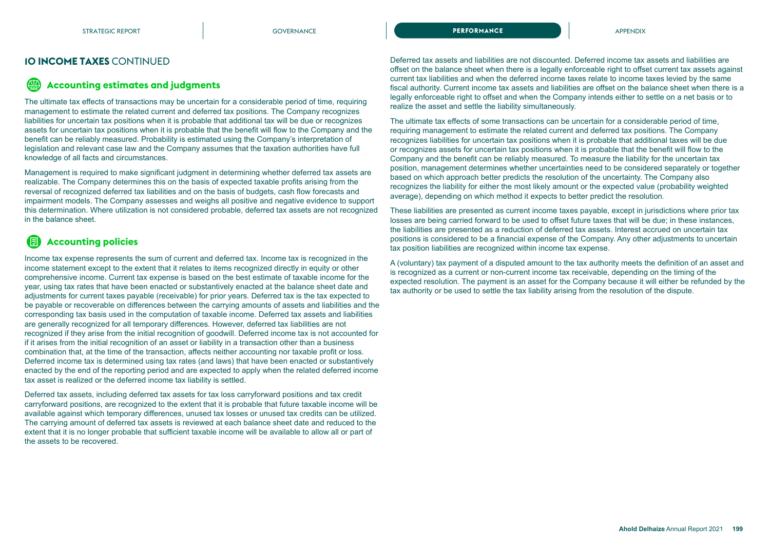## 10 INCOME TAXES CONTINUED

### Accounting estimates and judgments

The ultimate tax effects of transactions may be uncertain for a considerable period of time, requiring management to estimate the related current and deferred tax positions. The Company recognizes liabilities for uncertain tax positions when it is probable that additional tax will be due or recognizes assets for uncertain tax positions when it is probable that the benefit will flow to the Company and the benefit can be reliably measured. Probability is estimated using the Company's interpretation of legislation and relevant case law and the Company assumes that the taxation authorities have full knowledge of all facts and circumstances.

Management is required to make significant judgment in determining whether deferred tax assets are realizable. The Company determines this on the basis of expected taxable profits arising from the reversal of recognized deferred tax liabilities and on the basis of budgets, cash flow forecasts and impairment models. The Company assesses and weighs all positive and negative evidence to support this determination. Where utilization is not considered probable, deferred tax assets are not recognized in the balance sheet.

### Accounting policies

Income tax expense represents the sum of current and deferred tax. Income tax is recognized in the income statement except to the extent that it relates to items recognized directly in equity or other comprehensive income. Current tax expense is based on the best estimate of taxable income for the year, using tax rates that have been enacted or substantively enacted at the balance sheet date and adjustments for current taxes payable (receivable) for prior years. Deferred tax is the tax expected to be payable or recoverable on differences between the carrying amounts of assets and liabilities and the corresponding tax basis used in the computation of taxable income. Deferred tax assets and liabilities are generally recognized for all temporary differences. However, deferred tax liabilities are not recognized if they arise from the initial recognition of goodwill. Deferred income tax is not accounted for if it arises from the initial recognition of an asset or liability in a transaction other than a business combination that, at the time of the transaction, affects neither accounting nor taxable profit or loss. Deferred income tax is determined using tax rates (and laws) that have been enacted or substantively enacted by the end of the reporting period and are expected to apply when the related deferred income tax asset is realized or the deferred income tax liability is settled.

Deferred tax assets, including deferred tax assets for tax loss carryforward positions and tax credit carryforward positions, are recognized to the extent that it is probable that future taxable income will be available against which temporary differences, unused tax losses or unused tax credits can be utilized. The carrying amount of deferred tax assets is reviewed at each balance sheet date and reduced to the extent that it is no longer probable that sufficient taxable income will be available to allow all or part of the assets to be recovered.

Deferred tax assets and liabilities are not discounted. Deferred income tax assets and liabilities are offset on the balance sheet when there is a legally enforceable right to offset current tax assets against current tax liabilities and when the deferred income taxes relate to income taxes levied by the same fiscal authority. Current income tax assets and liabilities are offset on the balance sheet when there is a legally enforceable right to offset and when the Company intends either to settle on a net basis or to realize the asset and settle the liability simultaneously.

The ultimate tax effects of some transactions can be uncertain for a considerable period of time, requiring management to estimate the related current and deferred tax positions. The Company recognizes liabilities for uncertain tax positions when it is probable that additional taxes will be due or recognizes assets for uncertain tax positions when it is probable that the benefit will flow to the Company and the benefit can be reliably measured. To measure the liability for the uncertain tax position, management determines whether uncertainties need to be considered separately or together based on which approach better predicts the resolution of the uncertainty. The Company also recognizes the liability for either the most likely amount or the expected value (probability weighted average), depending on which method it expects to better predict the resolution.

These liabilities are presented as current income taxes payable, except in jurisdictions where prior tax losses are being carried forward to be used to offset future taxes that will be due; in these instances, the liabilities are presented as a reduction of deferred tax assets. Interest accrued on uncertain tax positions is considered to be a financial expense of the Company. Any other adjustments to uncertain tax position liabilities are recognized within income tax expense.

A (voluntary) tax payment of a disputed amount to the tax authority meets the definition of an asset and is recognized as a current or non-current income tax receivable, depending on the timing of the expected resolution. The payment is an asset for the Company because it will either be refunded by the tax authority or be used to settle the tax liability arising from the resolution of the dispute.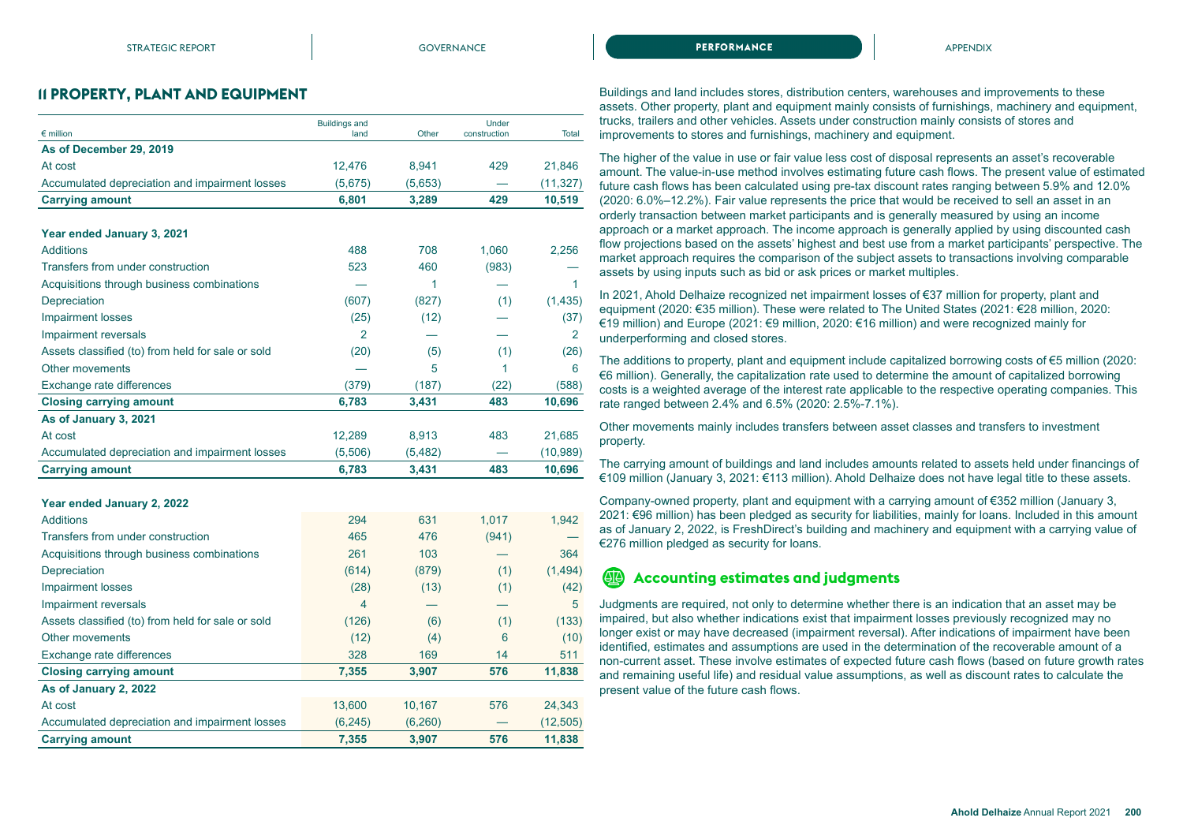## 11 PROPERTY, PLANT AND EQUIPMENT

| € million | Buildings and land | Other | Under construction | Total |
|---|---|---|---|---|
| **As of December 29, 2019** | | | | |
| At cost | 12,476 | 8,941 | 429 | 21,846 |
| Accumulated depreciation and impairment losses | (5,675) | (5,653) | — | (11,327) |
| **Carrying amount** | **6,801** | **3,289** | **429** | **10,519** |
| | | | | |
| **Year ended January 3, 2021** | | | | |
| Additions | 488 | 708 | 1,060 | 2,256 |
| Transfers from under construction | 523 | 460 | (983) | — |
| Acquisitions through business combinations | — | 1 | — | 1 |
| Depreciation | (607) | (827) | (1) | (1,435) |
| Impairment losses | (25) | (12) | — | (37) |
| Impairment reversals | 2 | — | — | 2 |
| Assets classified (to) from held for sale or sold | (20) | (5) | (1) | (26) |
| Other movements | — | 5 | 1 | 6 |
| Exchange rate differences | (379) | (187) | (22) | (588) |
| **Closing carrying amount** | **6,783** | **3,431** | **483** | **10,696** |
| **As of January 3, 2021** | | | | |
| At cost | 12,289 | 8,913 | 483 | 21,685 |
| Accumulated depreciation and impairment losses | (5,506) | (5,482) | — | (10,989) |
| **Carrying amount** | **6,783** | **3,431** | **483** | **10,696** |
| | | | | |
| **Year ended January 2, 2022** | | | | |
| Additions | 294 | 631 | 1,017 | 1,942 |
| Transfers from under construction | 465 | 476 | (941) | — |
| Acquisitions through business combinations | 261 | 103 | — | 364 |
| Depreciation | (614) | (879) | (1) | (1,494) |
| Impairment losses | (28) | (13) | (1) | (42) |
| Impairment reversals | 4 | — | — | 5 |
| Assets classified (to) from held for sale or sold | (126) | (6) | (1) | (133) |
| Other movements | (12) | (4) | 6 | (10) |
| Exchange rate differences | 328 | 169 | 14 | 511 |
| **Closing carrying amount** | **7,355** | **3,907** | **576** | **11,838** |
| **As of January 2, 2022** | | | | |
| At cost | 13,600 | 10,167 | 576 | 24,343 |
| Accumulated depreciation and impairment losses | (6,245) | (6,260) | — | (12,505) |
| **Carrying amount** | **7,355** | **3,907** | **576** | **11,838** |

Buildings and land includes stores, distribution centers, warehouses and improvements to these assets. Other property, plant and equipment mainly consists of furnishings, machinery and equipment, trucks, trailers and other vehicles. Assets under construction mainly consists of stores and improvements to stores and furnishings, machinery and equipment.

The higher of the value in use or fair value less cost of disposal represents an asset's recoverable amount. The value-in-use method involves estimating future cash flows. The present value of estimated future cash flows has been calculated using pre-tax discount rates ranging between 5.9% and 12.0% (2020: 6.0%–12.2%). Fair value represents the price that would be received to sell an asset in an orderly transaction between market participants and is generally measured by using an income approach or a market approach. The income approach is generally applied by using discounted cash flow projections based on the assets' highest and best use from a market participants' perspective. The market approach requires the comparison of the subject assets to transactions involving comparable assets by using inputs such as bid or ask prices or market multiples.

In 2021, Ahold Delhaize recognized net impairment losses of €37 million for property, plant and equipment (2020: €35 million). These were related to The United States (2021: €28 million, 2020: €19 million) and Europe (2021: €9 million, 2020: €16 million) and were recognized mainly for underperforming and closed stores.

The additions to property, plant and equipment include capitalized borrowing costs of €5 million (2020: €6 million). Generally, the capitalization rate used to determine the amount of capitalized borrowing costs is a weighted average of the interest rate applicable to the respective operating companies. This rate ranged between 2.4% and 6.5% (2020: 2.5%-7.1%).

Other movements mainly includes transfers between asset classes and transfers to investment property.

The carrying amount of buildings and land includes amounts related to assets held under financings of €109 million (January 3, 2021: €113 million). Ahold Delhaize does not have legal title to these assets.

Company-owned property, plant and equipment with a carrying amount of €352 million (January 3, 2021: €96 million) has been pledged as security for liabilities, mainly for loans. Included in this amount as of January 2, 2022, is FreshDirect's building and machinery and equipment with a carrying value of €276 million pledged as security for loans.

### Accounting estimates and judgments

Judgments are required, not only to determine whether there is an indication that an asset may be impaired, but also whether indications exist that impairment losses previously recognized may no longer exist or may have decreased (impairment reversal). After indications of impairment have been identified, estimates and assumptions are used in the determination of the recoverable amount of a non-current asset. These involve estimates of expected future cash flows (based on future growth rates and remaining useful life) and residual value assumptions, as well as discount rates to calculate the present value of the future cash flows.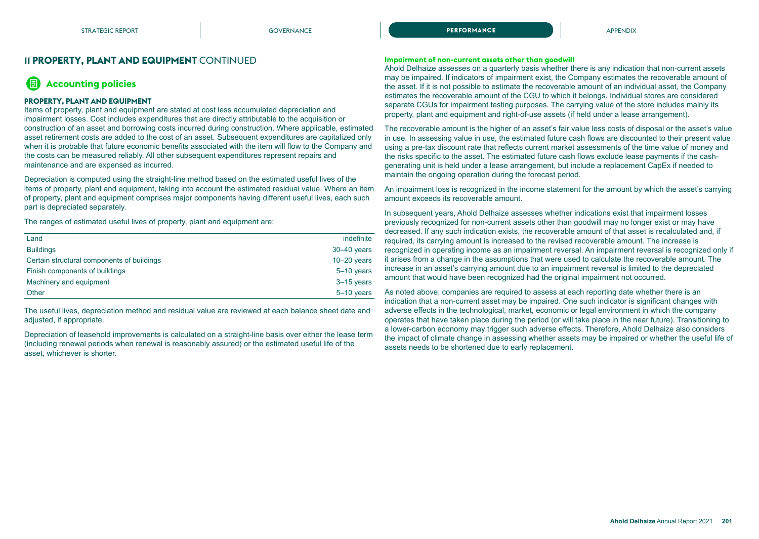## 11 PROPERTY, PLANT AND EQUIPMENT CONTINUED

### Accounting policies

#### PROPERTY, PLANT AND EQUIPMENT

Items of property, plant and equipment are stated at cost less accumulated depreciation and impairment losses. Cost includes expenditures that are directly attributable to the acquisition or construction of an asset and borrowing costs incurred during construction. Where applicable, estimated asset retirement costs are added to the cost of an asset. Subsequent expenditures are capitalized only when it is probable that future economic benefits associated with the item will flow to the Company and the costs can be measured reliably. All other subsequent expenditures represent repairs and maintenance and are expensed as incurred.

Depreciation is computed using the straight-line method based on the estimated useful lives of the items of property, plant and equipment, taking into account the estimated residual value. Where an item of property, plant and equipment comprises major components having different useful lives, each such part is depreciated separately.

The ranges of estimated useful lives of property, plant and equipment are:

| | |
|---|---|
| Land | indefinite |
| Buildings | 30–40 years |
| Certain structural components of buildings | 10–20 years |
| Finish components of buildings | 5–10 years |
| Machinery and equipment | 3–15 years |
| Other | 5–10 years |

The useful lives, depreciation method and residual value are reviewed at each balance sheet date and adjusted, if appropriate.

Depreciation of leasehold improvements is calculated on a straight-line basis over either the lease term (including renewal periods when renewal is reasonably assured) or the estimated useful life of the asset, whichever is shorter.

#### Impairment of non-current assets other than goodwill

Ahold Delhaize assesses on a quarterly basis whether there is any indication that non-current assets may be impaired. If indicators of impairment exist, the Company estimates the recoverable amount of the asset. If it is not possible to estimate the recoverable amount of an individual asset, the Company estimates the recoverable amount of the CGU to which it belongs. Individual stores are considered separate CGUs for impairment testing purposes. The carrying value of the store includes mainly its property, plant and equipment and right-of-use assets (if held under a lease arrangement).

The recoverable amount is the higher of an asset's fair value less costs of disposal or the asset's value in use. In assessing value in use, the estimated future cash flows are discounted to their present value using a pre-tax discount rate that reflects current market assessments of the time value of money and the risks specific to the asset. The estimated future cash flows exclude lease payments if the cash-generating unit is held under a lease arrangement, but include a replacement CapEx if needed to maintain the ongoing operation during the forecast period.

An impairment loss is recognized in the income statement for the amount by which the asset's carrying amount exceeds its recoverable amount.

In subsequent years, Ahold Delhaize assesses whether indications exist that impairment losses previously recognized for non-current assets other than goodwill may no longer exist or may have decreased. If any such indication exists, the recoverable amount of that asset is recalculated and, if required, its carrying amount is increased to the revised recoverable amount. The increase is recognized in operating income as an impairment reversal. An impairment reversal is recognized only if it arises from a change in the assumptions that were used to calculate the recoverable amount. The increase in an asset's carrying amount due to an impairment reversal is limited to the depreciated amount that would have been recognized had the original impairment not occurred.

As noted above, companies are required to assess at each reporting date whether there is an indication that a non-current asset may be impaired. One such indicator is significant changes with adverse effects in the technological, market, economic or legal environment in which the company operates that have taken place during the period (or will take place in the near future). Transitioning to a lower-carbon economy may trigger such adverse effects. Therefore, Ahold Delhaize also considers the impact of climate change in assessing whether assets may be impaired or whether the useful life of assets needs to be shortened due to early replacement.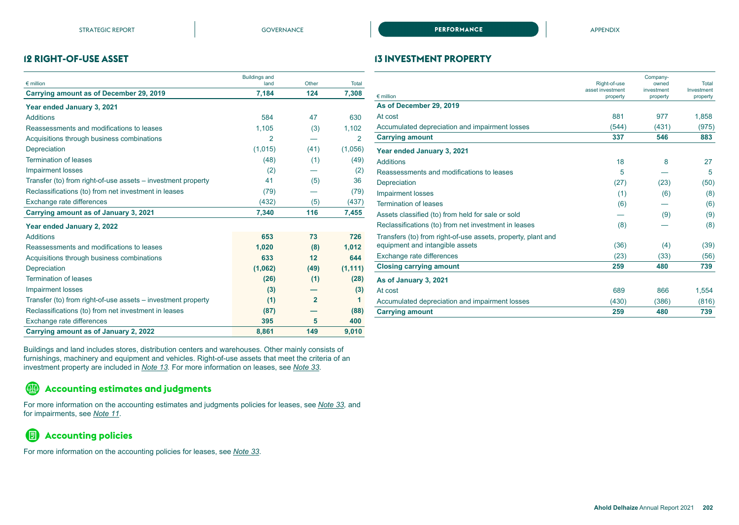## 12 RIGHT-OF-USE ASSET

| € million | Buildings and land | Other | Total |
|---|---|---|---|
| **Carrying amount as of December 29, 2019** | **7,184** | **124** | **7,308** |
| **Year ended January 3, 2021** | | | |
| Additions | 584 | 47 | 630 |
| Reassessments and modifications to leases | 1,105 | (3) | 1,102 |
| Acquisitions through business combinations | 2 | — | 2 |
| Depreciation | (1,015) | (41) | (1,056) |
| Termination of leases | (48) | (1) | (49) |
| Impairment losses | (2) | — | (2) |
| Transfer (to) from right-of-use assets – investment property | 41 | (5) | 36 |
| Reclassifications (to) from net investment in leases | (79) | — | (79) |
| Exchange rate differences | (432) | (5) | (437) |
| **Carrying amount as of January 3, 2021** | **7,340** | **116** | **7,455** |
| **Year ended January 2, 2022** | | | |
| Additions | **653** | **73** | **726** |
| Reassessments and modifications to leases | **1,020** | **(8)** | **1,012** |
| Acquisitions through business combinations | **633** | **12** | **644** |
| Depreciation | **(1,062)** | **(49)** | **(1,111)** |
| Termination of leases | **(26)** | **(1)** | **(28)** |
| Impairment losses | **(3)** | **—** | **(3)** |
| Transfer (to) from right-of-use assets – investment property | **(1)** | **2** | **1** |
| Reclassifications (to) from net investment in leases | **(87)** | **—** | **(88)** |
| Exchange rate differences | **395** | **5** | **400** |
| **Carrying amount as of January 2, 2022** | **8,861** | **149** | **9,010** |

Buildings and land includes stores, distribution centers and warehouses. Other mainly consists of furnishings, machinery and equipment and vehicles. Right-of-use assets that meet the criteria of an investment property are included in *Note 13*. For more information on leases, see *Note 33*.

### Accounting estimates and judgments

For more information on the accounting estimates and judgments policies for leases, see *Note 33*, and for impairments, see *Note 11*.

### Accounting policies

For more information on the accounting policies for leases, see *Note 33*.

## 13 INVESTMENT PROPERTY

| € million | Right-of-use asset investment property | Company-owned investment property | Total Investment property |
|---|---|---|---|
| **As of December 29, 2019** | | | |
| At cost | 881 | 977 | 1,858 |
| Accumulated depreciation and impairment losses | (544) | (431) | (975) |
| **Carrying amount** | **337** | **546** | **883** |
| **Year ended January 3, 2021** | | | |
| Additions | 18 | 8 | 27 |
| Reassessments and modifications to leases | 5 | — | 5 |
| Depreciation | (27) | (23) | (50) |
| Impairment losses | (1) | (6) | (8) |
| Termination of leases | (6) | — | (6) |
| Assets classified (to) from held for sale or sold | — | (9) | (9) |
| Reclassifications (to) from net investment in leases | (8) | — | (8) |
| Transfers (to) from right-of-use assets, property, plant and equipment and intangible assets | (36) | (4) | (39) |
| Exchange rate differences | (23) | (33) | (56) |
| **Closing carrying amount** | **259** | **480** | **739** |
| **As of January 3, 2021** | | | |
| At cost | 689 | 866 | 1,554 |
| Accumulated depreciation and impairment losses | (430) | (386) | (816) |
| **Carrying amount** | **259** | **480** | **739** |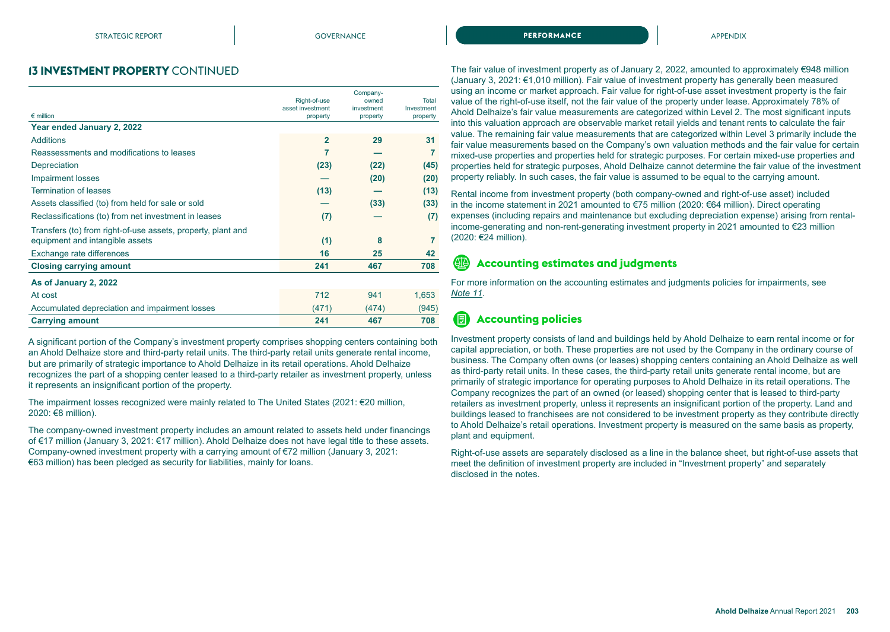## 13 INVESTMENT PROPERTY CONTINUED

| € million | Right-of-use asset investment property | Company-owned investment property | Total Investment property |
|---|---|---|---|
| **Year ended January 2, 2022** | | | |
| Additions | **2** | **29** | **31** |
| Reassessments and modifications to leases | **7** | **—** | **7** |
| Depreciation | **(23)** | **(22)** | **(45)** |
| Impairment losses | **—** | **(20)** | **(20)** |
| Termination of leases | **(13)** | **—** | **(13)** |
| Assets classified (to) from held for sale or sold | **—** | **(33)** | **(33)** |
| Reclassifications (to) from net investment in leases | **(7)** | **—** | **(7)** |
| Transfers (to) from right-of-use assets, property, plant and equipment and intangible assets | **(1)** | **8** | **7** |
| Exchange rate differences | **16** | **25** | **42** |
| **Closing carrying amount** | **241** | **467** | **708** |
| **As of January 2, 2022** | | | |
| At cost | 712 | 941 | 1,653 |
| Accumulated depreciation and impairment losses | (471) | (474) | (945) |
| **Carrying amount** | **241** | **467** | **708** |

A significant portion of the Company's investment property comprises shopping centers containing both an Ahold Delhaize store and third-party retail units. The third-party retail units generate rental income, but are primarily of strategic importance to Ahold Delhaize in its retail operations. Ahold Delhaize recognizes the part of a shopping center leased to a third-party retailer as investment property, unless it represents an insignificant portion of the property.

The impairment losses recognized were mainly related to The United States (2021: €20 million, 2020: €8 million).

The company-owned investment property includes an amount related to assets held under financings of €17 million (January 3, 2021: €17 million). Ahold Delhaize does not have legal title to these assets. Company-owned investment property with a carrying amount of €72 million (January 3, 2021: €63 million) has been pledged as security for liabilities, mainly for loans.

The fair value of investment property as of January 2, 2022, amounted to approximately €948 million (January 3, 2021: €1,010 million). Fair value of investment property has generally been measured using an income or market approach. Fair value for right-of-use asset investment property is the fair value of the right-of-use itself, not the fair value of the property under lease. Approximately 78% of Ahold Delhaize's fair value measurements are categorized within Level 2. The most significant inputs into this valuation approach are observable market retail yields and tenant rents to calculate the fair value. The remaining fair value measurements that are categorized within Level 3 primarily include the fair value measurements based on the Company's own valuation methods and the fair value for certain mixed-use properties and properties held for strategic purposes. For certain mixed-use properties and properties held for strategic purposes, Ahold Delhaize cannot determine the fair value of the investment property reliably. In such cases, the fair value is assumed to be equal to the carrying amount.

Rental income from investment property (both company-owned and right-of-use asset) included in the income statement in 2021 amounted to €75 million (2020: €64 million). Direct operating expenses (including repairs and maintenance but excluding depreciation expense) arising from rental-income-generating and non-rent-generating investment property in 2021 amounted to €23 million (2020: €24 million).

### Accounting estimates and judgments

For more information on the accounting estimates and judgments policies for impairments, see *Note 11*.

### Accounting policies

Investment property consists of land and buildings held by Ahold Delhaize to earn rental income or for capital appreciation, or both. These properties are not used by the Company in the ordinary course of business. The Company often owns (or leases) shopping centers containing an Ahold Delhaize as well as third-party retail units. In these cases, the third-party retail units generate rental income, but are primarily of strategic importance for operating purposes to Ahold Delhaize in its retail operations. The Company recognizes the part of an owned (or leased) shopping center that is leased to third-party retailers as investment property, unless it represents an insignificant portion of the property. Land and buildings leased to franchisees are not considered to be investment property as they contribute directly to Ahold Delhaize's retail operations. Investment property is measured on the same basis as property, plant and equipment.

Right-of-use assets are separately disclosed as a line in the balance sheet, but right-of-use assets that meet the definition of investment property are included in "Investment property" and separately disclosed in the notes.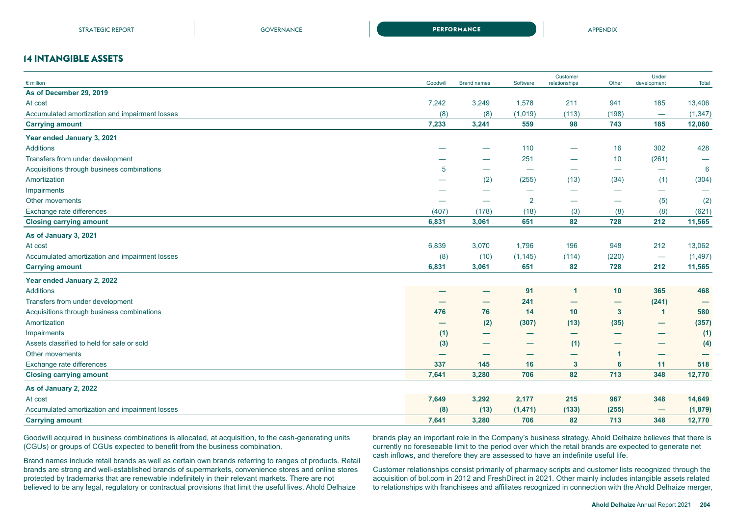## 14 INTANGIBLE ASSETS

| € million | Goodwill | Brand names | Software | Customer relationships | Other | Under development | Total |
|---|---|---|---|---|---|---|---|
| **As of December 29, 2019** | | | | | | | |
| At cost | 7,242 | 3,249 | 1,578 | 211 | 941 | 185 | 13,406 |
| Accumulated amortization and impairment losses | (8) | (8) | (1,019) | (113) | (198) | — | (1,347) |
| **Carrying amount** | **7,233** | **3,241** | **559** | **98** | **743** | **185** | **12,060** |
| **Year ended January 3, 2021** | | | | | | | |
| Additions | — | — | 110 | — | 16 | 302 | 428 |
| Transfers from under development | — | — | 251 | — | 10 | (261) | — |
| Acquisitions through business combinations | 5 | — | — | — | — | — | 6 |
| Amortization | — | (2) | (255) | (13) | (34) | (1) | (304) |
| Impairments | — | — | — | — | — | — | — |
| Other movements | — | — | 2 | — | — | (5) | (2) |
| Exchange rate differences | (407) | (178) | (18) | (3) | (8) | (8) | (621) |
| **Closing carrying amount** | **6,831** | **3,061** | **651** | **82** | **728** | **212** | **11,565** |
| **As of January 3, 2021** | | | | | | | |
| At cost | 6,839 | 3,070 | 1,796 | 196 | 948 | 212 | 13,062 |
| Accumulated amortization and impairment losses | (8) | (10) | (1,145) | (114) | (220) | — | (1,497) |
| **Carrying amount** | **6,831** | **3,061** | **651** | **82** | **728** | **212** | **11,565** |
| **Year ended January 2, 2022** | | | | | | | |
| Additions | **—** | **—** | **91** | **1** | **10** | **365** | **468** |
| Transfers from under development | **—** | **—** | **241** | **—** | **—** | **(241)** | **—** |
| Acquisitions through business combinations | **476** | **76** | **14** | **10** | **3** | **1** | **580** |
| Amortization | **—** | **(2)** | **(307)** | **(13)** | **(35)** | **—** | **(357)** |
| Impairments | **(1)** | **—** | **—** | **—** | **—** | **—** | **(1)** |
| Assets classified to held for sale or sold | **(3)** | **—** | **—** | **(1)** | **—** | **—** | **(4)** |
| Other movements | **—** | **—** | **—** | **—** | **1** | **—** | **—** |
| Exchange rate differences | **337** | **145** | **16** | **3** | **6** | **11** | **518** |
| **Closing carrying amount** | **7,641** | **3,280** | **706** | **82** | **713** | **348** | **12,770** |
| **As of January 2, 2022** | | | | | | | |
| At cost | **7,649** | **3,292** | **2,177** | **215** | **967** | **348** | **14,649** |
| Accumulated amortization and impairment losses | **(8)** | **(13)** | **(1,471)** | **(133)** | **(255)** | **—** | **(1,879)** |
| **Carrying amount** | **7,641** | **3,280** | **706** | **82** | **713** | **348** | **12,770** |

Goodwill acquired in business combinations is allocated, at acquisition, to the cash-generating units (CGUs) or groups of CGUs expected to benefit from the business combination.

Brand names include retail brands as well as certain own brands referring to ranges of products. Retail brands are strong and well-established brands of supermarkets, convenience stores and online stores protected by trademarks that are renewable indefinitely in their relevant markets. There are not believed to be any legal, regulatory or contractual provisions that limit the useful lives. Ahold Delhaize brands play an important role in the Company's business strategy. Ahold Delhaize believes that there is currently no foreseeable limit to the period over which the retail brands are expected to generate net cash inflows, and therefore they are assessed to have an indefinite useful life.

Customer relationships consist primarily of pharmacy scripts and customer lists recognized through the acquisition of bol.com in 2012 and FreshDirect in 2021. Other mainly includes intangible assets related to relationships with franchisees and affiliates recognized in connection with the Ahold Delhaize merger,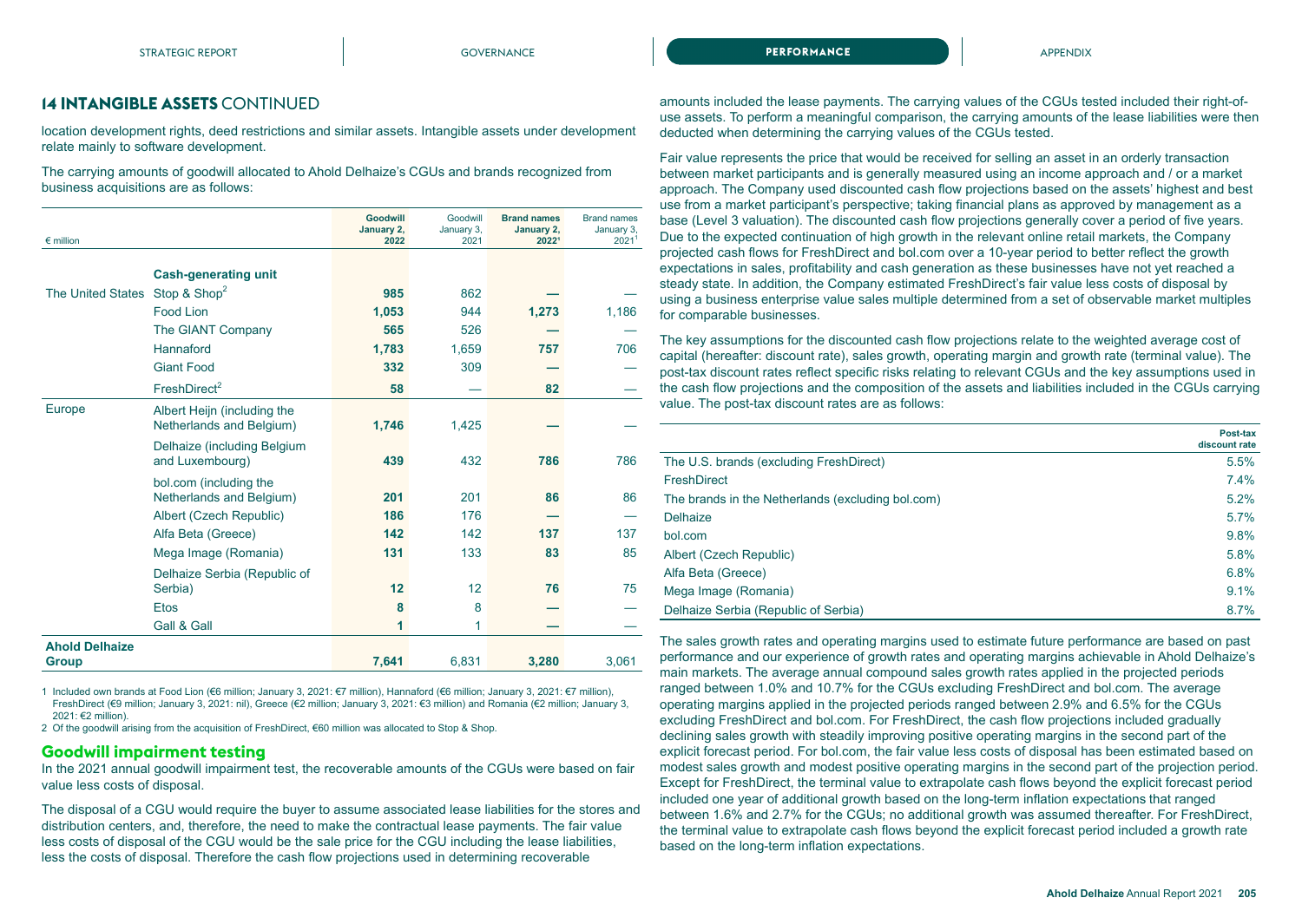## 14 INTANGIBLE ASSETS CONTINUED

location development rights, deed restrictions and similar assets. Intangible assets under development relate mainly to software development.

The carrying amounts of goodwill allocated to Ahold Delhaize's CGUs and brands recognized from business acquisitions are as follows:

| € million | | Goodwill January 2, 2022 | Goodwill January 3, 2021 | Brand names January 2, 2022[1] | Brand names January 3, 2021[1] |
|---|---|---|---|---|---|
| | **Cash-generating unit** | | | | |
| The United States | Stop & Shop[2] | **985** | 862 | **—** | — |
| | Food Lion | **1,053** | 944 | **1,273** | 1,186 |
| | The GIANT Company | **565** | 526 | **—** | — |
| | Hannaford | **1,783** | 1,659 | **757** | 706 |
| | Giant Food | **332** | 309 | **—** | — |
| | FreshDirect[2] | **58** | — | **82** | — |
| Europe | Albert Heijn (including the Netherlands and Belgium) | **1,746** | 1,425 | **—** | — |
| | Delhaize (including Belgium and Luxembourg) | **439** | 432 | **786** | 786 |
| | bol.com (including the Netherlands and Belgium) | **201** | 201 | **86** | 86 |
| | Albert (Czech Republic) | **186** | 176 | **—** | — |
| | Alfa Beta (Greece) | **142** | 142 | **137** | 137 |
| | Mega Image (Romania) | **131** | 133 | **83** | 85 |
| | Delhaize Serbia (Republic of Serbia) | **12** | 12 | **76** | 75 |
| | Etos | **8** | 8 | **—** | — |
| | Gall & Gall | **1** | 1 | **—** | — |
| **Ahold Delhaize Group** | | **7,641** | 6,831 | **3,280** | 3,061 |

1 Included own brands at Food Lion (€6 million; January 3, 2021: €7 million), Hannaford (€6 million; January 3, 2021: €7 million), FreshDirect (€9 million; January 3, 2021: nil), Greece (€2 million; January 3, 2021: €3 million) and Romania (€2 million; January 3, 2021: €2 million).

2 Of the goodwill arising from the acquisition of FreshDirect, €60 million was allocated to Stop & Shop.

### Goodwill impairment testing

In the 2021 annual goodwill impairment test, the recoverable amounts of the CGUs were based on fair value less costs of disposal.

The disposal of a CGU would require the buyer to assume associated lease liabilities for the stores and distribution centers, and, therefore, the need to make the contractual lease payments. The fair value less costs of disposal of the CGU would be the sale price for the CGU including the lease liabilities, less the costs of disposal. Therefore the cash flow projections used in determining recoverable amounts included the lease payments. The carrying values of the CGUs tested included their right-of-use assets. To perform a meaningful comparison, the carrying amounts of the lease liabilities were then deducted when determining the carrying values of the CGUs tested.

Fair value represents the price that would be received for selling an asset in an orderly transaction between market participants and is generally measured using an income approach and / or a market approach. The Company used discounted cash flow projections based on the assets' highest and best use from a market participant's perspective; taking financial plans as approved by management as a base (Level 3 valuation). The discounted cash flow projections generally cover a period of five years. Due to the expected continuation of high growth in the relevant online retail markets, the Company projected cash flows for FreshDirect and bol.com over a 10-year period to better reflect the growth expectations in sales, profitability and cash generation as these businesses have not yet reached a steady state. In addition, the Company estimated FreshDirect's fair value less costs of disposal by using a business enterprise value sales multiple determined from a set of observable market multiples for comparable businesses.

The key assumptions for the discounted cash flow projections relate to the weighted average cost of capital (hereafter: discount rate), sales growth, operating margin and growth rate (terminal value). The post-tax discount rates reflect specific risks relating to relevant CGUs and the key assumptions used in the cash flow projections and the composition of the assets and liabilities included in the CGUs carrying value. The post-tax discount rates are as follows:

| | Post-tax discount rate |
|---|---|
| The U.S. brands (excluding FreshDirect) | 5.5% |
| FreshDirect | 7.4% |
| The brands in the Netherlands (excluding bol.com) | 5.2% |
| Delhaize | 5.7% |
| bol.com | 9.8% |
| Albert (Czech Republic) | 5.8% |
| Alfa Beta (Greece) | 6.8% |
| Mega Image (Romania) | 9.1% |
| Delhaize Serbia (Republic of Serbia) | 8.7% |

The sales growth rates and operating margins used to estimate future performance are based on past performance and our experience of growth rates and operating margins achievable in Ahold Delhaize's main markets. The average annual compound sales growth rates applied in the projected periods ranged between 1.0% and 10.7% for the CGUs excluding FreshDirect and bol.com. The average operating margins applied in the projected periods ranged between 2.9% and 6.5% for the CGUs excluding FreshDirect and bol.com. For FreshDirect, the cash flow projections included gradually declining sales growth with steadily improving positive operating margins in the second part of the explicit forecast period. For bol.com, the fair value less costs of disposal has been estimated based on modest sales growth and modest positive operating margins in the second part of the projection period. Except for FreshDirect, the terminal value to extrapolate cash flows beyond the explicit forecast period included one year of additional growth based on the long-term inflation expectations that ranged between 1.6% and 2.7% for the CGUs; no additional growth was assumed thereafter. For FreshDirect, the terminal value to extrapolate cash flows beyond the explicit forecast period included a growth rate based on the long-term inflation expectations.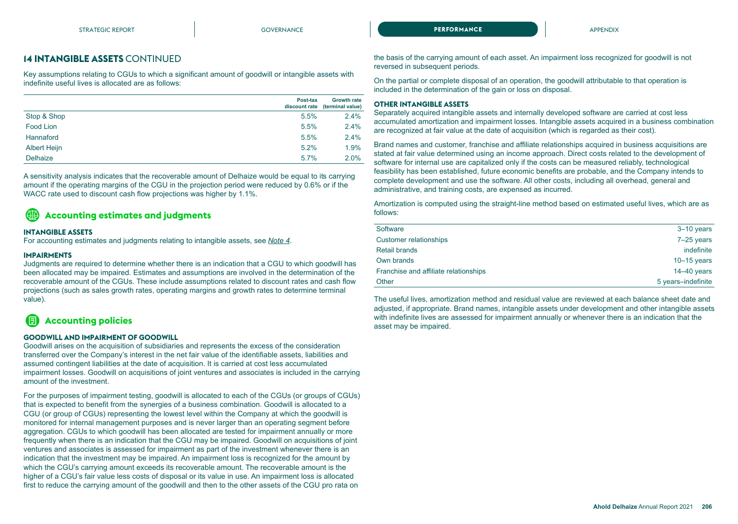## 14 INTANGIBLE ASSETS CONTINUED

Key assumptions relating to CGUs to which a significant amount of goodwill or intangible assets with indefinite useful lives is allocated are as follows:

| | Post-tax discount rate | Growth rate (terminal value) |
|---|---|---|
| Stop & Shop | 5.5% | 2.4% |
| Food Lion | 5.5% | 2.4% |
| Hannaford | 5.5% | 2.4% |
| Albert Heijn | 5.2% | 1.9% |
| Delhaize | 5.7% | 2.0% |

A sensitivity analysis indicates that the recoverable amount of Delhaize would be equal to its carrying amount if the operating margins of the CGU in the projection period were reduced by 0.6% or if the WACC rate used to discount cash flow projections was higher by 1.1%.

## Accounting estimates and judgments

### INTANGIBLE ASSETS

For accounting estimates and judgments relating to intangible assets, see *Note 4*.

### IMPAIRMENTS

Judgments are required to determine whether there is an indication that a CGU to which goodwill has been allocated may be impaired. Estimates and assumptions are involved in the determination of the recoverable amount of the CGUs. These include assumptions related to discount rates and cash flow projections (such as sales growth rates, operating margins and growth rates to determine terminal value).

## Accounting policies

### GOODWILL AND IMPAIRMENT OF GOODWILL

Goodwill arises on the acquisition of subsidiaries and represents the excess of the consideration transferred over the Company's interest in the net fair value of the identifiable assets, liabilities and assumed contingent liabilities at the date of acquisition. It is carried at cost less accumulated impairment losses. Goodwill on acquisitions of joint ventures and associates is included in the carrying amount of the investment.

For the purposes of impairment testing, goodwill is allocated to each of the CGUs (or groups of CGUs) that is expected to benefit from the synergies of a business combination. Goodwill is allocated to a CGU (or group of CGUs) representing the lowest level within the Company at which the goodwill is monitored for internal management purposes and is never larger than an operating segment before aggregation. CGUs to which goodwill has been allocated are tested for impairment annually or more frequently when there is an indication that the CGU may be impaired. Goodwill on acquisitions of joint ventures and associates is assessed for impairment as part of the investment whenever there is an indication that the investment may be impaired. An impairment loss is recognized for the amount by which the CGU's carrying amount exceeds its recoverable amount. The recoverable amount is the higher of a CGU's fair value less costs of disposal or its value in use. An impairment loss is allocated first to reduce the carrying amount of the goodwill and then to the other assets of the CGU pro rata on the basis of the carrying amount of each asset. An impairment loss recognized for goodwill is not reversed in subsequent periods.

On the partial or complete disposal of an operation, the goodwill attributable to that operation is included in the determination of the gain or loss on disposal.

### OTHER INTANGIBLE ASSETS

Separately acquired intangible assets and internally developed software are carried at cost less accumulated amortization and impairment losses. Intangible assets acquired in a business combination are recognized at fair value at the date of acquisition (which is regarded as their cost).

Brand names and customer, franchise and affiliate relationships acquired in business acquisitions are stated at fair value determined using an income approach. Direct costs related to the development of software for internal use are capitalized only if the costs can be measured reliably, technological feasibility has been established, future economic benefits are probable, and the Company intends to complete development and use the software. All other costs, including all overhead, general and administrative, and training costs, are expensed as incurred.

Amortization is computed using the straight-line method based on estimated useful lives, which are as follows:

| | |
|---|---|
| Software | 3–10 years |
| Customer relationships | 7–25 years |
| Retail brands | indefinite |
| Own brands | 10–15 years |
| Franchise and affiliate relationships | 14–40 years |
| Other | 5 years–indefinite |

The useful lives, amortization method and residual value are reviewed at each balance sheet date and adjusted, if appropriate. Brand names, intangible assets under development and other intangible assets with indefinite lives are assessed for impairment annually or whenever there is an indication that the asset may be impaired.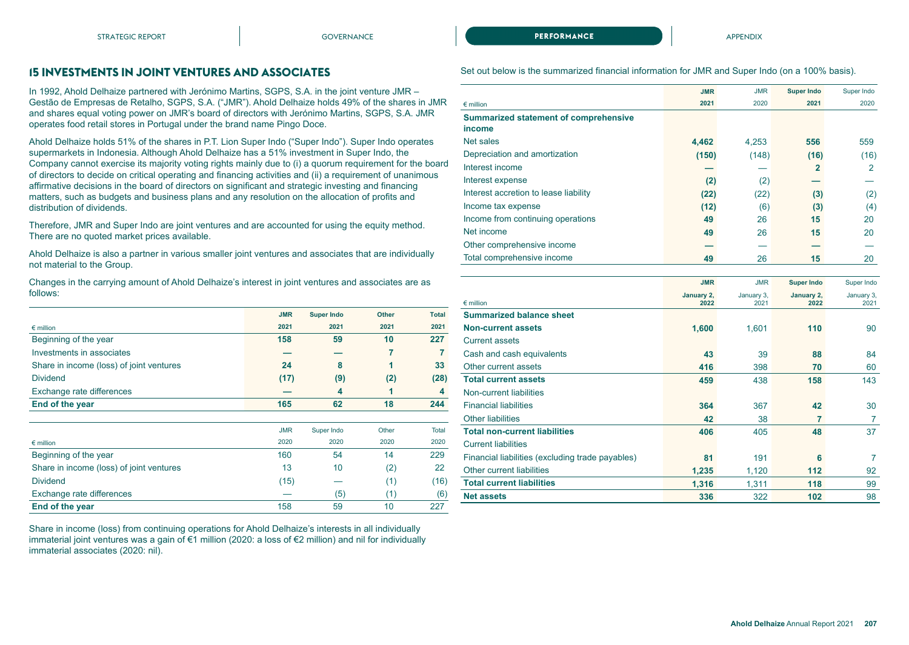## 15 INVESTMENTS IN JOINT VENTURES AND ASSOCIATES

In 1992, Ahold Delhaize partnered with Jerónimo Martins, SGPS, S.A. in the joint venture JMR – Gestão de Empresas de Retalho, SGPS, S.A. ("JMR"). Ahold Delhaize holds 49% of the shares in JMR and shares equal voting power on JMR's board of directors with Jerónimo Martins, SGPS, S.A. JMR operates food retail stores in Portugal under the brand name Pingo Doce.

Ahold Delhaize holds 51% of the shares in P.T. Lion Super Indo ("Super Indo"). Super Indo operates supermarkets in Indonesia. Although Ahold Delhaize has a 51% investment in Super Indo, the Company cannot exercise its majority voting rights mainly due to (i) a quorum requirement for the board of directors to decide on critical operating and financing activities and (ii) a requirement of unanimous affirmative decisions in the board of directors on significant and strategic investing and financing matters, such as budgets and business plans and any resolution on the allocation of profits and distribution of dividends.

Therefore, JMR and Super Indo are joint ventures and are accounted for using the equity method. There are no quoted market prices available.

Ahold Delhaize is also a partner in various smaller joint ventures and associates that are individually not material to the Group.

Changes in the carrying amount of Ahold Delhaize's interest in joint ventures and associates are as follows:

| € million | JMR 2021 | Super Indo 2021 | Other 2021 | Total 2021 |
|---|---|---|---|---|
| Beginning of the year | **158** | **59** | **10** | **227** |
| Investments in associates | **—** | **—** | **7** | **7** |
| Share in income (loss) of joint ventures | **24** | **8** | **1** | **33** |
| Dividend | **(17)** | **(9)** | **(2)** | **(28)** |
| Exchange rate differences | **—** | **4** | **1** | **4** |
| **End of the year** | **165** | **62** | **18** | **244** |

| € million | JMR 2020 | Super Indo 2020 | Other 2020 | Total 2020 |
|---|---|---|---|---|
| Beginning of the year | 160 | 54 | 14 | 229 |
| Share in income (loss) of joint ventures | 13 | 10 | (2) | 22 |
| Dividend | (15) | — | (1) | (16) |
| Exchange rate differences | — | (5) | (1) | (6) |
| **End of the year** | 158 | 59 | 10 | 227 |

Share in income (loss) from continuing operations for Ahold Delhaize's interests in all individually immaterial joint ventures was a gain of €1 million (2020: a loss of €2 million) and nil for individually immaterial associates (2020: nil).

Set out below is the summarized financial information for JMR and Super Indo (on a 100% basis).

| € million | JMR 2021 | JMR 2020 | Super Indo 2021 | Super Indo 2020 |
|---|---|---|---|---|
| **Summarized statement of comprehensive income** | | | | |
| Net sales | **4,462** | 4,253 | **556** | 559 |
| Depreciation and amortization | **(150)** | (148) | **(16)** | (16) |
| Interest income | **—** | — | **2** | 2 |
| Interest expense | **(2)** | (2) | **—** | — |
| Interest accretion to lease liability | **(22)** | (22) | **(3)** | (2) |
| Income tax expense | **(12)** | (6) | **(3)** | (4) |
| Income from continuing operations | **49** | 26 | **15** | 20 |
| Net income | **49** | 26 | **15** | 20 |
| Other comprehensive income | **—** | — | **—** | — |
| Total comprehensive income | **49** | 26 | **15** | 20 |

| € million | JMR January 2, 2022 | JMR January 3, 2021 | Super Indo January 2, 2022 | Super Indo January 3, 2021 |
|---|---|---|---|---|
| **Summarized balance sheet** | | | | |
| **Non-current assets** | **1,600** | 1,601 | **110** | 90 |
| Current assets | | | | |
| Cash and cash equivalents | **43** | 39 | **88** | 84 |
| Other current assets | **416** | 398 | **70** | 60 |
| **Total current assets** | **459** | 438 | **158** | 143 |
| Non-current liabilities | | | | |
| Financial liabilities | **364** | 367 | **42** | 30 |
| Other liabilities | **42** | 38 | **7** | 7 |
| **Total non-current liabilities** | **406** | 405 | **48** | 37 |
| Current liabilities | | | | |
| Financial liabilities (excluding trade payables) | **81** | 191 | **6** | 7 |
| Other current liabilities | **1,235** | 1,120 | **112** | 92 |
| **Total current liabilities** | **1,316** | 1,311 | **118** | 99 |
| **Net assets** | **336** | 322 | **102** | 98 |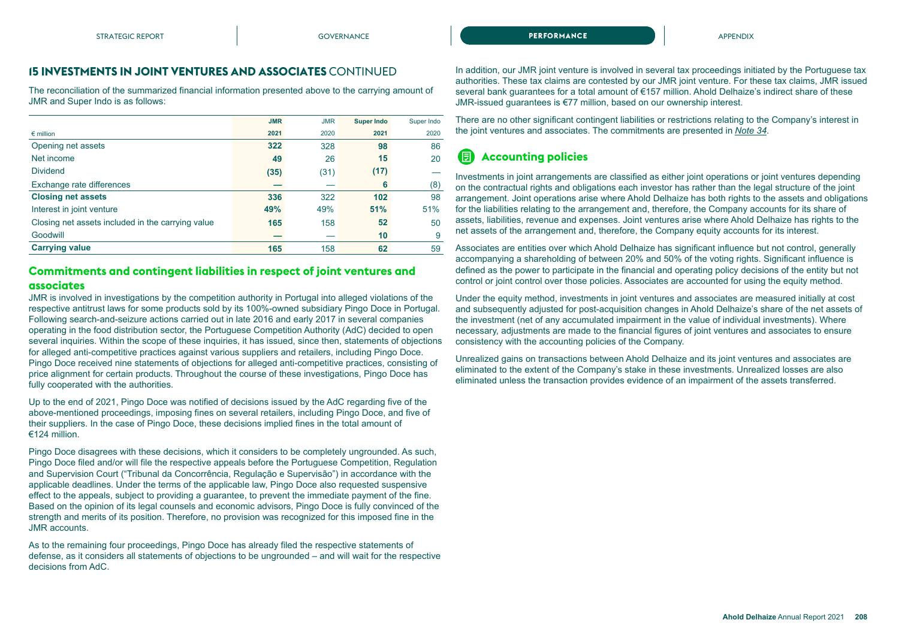## 15 INVESTMENTS IN JOINT VENTURES AND ASSOCIATES CONTINUED

The reconciliation of the summarized financial information presented above to the carrying amount of JMR and Super Indo is as follows:

| € million | JMR 2021 | JMR 2020 | Super Indo 2021 | Super Indo 2020 |
|---|---|---|---|---|
| Opening net assets | **322** | 328 | **98** | 86 |
| Net income | **49** | 26 | **15** | 20 |
| Dividend | **(35)** | (31) | **(17)** | — |
| Exchange rate differences | **—** | — | **6** | (8) |
| **Closing net assets** | **336** | 322 | **102** | 98 |
| Interest in joint venture | **49%** | 49% | **51%** | 51% |
| Closing net assets included in the carrying value | **165** | 158 | **52** | 50 |
| Goodwill | **—** | — | **10** | 9 |
| **Carrying value** | **165** | 158 | **62** | 59 |

### Commitments and contingent liabilities in respect of joint ventures and associates

JMR is involved in investigations by the competition authority in Portugal into alleged violations of the respective antitrust laws for some products sold by its 100%-owned subsidiary Pingo Doce in Portugal. Following search-and-seizure actions carried out in late 2016 and early 2017 in several companies operating in the food distribution sector, the Portuguese Competition Authority (AdC) decided to open several inquiries. Within the scope of these inquiries, it has issued, since then, statements of objections for alleged anti-competitive practices against various suppliers and retailers, including Pingo Doce. Pingo Doce received nine statements of objections for alleged anti-competitive practices, consisting of price alignment for certain products. Throughout the course of these investigations, Pingo Doce has fully cooperated with the authorities.

Up to the end of 2021, Pingo Doce was notified of decisions issued by the AdC regarding five of the above-mentioned proceedings, imposing fines on several retailers, including Pingo Doce, and five of their suppliers. In the case of Pingo Doce, these decisions implied fines in the total amount of €124 million.

Pingo Doce disagrees with these decisions, which it considers to be completely ungrounded. As such, Pingo Doce filed and/or will file the respective appeals before the Portuguese Competition, Regulation and Supervision Court ("Tribunal da Concorrência, Regulação e Supervisão") in accordance with the applicable deadlines. Under the terms of the applicable law, Pingo Doce also requested suspensive effect to the appeals, subject to providing a guarantee, to prevent the immediate payment of the fine. Based on the opinion of its legal counsels and economic advisors, Pingo Doce is fully convinced of the strength and merits of its position. Therefore, no provision was recognized for this imposed fine in the JMR accounts.

As to the remaining four proceedings, Pingo Doce has already filed the respective statements of defense, as it considers all statements of objections to be ungrounded – and will wait for the respective decisions from AdC.

In addition, our JMR joint venture is involved in several tax proceedings initiated by the Portuguese tax authorities. These tax claims are contested by our JMR joint venture. For these tax claims, JMR issued several bank guarantees for a total amount of €157 million. Ahold Delhaize's indirect share of these JMR-issued guarantees is €77 million, based on our ownership interest.

There are no other significant contingent liabilities or restrictions relating to the Company's interest in the joint ventures and associates. The commitments are presented in *Note 34*.

### Accounting policies

Investments in joint arrangements are classified as either joint operations or joint ventures depending on the contractual rights and obligations each investor has rather than the legal structure of the joint arrangement. Joint operations arise where Ahold Delhaize has both rights to the assets and obligations for the liabilities relating to the arrangement and, therefore, the Company accounts for its share of assets, liabilities, revenue and expenses. Joint ventures arise where Ahold Delhaize has rights to the net assets of the arrangement and, therefore, the Company equity accounts for its interest.

Associates are entities over which Ahold Delhaize has significant influence but not control, generally accompanying a shareholding of between 20% and 50% of the voting rights. Significant influence is defined as the power to participate in the financial and operating policy decisions of the entity but not control or joint control over those policies. Associates are accounted for using the equity method.

Under the equity method, investments in joint ventures and associates are measured initially at cost and subsequently adjusted for post-acquisition changes in Ahold Delhaize's share of the net assets of the investment (net of any accumulated impairment in the value of individual investments). Where necessary, adjustments are made to the financial figures of joint ventures and associates to ensure consistency with the accounting policies of the Company.

Unrealized gains on transactions between Ahold Delhaize and its joint ventures and associates are eliminated to the extent of the Company's stake in these investments. Unrealized losses are also eliminated unless the transaction provides evidence of an impairment of the assets transferred.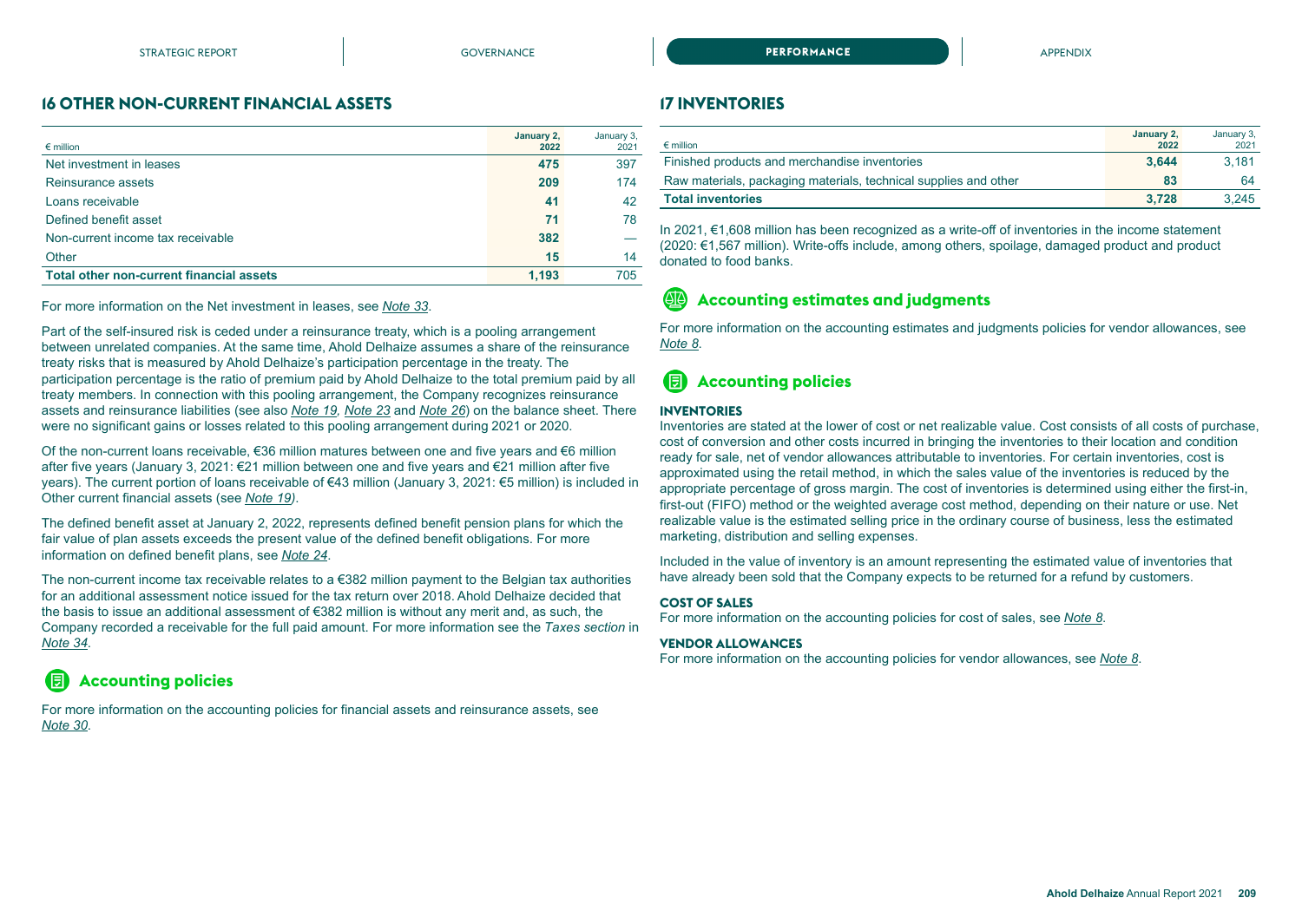## 16 OTHER NON-CURRENT FINANCIAL ASSETS

| € million | January 2, 2022 | January 3, 2021 |
|---|---|---|
| Net investment in leases | **475** | 397 |
| Reinsurance assets | **209** | 174 |
| Loans receivable | **41** | 42 |
| Defined benefit asset | **71** | 78 |
| Non-current income tax receivable | **382** | — |
| Other | **15** | 14 |
| **Total other non-current financial assets** | **1,193** | 705 |

For more information on the Net investment in leases, see *Note 33*.

Part of the self-insured risk is ceded under a reinsurance treaty, which is a pooling arrangement between unrelated companies. At the same time, Ahold Delhaize assumes a share of the reinsurance treaty risks that is measured by Ahold Delhaize's participation percentage in the treaty. The participation percentage is the ratio of premium paid by Ahold Delhaize to the total premium paid by all treaty members. In connection with this pooling arrangement, the Company recognizes reinsurance assets and reinsurance liabilities (see also *Note 19*, *Note 23* and *Note 26*) on the balance sheet. There were no significant gains or losses related to this pooling arrangement during 2021 or 2020.

Of the non-current loans receivable, €36 million matures between one and five years and €6 million after five years (January 3, 2021: €21 million between one and five years and €21 million after five years). The current portion of loans receivable of €43 million (January 3, 2021: €5 million) is included in Other current financial assets (see *Note 19)*.

The defined benefit asset at January 2, 2022, represents defined benefit pension plans for which the fair value of plan assets exceeds the present value of the defined benefit obligations. For more information on defined benefit plans, see *Note 24*.

The non-current income tax receivable relates to a €382 million payment to the Belgian tax authorities for an additional assessment notice issued for the tax return over 2018. Ahold Delhaize decided that the basis to issue an additional assessment of €382 million is without any merit and, as such, the Company recorded a receivable for the full paid amount. For more information see the *Taxes section* in *Note 34*.

### Accounting policies

For more information on the accounting policies for financial assets and reinsurance assets, see *Note 30*.

## 17 INVENTORIES

| € million | January 2, 2022 | January 3, 2021 |
|---|---|---|
| Finished products and merchandise inventories | **3,644** | 3,181 |
| Raw materials, packaging materials, technical supplies and other | **83** | 64 |
| **Total inventories** | **3,728** | 3,245 |

In 2021, €1,608 million has been recognized as a write-off of inventories in the income statement (2020: €1,567 million). Write-offs include, among others, spoilage, damaged product and product donated to food banks.

### Accounting estimates and judgments

For more information on the accounting estimates and judgments policies for vendor allowances, see *Note 8*.

### Accounting policies

#### INVENTORIES

Inventories are stated at the lower of cost or net realizable value. Cost consists of all costs of purchase, cost of conversion and other costs incurred in bringing the inventories to their location and condition ready for sale, net of vendor allowances attributable to inventories. For certain inventories, cost is approximated using the retail method, in which the sales value of the inventories is reduced by the appropriate percentage of gross margin. The cost of inventories is determined using either the first-in, first-out (FIFO) method or the weighted average cost method, depending on their nature or use. Net realizable value is the estimated selling price in the ordinary course of business, less the estimated marketing, distribution and selling expenses.

Included in the value of inventory is an amount representing the estimated value of inventories that have already been sold that the Company expects to be returned for a refund by customers.

#### COST OF SALES

For more information on the accounting policies for cost of sales, see *Note 8*.

#### VENDOR ALLOWANCES

For more information on the accounting policies for vendor allowances, see *Note 8*.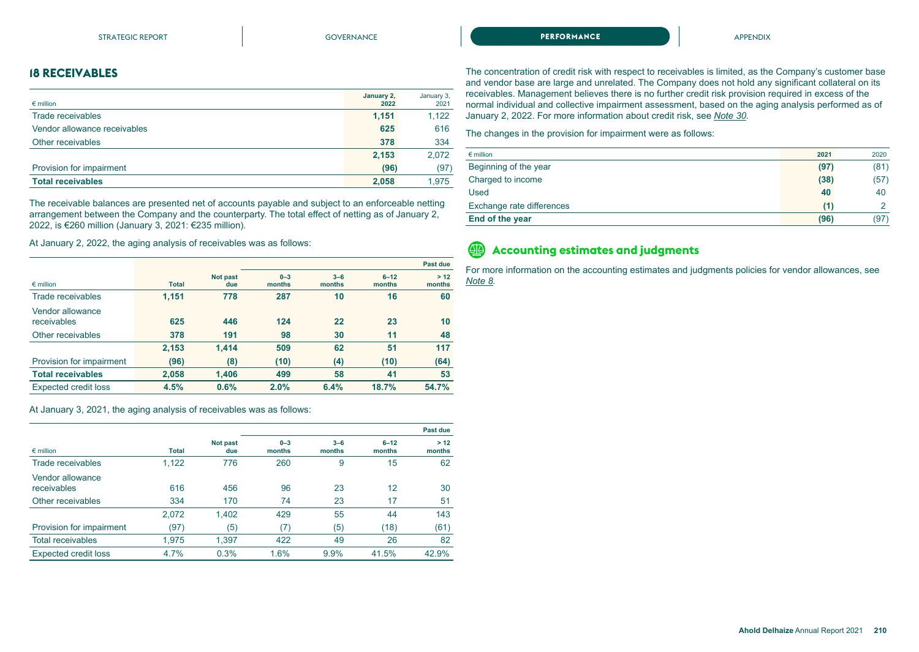## 18 RECEIVABLES

| € million | January 2, 2022 | January 3, 2021 |
|---|---|---|
| Trade receivables | **1,151** | 1,122 |
| Vendor allowance receivables | **625** | 616 |
| Other receivables | **378** | 334 |
| | **2,153** | 2,072 |
| Provision for impairment | **(96)** | (97) |
| **Total receivables** | **2,058** | 1,975 |

The receivable balances are presented net of accounts payable and subject to an enforceable netting arrangement between the Company and the counterparty. The total effect of netting as of January 2, 2022, is €260 million (January 3, 2021: €235 million).

At January 2, 2022, the aging analysis of receivables was as follows:

| € million | Total | Not past due | Past due 0–3 months | 3–6 months | 6–12 months | > 12 months |
|---|---|---|---|---|---|---|
| Trade receivables | **1,151** | **778** | **287** | **10** | **16** | **60** |
| Vendor allowance receivables | **625** | **446** | **124** | **22** | **23** | **10** |
| Other receivables | **378** | **191** | **98** | **30** | **11** | **48** |
| | **2,153** | **1,414** | **509** | **62** | **51** | **117** |
| Provision for impairment | **(96)** | **(8)** | **(10)** | **(4)** | **(10)** | **(64)** |
| **Total receivables** | **2,058** | **1,406** | **499** | **58** | **41** | **53** |
| Expected credit loss | **4.5%** | **0.6%** | **2.0%** | **6.4%** | **18.7%** | **54.7%** |

At January 3, 2021, the aging analysis of receivables was as follows:

| € million | Total | Not past due | Past due 0–3 months | 3–6 months | 6–12 months | > 12 months |
|---|---|---|---|---|---|---|
| Trade receivables | 1,122 | 776 | 260 | 9 | 15 | 62 |
| Vendor allowance receivables | 616 | 456 | 96 | 23 | 12 | 30 |
| Other receivables | 334 | 170 | 74 | 23 | 17 | 51 |
| | 2,072 | 1,402 | 429 | 55 | 44 | 143 |
| Provision for impairment | (97) | (5) | (7) | (5) | (18) | (61) |
| Total receivables | 1,975 | 1,397 | 422 | 49 | 26 | 82 |
| Expected credit loss | 4.7% | 0.3% | 1.6% | 9.9% | 41.5% | 42.9% |

The concentration of credit risk with respect to receivables is limited, as the Company's customer base and vendor base are large and unrelated. The Company does not hold any significant collateral on its receivables. Management believes there is no further credit risk provision required in excess of the normal individual and collective impairment assessment, based on the aging analysis performed as of January 2, 2022. For more information about credit risk, see *Note 30*.

The changes in the provision for impairment were as follows:

| € million | 2021 | 2020 |
|---|---|---|
| Beginning of the year | **(97)** | (81) |
| Charged to income | **(38)** | (57) |
| Used | **40** | 40 |
| Exchange rate differences | **(1)** | 2 |
| **End of the year** | **(96)** | (97) |

### Accounting estimates and judgments

For more information on the accounting estimates and judgments policies for vendor allowances, see *Note 8*.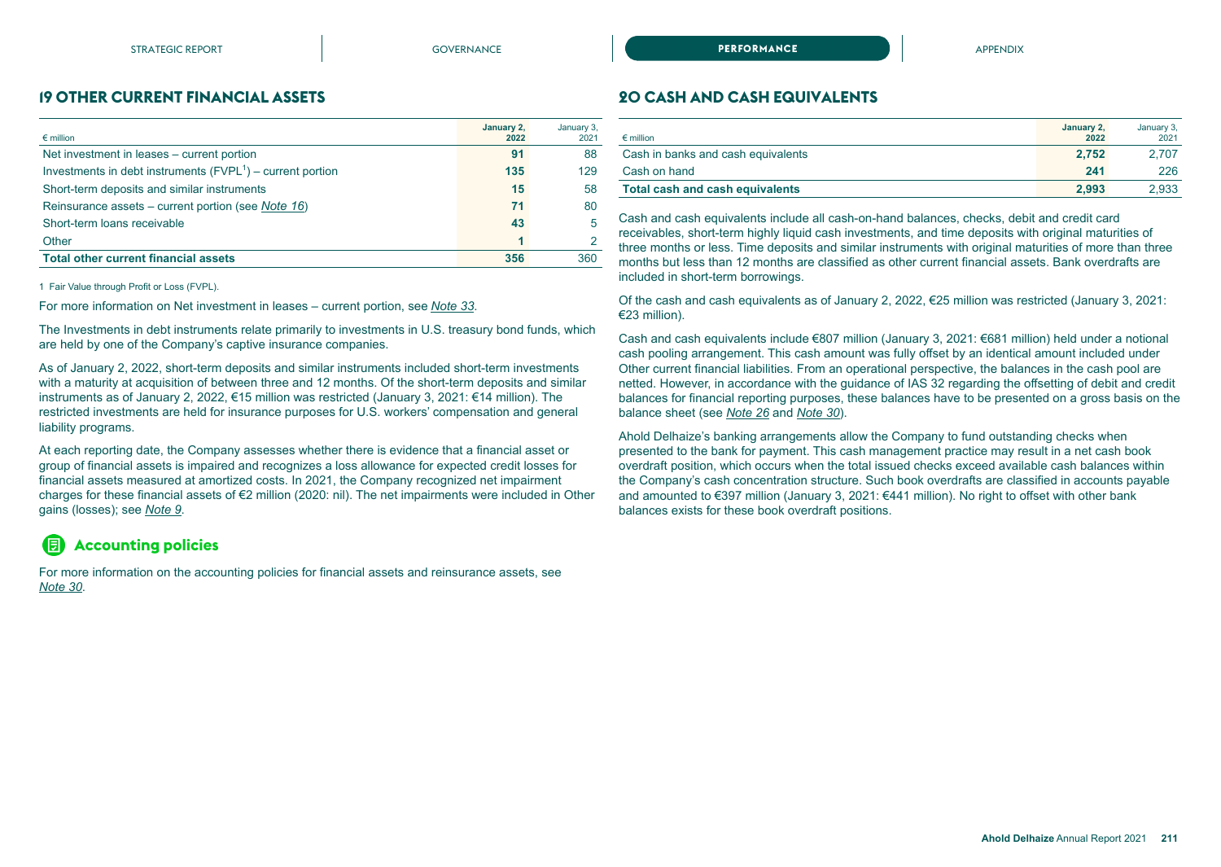## 19 OTHER CURRENT FINANCIAL ASSETS

| € million | January 2, 2022 | January 3, 2021 |
|---|---|---|
| Net investment in leases – current portion | 91 | 88 |
| Investments in debt instruments (FVPL[1]) – current portion | 135 | 129 |
| Short-term deposits and similar instruments | 15 | 58 |
| Reinsurance assets – current portion (see *Note 16*) | 71 | 80 |
| Short-term loans receivable | 43 | 5 |
| Other | 1 | 2 |
| **Total other current financial assets** | **356** | 360 |

1 Fair Value through Profit or Loss (FVPL).

For more information on Net investment in leases – current portion, see *Note 33*.

The Investments in debt instruments relate primarily to investments in U.S. treasury bond funds, which are held by one of the Company's captive insurance companies.

As of January 2, 2022, short-term deposits and similar instruments included short-term investments with a maturity at acquisition of between three and 12 months. Of the short-term deposits and similar instruments as of January 2, 2022, €15 million was restricted (January 3, 2021: €14 million). The restricted investments are held for insurance purposes for U.S. workers' compensation and general liability programs.

At each reporting date, the Company assesses whether there is evidence that a financial asset or group of financial assets is impaired and recognizes a loss allowance for expected credit losses for financial assets measured at amortized costs. In 2021, the Company recognized net impairment charges for these financial assets of €2 million (2020: nil). The net impairments were included in Other gains (losses); see *Note 9*.

### Accounting policies

For more information on the accounting policies for financial assets and reinsurance assets, see *Note 30*.

## 20 CASH AND CASH EQUIVALENTS

| € million | January 2, 2022 | January 3, 2021 |
|---|---|---|
| Cash in banks and cash equivalents | 2,752 | 2,707 |
| Cash on hand | 241 | 226 |
| **Total cash and cash equivalents** | **2,993** | 2,933 |

Cash and cash equivalents include all cash-on-hand balances, checks, debit and credit card receivables, short-term highly liquid cash investments, and time deposits with original maturities of three months or less. Time deposits and similar instruments with original maturities of more than three months but less than 12 months are classified as other current financial assets. Bank overdrafts are included in short-term borrowings.

Of the cash and cash equivalents as of January 2, 2022, €25 million was restricted (January 3, 2021: €23 million).

Cash and cash equivalents include €807 million (January 3, 2021: €681 million) held under a notional cash pooling arrangement. This cash amount was fully offset by an identical amount included under Other current financial liabilities. From an operational perspective, the balances in the cash pool are netted. However, in accordance with the guidance of IAS 32 regarding the offsetting of debit and credit balances for financial reporting purposes, these balances have to be presented on a gross basis on the balance sheet (see *Note 26* and *Note 30*).

Ahold Delhaize's banking arrangements allow the Company to fund outstanding checks when presented to the bank for payment. This cash management practice may result in a net cash book overdraft position, which occurs when the total issued checks exceed available cash balances within the Company's cash concentration structure. Such book overdrafts are classified in accounts payable and amounted to €397 million (January 3, 2021: €441 million). No right to offset with other bank balances exists for these book overdraft positions.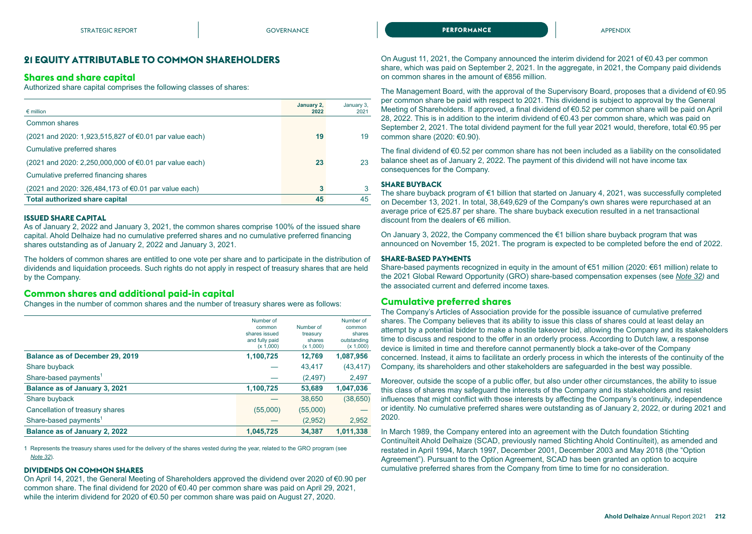## 21 EQUITY ATTRIBUTABLE TO COMMON SHAREHOLDERS

### Shares and share capital

Authorized share capital comprises the following classes of shares:

| € million | January 2, 2022 | January 3, 2021 |
|---|---|---|
| Common shares | | |
| (2021 and 2020: 1,923,515,827 of €0.01 par value each) | **19** | 19 |
| Cumulative preferred shares | | |
| (2021 and 2020: 2,250,000,000 of €0.01 par value each) | **23** | 23 |
| Cumulative preferred financing shares | | |
| (2021 and 2020: 326,484,173 of €0.01 par value each) | **3** | 3 |
| **Total authorized share capital** | **45** | 45 |

#### ISSUED SHARE CAPITAL

As of January 2, 2022 and January 3, 2021, the common shares comprise 100% of the issued share capital. Ahold Delhaize had no cumulative preferred shares and no cumulative preferred financing shares outstanding as of January 2, 2022 and January 3, 2021.

The holders of common shares are entitled to one vote per share and to participate in the distribution of dividends and liquidation proceeds. Such rights do not apply in respect of treasury shares that are held by the Company.

### Common shares and additional paid-in capital

Changes in the number of common shares and the number of treasury shares were as follows:

| | Number of common shares issued and fully paid (x 1,000) | Number of treasury shares (x 1,000) | Number of common shares outstanding (x 1,000) |
|---|---|---|---|
| **Balance as of December 29, 2019** | **1,100,725** | **12,769** | **1,087,956** |
| Share buyback | — | 43,417 | (43,417) |
| Share-based payments[1] | — | (2,497) | 2,497 |
| **Balance as of January 3, 2021** | **1,100,725** | **53,689** | **1,047,036** |
| Share buyback | — | 38,650 | (38,650) |
| Cancellation of treasury shares | (55,000) | (55,000) | — |
| Share-based payments[1] | — | (2,952) | 2,952 |
| **Balance as of January 2, 2022** | **1,045,725** | **34,387** | **1,011,338** |

1 Represents the treasury shares used for the delivery of the shares vested during the year, related to the GRO program (see *Note 32*).

#### DIVIDENDS ON COMMON SHARES

On April 14, 2021, the General Meeting of Shareholders approved the dividend over 2020 of €0.90 per common share. The final dividend for 2020 of €0.40 per common share was paid on April 29, 2021, while the interim dividend for 2020 of €0.50 per common share was paid on August 27, 2020.

On August 11, 2021, the Company announced the interim dividend for 2021 of €0.43 per common share, which was paid on September 2, 2021. In the aggregate, in 2021, the Company paid dividends on common shares in the amount of €856 million.

The Management Board, with the approval of the Supervisory Board, proposes that a dividend of €0.95 per common share be paid with respect to 2021. This dividend is subject to approval by the General Meeting of Shareholders. If approved, a final dividend of €0.52 per common share will be paid on April 28, 2022. This is in addition to the interim dividend of €0.43 per common share, which was paid on September 2, 2021. The total dividend payment for the full year 2021 would, therefore, total €0.95 per common share (2020: €0.90).

The final dividend of €0.52 per common share has not been included as a liability on the consolidated balance sheet as of January 2, 2022. The payment of this dividend will not have income tax consequences for the Company.

#### SHARE BUYBACK

The share buyback program of €1 billion that started on January 4, 2021, was successfully completed on December 13, 2021. In total, 38,649,629 of the Company's own shares were repurchased at an average price of €25.87 per share. The share buyback execution resulted in a net transactional discount from the dealers of €6 million.

On January 3, 2022, the Company commenced the €1 billion share buyback program that was announced on November 15, 2021. The program is expected to be completed before the end of 2022.

#### SHARE-BASED PAYMENTS

Share-based payments recognized in equity in the amount of €51 million (2020: €61 million) relate to the 2021 Global Reward Opportunity (GRO) share-based compensation expenses (see *Note 32)* and the associated current and deferred income taxes.

### Cumulative preferred shares

The Company's Articles of Association provide for the possible issuance of cumulative preferred shares. The Company believes that its ability to issue this class of shares could at least delay an attempt by a potential bidder to make a hostile takeover bid, allowing the Company and its stakeholders time to discuss and respond to the offer in an orderly process. According to Dutch law, a response device is limited in time and therefore cannot permanently block a take-over of the Company concerned. Instead, it aims to facilitate an orderly process in which the interests of the continuity of the Company, its shareholders and other stakeholders are safeguarded in the best way possible.

Moreover, outside the scope of a public offer, but also under other circumstances, the ability to issue this class of shares may safeguard the interests of the Company and its stakeholders and resist influences that might conflict with those interests by affecting the Company's continuity, independence or identity. No cumulative preferred shares were outstanding as of January 2, 2022, or during 2021 and 2020.

In March 1989, the Company entered into an agreement with the Dutch foundation Stichting Continuïteit Ahold Delhaize (SCAD, previously named Stichting Ahold Continuïteit), as amended and restated in April 1994, March 1997, December 2001, December 2003 and May 2018 (the "Option Agreement"). Pursuant to the Option Agreement, SCAD has been granted an option to acquire cumulative preferred shares from the Company from time to time for no consideration.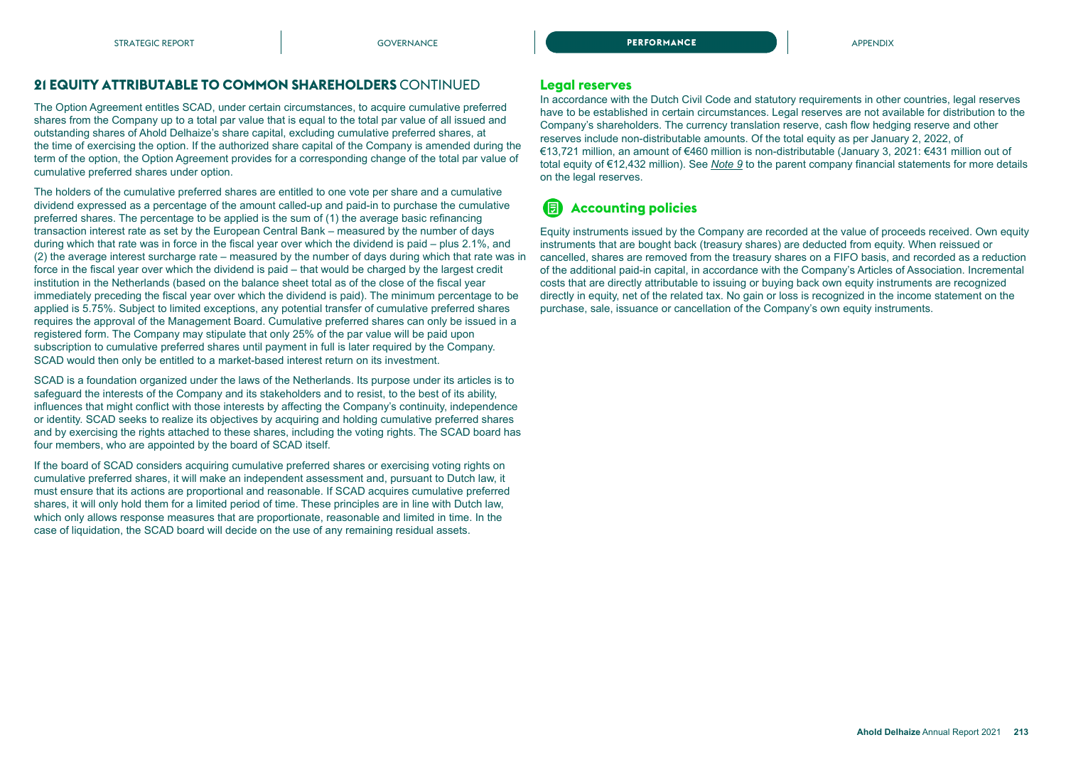## 21 EQUITY ATTRIBUTABLE TO COMMON SHAREHOLDERS CONTINUED

The Option Agreement entitles SCAD, under certain circumstances, to acquire cumulative preferred shares from the Company up to a total par value that is equal to the total par value of all issued and outstanding shares of Ahold Delhaize's share capital, excluding cumulative preferred shares, at the time of exercising the option. If the authorized share capital of the Company is amended during the term of the option, the Option Agreement provides for a corresponding change of the total par value of cumulative preferred shares under option.

The holders of the cumulative preferred shares are entitled to one vote per share and a cumulative dividend expressed as a percentage of the amount called-up and paid-in to purchase the cumulative preferred shares. The percentage to be applied is the sum of (1) the average basic refinancing transaction interest rate as set by the European Central Bank – measured by the number of days during which that rate was in force in the fiscal year over which the dividend is paid – plus 2.1%, and (2) the average interest surcharge rate – measured by the number of days during which that rate was in force in the fiscal year over which the dividend is paid – that would be charged by the largest credit institution in the Netherlands (based on the balance sheet total as of the close of the fiscal year immediately preceding the fiscal year over which the dividend is paid). The minimum percentage to be applied is 5.75%. Subject to limited exceptions, any potential transfer of cumulative preferred shares requires the approval of the Management Board. Cumulative preferred shares can only be issued in a registered form. The Company may stipulate that only 25% of the par value will be paid upon subscription to cumulative preferred shares until payment in full is later required by the Company. SCAD would then only be entitled to a market-based interest return on its investment.

SCAD is a foundation organized under the laws of the Netherlands. Its purpose under its articles is to safeguard the interests of the Company and its stakeholders and to resist, to the best of its ability, influences that might conflict with those interests by affecting the Company's continuity, independence or identity. SCAD seeks to realize its objectives by acquiring and holding cumulative preferred shares and by exercising the rights attached to these shares, including the voting rights. The SCAD board has four members, who are appointed by the board of SCAD itself.

If the board of SCAD considers acquiring cumulative preferred shares or exercising voting rights on cumulative preferred shares, it will make an independent assessment and, pursuant to Dutch law, it must ensure that its actions are proportional and reasonable. If SCAD acquires cumulative preferred shares, it will only hold them for a limited period of time. These principles are in line with Dutch law, which only allows response measures that are proportionate, reasonable and limited in time. In the case of liquidation, the SCAD board will decide on the use of any remaining residual assets.

### Legal reserves

In accordance with the Dutch Civil Code and statutory requirements in other countries, legal reserves have to be established in certain circumstances. Legal reserves are not available for distribution to the Company's shareholders. The currency translation reserve, cash flow hedging reserve and other reserves include non-distributable amounts. Of the total equity as per January 2, 2022, of €13,721 million, an amount of €460 million is non-distributable (January 3, 2021: €431 million out of total equity of €12,432 million). See *Note 9* to the parent company financial statements for more details on the legal reserves.

### Accounting policies

Equity instruments issued by the Company are recorded at the value of proceeds received. Own equity instruments that are bought back (treasury shares) are deducted from equity. When reissued or cancelled, shares are removed from the treasury shares on a FIFO basis, and recorded as a reduction of the additional paid-in capital, in accordance with the Company's Articles of Association. Incremental costs that are directly attributable to issuing or buying back own equity instruments are recognized directly in equity, net of the related tax. No gain or loss is recognized in the income statement on the purchase, sale, issuance or cancellation of the Company's own equity instruments.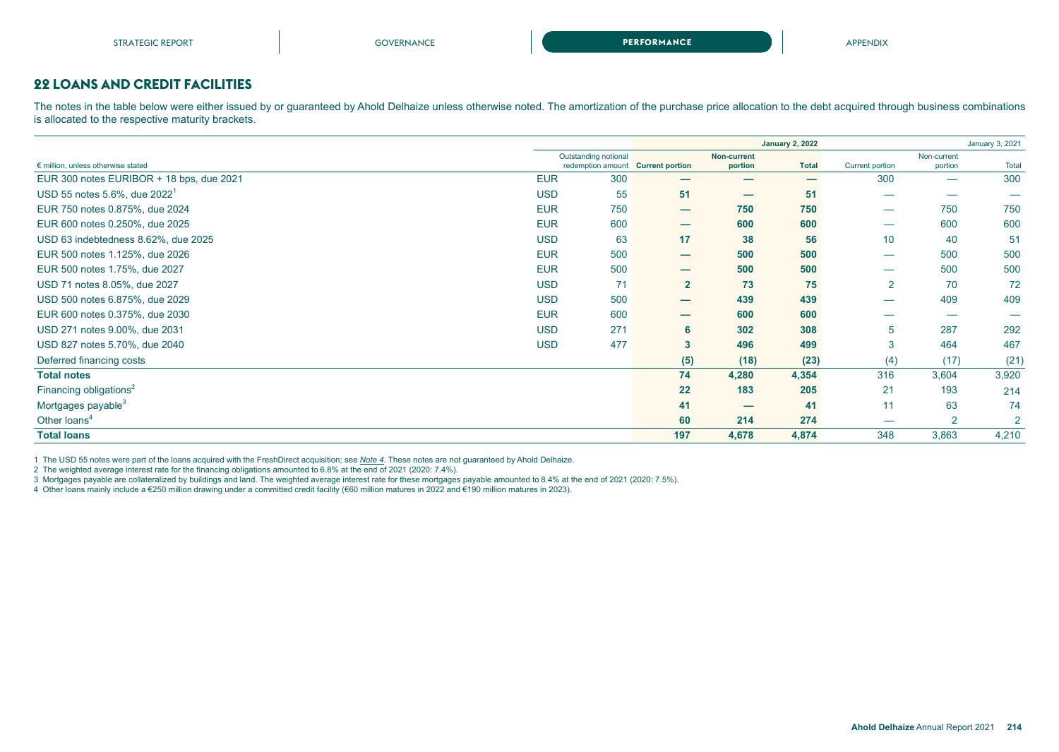## 22 LOANS AND CREDIT FACILITIES

The notes in the table below were either issued by or guaranteed by Ahold Delhaize unless otherwise noted. The amortization of the purchase price allocation to the debt acquired through business combinations is allocated to the respective maturity brackets.

| € million, unless otherwise stated | | Outstanding notional redemption amount | January 2, 2022 | | | January 3, 2021 | | |
|---|---|---|---|---|---|---|---|---|
| | | | **Current portion** | **Non-current portion** | **Total** | Current portion | Non-current portion | Total |
| EUR 300 notes EURIBOR + 18 bps, due 2021 | EUR | 300 | — | — | — | 300 | — | 300 |
| USD 55 notes 5.6%, due 2022[1] | USD | 55 | **51** | — | **51** | — | — | — |
| EUR 750 notes 0.875%, due 2024 | EUR | 750 | — | **750** | **750** | — | 750 | 750 |
| EUR 600 notes 0.250%, due 2025 | EUR | 600 | — | **600** | **600** | — | 600 | 600 |
| USD 63 indebtedness 8.62%, due 2025 | USD | 63 | **17** | **38** | **56** | 10 | 40 | 51 |
| EUR 500 notes 1.125%, due 2026 | EUR | 500 | — | **500** | **500** | — | 500 | 500 |
| EUR 500 notes 1.75%, due 2027 | EUR | 500 | — | **500** | **500** | — | 500 | 500 |
| USD 71 notes 8.05%, due 2027 | USD | 71 | **2** | **73** | **75** | 2 | 70 | 72 |
| USD 500 notes 6.875%, due 2029 | USD | 500 | — | **439** | **439** | — | 409 | 409 |
| EUR 600 notes 0.375%, due 2030 | EUR | 600 | — | **600** | **600** | — | — | — |
| USD 271 notes 9.00%, due 2031 | USD | 271 | **6** | **302** | **308** | 5 | 287 | 292 |
| USD 827 notes 5.70%, due 2040 | USD | 477 | **3** | **496** | **499** | 3 | 464 | 467 |
| Deferred financing costs | | | **(5)** | **(18)** | **(23)** | (4) | (17) | (21) |
| **Total notes** | | | **74** | **4,280** | **4,354** | 316 | 3,604 | 3,920 |
| Financing obligations[2] | | | **22** | **183** | **205** | 21 | 193 | 214 |
| Mortgages payable[3] | | | **41** | — | **41** | 11 | 63 | 74 |
| Other loans[4] | | | **60** | **214** | **274** | — | 2 | 2 |
| **Total loans** | | | **197** | **4,678** | **4,874** | 348 | 3,863 | 4,210 |

1 The USD 55 notes were part of the loans acquired with the FreshDirect acquisition; see *Note 4*. These notes are not guaranteed by Ahold Delhaize.

2 The weighted average interest rate for the financing obligations amounted to 6.8% at the end of 2021 (2020: 7.4%).

3 Mortgages payable are collateralized by buildings and land. The weighted average interest rate for these mortgages payable amounted to 8.4% at the end of 2021 (2020: 7.5%).

4 Other loans mainly include a €250 million drawing under a committed credit facility (€60 million matures in 2022 and €190 million matures in 2023).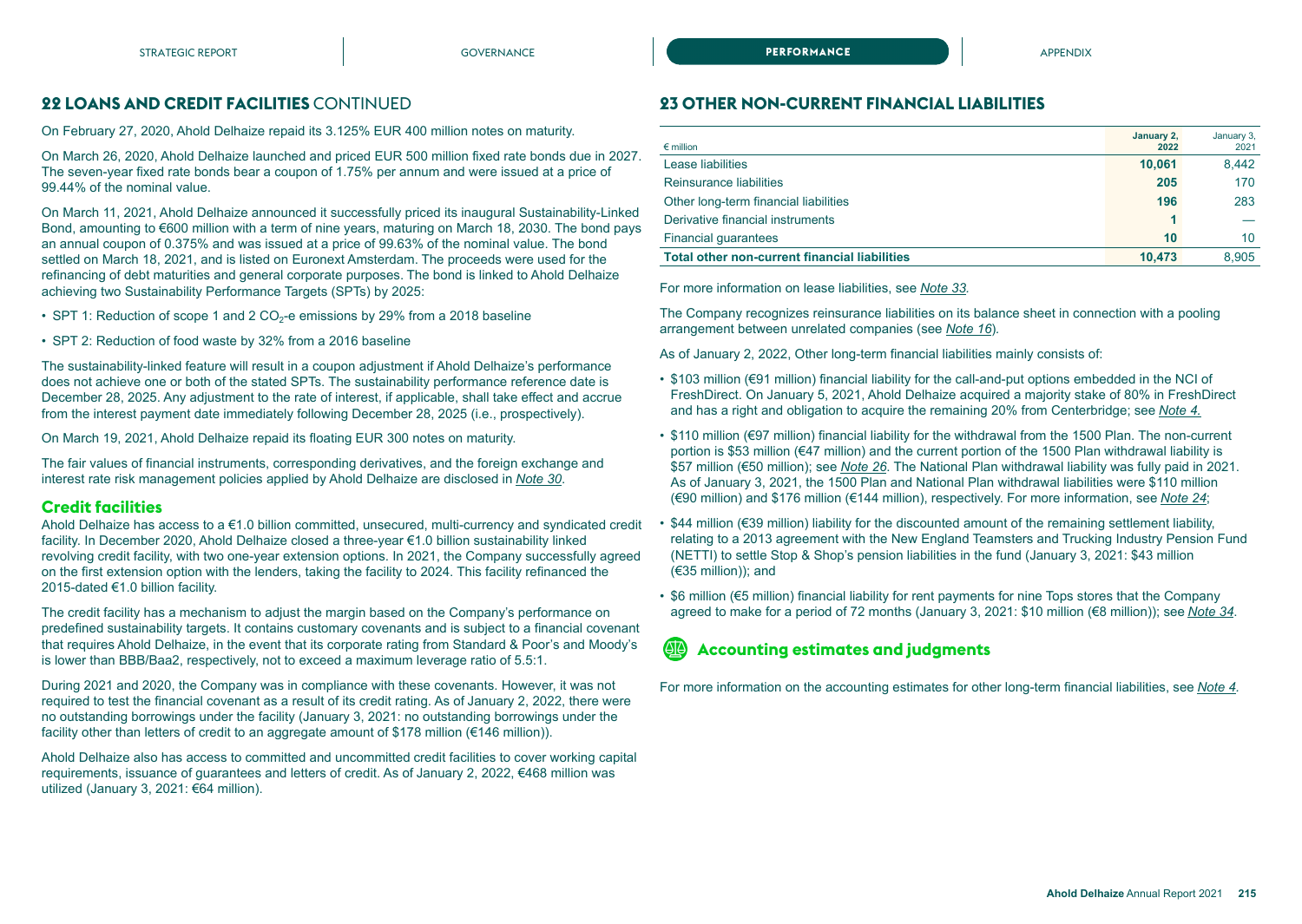## 22 LOANS AND CREDIT FACILITIES CONTINUED

On February 27, 2020, Ahold Delhaize repaid its 3.125% EUR 400 million notes on maturity.

On March 26, 2020, Ahold Delhaize launched and priced EUR 500 million fixed rate bonds due in 2027. The seven-year fixed rate bonds bear a coupon of 1.75% per annum and were issued at a price of 99.44% of the nominal value.

On March 11, 2021, Ahold Delhaize announced it successfully priced its inaugural Sustainability-Linked Bond, amounting to €600 million with a term of nine years, maturing on March 18, 2030. The bond pays an annual coupon of 0.375% and was issued at a price of 99.63% of the nominal value. The bond settled on March 18, 2021, and is listed on Euronext Amsterdam. The proceeds were used for the refinancing of debt maturities and general corporate purposes. The bond is linked to Ahold Delhaize achieving two Sustainability Performance Targets (SPTs) by 2025:

- SPT 1: Reduction of scope 1 and 2 $CO_2$-e emissions by 29% from a 2018 baseline
- SPT 2: Reduction of food waste by 32% from a 2016 baseline

The sustainability-linked feature will result in a coupon adjustment if Ahold Delhaize's performance does not achieve one or both of the stated SPTs. The sustainability performance reference date is December 28, 2025. Any adjustment to the rate of interest, if applicable, shall take effect and accrue from the interest payment date immediately following December 28, 2025 (i.e., prospectively).

On March 19, 2021, Ahold Delhaize repaid its floating EUR 300 notes on maturity.

The fair values of financial instruments, corresponding derivatives, and the foreign exchange and interest rate risk management policies applied by Ahold Delhaize are disclosed in *Note 30*.

### Credit facilities

Ahold Delhaize has access to a €1.0 billion committed, unsecured, multi-currency and syndicated credit facility. In December 2020, Ahold Delhaize closed a three-year €1.0 billion sustainability linked revolving credit facility, with two one-year extension options. In 2021, the Company successfully agreed on the first extension option with the lenders, taking the facility to 2024. This facility refinanced the 2015-dated €1.0 billion facility.

The credit facility has a mechanism to adjust the margin based on the Company's performance on predefined sustainability targets. It contains customary covenants and is subject to a financial covenant that requires Ahold Delhaize, in the event that its corporate rating from Standard & Poor's and Moody's is lower than BBB/Baa2, respectively, not to exceed a maximum leverage ratio of 5.5:1.

During 2021 and 2020, the Company was in compliance with these covenants. However, it was not required to test the financial covenant as a result of its credit rating. As of January 2, 2022, there were no outstanding borrowings under the facility (January 3, 2021: no outstanding borrowings under the facility other than letters of credit to an aggregate amount of $178 million (€146 million)).

Ahold Delhaize also has access to committed and uncommitted credit facilities to cover working capital requirements, issuance of guarantees and letters of credit. As of January 2, 2022, €468 million was utilized (January 3, 2021: €64 million).

## 23 OTHER NON-CURRENT FINANCIAL LIABILITIES

| € million | January 2, 2022 | January 3, 2021 |
|---|---|---|
| Lease liabilities | 10,061 | 8,442 |
| Reinsurance liabilities | 205 | 170 |
| Other long-term financial liabilities | 196 | 283 |
| Derivative financial instruments | 1 | — |
| Financial guarantees | 10 | 10 |
| **Total other non-current financial liabilities** | **10,473** | **8,905** |

For more information on lease liabilities, see *Note 33*.

The Company recognizes reinsurance liabilities on its balance sheet in connection with a pooling arrangement between unrelated companies (see *Note 16*).

As of January 2, 2022, Other long-term financial liabilities mainly consists of:

- $103 million (€91 million) financial liability for the call-and-put options embedded in the NCI of FreshDirect. On January 5, 2021, Ahold Delhaize acquired a majority stake of 80% in FreshDirect and has a right and obligation to acquire the remaining 20% from Centerbridge; see *Note 4.*
- $110 million (€97 million) financial liability for the withdrawal from the 1500 Plan. The non-current portion is $53 million (€47 million) and the current portion of the 1500 Plan withdrawal liability is $57 million (€50 million); see *Note 26*. The National Plan withdrawal liability was fully paid in 2021. As of January 3, 2021, the 1500 Plan and National Plan withdrawal liabilities were $110 million (€90 million) and $176 million (€144 million), respectively. For more information, see *Note 24*;
- $44 million (€39 million) liability for the discounted amount of the remaining settlement liability, relating to a 2013 agreement with the New England Teamsters and Trucking Industry Pension Fund (NETTI) to settle Stop & Shop's pension liabilities in the fund (January 3, 2021: $43 million (€35 million)); and
- $6 million (€5 million) financial liability for rent payments for nine Tops stores that the Company agreed to make for a period of 72 months (January 3, 2021: $10 million (€8 million)); see *Note 34*.

### Accounting estimates and judgments

For more information on the accounting estimates for other long-term financial liabilities, see *Note 4*.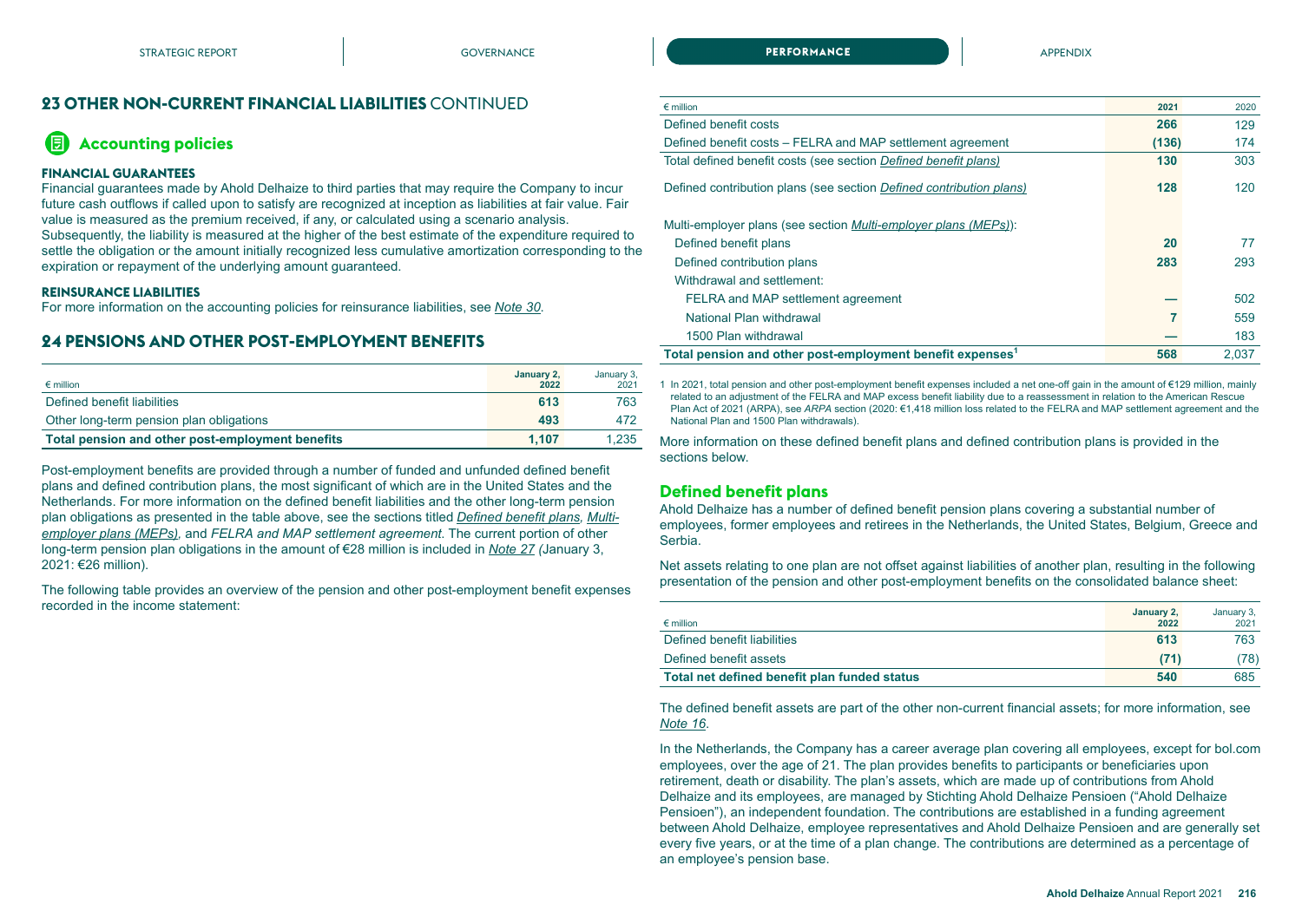## 23 OTHER NON-CURRENT FINANCIAL LIABILITIES CONTINUED

### Accounting policies

#### FINANCIAL GUARANTEES

Financial guarantees made by Ahold Delhaize to third parties that may require the Company to incur future cash outflows if called upon to satisfy are recognized at inception as liabilities at fair value. Fair value is measured as the premium received, if any, or calculated using a scenario analysis. Subsequently, the liability is measured at the higher of the best estimate of the expenditure required to settle the obligation or the amount initially recognized less cumulative amortization corresponding to the expiration or repayment of the underlying amount guaranteed.

#### REINSURANCE LIABILITIES

For more information on the accounting policies for reinsurance liabilities, see *Note 30*.

## 24 PENSIONS AND OTHER POST-EMPLOYMENT BENEFITS

| € million | January 2, 2022 | January 3, 2021 |
|---|---|---|
| Defined benefit liabilities | 613 | 763 |
| Other long-term pension plan obligations | 493 | 472 |
| **Total pension and other post-employment benefits** | **1,107** | 1,235 |

Post-employment benefits are provided through a number of funded and unfunded defined benefit plans and defined contribution plans, the most significant of which are in the United States and the Netherlands. For more information on the defined benefit liabilities and the other long-term pension plan obligations as presented in the table above, see the sections titled *Defined benefit plans, Multi-employer plans (MEPs),* and *FELRA and MAP settlement agreement.* The current portion of other long-term pension plan obligations in the amount of €28 million is included in *Note 27* (January 3, 2021: €26 million).

The following table provides an overview of the pension and other post-employment benefit expenses recorded in the income statement:

| € million | 2021 | 2020 |
|---|---|---|
| Defined benefit costs | 266 | 129 |
| Defined benefit costs – FELRA and MAP settlement agreement | (136) | 174 |
| Total defined benefit costs (see section *Defined benefit plans*) | 130 | 303 |
| Defined contribution plans (see section *Defined contribution plans*) | 128 | 120 |
| Multi-employer plans (see section *Multi-employer plans (MEPs)*): | | |
| Defined benefit plans | 20 | 77 |
| Defined contribution plans | 283 | 293 |
| Withdrawal and settlement: | | |
| FELRA and MAP settlement agreement | — | 502 |
| National Plan withdrawal | 7 | 559 |
| 1500 Plan withdrawal | — | 183 |
| **Total pension and other post-employment benefit expenses**[1] | **568** | 2,037 |

1 In 2021, total pension and other post-employment benefit expenses included a net one-off gain in the amount of €129 million, mainly related to an adjustment of the FELRA and MAP excess benefit liability due to a reassessment in relation to the American Rescue Plan Act of 2021 (ARPA), see *ARPA* section (2020: €1,418 million loss related to the FELRA and MAP settlement agreement and the National Plan and 1500 Plan withdrawals).

More information on these defined benefit plans and defined contribution plans is provided in the sections below.

### Defined benefit plans

Ahold Delhaize has a number of defined benefit pension plans covering a substantial number of employees, former employees and retirees in the Netherlands, the United States, Belgium, Greece and Serbia.

Net assets relating to one plan are not offset against liabilities of another plan, resulting in the following presentation of the pension and other post-employment benefits on the consolidated balance sheet:

| € million | January 2, 2022 | January 3, 2021 |
|---|---|---|
| Defined benefit liabilities | 613 | 763 |
| Defined benefit assets | (71) | (78) |
| **Total net defined benefit plan funded status** | **540** | 685 |

The defined benefit assets are part of the other non-current financial assets; for more information, see *Note 16*.

In the Netherlands, the Company has a career average plan covering all employees, except for bol.com employees, over the age of 21. The plan provides benefits to participants or beneficiaries upon retirement, death or disability. The plan's assets, which are made up of contributions from Ahold Delhaize and its employees, are managed by Stichting Ahold Delhaize Pensioen ("Ahold Delhaize Pensioen"), an independent foundation. The contributions are established in a funding agreement between Ahold Delhaize, employee representatives and Ahold Delhaize Pensioen and are generally set every five years, or at the time of a plan change. The contributions are determined as a percentage of an employee's pension base.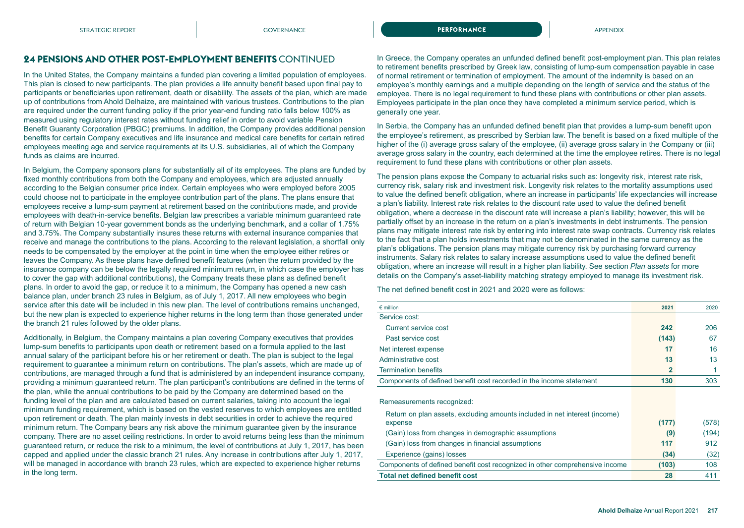## 24 PENSIONS AND OTHER POST-EMPLOYMENT BENEFITS CONTINUED

In the United States, the Company maintains a funded plan covering a limited population of employees. This plan is closed to new participants. The plan provides a life annuity benefit based upon final pay to participants or beneficiaries upon retirement, death or disability. The assets of the plan, which are made up of contributions from Ahold Delhaize, are maintained with various trustees. Contributions to the plan are required under the current funding policy if the prior year-end funding ratio falls below 100% as measured using regulatory interest rates without funding relief in order to avoid variable Pension Benefit Guaranty Corporation (PBGC) premiums. In addition, the Company provides additional pension benefits for certain Company executives and life insurance and medical care benefits for certain retired employees meeting age and service requirements at its U.S. subsidiaries, all of which the Company funds as claims are incurred.

In Belgium, the Company sponsors plans for substantially all of its employees. The plans are funded by fixed monthly contributions from both the Company and employees, which are adjusted annually according to the Belgian consumer price index. Certain employees who were employed before 2005 could choose not to participate in the employee contribution part of the plans. The plans ensure that employees receive a lump-sum payment at retirement based on the contributions made, and provide employees with death-in-service benefits. Belgian law prescribes a variable minimum guaranteed rate of return with Belgian 10-year government bonds as the underlying benchmark, and a collar of 1.75% and 3.75%. The Company substantially insures these returns with external insurance companies that receive and manage the contributions to the plans. According to the relevant legislation, a shortfall only needs to be compensated by the employer at the point in time when the employee either retires or leaves the Company. As these plans have defined benefit features (when the return provided by the insurance company can be below the legally required minimum return, in which case the employer has to cover the gap with additional contributions), the Company treats these plans as defined benefit plans. In order to avoid the gap, or reduce it to a minimum, the Company has opened a new cash balance plan, under branch 23 rules in Belgium, as of July 1, 2017. All new employees who begin service after this date will be included in this new plan. The level of contributions remains unchanged, but the new plan is expected to experience higher returns in the long term than those generated under the branch 21 rules followed by the older plans.

Additionally, in Belgium, the Company maintains a plan covering Company executives that provides lump-sum benefits to participants upon death or retirement based on a formula applied to the last annual salary of the participant before his or her retirement or death. The plan is subject to the legal requirement to guarantee a minimum return on contributions. The plan's assets, which are made up of contributions, are managed through a fund that is administered by an independent insurance company, providing a minimum guaranteed return. The plan participant's contributions are defined in the terms of the plan, while the annual contributions to be paid by the Company are determined based on the funding level of the plan and are calculated based on current salaries, taking into account the legal minimum funding requirement, which is based on the vested reserves to which employees are entitled upon retirement or death. The plan mainly invests in debt securities in order to achieve the required minimum return. The Company bears any risk above the minimum guarantee given by the insurance company. There are no asset ceiling restrictions. In order to avoid returns being less than the minimum guaranteed return, or reduce the risk to a minimum, the level of contributions at July 1, 2017, has been capped and applied under the classic branch 21 rules. Any increase in contributions after July 1, 2017, will be managed in accordance with branch 23 rules, which are expected to experience higher returns in the long term.

In Greece, the Company operates an unfunded defined benefit post-employment plan. This plan relates to retirement benefits prescribed by Greek law, consisting of lump-sum compensation payable in case of normal retirement or termination of employment. The amount of the indemnity is based on an employee's monthly earnings and a multiple depending on the length of service and the status of the employee. There is no legal requirement to fund these plans with contributions or other plan assets. Employees participate in the plan once they have completed a minimum service period, which is generally one year.

In Serbia, the Company has an unfunded defined benefit plan that provides a lump-sum benefit upon the employee's retirement, as prescribed by Serbian law. The benefit is based on a fixed multiple of the higher of the (i) average gross salary of the employee, (ii) average gross salary in the Company or (iii) average gross salary in the country, each determined at the time the employee retires. There is no legal requirement to fund these plans with contributions or other plan assets.

The pension plans expose the Company to actuarial risks such as: longevity risk, interest rate risk, currency risk, salary risk and investment risk. Longevity risk relates to the mortality assumptions used to value the defined benefit obligation, where an increase in participants' life expectancies will increase a plan's liability. Interest rate risk relates to the discount rate used to value the defined benefit obligation, where a decrease in the discount rate will increase a plan's liability; however, this will be partially offset by an increase in the return on a plan's investments in debt instruments. The pension plans may mitigate interest rate risk by entering into interest rate swap contracts. Currency risk relates to the fact that a plan holds investments that may not be denominated in the same currency as the plan's obligations. The pension plans may mitigate currency risk by purchasing forward currency instruments. Salary risk relates to salary increase assumptions used to value the defined benefit obligation, where an increase will result in a higher plan liability. See section *Plan assets* for more details on the Company's asset-liability matching strategy employed to manage its investment risk.

The net defined benefit cost in 2021 and 2020 were as follows:

| € million | 2021 | 2020 |
|---|---|---|
| Service cost: | | |
| Current service cost | 242 | 206 |
| Past service cost | (143) | 67 |
| Net interest expense | 17 | 16 |
| Administrative cost | 13 | 13 |
| Termination benefits | 2 | 1 |
| Components of defined benefit cost recorded in the income statement | 130 | 303 |
| Remeasurements recognized: | | |
| Return on plan assets, excluding amounts included in net interest (income) expense | (177) | (578) |
| (Gain) loss from changes in demographic assumptions | (9) | (194) |
| (Gain) loss from changes in financial assumptions | 117 | 912 |
| Experience (gains) losses | (34) | (32) |
| Components of defined benefit cost recognized in other comprehensive income | (103) | 108 |
| **Total net defined benefit cost** | **28** | **411** |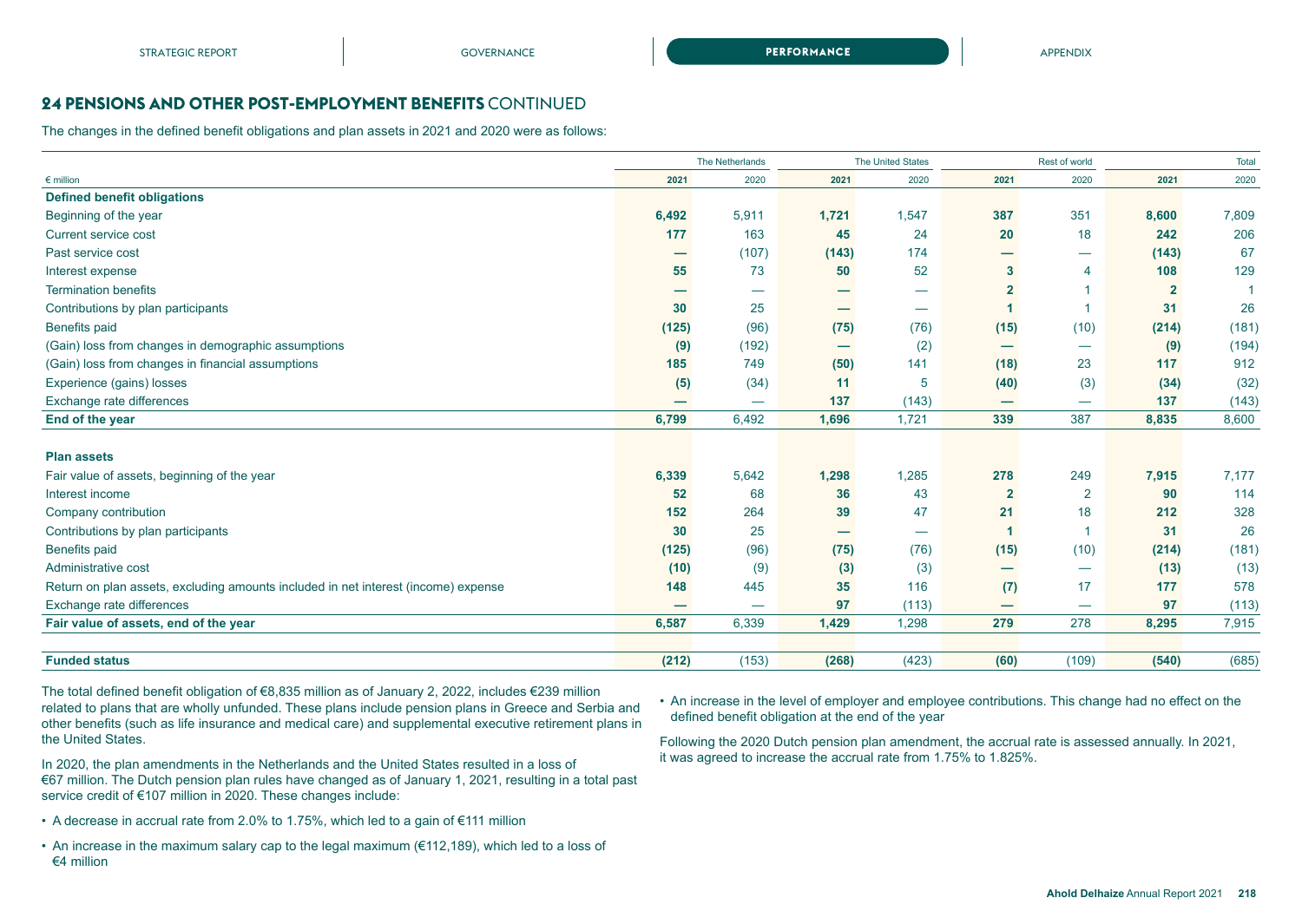## 24 PENSIONS AND OTHER POST-EMPLOYMENT BENEFITS CONTINUED

The changes in the defined benefit obligations and plan assets in 2021 and 2020 were as follows:

| | The Netherlands | | The United States | | Rest of world | | Total | |
|---|---|---|---|---|---|---|---|---|
| € million | **2021** | 2020 | **2021** | 2020 | **2021** | 2020 | **2021** | 2020 |
| **Defined benefit obligations** | | | | | | | | |
| Beginning of the year | **6,492** | 5,911 | **1,721** | 1,547 | **387** | 351 | **8,600** | 7,809 |
| Current service cost | **177** | 163 | **45** | 24 | **20** | 18 | **242** | 206 |
| Past service cost | **—** | (107) | **(143)** | 174 | **—** | — | **(143)** | 67 |
| Interest expense | **55** | 73 | **50** | 52 | **3** | 4 | **108** | 129 |
| Termination benefits | **—** | — | **—** | — | **2** | 1 | **2** | 1 |
| Contributions by plan participants | **30** | 25 | **—** | — | **1** | 1 | **31** | 26 |
| Benefits paid | **(125)** | (96) | **(75)** | (76) | **(15)** | (10) | **(214)** | (181) |
| (Gain) loss from changes in demographic assumptions | **(9)** | (192) | **—** | (2) | **—** | — | **(9)** | (194) |
| (Gain) loss from changes in financial assumptions | **185** | 749 | **(50)** | 141 | **(18)** | 23 | **117** | 912 |
| Experience (gains) losses | **(5)** | (34) | **11** | 5 | **(40)** | (3) | **(34)** | (32) |
| Exchange rate differences | **—** | — | **137** | (143) | **—** | — | **137** | (143) |
| **End of the year** | **6,799** | 6,492 | **1,696** | 1,721 | **339** | 387 | **8,835** | 8,600 |
| | | | | | | | | |
| **Plan assets** | | | | | | | | |
| Fair value of assets, beginning of the year | **6,339** | 5,642 | **1,298** | 1,285 | **278** | 249 | **7,915** | 7,177 |
| Interest income | **52** | 68 | **36** | 43 | **2** | 2 | **90** | 114 |
| Company contribution | **152** | 264 | **39** | 47 | **21** | 18 | **212** | 328 |
| Contributions by plan participants | **30** | 25 | **—** | — | **1** | 1 | **31** | 26 |
| Benefits paid | **(125)** | (96) | **(75)** | (76) | **(15)** | (10) | **(214)** | (181) |
| Administrative cost | **(10)** | (9) | **(3)** | (3) | **—** | — | **(13)** | (13) |
| Return on plan assets, excluding amounts included in net interest (income) expense | **148** | 445 | **35** | 116 | **(7)** | 17 | **177** | 578 |
| Exchange rate differences | **—** | — | **97** | (113) | **—** | — | **97** | (113) |
| **Fair value of assets, end of the year** | **6,587** | 6,339 | **1,429** | 1,298 | **279** | 278 | **8,295** | 7,915 |
| | | | | | | | | |
| **Funded status** | **(212)** | (153) | **(268)** | (423) | **(60)** | (109) | **(540)** | (685) |

The total defined benefit obligation of €8,835 million as of January 2, 2022, includes €239 million related to plans that are wholly unfunded. These plans include pension plans in Greece and Serbia and other benefits (such as life insurance and medical care) and supplemental executive retirement plans in the United States.

In 2020, the plan amendments in the Netherlands and the United States resulted in a loss of €67 million. The Dutch pension plan rules have changed as of January 1, 2021, resulting in a total past service credit of €107 million in 2020. These changes include:

- A decrease in accrual rate from 2.0% to 1.75%, which led to a gain of €111 million
- An increase in the maximum salary cap to the legal maximum (€112,189), which led to a loss of €4 million
- An increase in the level of employer and employee contributions. This change had no effect on the defined benefit obligation at the end of the year

Following the 2020 Dutch pension plan amendment, the accrual rate is assessed annually. In 2021, it was agreed to increase the accrual rate from 1.75% to 1.825%.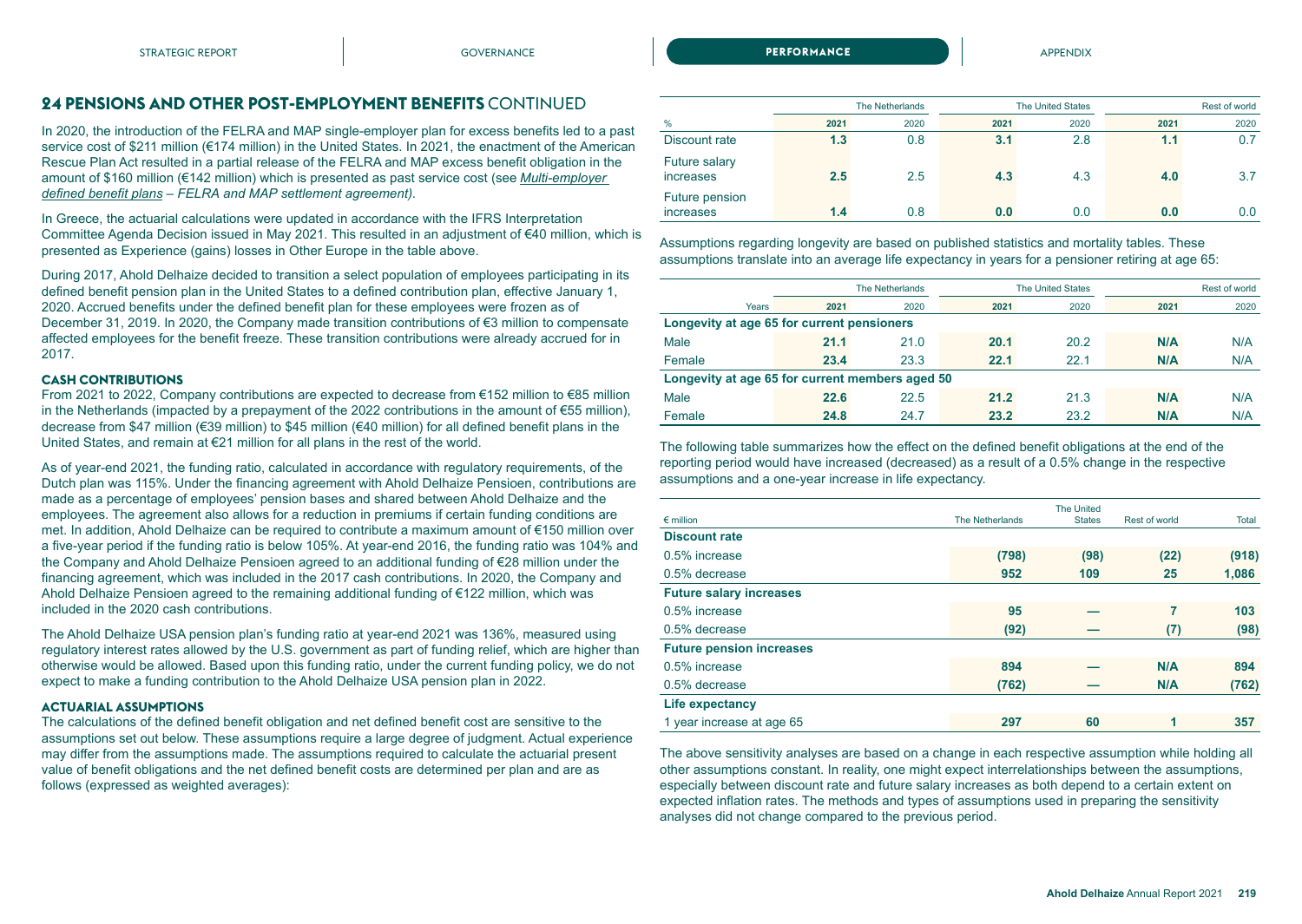## 24 PENSIONS AND OTHER POST-EMPLOYMENT BENEFITS CONTINUED

In 2020, the introduction of the FELRA and MAP single-employer plan for excess benefits led to a past service cost of $211 million (€174 million) in the United States. In 2021, the enactment of the American Rescue Plan Act resulted in a partial release of the FELRA and MAP excess benefit obligation in the amount of $160 million (€142 million) which is presented as past service cost (see *Multi-employer defined benefit plans – FELRA and MAP settlement agreement)*.

In Greece, the actuarial calculations were updated in accordance with the IFRS Interpretation Committee Agenda Decision issued in May 2021. This resulted in an adjustment of €40 million, which is presented as Experience (gains) losses in Other Europe in the table above.

During 2017, Ahold Delhaize decided to transition a select population of employees participating in its defined benefit pension plan in the United States to a defined contribution plan, effective January 1, 2020. Accrued benefits under the defined benefit plan for these employees were frozen as of December 31, 2019. In 2020, the Company made transition contributions of €3 million to compensate affected employees for the benefit freeze. These transition contributions were already accrued for in 2017.

### CASH CONTRIBUTIONS

From 2021 to 2022, Company contributions are expected to decrease from €152 million to €85 million in the Netherlands (impacted by a prepayment of the 2022 contributions in the amount of €55 million), decrease from $47 million (€39 million) to $45 million (€40 million) for all defined benefit plans in the United States, and remain at €21 million for all plans in the rest of the world.

As of year-end 2021, the funding ratio, calculated in accordance with regulatory requirements, of the Dutch plan was 115%. Under the financing agreement with Ahold Delhaize Pensioen, contributions are made as a percentage of employees' pension bases and shared between Ahold Delhaize and the employees. The agreement also allows for a reduction in premiums if certain funding conditions are met. In addition, Ahold Delhaize can be required to contribute a maximum amount of €150 million over a five-year period if the funding ratio is below 105%. At year-end 2016, the funding ratio was 104% and the Company and Ahold Delhaize Pensioen agreed to an additional funding of €28 million under the financing agreement, which was included in the 2017 cash contributions. In 2020, the Company and Ahold Delhaize Pensioen agreed to the remaining additional funding of €122 million, which was included in the 2020 cash contributions.

The Ahold Delhaize USA pension plan's funding ratio at year-end 2021 was 136%, measured using regulatory interest rates allowed by the U.S. government as part of funding relief, which are higher than otherwise would be allowed. Based upon this funding ratio, under the current funding policy, we do not expect to make a funding contribution to the Ahold Delhaize USA pension plan in 2022.

### ACTUARIAL ASSUMPTIONS

The calculations of the defined benefit obligation and net defined benefit cost are sensitive to the assumptions set out below. These assumptions require a large degree of judgment. Actual experience may differ from the assumptions made. The assumptions required to calculate the actuarial present value of benefit obligations and the net defined benefit costs are determined per plan and are as follows (expressed as weighted averages):

| | The Netherlands | | The United States | | Rest of world | |
|---|---|---|---|---|---|---|
| % | **2021** | 2020 | **2021** | 2020 | **2021** | 2020 |
| Discount rate | **1.3** | 0.8 | **3.1** | 2.8 | **1.1** | 0.7 |
| Future salary increases | **2.5** | 2.5 | **4.3** | 4.3 | **4.0** | 3.7 |
| Future pension increases | **1.4** | 0.8 | **0.0** | 0.0 | **0.0** | 0.0 |

Assumptions regarding longevity are based on published statistics and mortality tables. These assumptions translate into an average life expectancy in years for a pensioner retiring at age 65:

| | The Netherlands | | The United States | | Rest of world | |
|---|---|---|---|---|---|---|
| Years | **2021** | 2020 | **2021** | 2020 | **2021** | 2020 |
| **Longevity at age 65 for current pensioners** | | | | | | |
| Male | **21.1** | 21.0 | **20.1** | 20.2 | **N/A** | N/A |
| Female | **23.4** | 23.3 | **22.1** | 22.1 | **N/A** | N/A |
| **Longevity at age 65 for current members aged 50** | | | | | | |
| Male | **22.6** | 22.5 | **21.2** | 21.3 | **N/A** | N/A |
| Female | **24.8** | 24.7 | **23.2** | 23.2 | **N/A** | N/A |

The following table summarizes how the effect on the defined benefit obligations at the end of the reporting period would have increased (decreased) as a result of a 0.5% change in the respective assumptions and a one-year increase in life expectancy.

| € million | The Netherlands | The United States | Rest of world | Total |
|---|---|---|---|---|
| **Discount rate** | | | | |
| 0.5% increase | **(798)** | **(98)** | **(22)** | **(918)** |
| 0.5% decrease | **952** | **109** | **25** | **1,086** |
| **Future salary increases** | | | | |
| 0.5% increase | **95** | **—** | **7** | **103** |
| 0.5% decrease | **(92)** | **—** | **(7)** | **(98)** |
| **Future pension increases** | | | | |
| 0.5% increase | **894** | **—** | **N/A** | **894** |
| 0.5% decrease | **(762)** | **—** | **N/A** | **(762)** |
| **Life expectancy** | | | | |
| 1 year increase at age 65 | **297** | **60** | **1** | **357** |

The above sensitivity analyses are based on a change in each respective assumption while holding all other assumptions constant. In reality, one might expect interrelationships between the assumptions, especially between discount rate and future salary increases as both depend to a certain extent on expected inflation rates. The methods and types of assumptions used in preparing the sensitivity analyses did not change compared to the previous period.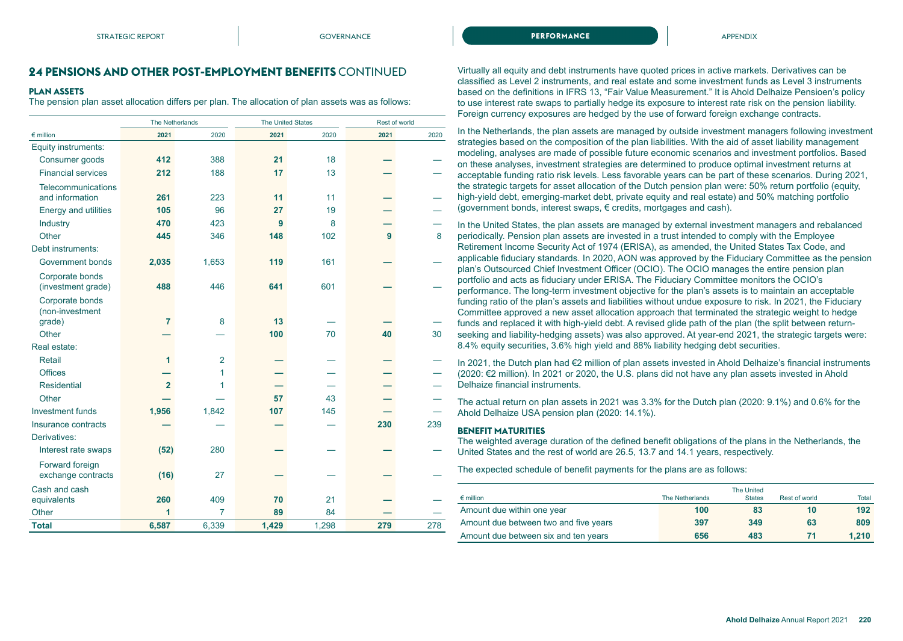## 24 PENSIONS AND OTHER POST-EMPLOYMENT BENEFITS CONTINUED

### PLAN ASSETS

The pension plan asset allocation differs per plan. The allocation of plan assets was as follows:

| | The Netherlands | | The United States | | Rest of world | |
|---|---|---|---|---|---|---|
| € million | **2021** | 2020 | **2021** | 2020 | **2021** | 2020 |
| Equity instruments: | | | | | | |
| Consumer goods | **412** | 388 | **21** | 18 | **—** | — |
| Financial services | **212** | 188 | **17** | 13 | **—** | — |
| Telecommunications and information | **261** | 223 | **11** | 11 | **—** | — |
| Energy and utilities | **105** | 96 | **27** | 19 | **—** | — |
| Industry | **470** | 423 | **9** | 8 | **—** | — |
| Other | **445** | 346 | **148** | 102 | **9** | 8 |
| Debt instruments: | | | | | | |
| Government bonds | **2,035** | 1,653 | **119** | 161 | **—** | — |
| Corporate bonds (investment grade) | **488** | 446 | **641** | 601 | **—** | — |
| Corporate bonds (non-investment grade) | **7** | 8 | **13** | — | **—** | — |
| Other | **—** | — | **100** | 70 | **40** | 30 |
| Real estate: | | | | | | |
| Retail | **1** | 2 | **—** | — | **—** | — |
| Offices | **—** | 1 | **—** | — | **—** | — |
| Residential | **2** | 1 | **—** | — | **—** | — |
| Other | **—** | — | **57** | 43 | **—** | — |
| Investment funds | **1,956** | 1,842 | **107** | 145 | **—** | — |
| Insurance contracts | **—** | — | **—** | — | **230** | 239 |
| Derivatives: | | | | | | |
| Interest rate swaps | **(52)** | 280 | **—** | — | **—** | — |
| Forward foreign exchange contracts | **(16)** | 27 | **—** | — | **—** | — |
| Cash and cash equivalents | **260** | 409 | **70** | 21 | **—** | — |
| Other | **1** | 7 | **89** | 84 | **—** | — |
| **Total** | **6,587** | 6,339 | **1,429** | 1,298 | **279** | 278 |

Virtually all equity and debt instruments have quoted prices in active markets. Derivatives can be classified as Level 2 instruments, and real estate and some investment funds as Level 3 instruments based on the definitions in IFRS 13, "Fair Value Measurement." It is Ahold Delhaize Pensioen's policy to use interest rate swaps to partially hedge its exposure to interest rate risk on the pension liability. Foreign currency exposures are hedged by the use of forward foreign exchange contracts.

In the Netherlands, the plan assets are managed by outside investment managers following investment strategies based on the composition of the plan liabilities. With the aid of asset liability management modeling, analyses are made of possible future economic scenarios and investment portfolios. Based on these analyses, investment strategies are determined to produce optimal investment returns at acceptable funding ratio risk levels. Less favorable years can be part of these scenarios. During 2021, the strategic targets for asset allocation of the Dutch pension plan were: 50% return portfolio (equity, high-yield debt, emerging-market debt, private equity and real estate) and 50% matching portfolio (government bonds, interest swaps, € credits, mortgages and cash).

In the United States, the plan assets are managed by external investment managers and rebalanced periodically. Pension plan assets are invested in a trust intended to comply with the Employee Retirement Income Security Act of 1974 (ERISA), as amended, the United States Tax Code, and applicable fiduciary standards. In 2020, AON was approved by the Fiduciary Committee as the pension plan's Outsourced Chief Investment Officer (OCIO). The OCIO manages the entire pension plan portfolio and acts as fiduciary under ERISA. The Fiduciary Committee monitors the OCIO's performance. The long-term investment objective for the plan's assets is to maintain an acceptable funding ratio of the plan's assets and liabilities without undue exposure to risk. In 2021, the Fiduciary Committee approved a new asset allocation approach that terminated the strategic weight to hedge funds and replaced it with high-yield debt. A revised glide path of the plan (the split between return-seeking and liability-hedging assets) was also approved. At year-end 2021, the strategic targets were: 8.4% equity securities, 3.6% high yield and 88% liability hedging debt securities.

In 2021, the Dutch plan had €2 million of plan assets invested in Ahold Delhaize's financial instruments (2020: €2 million). In 2021 or 2020, the U.S. plans did not have any plan assets invested in Ahold Delhaize financial instruments.

The actual return on plan assets in 2021 was 3.3% for the Dutch plan (2020: 9.1%) and 0.6% for the Ahold Delhaize USA pension plan (2020: 14.1%).

### BENEFIT MATURITIES

The weighted average duration of the defined benefit obligations of the plans in the Netherlands, the United States and the rest of world are 26.5, 13.7 and 14.1 years, respectively.

The expected schedule of benefit payments for the plans are as follows:

| € million | The Netherlands | The United States | Rest of world | Total |
|---|---|---|---|---|
| Amount due within one year | **100** | **83** | **10** | **192** |
| Amount due between two and five years | **397** | **349** | **63** | **809** |
| Amount due between six and ten years | **656** | **483** | **71** | **1,210** |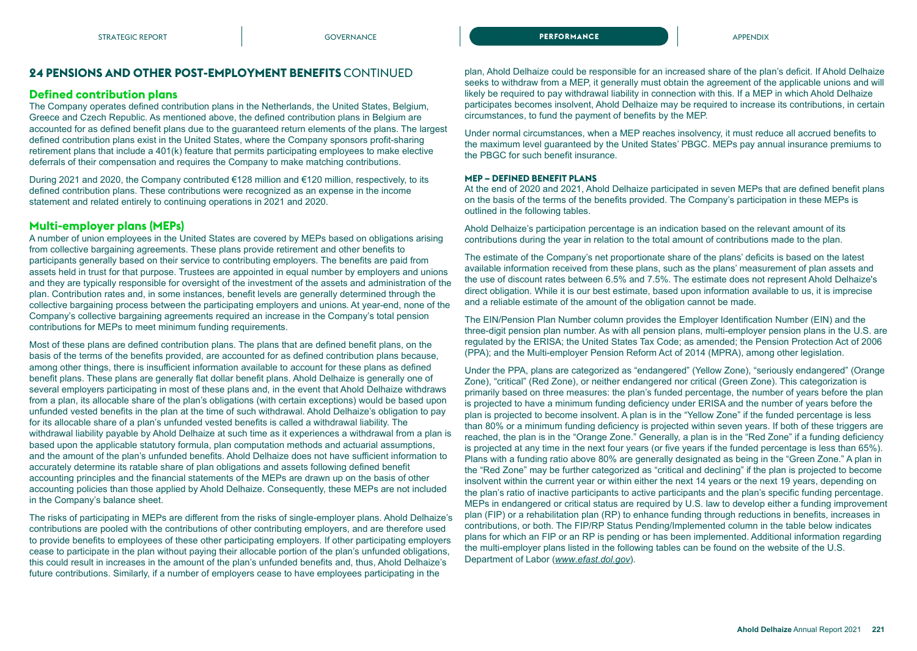## 24 PENSIONS AND OTHER POST-EMPLOYMENT BENEFITS CONTINUED

### Defined contribution plans

The Company operates defined contribution plans in the Netherlands, the United States, Belgium, Greece and Czech Republic. As mentioned above, the defined contribution plans in Belgium are accounted for as defined benefit plans due to the guaranteed return elements of the plans. The largest defined contribution plans exist in the United States, where the Company sponsors profit-sharing retirement plans that include a 401(k) feature that permits participating employees to make elective deferrals of their compensation and requires the Company to make matching contributions.

During 2021 and 2020, the Company contributed €128 million and €120 million, respectively, to its defined contribution plans. These contributions were recognized as an expense in the income statement and related entirely to continuing operations in 2021 and 2020.

### Multi-employer plans (MEPs)

A number of union employees in the United States are covered by MEPs based on obligations arising from collective bargaining agreements. These plans provide retirement and other benefits to participants generally based on their service to contributing employers. The benefits are paid from assets held in trust for that purpose. Trustees are appointed in equal number by employers and unions and they are typically responsible for oversight of the investment of the assets and administration of the plan. Contribution rates and, in some instances, benefit levels are generally determined through the collective bargaining process between the participating employers and unions. At year-end, none of the Company's collective bargaining agreements required an increase in the Company's total pension contributions for MEPs to meet minimum funding requirements.

Most of these plans are defined contribution plans. The plans that are defined benefit plans, on the basis of the terms of the benefits provided, are accounted for as defined contribution plans because, among other things, there is insufficient information available to account for these plans as defined benefit plans. These plans are generally flat dollar benefit plans. Ahold Delhaize is generally one of several employers participating in most of these plans and, in the event that Ahold Delhaize withdraws from a plan, its allocable share of the plan's obligations (with certain exceptions) would be based upon unfunded vested benefits in the plan at the time of such withdrawal. Ahold Delhaize's obligation to pay for its allocable share of a plan's unfunded vested benefits is called a withdrawal liability. The withdrawal liability payable by Ahold Delhaize at such time as it experiences a withdrawal from a plan is based upon the applicable statutory formula, plan computation methods and actuarial assumptions, and the amount of the plan's unfunded benefits. Ahold Delhaize does not have sufficient information to accurately determine its ratable share of plan obligations and assets following defined benefit accounting principles and the financial statements of the MEPs are drawn up on the basis of other accounting policies than those applied by Ahold Delhaize. Consequently, these MEPs are not included in the Company's balance sheet.

The risks of participating in MEPs are different from the risks of single-employer plans. Ahold Delhaize's contributions are pooled with the contributions of other contributing employers, and are therefore used to provide benefits to employees of these other participating employers. If other participating employers cease to participate in the plan without paying their allocable portion of the plan's unfunded obligations, this could result in increases in the amount of the plan's unfunded benefits and, thus, Ahold Delhaize's future contributions. Similarly, if a number of employers cease to have employees participating in the plan, Ahold Delhaize could be responsible for an increased share of the plan's deficit. If Ahold Delhaize seeks to withdraw from a MEP, it generally must obtain the agreement of the applicable unions and will likely be required to pay withdrawal liability in connection with this. If a MEP in which Ahold Delhaize participates becomes insolvent, Ahold Delhaize may be required to increase its contributions, in certain circumstances, to fund the payment of benefits by the MEP.

Under normal circumstances, when a MEP reaches insolvency, it must reduce all accrued benefits to the maximum level guaranteed by the United States' PBGC. MEPs pay annual insurance premiums to the PBGC for such benefit insurance.

#### MEP – DEFINED BENEFIT PLANS

At the end of 2020 and 2021, Ahold Delhaize participated in seven MEPs that are defined benefit plans on the basis of the terms of the benefits provided. The Company's participation in these MEPs is outlined in the following tables.

Ahold Delhaize's participation percentage is an indication based on the relevant amount of its contributions during the year in relation to the total amount of contributions made to the plan.

The estimate of the Company's net proportionate share of the plans' deficits is based on the latest available information received from these plans, such as the plans' measurement of plan assets and the use of discount rates between 6.5% and 7.5%. The estimate does not represent Ahold Delhaize's direct obligation. While it is our best estimate, based upon information available to us, it is imprecise and a reliable estimate of the amount of the obligation cannot be made.

The EIN/Pension Plan Number column provides the Employer Identification Number (EIN) and the three-digit pension plan number. As with all pension plans, multi-employer pension plans in the U.S. are regulated by the ERISA; the United States Tax Code; as amended; the Pension Protection Act of 2006 (PPA); and the Multi-employer Pension Reform Act of 2014 (MPRA), among other legislation.

Under the PPA, plans are categorized as "endangered" (Yellow Zone), "seriously endangered" (Orange Zone), "critical" (Red Zone), or neither endangered nor critical (Green Zone). This categorization is primarily based on three measures: the plan's funded percentage, the number of years before the plan is projected to have a minimum funding deficiency under ERISA and the number of years before the plan is projected to become insolvent. A plan is in the "Yellow Zone" if the funded percentage is less than 80% or a minimum funding deficiency is projected within seven years. If both of these triggers are reached, the plan is in the "Orange Zone." Generally, a plan is in the "Red Zone" if a funding deficiency is projected at any time in the next four years (or five years if the funded percentage is less than 65%). Plans with a funding ratio above 80% are generally designated as being in the "Green Zone." A plan in the "Red Zone" may be further categorized as "critical and declining" if the plan is projected to become insolvent within the current year or within either the next 14 years or the next 19 years, depending on the plan's ratio of inactive participants to active participants and the plan's specific funding percentage. MEPs in endangered or critical status are required by U.S. law to develop either a funding improvement plan (FIP) or a rehabilitation plan (RP) to enhance funding through reductions in benefits, increases in contributions, or both. The FIP/RP Status Pending/Implemented column in the table below indicates plans for which an FIP or an RP is pending or has been implemented. Additional information regarding the multi-employer plans listed in the following tables can be found on the website of the U.S. Department of Labor (*www.efast.dol.gov*).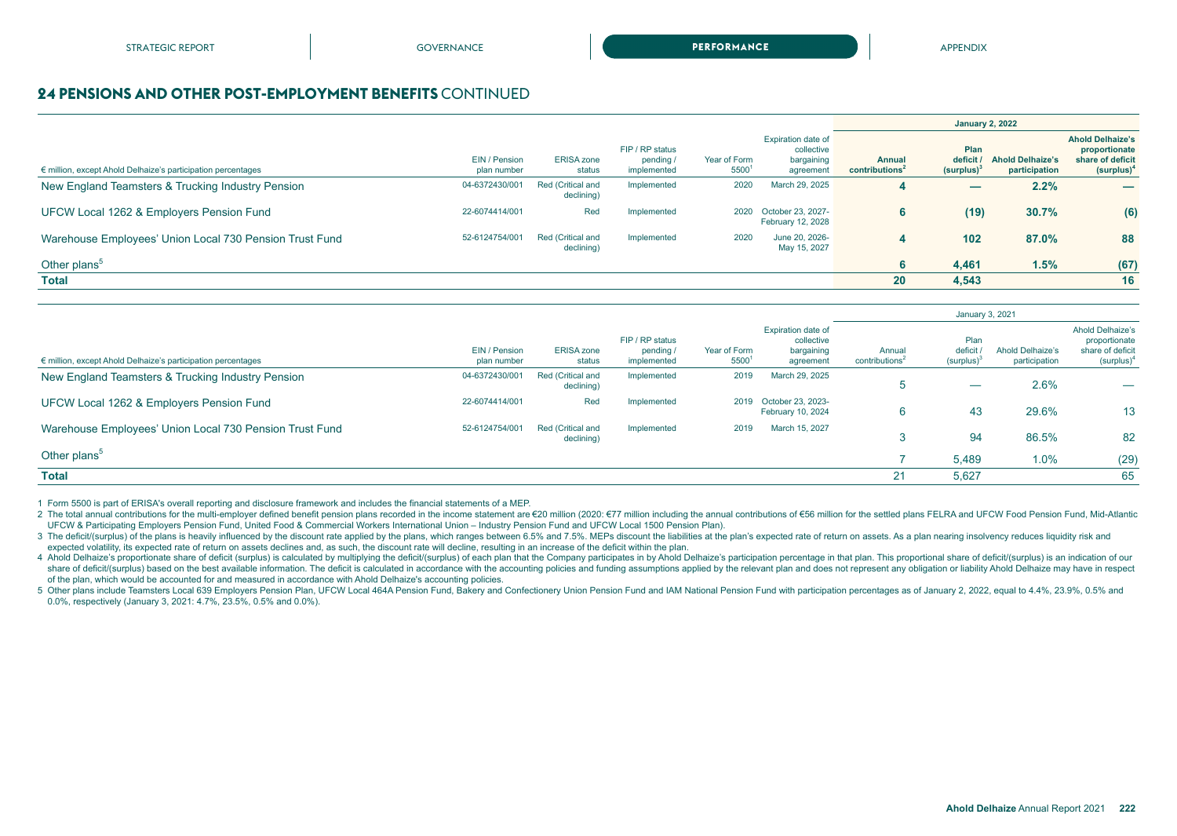## 24 PENSIONS AND OTHER POST-EMPLOYMENT BENEFITS CONTINUED

| € million, except Ahold Delhaize's participation percentages | EIN / Pension plan number | ERISA zone status | FIP / RP status pending / implemented | Year of Form 5500[1] | Expiration date of collective bargaining agreement | January 2, 2022 | | | |
|---|---|---|---|---|---|---|---|---|---|
| | | | | | | **Annual contributions[2]** | **Plan deficit / (surplus)[3]** | **Ahold Delhaize's participation** | **Ahold Delhaize's proportionate share of deficit (surplus)[4]** |
| New England Teamsters & Trucking Industry Pension | 04-6372430/001 | Red (Critical and declining) | Implemented | 2020 | March 29, 2025 | **4** | **—** | **2.2%** | **—** |
| UFCW Local 1262 & Employers Pension Fund | 22-6074414/001 | Red | Implemented | 2020 | October 23, 2027- February 12, 2028 | **6** | **(19)** | **30.7%** | **(6)** |
| Warehouse Employees' Union Local 730 Pension Trust Fund | 52-6124754/001 | Red (Critical and declining) | Implemented | 2020 | June 20, 2026- May 15, 2027 | **4** | **102** | **87.0%** | **88** |
| Other plans[5] | | | | | | **6** | **4,461** | **1.5%** | **(67)** |
| **Total** | | | | | | **20** | **4,543** | | **16** |

| € million, except Ahold Delhaize's participation percentages | EIN / Pension plan number | ERISA zone status | FIP / RP status pending / implemented | Year of Form 5500[1] | Expiration date of collective bargaining agreement | January 3, 2021 | | | |
|---|---|---|---|---|---|---|---|---|---|
| | | | | | | Annual contributions[2] | Plan deficit / (surplus)[3] | Ahold Delhaize's participation | Ahold Delhaize's proportionate share of deficit (surplus)[4] |
| New England Teamsters & Trucking Industry Pension | 04-6372430/001 | Red (Critical and declining) | Implemented | 2019 | March 29, 2025 | 5 | — | 2.6% | — |
| UFCW Local 1262 & Employers Pension Fund | 22-6074414/001 | Red | Implemented | 2019 | October 23, 2023- February 10, 2024 | 6 | 43 | 29.6% | 13 |
| Warehouse Employees' Union Local 730 Pension Trust Fund | 52-6124754/001 | Red (Critical and declining) | Implemented | 2019 | March 15, 2027 | 3 | 94 | 86.5% | 82 |
| Other plans[5] | | | | | | 7 | 5,489 | 1.0% | (29) |
| **Total** | | | | | | 21 | 5,627 | | 65 |

1 Form 5500 is part of ERISA's overall reporting and disclosure framework and includes the financial statements of a MEP.

2 The total annual contributions for the multi-employer defined benefit pension plans recorded in the income statement are €20 million (2020: €77 million including the annual contributions of €56 million for the settled plans FELRA and UFCW Food Pension Fund, Mid-Atlantic UFCW & Participating Employers Pension Fund, United Food & Commercial Workers International Union – Industry Pension Fund and UFCW Local 1500 Pension Plan).

3 The deficit/(surplus) of the plans is heavily influenced by the discount rate applied by the plans, which ranges between 6.5% and 7.5%. MEPs discount the liabilities at the plan's expected rate of return on assets. As a plan nearing insolvency reduces liquidity risk and expected volatility, its expected rate of return on assets declines and, as such, the discount rate will decline, resulting in an increase of the deficit within the plan.

4 Ahold Delhaize's proportionate share of deficit (surplus) is calculated by multiplying the deficit/(surplus) of each plan that the Company participates in by Ahold Delhaize's participation percentage in that plan. This proportional share of deficit/(surplus) is an indication of our share of deficit/(surplus) based on the best available information. The deficit is calculated in accordance with the accounting policies and funding assumptions applied by the relevant plan and does not represent any obligation or liability Ahold Delhaize may have in respect of the plan, which would be accounted for and measured in accordance with Ahold Delhaize's accounting policies.

5 Other plans include Teamsters Local 639 Employers Pension Plan, UFCW Local 464A Pension Fund, Bakery and Confectionery Union Pension Fund and IAM National Pension Fund with participation percentages as of January 2, 2022, equal to 4.4%, 23.9%, 0.5% and 0.0%, respectively (January 3, 2021: 4.7%, 23.5%, 0.5% and 0.0%).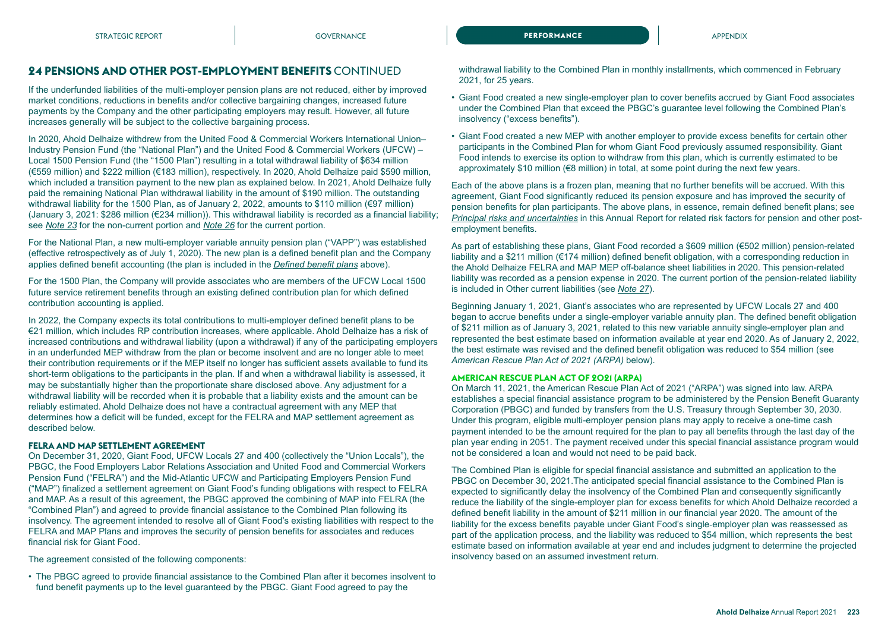## 24 PENSIONS AND OTHER POST-EMPLOYMENT BENEFITS CONTINUED

If the underfunded liabilities of the multi-employer pension plans are not reduced, either by improved market conditions, reductions in benefits and/or collective bargaining changes, increased future payments by the Company and the other participating employers may result. However, all future increases generally will be subject to the collective bargaining process.

In 2020, Ahold Delhaize withdrew from the United Food & Commercial Workers International Union–Industry Pension Fund (the "National Plan") and the United Food & Commercial Workers (UFCW) – Local 1500 Pension Fund (the "1500 Plan") resulting in a total withdrawal liability of $634 million (€559 million) and $222 million (€183 million), respectively. In 2020, Ahold Delhaize paid $590 million, which included a transition payment to the new plan as explained below. In 2021, Ahold Delhaize fully paid the remaining National Plan withdrawal liability in the amount of $190 million. The outstanding withdrawal liability for the 1500 Plan, as of January 2, 2022, amounts to $110 million (€97 million) (January 3, 2021: $286 million (€234 million)). This withdrawal liability is recorded as a financial liability; see *Note 23* for the non-current portion and *Note 26* for the current portion.

For the National Plan, a new multi-employer variable annuity pension plan ("VAPP") was established (effective retrospectively as of July 1, 2020). The new plan is a defined benefit plan and the Company applies defined benefit accounting (the plan is included in the *Defined benefit plans* above).

For the 1500 Plan, the Company will provide associates who are members of the UFCW Local 1500 future service retirement benefits through an existing defined contribution plan for which defined contribution accounting is applied.

In 2022, the Company expects its total contributions to multi-employer defined benefit plans to be €21 million, which includes RP contribution increases, where applicable. Ahold Delhaize has a risk of increased contributions and withdrawal liability (upon a withdrawal) if any of the participating employers in an underfunded MEP withdraw from the plan or become insolvent and are no longer able to meet their contribution requirements or if the MEP itself no longer has sufficient assets available to fund its short-term obligations to the participants in the plan. If and when a withdrawal liability is assessed, it may be substantially higher than the proportionate share disclosed above. Any adjustment for a withdrawal liability will be recorded when it is probable that a liability exists and the amount can be reliably estimated. Ahold Delhaize does not have a contractual agreement with any MEP that determines how a deficit will be funded, except for the FELRA and MAP settlement agreement as described below.

### FELRA AND MAP SETTLEMENT AGREEMENT

On December 31, 2020, Giant Food, UFCW Locals 27 and 400 (collectively the "Union Locals"), the PBGC, the Food Employers Labor Relations Association and United Food and Commercial Workers Pension Fund ("FELRA") and the Mid-Atlantic UFCW and Participating Employers Pension Fund ("MAP") finalized a settlement agreement on Giant Food's funding obligations with respect to FELRA and MAP. As a result of this agreement, the PBGC approved the combining of MAP into FELRA (the "Combined Plan") and agreed to provide financial assistance to the Combined Plan following its insolvency. The agreement intended to resolve all of Giant Food's existing liabilities with respect to the FELRA and MAP Plans and improves the security of pension benefits for associates and reduces financial risk for Giant Food.

The agreement consisted of the following components:

- The PBGC agreed to provide financial assistance to the Combined Plan after it becomes insolvent to fund benefit payments up to the level guaranteed by the PBGC. Giant Food agreed to pay the withdrawal liability to the Combined Plan in monthly installments, which commenced in February 2021, for 25 years.
- Giant Food created a new single-employer plan to cover benefits accrued by Giant Food associates under the Combined Plan that exceed the PBGC's guarantee level following the Combined Plan's insolvency ("excess benefits").
- Giant Food created a new MEP with another employer to provide excess benefits for certain other participants in the Combined Plan for whom Giant Food previously assumed responsibility. Giant Food intends to exercise its option to withdraw from this plan, which is currently estimated to be approximately $10 million (€8 million) in total, at some point during the next few years.

Each of the above plans is a frozen plan, meaning that no further benefits will be accrued. With this agreement, Giant Food significantly reduced its pension exposure and has improved the security of pension benefits for plan participants. The above plans, in essence, remain defined benefit plans; see *Principal risks and uncertainties* in this Annual Report for related risk factors for pension and other post-employment benefits.

As part of establishing these plans, Giant Food recorded a $609 million (€502 million) pension-related liability and a $211 million (€174 million) defined benefit obligation, with a corresponding reduction in the Ahold Delhaize FELRA and MAP MEP off-balance sheet liabilities in 2020. This pension-related liability was recorded as a pension expense in 2020. The current portion of the pension-related liability is included in Other current liabilities (see *Note 27*).

Beginning January 1, 2021, Giant's associates who are represented by UFCW Locals 27 and 400 began to accrue benefits under a single-employer variable annuity plan. The defined benefit obligation of $211 million as of January 3, 2021, related to this new variable annuity single-employer plan and represented the best estimate based on information available at year end 2020. As of January 2, 2022, the best estimate was revised and the defined benefit obligation was reduced to $54 million (see *American Rescue Plan Act of 2021 (ARPA)* below).

### AMERICAN RESCUE PLAN ACT OF 2021 (ARPA)

On March 11, 2021, the American Rescue Plan Act of 2021 ("ARPA") was signed into law. ARPA establishes a special financial assistance program to be administered by the Pension Benefit Guaranty Corporation (PBGC) and funded by transfers from the U.S. Treasury through September 30, 2030. Under this program, eligible multi-employer pension plans may apply to receive a one-time cash payment intended to be the amount required for the plan to pay all benefits through the last day of the plan year ending in 2051. The payment received under this special financial assistance program would not be considered a loan and would not need to be paid back.

The Combined Plan is eligible for special financial assistance and submitted an application to the PBGC on December 30, 2021.The anticipated special financial assistance to the Combined Plan is expected to significantly delay the insolvency of the Combined Plan and consequently significantly reduce the liability of the single-employer plan for excess benefits for which Ahold Delhaize recorded a defined benefit liability in the amount of $211 million in our financial year 2020. The amount of the liability for the excess benefits payable under Giant Food's single-employer plan was reassessed as part of the application process, and the liability was reduced to $54 million, which represents the best estimate based on information available at year end and includes judgment to determine the projected insolvency based on an assumed investment return.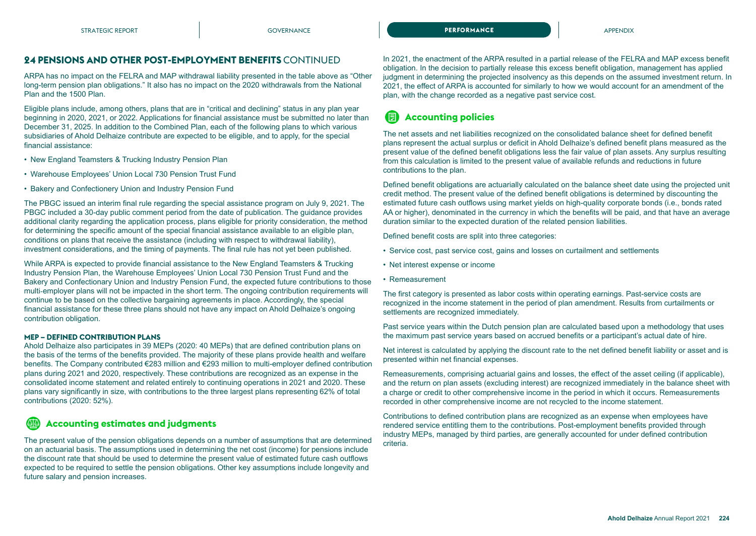## 24 PENSIONS AND OTHER POST-EMPLOYMENT BENEFITS CONTINUED

ARPA has no impact on the FELRA and MAP withdrawal liability presented in the table above as "Other long-term pension plan obligations." It also has no impact on the 2020 withdrawals from the National Plan and the 1500 Plan.

Eligible plans include, among others, plans that are in "critical and declining" status in any plan year beginning in 2020, 2021, or 2022. Applications for financial assistance must be submitted no later than December 31, 2025. In addition to the Combined Plan, each of the following plans to which various subsidiaries of Ahold Delhaize contribute are expected to be eligible, and to apply, for the special financial assistance:

- New England Teamsters & Trucking Industry Pension Plan
- Warehouse Employees' Union Local 730 Pension Trust Fund
- Bakery and Confectionery Union and Industry Pension Fund

The PBGC issued an interim final rule regarding the special assistance program on July 9, 2021. The PBGC included a 30-day public comment period from the date of publication. The guidance provides additional clarity regarding the application process, plans eligible for priority consideration, the method for determining the specific amount of the special financial assistance available to an eligible plan, conditions on plans that receive the assistance (including with respect to withdrawal liability), investment considerations, and the timing of payments. The final rule has not yet been published.

While ARPA is expected to provide financial assistance to the New England Teamsters & Trucking Industry Pension Plan, the Warehouse Employees' Union Local 730 Pension Trust Fund and the Bakery and Confectionary Union and Industry Pension Fund, the expected future contributions to those multi-employer plans will not be impacted in the short term. The ongoing contribution requirements will continue to be based on the collective bargaining agreements in place. Accordingly, the special financial assistance for these three plans should not have any impact on Ahold Delhaize's ongoing contribution obligation.

#### MEP – DEFINED CONTRIBUTION PLANS

Ahold Delhaize also participates in 39 MEPs (2020: 40 MEPs) that are defined contribution plans on the basis of the terms of the benefits provided. The majority of these plans provide health and welfare benefits. The Company contributed €283 million and €293 million to multi-employer defined contribution plans during 2021 and 2020, respectively. These contributions are recognized as an expense in the consolidated income statement and related entirely to continuing operations in 2021 and 2020. These plans vary significantly in size, with contributions to the three largest plans representing 62% of total contributions (2020: 52%).

### Accounting estimates and judgments

The present value of the pension obligations depends on a number of assumptions that are determined on an actuarial basis. The assumptions used in determining the net cost (income) for pensions include the discount rate that should be used to determine the present value of estimated future cash outflows expected to be required to settle the pension obligations. Other key assumptions include longevity and future salary and pension increases.

In 2021, the enactment of the ARPA resulted in a partial release of the FELRA and MAP excess benefit obligation. In the decision to partially release this excess benefit obligation, management has applied judgment in determining the projected insolvency as this depends on the assumed investment return. In 2021, the effect of ARPA is accounted for similarly to how we would account for an amendment of the plan, with the change recorded as a negative past service cost.

### Accounting policies

The net assets and net liabilities recognized on the consolidated balance sheet for defined benefit plans represent the actual surplus or deficit in Ahold Delhaize's defined benefit plans measured as the present value of the defined benefit obligations less the fair value of plan assets. Any surplus resulting from this calculation is limited to the present value of available refunds and reductions in future contributions to the plan.

Defined benefit obligations are actuarially calculated on the balance sheet date using the projected unit credit method. The present value of the defined benefit obligations is determined by discounting the estimated future cash outflows using market yields on high-quality corporate bonds (i.e., bonds rated AA or higher), denominated in the currency in which the benefits will be paid, and that have an average duration similar to the expected duration of the related pension liabilities.

Defined benefit costs are split into three categories:

- Service cost, past service cost, gains and losses on curtailment and settlements
- Net interest expense or income
- Remeasurement

The first category is presented as labor costs within operating earnings. Past-service costs are recognized in the income statement in the period of plan amendment. Results from curtailments or settlements are recognized immediately.

Past service years within the Dutch pension plan are calculated based upon a methodology that uses the maximum past service years based on accrued benefits or a participant's actual date of hire.

Net interest is calculated by applying the discount rate to the net defined benefit liability or asset and is presented within net financial expenses.

Remeasurements, comprising actuarial gains and losses, the effect of the asset ceiling (if applicable), and the return on plan assets (excluding interest) are recognized immediately in the balance sheet with a charge or credit to other comprehensive income in the period in which it occurs. Remeasurements recorded in other comprehensive income are not recycled to the income statement.

Contributions to defined contribution plans are recognized as an expense when employees have rendered service entitling them to the contributions. Post-employment benefits provided through industry MEPs, managed by third parties, are generally accounted for under defined contribution criteria.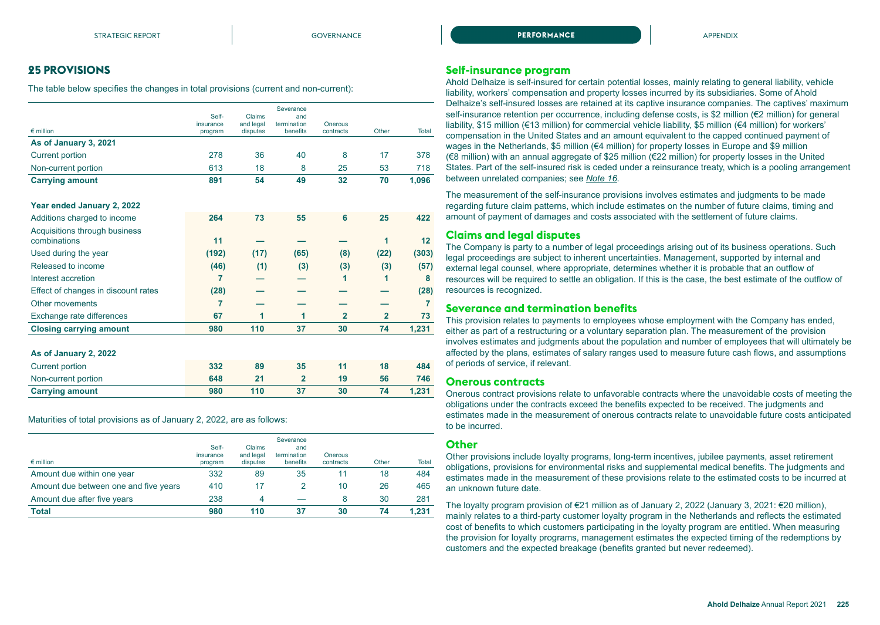## 25 PROVISIONS

The table below specifies the changes in total provisions (current and non-current):

| € million | Self-insurance program | Claims and legal disputes | Severance and termination benefits | Onerous contracts | Other | Total |
|---|---|---|---|---|---|---|
| **As of January 3, 2021** | | | | | | |
| Current portion | 278 | 36 | 40 | 8 | 17 | 378 |
| Non-current portion | 613 | 18 | 8 | 25 | 53 | 718 |
| **Carrying amount** | **891** | **54** | **49** | **32** | **70** | **1,096** |
| | | | | | | |
| **Year ended January 2, 2022** | | | | | | |
| Additions charged to income | **264** | **73** | **55** | **6** | **25** | **422** |
| Acquisitions through business combinations | **11** | **—** | **—** | **—** | **1** | **12** |
| Used during the year | **(192)** | **(17)** | **(65)** | **(8)** | **(22)** | **(303)** |
| Released to income | **(46)** | **(1)** | **(3)** | **(3)** | **(3)** | **(57)** |
| Interest accretion | **7** | **—** | **—** | **1** | **1** | **8** |
| Effect of changes in discount rates | **(28)** | **—** | **—** | **—** | **—** | **(28)** |
| Other movements | **7** | **—** | **—** | **—** | **—** | **7** |
| Exchange rate differences | **67** | **1** | **1** | **2** | **2** | **73** |
| **Closing carrying amount** | **980** | **110** | **37** | **30** | **74** | **1,231** |
| | | | | | | |
| **As of January 2, 2022** | | | | | | |
| Current portion | **332** | **89** | **35** | **11** | **18** | **484** |
| Non-current portion | **648** | **21** | **2** | **19** | **56** | **746** |
| **Carrying amount** | **980** | **110** | **37** | **30** | **74** | **1,231** |

Maturities of total provisions as of January 2, 2022, are as follows:

| € million | Self-insurance program | Claims and legal disputes | Severance and termination benefits | Onerous contracts | Other | Total |
|---|---|---|---|---|---|---|
| Amount due within one year | 332 | 89 | 35 | 11 | 18 | 484 |
| Amount due between one and five years | 410 | 17 | 2 | 10 | 26 | 465 |
| Amount due after five years | 238 | 4 | — | 8 | 30 | 281 |
| **Total** | **980** | **110** | **37** | **30** | **74** | **1,231** |

### Self-insurance program

Ahold Delhaize is self-insured for certain potential losses, mainly relating to general liability, vehicle liability, workers' compensation and property losses incurred by its subsidiaries. Some of Ahold Delhaize's self-insured losses are retained at its captive insurance companies. The captives' maximum self-insurance retention per occurrence, including defense costs, is \$2 million (€2 million) for general liability, \$15 million (€13 million) for commercial vehicle liability, \$5 million (€4 million) for workers' compensation in the United States and an amount equivalent to the capped continued payment of wages in the Netherlands, \$5 million (€4 million) for property losses in Europe and \$9 million (€8 million) with an annual aggregate of \$25 million (€22 million) for property losses in the United States. Part of the self-insured risk is ceded under a reinsurance treaty, which is a pooling arrangement between unrelated companies; see *Note 16*.

The measurement of the self-insurance provisions involves estimates and judgments to be made regarding future claim patterns, which include estimates on the number of future claims, timing and amount of payment of damages and costs associated with the settlement of future claims.

### Claims and legal disputes

The Company is party to a number of legal proceedings arising out of its business operations. Such legal proceedings are subject to inherent uncertainties. Management, supported by internal and external legal counsel, where appropriate, determines whether it is probable that an outflow of resources will be required to settle an obligation. If this is the case, the best estimate of the outflow of resources is recognized.

### Severance and termination benefits

This provision relates to payments to employees whose employment with the Company has ended, either as part of a restructuring or a voluntary separation plan. The measurement of the provision involves estimates and judgments about the population and number of employees that will ultimately be affected by the plans, estimates of salary ranges used to measure future cash flows, and assumptions of periods of service, if relevant.

### Onerous contracts

Onerous contract provisions relate to unfavorable contracts where the unavoidable costs of meeting the obligations under the contracts exceed the benefits expected to be received. The judgments and estimates made in the measurement of onerous contracts relate to unavoidable future costs anticipated to be incurred.

### Other

Other provisions include loyalty programs, long-term incentives, jubilee payments, asset retirement obligations, provisions for environmental risks and supplemental medical benefits. The judgments and estimates made in the measurement of these provisions relate to the estimated costs to be incurred at an unknown future date.

The loyalty program provision of €21 million as of January 2, 2022 (January 3, 2021: €20 million), mainly relates to a third-party customer loyalty program in the Netherlands and reflects the estimated cost of benefits to which customers participating in the loyalty program are entitled. When measuring the provision for loyalty programs, management estimates the expected timing of the redemptions by customers and the expected breakage (benefits granted but never redeemed).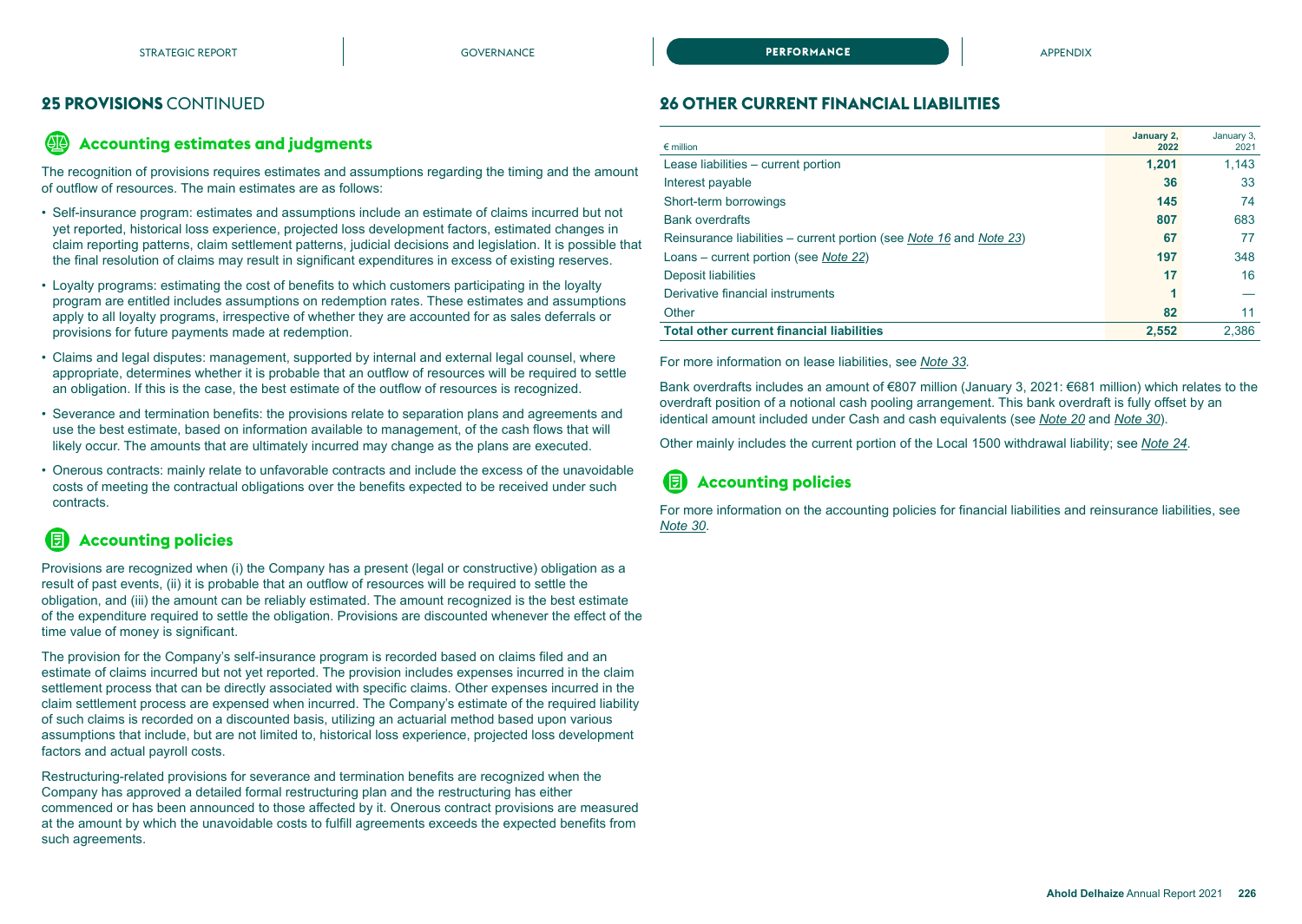## 25 PROVISIONS CONTINUED

### Accounting estimates and judgments

The recognition of provisions requires estimates and assumptions regarding the timing and the amount of outflow of resources. The main estimates are as follows:

- Self-insurance program: estimates and assumptions include an estimate of claims incurred but not yet reported, historical loss experience, projected loss development factors, estimated changes in claim reporting patterns, claim settlement patterns, judicial decisions and legislation. It is possible that the final resolution of claims may result in significant expenditures in excess of existing reserves.
- Loyalty programs: estimating the cost of benefits to which customers participating in the loyalty program are entitled includes assumptions on redemption rates. These estimates and assumptions apply to all loyalty programs, irrespective of whether they are accounted for as sales deferrals or provisions for future payments made at redemption.
- Claims and legal disputes: management, supported by internal and external legal counsel, where appropriate, determines whether it is probable that an outflow of resources will be required to settle an obligation. If this is the case, the best estimate of the outflow of resources is recognized.
- Severance and termination benefits: the provisions relate to separation plans and agreements and use the best estimate, based on information available to management, of the cash flows that will likely occur. The amounts that are ultimately incurred may change as the plans are executed.
- Onerous contracts: mainly relate to unfavorable contracts and include the excess of the unavoidable costs of meeting the contractual obligations over the benefits expected to be received under such contracts.

### Accounting policies

Provisions are recognized when (i) the Company has a present (legal or constructive) obligation as a result of past events, (ii) it is probable that an outflow of resources will be required to settle the obligation, and (iii) the amount can be reliably estimated. The amount recognized is the best estimate of the expenditure required to settle the obligation. Provisions are discounted whenever the effect of the time value of money is significant.

The provision for the Company's self-insurance program is recorded based on claims filed and an estimate of claims incurred but not yet reported. The provision includes expenses incurred in the claim settlement process that can be directly associated with specific claims. Other expenses incurred in the claim settlement process are expensed when incurred. The Company's estimate of the required liability of such claims is recorded on a discounted basis, utilizing an actuarial method based upon various assumptions that include, but are not limited to, historical loss experience, projected loss development factors and actual payroll costs.

Restructuring-related provisions for severance and termination benefits are recognized when the Company has approved a detailed formal restructuring plan and the restructuring has either commenced or has been announced to those affected by it. Onerous contract provisions are measured at the amount by which the unavoidable costs to fulfill agreements exceeds the expected benefits from such agreements.

## 26 OTHER CURRENT FINANCIAL LIABILITIES

| € million | January 2, 2022 | January 3, 2021 |
|---|---|---|
| Lease liabilities – current portion | **1,201** | 1,143 |
| Interest payable | **36** | 33 |
| Short-term borrowings | **145** | 74 |
| Bank overdrafts | **807** | 683 |
| Reinsurance liabilities – current portion (see *Note 16* and *Note 23*) | **67** | 77 |
| Loans – current portion (see *Note 22*) | **197** | 348 |
| Deposit liabilities | **17** | 16 |
| Derivative financial instruments | **1** | — |
| Other | **82** | 11 |
| **Total other current financial liabilities** | **2,552** | 2,386 |

For more information on lease liabilities, see *Note 33*.

Bank overdrafts includes an amount of €807 million (January 3, 2021: €681 million) which relates to the overdraft position of a notional cash pooling arrangement. This bank overdraft is fully offset by an identical amount included under Cash and cash equivalents (see *Note 20* and *Note 30*).

Other mainly includes the current portion of the Local 1500 withdrawal liability; see *Note 24*.

### Accounting policies

For more information on the accounting policies for financial liabilities and reinsurance liabilities, see *Note 30*.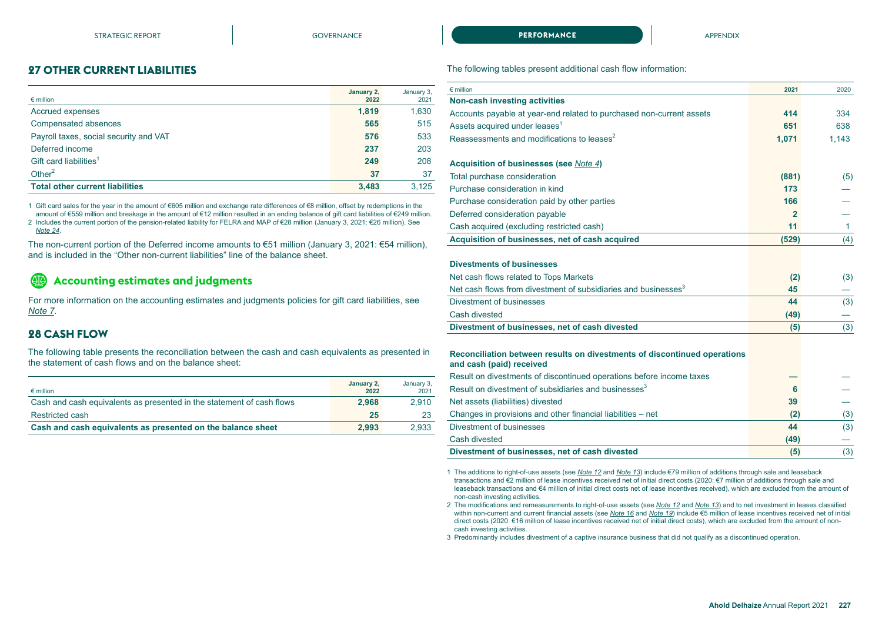## 27 OTHER CURRENT LIABILITIES

| € million | January 2, 2022 | January 3, 2021 |
|---|---|---|
| Accrued expenses | **1,819** | 1,630 |
| Compensated absences | **565** | 515 |
| Payroll taxes, social security and VAT | **576** | 533 |
| Deferred income | **237** | 203 |
| Gift card liabilities[1] | **249** | 208 |
| Other[2] | **37** | 37 |
| **Total other current liabilities** | **3,483** | 3,125 |

1 Gift card sales for the year in the amount of €605 million and exchange rate differences of €8 million, offset by redemptions in the amount of €559 million and breakage in the amount of €12 million resulted in an ending balance of gift card liabilities of €249 million.
2 Includes the current portion of the pension-related liability for FELRA and MAP of €28 million (January 3, 2021: €26 million). See *Note 24*.

The non-current portion of the Deferred income amounts to €51 million (January 3, 2021: €54 million), and is included in the "Other non-current liabilities" line of the balance sheet.

### Accounting estimates and judgments

For more information on the accounting estimates and judgments policies for gift card liabilities, see *Note 7*.

## 28 CASH FLOW

The following table presents the reconciliation between the cash and cash equivalents as presented in the statement of cash flows and on the balance sheet:

| € million | January 2, 2022 | January 3, 2021 |
|---|---|---|
| Cash and cash equivalents as presented in the statement of cash flows | **2,968** | 2,910 |
| Restricted cash | **25** | 23 |
| **Cash and cash equivalents as presented on the balance sheet** | **2,993** | 2,933 |

The following tables present additional cash flow information:

| € million | 2021 | 2020 |
|---|---|---|
| **Non-cash investing activities** | | |
| Accounts payable at year-end related to purchased non-current assets | **414** | 334 |
| Assets acquired under leases[1] | **651** | 638 |
| Reassessments and modifications to leases[2] | **1,071** | 1,143 |
| | | |
| **Acquisition of businesses (see *Note 4*)** | | |
| Total purchase consideration | **(881)** | (5) |
| Purchase consideration in kind | **173** | — |
| Purchase consideration paid by other parties | **166** | — |
| Deferred consideration payable | **2** | — |
| Cash acquired (excluding restricted cash) | **11** | 1 |
| **Acquisition of businesses, net of cash acquired** | **(529)** | (4) |
| | | |
| **Divestments of businesses** | | |
| Net cash flows related to Tops Markets | **(2)** | (3) |
| Net cash flows from divestment of subsidiaries and businesses[3] | **45** | — |
| Divestment of businesses | **44** | (3) |
| Cash divested | **(49)** | — |
| **Divestment of businesses, net of cash divested** | **(5)** | (3) |
| | | |
| **Reconciliation between results on divestments of discontinued operations and cash (paid) received** | | |
| Result on divestments of discontinued operations before income taxes | **—** | — |
| Result on divestment of subsidiaries and businesses[3] | **6** | — |
| Net assets (liabilities) divested | **39** | — |
| Changes in provisions and other financial liabilities – net | **(2)** | (3) |
| Divestment of businesses | **44** | (3) |
| Cash divested | **(49)** | — |
| **Divestment of businesses, net of cash divested** | **(5)** | (3) |

1 The additions to right-of-use assets (see *Note 12* and *Note 13*) include €79 million of additions through sale and leaseback transactions and €2 million of lease incentives received net of initial direct costs (2020: €7 million of additions through sale and leaseback transactions and €4 million of initial direct costs net of lease incentives received), which are excluded from the amount of non-cash investing activities.
2 The modifications and remeasurements to right-of-use assets (see *Note 12* and *Note 13*) and to net investment in leases classified within non-current and current financial assets (see *Note 16* and *Note 19*) include €5 million of lease incentives received net of initial direct costs (2020: €16 million of lease incentives received net of initial direct costs), which are excluded from the amount of non-cash investing activities.
3 Predominantly includes divestment of a captive insurance business that did not qualify as a discontinued operation.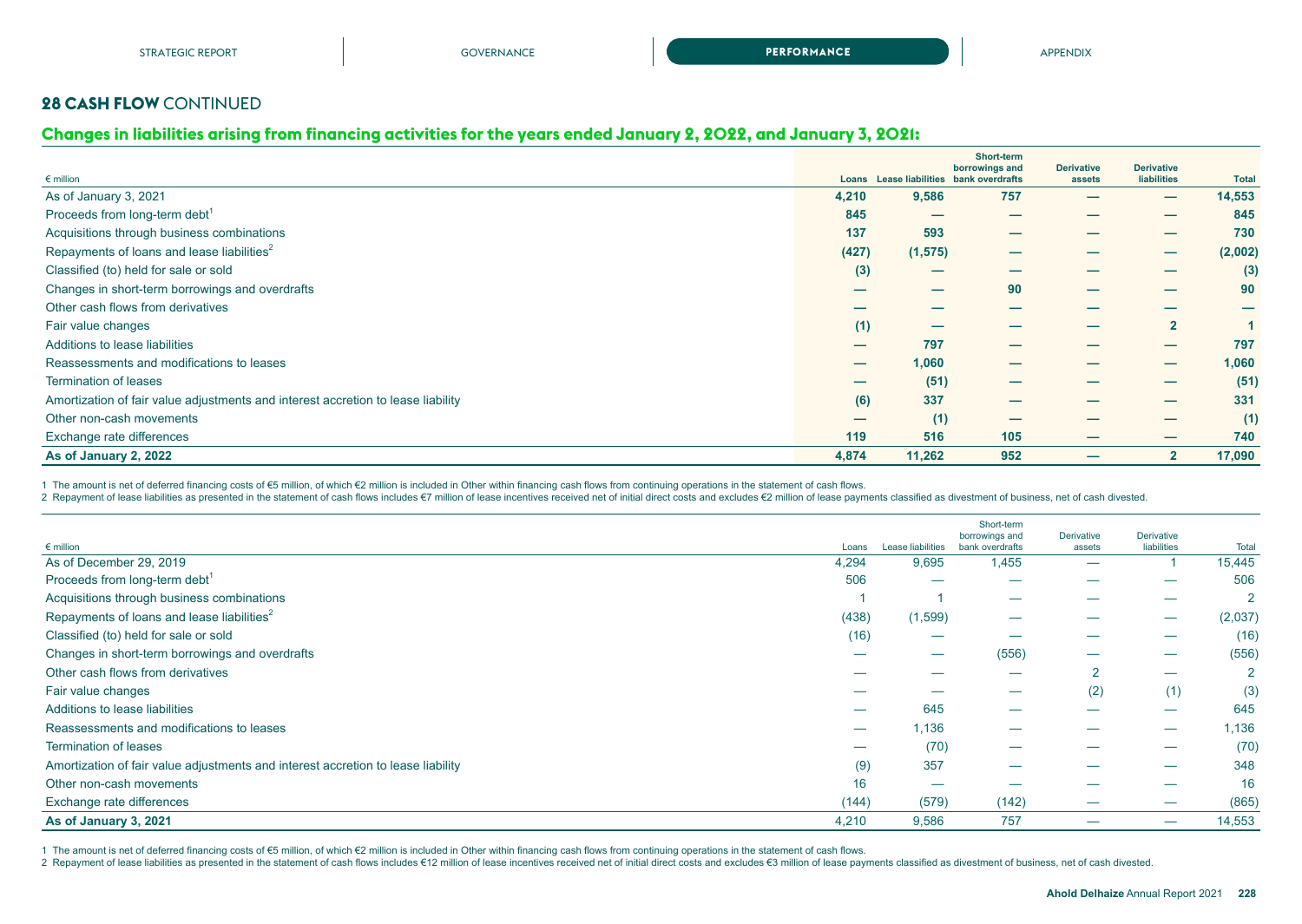## 28 CASH FLOW CONTINUED

### Changes in liabilities arising from financing activities for the years ended January 2, 2022, and January 3, 2021:

| € million | Loans | Lease liabilities | Short-term borrowings and bank overdrafts | Derivative assets | Derivative liabilities | Total |
|---|---|---|---|---|---|---|
| As of January 3, 2021 | 4,210 | 9,586 | 757 | — | — | 14,553 |
| Proceeds from long-term debt[1] | 845 | — | — | — | — | 845 |
| Acquisitions through business combinations | 137 | 593 | — | — | — | 730 |
| Repayments of loans and lease liabilities[2] | (427) | (1,575) | — | — | — | (2,002) |
| Classified (to) held for sale or sold | (3) | — | — | — | — | (3) |
| Changes in short-term borrowings and overdrafts | — | — | 90 | — | — | 90 |
| Other cash flows from derivatives | — | — | — | — | — | — |
| Fair value changes | (1) | — | — | — | 2 | 1 |
| Additions to lease liabilities | — | 797 | — | — | — | 797 |
| Reassessments and modifications to leases | — | 1,060 | — | — | — | 1,060 |
| Termination of leases | — | (51) | — | — | — | (51) |
| Amortization of fair value adjustments and interest accretion to lease liability | (6) | 337 | — | — | — | 331 |
| Other non-cash movements | — | (1) | — | — | — | (1) |
| Exchange rate differences | 119 | 516 | 105 | — | — | 740 |
| **As of January 2, 2022** | **4,874** | **11,262** | **952** | **—** | **2** | **17,090** |

1 The amount is net of deferred financing costs of €5 million, of which €2 million is included in Other within financing cash flows from continuing operations in the statement of cash flows.

2 Repayment of lease liabilities as presented in the statement of cash flows includes €7 million of lease incentives received net of initial direct costs and excludes €2 million of lease payments classified as divestment of business, net of cash divested.

| € million | Loans | Lease liabilities | Short-term borrowings and bank overdrafts | Derivative assets | Derivative liabilities | Total |
|---|---|---|---|---|---|---|
| As of December 29, 2019 | 4,294 | 9,695 | 1,455 | — | 1 | 15,445 |
| Proceeds from long-term debt[1] | 506 | — | — | — | — | 506 |
| Acquisitions through business combinations | 1 | 1 | — | — | — | 2 |
| Repayments of loans and lease liabilities[2] | (438) | (1,599) | — | — | — | (2,037) |
| Classified (to) held for sale or sold | (16) | — | — | — | — | (16) |
| Changes in short-term borrowings and overdrafts | — | — | (556) | — | — | (556) |
| Other cash flows from derivatives | — | — | — | 2 | — | 2 |
| Fair value changes | — | — | — | (2) | (1) | (3) |
| Additions to lease liabilities | — | 645 | — | — | — | 645 |
| Reassessments and modifications to leases | — | 1,136 | — | — | — | 1,136 |
| Termination of leases | — | (70) | — | — | — | (70) |
| Amortization of fair value adjustments and interest accretion to lease liability | (9) | 357 | — | — | — | 348 |
| Other non-cash movements | 16 | — | — | — | — | 16 |
| Exchange rate differences | (144) | (579) | (142) | — | — | (865) |
| **As of January 3, 2021** | 4,210 | 9,586 | 757 | — | — | 14,553 |

1 The amount is net of deferred financing costs of €5 million, of which €2 million is included in Other within financing cash flows from continuing operations in the statement of cash flows.

2 Repayment of lease liabilities as presented in the statement of cash flows includes €12 million of lease incentives received net of initial direct costs and excludes €3 million of lease payments classified as divestment of business, net of cash divested.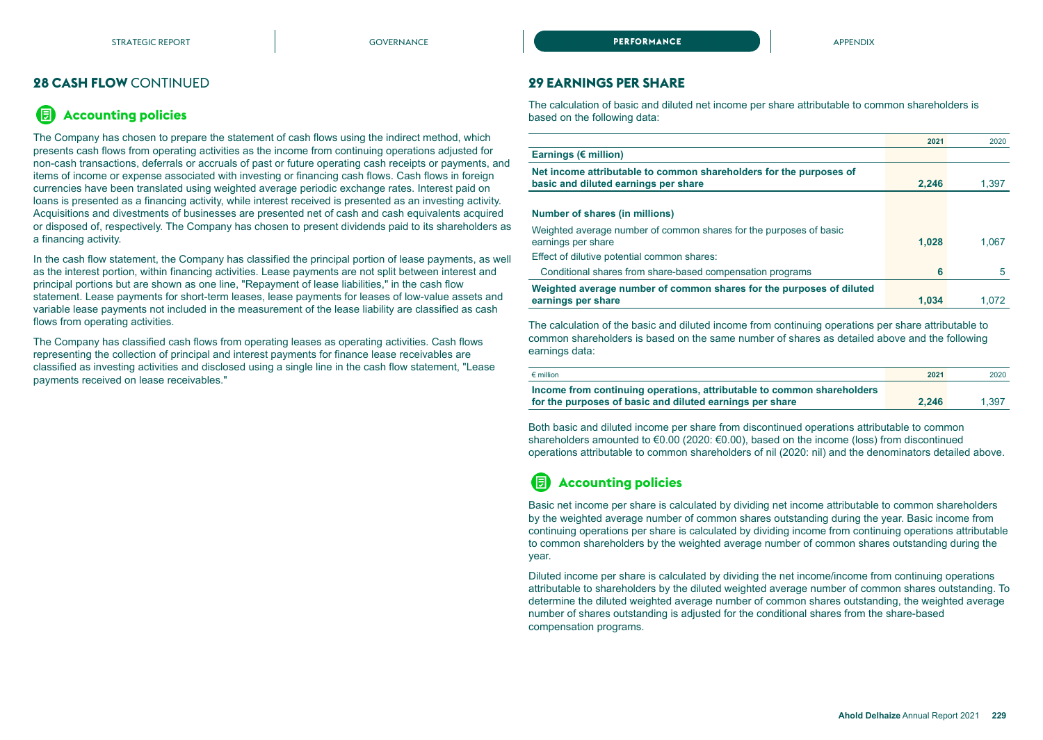## 28 CASH FLOW CONTINUED

### Accounting policies

The Company has chosen to prepare the statement of cash flows using the indirect method, which presents cash flows from operating activities as the income from continuing operations adjusted for non-cash transactions, deferrals or accruals of past or future operating cash receipts or payments, and items of income or expense associated with investing or financing cash flows. Cash flows in foreign currencies have been translated using weighted average periodic exchange rates. Interest paid on loans is presented as a financing activity, while interest received is presented as an investing activity. Acquisitions and divestments of businesses are presented net of cash and cash equivalents acquired or disposed of, respectively. The Company has chosen to present dividends paid to its shareholders as a financing activity.

In the cash flow statement, the Company has classified the principal portion of lease payments, as well as the interest portion, within financing activities. Lease payments are not split between interest and principal portions but are shown as one line, "Repayment of lease liabilities," in the cash flow statement. Lease payments for short-term leases, lease payments for leases of low-value assets and variable lease payments not included in the measurement of the lease liability are classified as cash flows from operating activities.

The Company has classified cash flows from operating leases as operating activities. Cash flows representing the collection of principal and interest payments for finance lease receivables are classified as investing activities and disclosed using a single line in the cash flow statement, "Lease payments received on lease receivables."

## 29 EARNINGS PER SHARE

The calculation of basic and diluted net income per share attributable to common shareholders is based on the following data:

| | 2021 | 2020 |
|---|---|---|
| **Earnings (€ million)** | | |
| **Net income attributable to common shareholders for the purposes of basic and diluted earnings per share** | **2,246** | 1,397 |
| | | |
| **Number of shares (in millions)** | | |
| Weighted average number of common shares for the purposes of basic earnings per share | **1,028** | 1,067 |
| Effect of dilutive potential common shares: | | |
| Conditional shares from share-based compensation programs | **6** | 5 |
| **Weighted average number of common shares for the purposes of diluted earnings per share** | **1,034** | 1,072 |

The calculation of the basic and diluted income from continuing operations per share attributable to common shareholders is based on the same number of shares as detailed above and the following earnings data:

| € million | 2021 | 2020 |
|---|---|---|
| **Income from continuing operations, attributable to common shareholders for the purposes of basic and diluted earnings per share** | **2,246** | 1,397 |

Both basic and diluted income per share from discontinued operations attributable to common shareholders amounted to €0.00 (2020: €0.00), based on the income (loss) from discontinued operations attributable to common shareholders of nil (2020: nil) and the denominators detailed above.

### Accounting policies

Basic net income per share is calculated by dividing net income attributable to common shareholders by the weighted average number of common shares outstanding during the year. Basic income from continuing operations per share is calculated by dividing income from continuing operations attributable to common shareholders by the weighted average number of common shares outstanding during the year.

Diluted income per share is calculated by dividing the net income/income from continuing operations attributable to shareholders by the diluted weighted average number of common shares outstanding. To determine the diluted weighted average number of common shares outstanding, the weighted average number of shares outstanding is adjusted for the conditional shares from the share-based compensation programs.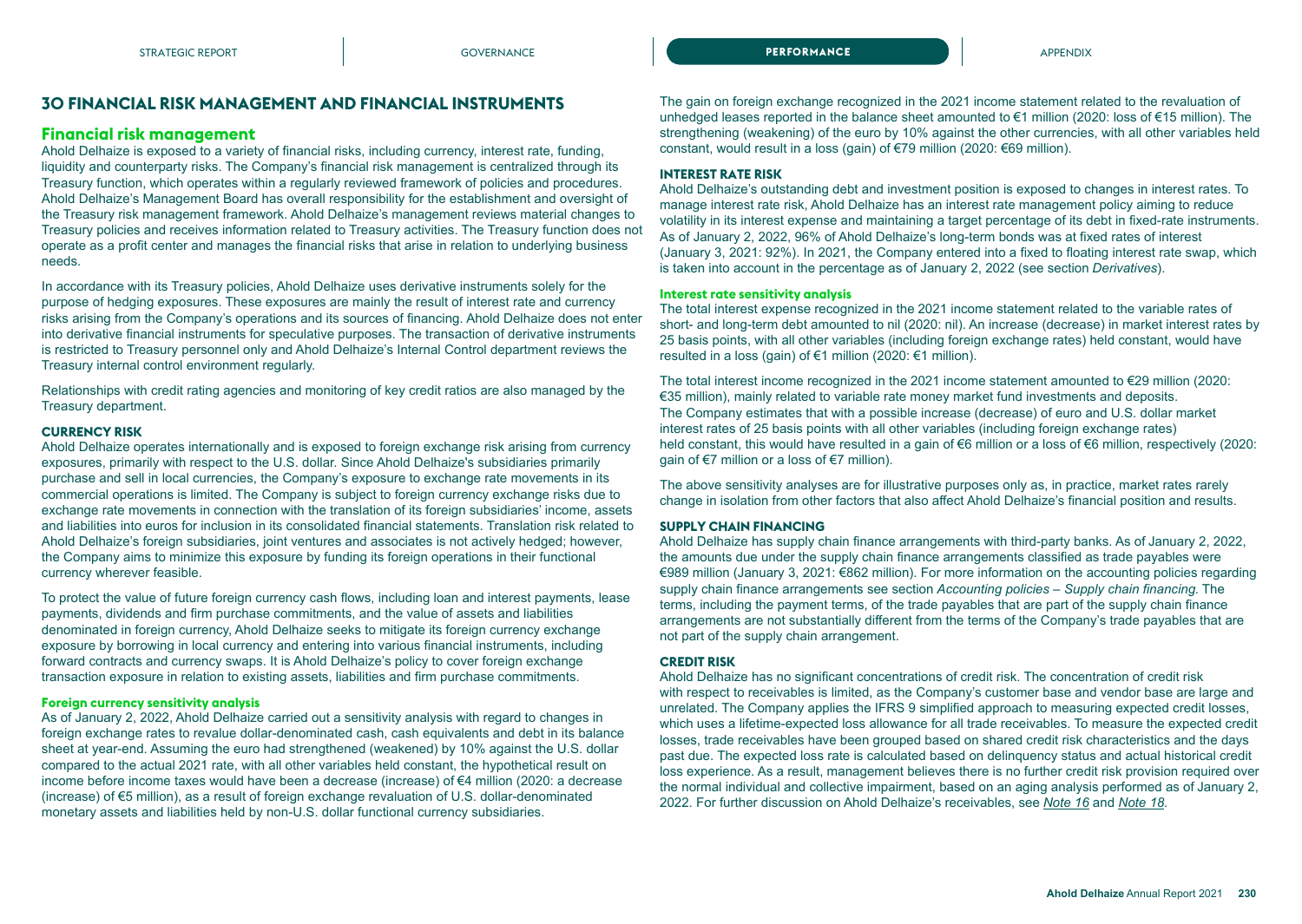## 30 FINANCIAL RISK MANAGEMENT AND FINANCIAL INSTRUMENTS

### Financial risk management

Ahold Delhaize is exposed to a variety of financial risks, including currency, interest rate, funding, liquidity and counterparty risks. The Company's financial risk management is centralized through its Treasury function, which operates within a regularly reviewed framework of policies and procedures. Ahold Delhaize's Management Board has overall responsibility for the establishment and oversight of the Treasury risk management framework. Ahold Delhaize's management reviews material changes to Treasury policies and receives information related to Treasury activities. The Treasury function does not operate as a profit center and manages the financial risks that arise in relation to underlying business needs.

In accordance with its Treasury policies, Ahold Delhaize uses derivative instruments solely for the purpose of hedging exposures. These exposures are mainly the result of interest rate and currency risks arising from the Company's operations and its sources of financing. Ahold Delhaize does not enter into derivative financial instruments for speculative purposes. The transaction of derivative instruments is restricted to Treasury personnel only and Ahold Delhaize's Internal Control department reviews the Treasury internal control environment regularly.

Relationships with credit rating agencies and monitoring of key credit ratios are also managed by the Treasury department.

#### CURRENCY RISK

Ahold Delhaize operates internationally and is exposed to foreign exchange risk arising from currency exposures, primarily with respect to the U.S. dollar. Since Ahold Delhaize's subsidiaries primarily purchase and sell in local currencies, the Company's exposure to exchange rate movements in its commercial operations is limited. The Company is subject to foreign currency exchange risks due to exchange rate movements in connection with the translation of its foreign subsidiaries' income, assets and liabilities into euros for inclusion in its consolidated financial statements. Translation risk related to Ahold Delhaize's foreign subsidiaries, joint ventures and associates is not actively hedged; however, the Company aims to minimize this exposure by funding its foreign operations in their functional currency wherever feasible.

To protect the value of future foreign currency cash flows, including loan and interest payments, lease payments, dividends and firm purchase commitments, and the value of assets and liabilities denominated in foreign currency, Ahold Delhaize seeks to mitigate its foreign currency exchange exposure by borrowing in local currency and entering into various financial instruments, including forward contracts and currency swaps. It is Ahold Delhaize's policy to cover foreign exchange transaction exposure in relation to existing assets, liabilities and firm purchase commitments.

##### Foreign currency sensitivity analysis

As of January 2, 2022, Ahold Delhaize carried out a sensitivity analysis with regard to changes in foreign exchange rates to revalue dollar-denominated cash, cash equivalents and debt in its balance sheet at year-end. Assuming the euro had strengthened (weakened) by 10% against the U.S. dollar compared to the actual 2021 rate, with all other variables held constant, the hypothetical result on income before income taxes would have been a decrease (increase) of €4 million (2020: a decrease (increase) of €5 million), as a result of foreign exchange revaluation of U.S. dollar-denominated monetary assets and liabilities held by non-U.S. dollar functional currency subsidiaries.

The gain on foreign exchange recognized in the 2021 income statement related to the revaluation of unhedged leases reported in the balance sheet amounted to €1 million (2020: loss of €15 million). The strengthening (weakening) of the euro by 10% against the other currencies, with all other variables held constant, would result in a loss (gain) of €79 million (2020: €69 million).

#### INTEREST RATE RISK

Ahold Delhaize's outstanding debt and investment position is exposed to changes in interest rates. To manage interest rate risk, Ahold Delhaize has an interest rate management policy aiming to reduce volatility in its interest expense and maintaining a target percentage of its debt in fixed-rate instruments. As of January 2, 2022, 96% of Ahold Delhaize's long-term bonds was at fixed rates of interest (January 3, 2021: 92%). In 2021, the Company entered into a fixed to floating interest rate swap, which is taken into account in the percentage as of January 2, 2022 (see section *Derivatives*).

##### Interest rate sensitivity analysis

The total interest expense recognized in the 2021 income statement related to the variable rates of short- and long-term debt amounted to nil (2020: nil). An increase (decrease) in market interest rates by 25 basis points, with all other variables (including foreign exchange rates) held constant, would have resulted in a loss (gain) of €1 million (2020: €1 million).

The total interest income recognized in the 2021 income statement amounted to €29 million (2020: €35 million), mainly related to variable rate money market fund investments and deposits. The Company estimates that with a possible increase (decrease) of euro and U.S. dollar market interest rates of 25 basis points with all other variables (including foreign exchange rates) held constant, this would have resulted in a gain of €6 million or a loss of €6 million, respectively (2020: gain of €7 million or a loss of €7 million).

The above sensitivity analyses are for illustrative purposes only as, in practice, market rates rarely change in isolation from other factors that also affect Ahold Delhaize's financial position and results.

#### SUPPLY CHAIN FINANCING

Ahold Delhaize has supply chain finance arrangements with third-party banks. As of January 2, 2022, the amounts due under the supply chain finance arrangements classified as trade payables were €989 million (January 3, 2021: €862 million). For more information on the accounting policies regarding supply chain finance arrangements see section *Accounting policies – Supply chain financing.* The terms, including the payment terms, of the trade payables that are part of the supply chain finance arrangements are not substantially different from the terms of the Company's trade payables that are not part of the supply chain arrangement.

#### CREDIT RISK

Ahold Delhaize has no significant concentrations of credit risk. The concentration of credit risk with respect to receivables is limited, as the Company's customer base and vendor base are large and unrelated. The Company applies the IFRS 9 simplified approach to measuring expected credit losses, which uses a lifetime-expected loss allowance for all trade receivables. To measure the expected credit losses, trade receivables have been grouped based on shared credit risk characteristics and the days past due. The expected loss rate is calculated based on delinquency status and actual historical credit loss experience. As a result, management believes there is no further credit risk provision required over the normal individual and collective impairment, based on an aging analysis performed as of January 2, 2022. For further discussion on Ahold Delhaize's receivables, see *Note 16* and *Note 18*.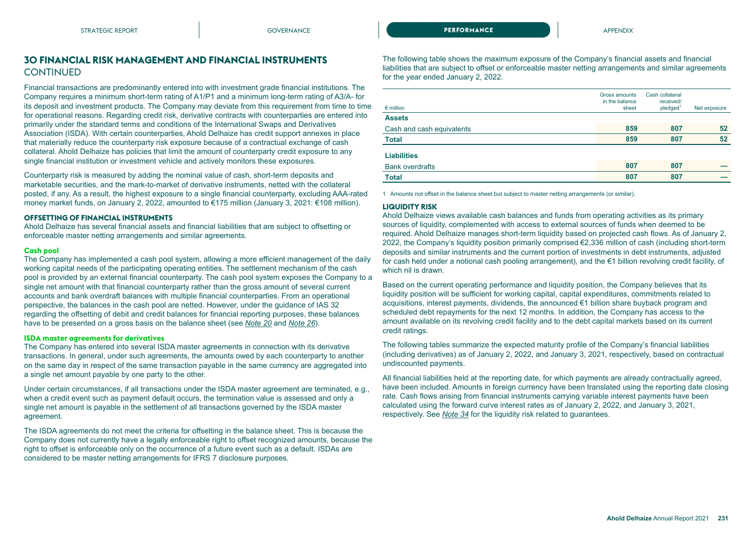## 30 FINANCIAL RISK MANAGEMENT AND FINANCIAL INSTRUMENTS CONTINUED

Financial transactions are predominantly entered into with investment grade financial institutions. The Company requires a minimum short-term rating of A1/P1 and a minimum long-term rating of A3/A- for its deposit and investment products. The Company may deviate from this requirement from time to time for operational reasons. Regarding credit risk, derivative contracts with counterparties are entered into primarily under the standard terms and conditions of the International Swaps and Derivatives Association (ISDA). With certain counterparties, Ahold Delhaize has credit support annexes in place that materially reduce the counterparty risk exposure because of a contractual exchange of cash collateral. Ahold Delhaize has policies that limit the amount of counterparty credit exposure to any single financial institution or investment vehicle and actively monitors these exposures.

Counterparty risk is measured by adding the nominal value of cash, short-term deposits and marketable securities, and the mark-to-market of derivative instruments, netted with the collateral posted, if any. As a result, the highest exposure to a single financial counterparty, excluding AAA-rated money market funds, on January 2, 2022, amounted to €175 million (January 3, 2021: €108 million).

### OFFSETTING OF FINANCIAL INSTRUMENTS

Ahold Delhaize has several financial assets and financial liabilities that are subject to offsetting or enforceable master netting arrangements and similar agreements.

#### Cash pool

The Company has implemented a cash pool system, allowing a more efficient management of the daily working capital needs of the participating operating entities. The settlement mechanism of the cash pool is provided by an external financial counterparty. The cash pool system exposes the Company to a single net amount with that financial counterparty rather than the gross amount of several current accounts and bank overdraft balances with multiple financial counterparties. From an operational perspective, the balances in the cash pool are netted. However, under the guidance of IAS 32 regarding the offsetting of debit and credit balances for financial reporting purposes, these balances have to be presented on a gross basis on the balance sheet (see *Note 20* and *Note 26*).

#### ISDA master agreements for derivatives

The Company has entered into several ISDA master agreements in connection with its derivative transactions. In general, under such agreements, the amounts owed by each counterparty to another on the same day in respect of the same transaction payable in the same currency are aggregated into a single net amount payable by one party to the other.

Under certain circumstances, if all transactions under the ISDA master agreement are terminated, e.g., when a credit event such as payment default occurs, the termination value is assessed and only a single net amount is payable in the settlement of all transactions governed by the ISDA master agreement.

The ISDA agreements do not meet the criteria for offsetting in the balance sheet. This is because the Company does not currently have a legally enforceable right to offset recognized amounts, because the right to offset is enforceable only on the occurrence of a future event such as a default. ISDAs are considered to be master netting arrangements for IFRS 7 disclosure purposes.

The following table shows the maximum exposure of the Company's financial assets and financial liabilities that are subject to offset or enforceable master netting arrangements and similar agreements for the year ended January 2, 2022.

| € million | Gross amounts in the balance sheet | Cash collateral received/ pledged[1] | Net exposure |
|---|---|---|---|
| **Assets** | | | |
| Cash and cash equivalents | 859 | 807 | 52 |
| **Total** | **859** | **807** | **52** |
| **Liabilities** | | | |
| Bank overdrafts | 807 | 807 | — |
| **Total** | **807** | **807** | **—** |

1 Amounts not offset in the balance sheet but subject to master netting arrangements (or similar).

### LIQUIDITY RISK

Ahold Delhaize views available cash balances and funds from operating activities as its primary sources of liquidity, complemented with access to external sources of funds when deemed to be required. Ahold Delhaize manages short-term liquidity based on projected cash flows. As of January 2, 2022, the Company's liquidity position primarily comprised €2,336 million of cash (including short-term deposits and similar instruments and the current portion of investments in debt instruments, adjusted for cash held under a notional cash pooling arrangement), and the €1 billion revolving credit facility, of which nil is drawn.

Based on the current operating performance and liquidity position, the Company believes that its liquidity position will be sufficient for working capital, capital expenditures, commitments related to acquisitions, interest payments, dividends, the announced €1 billion share buyback program and scheduled debt repayments for the next 12 months. In addition, the Company has access to the amount available on its revolving credit facility and to the debt capital markets based on its current credit ratings.

The following tables summarize the expected maturity profile of the Company's financial liabilities (including derivatives) as of January 2, 2022, and January 3, 2021, respectively, based on contractual undiscounted payments.

All financial liabilities held at the reporting date, for which payments are already contractually agreed, have been included. Amounts in foreign currency have been translated using the reporting date closing rate. Cash flows arising from financial instruments carrying variable interest payments have been calculated using the forward curve interest rates as of January 2, 2022, and January 3, 2021, respectively. See *Note 34* for the liquidity risk related to guarantees.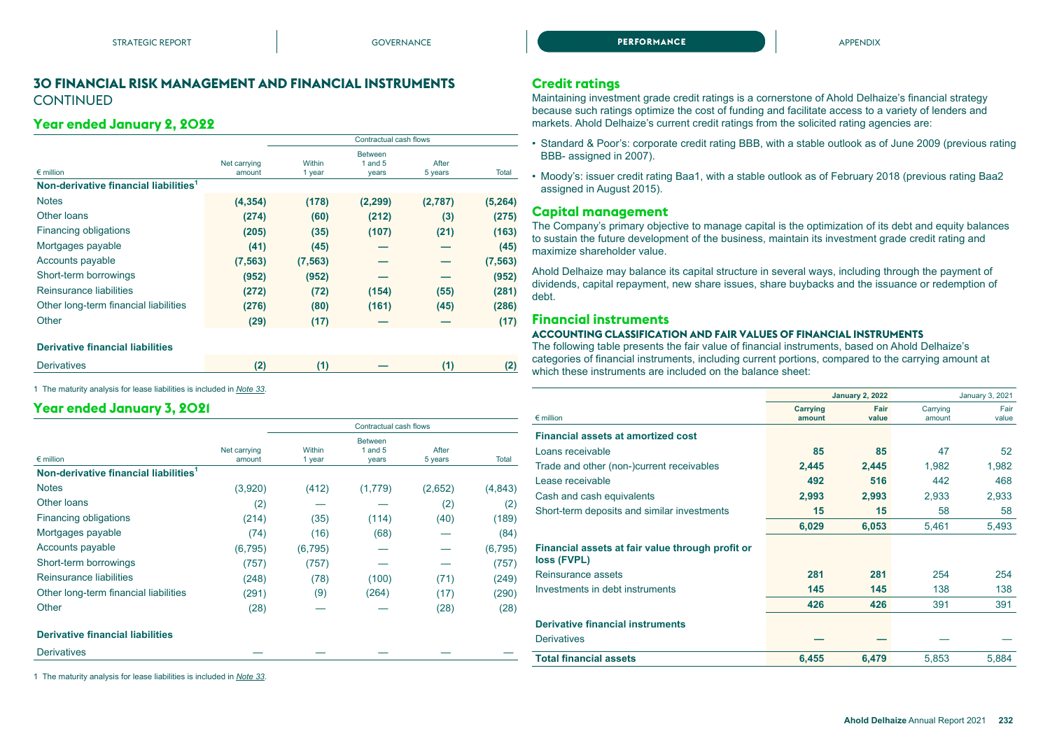## 30 FINANCIAL RISK MANAGEMENT AND FINANCIAL INSTRUMENTS CONTINUED

### Year ended January 2, 2022

| € million | Net carrying amount | Contractual cash flows | | | |
|---|---|---|---|---|---|
| | | Within 1 year | Between 1 and 5 years | After 5 years | Total |
| **Non-derivative financial liabilities**[1] | | | | | |
| Notes | **(4,354)** | **(178)** | **(2,299)** | **(2,787)** | **(5,264)** |
| Other loans | **(274)** | **(60)** | **(212)** | **(3)** | **(275)** |
| Financing obligations | **(205)** | **(35)** | **(107)** | **(21)** | **(163)** |
| Mortgages payable | **(41)** | **(45)** | **—** | **—** | **(45)** |
| Accounts payable | **(7,563)** | **(7,563)** | **—** | **—** | **(7,563)** |
| Short-term borrowings | **(952)** | **(952)** | **—** | **—** | **(952)** |
| Reinsurance liabilities | **(272)** | **(72)** | **(154)** | **(55)** | **(281)** |
| Other long-term financial liabilities | **(276)** | **(80)** | **(161)** | **(45)** | **(286)** |
| Other | **(29)** | **(17)** | **—** | **—** | **(17)** |
| **Derivative financial liabilities** | | | | | |
| Derivatives | **(2)** | **(1)** | **—** | **(1)** | **(2)** |

1 The maturity analysis for lease liabilities is included in *Note 33*.

### Year ended January 3, 2021

| € million | Net carrying amount | Contractual cash flows | | | |
|---|---|---|---|---|---|
| | | Within 1 year | Between 1 and 5 years | After 5 years | Total |
| **Non-derivative financial liabilities**[1] | | | | | |
| Notes | (3,920) | (412) | (1,779) | (2,652) | (4,843) |
| Other loans | (2) | — | — | (2) | (2) |
| Financing obligations | (214) | (35) | (114) | (40) | (189) |
| Mortgages payable | (74) | (16) | (68) | — | (84) |
| Accounts payable | (6,795) | (6,795) | — | — | (6,795) |
| Short-term borrowings | (757) | (757) | — | — | (757) |
| Reinsurance liabilities | (248) | (78) | (100) | (71) | (249) |
| Other long-term financial liabilities | (291) | (9) | (264) | (17) | (290) |
| Other | (28) | — | — | (28) | (28) |
| **Derivative financial liabilities** | | | | | |
| Derivatives | — | — | — | — | — |

1 The maturity analysis for lease liabilities is included in *Note 33*.

### Credit ratings

Maintaining investment grade credit ratings is a cornerstone of Ahold Delhaize's financial strategy because such ratings optimize the cost of funding and facilitate access to a variety of lenders and markets. Ahold Delhaize's current credit ratings from the solicited rating agencies are:

- Standard & Poor's: corporate credit rating BBB, with a stable outlook as of June 2009 (previous rating BBB- assigned in 2007).
- Moody's: issuer credit rating Baa1, with a stable outlook as of February 2018 (previous rating Baa2 assigned in August 2015).

### Capital management

The Company's primary objective to manage capital is the optimization of its debt and equity balances to sustain the future development of the business, maintain its investment grade credit rating and maximize shareholder value.

Ahold Delhaize may balance its capital structure in several ways, including through the payment of dividends, capital repayment, new share issues, share buybacks and the issuance or redemption of debt.

### Financial instruments

#### ACCOUNTING CLASSIFICATION AND FAIR VALUES OF FINANCIAL INSTRUMENTS

The following table presents the fair value of financial instruments, based on Ahold Delhaize's categories of financial instruments, including current portions, compared to the carrying amount at which these instruments are included on the balance sheet:

| € million | January 2, 2022 | | January 3, 2021 | |
|---|---|---|---|---|
| | Carrying amount | Fair value | Carrying amount | Fair value |
| **Financial assets at amortized cost** | | | | |
| Loans receivable | **85** | **85** | 47 | 52 |
| Trade and other (non-)current receivables | **2,445** | **2,445** | 1,982 | 1,982 |
| Lease receivable | **492** | **516** | 442 | 468 |
| Cash and cash equivalents | **2,993** | **2,993** | 2,933 | 2,933 |
| Short-term deposits and similar investments | **15** | **15** | 58 | 58 |
| | **6,029** | **6,053** | 5,461 | 5,493 |
| **Financial assets at fair value through profit or loss (FVPL)** | | | | |
| Reinsurance assets | **281** | **281** | 254 | 254 |
| Investments in debt instruments | **145** | **145** | 138 | 138 |
| | **426** | **426** | 391 | 391 |
| **Derivative financial instruments** | | | | |
| Derivatives | **—** | **—** | — | — |
| **Total financial assets** | **6,455** | **6,479** | 5,853 | 5,884 |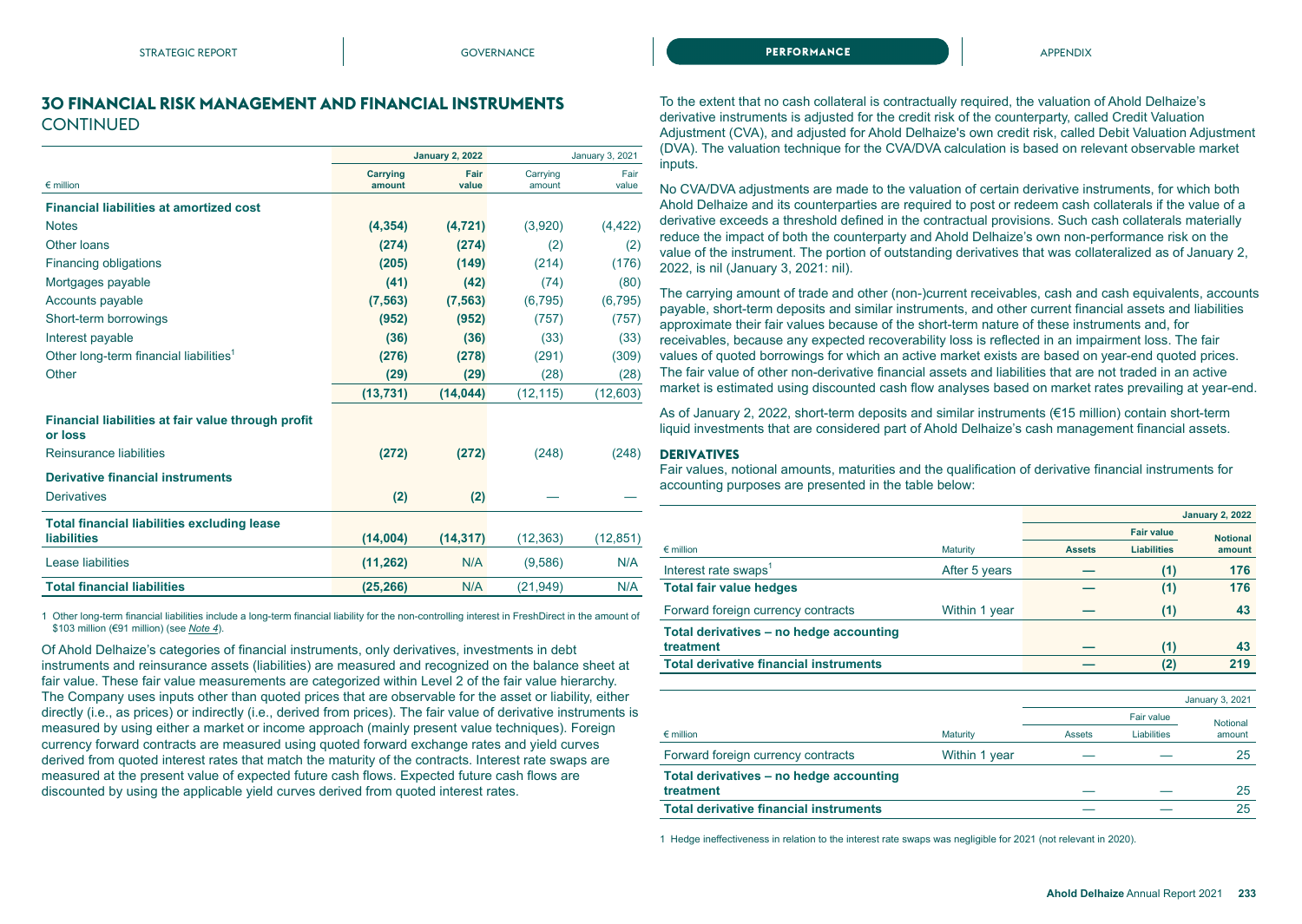## 30 FINANCIAL RISK MANAGEMENT AND FINANCIAL INSTRUMENTS CONTINUED

| € million | January 2, 2022 Carrying amount | January 2, 2022 Fair value | January 3, 2021 Carrying amount | January 3, 2021 Fair value |
|---|---|---|---|---|
| **Financial liabilities at amortized cost** | | | | |
| Notes | **(4,354)** | **(4,721)** | (3,920) | (4,422) |
| Other loans | **(274)** | **(274)** | (2) | (2) |
| Financing obligations | **(205)** | **(149)** | (214) | (176) |
| Mortgages payable | **(41)** | **(42)** | (74) | (80) |
| Accounts payable | **(7,563)** | **(7,563)** | (6,795) | (6,795) |
| Short-term borrowings | **(952)** | **(952)** | (757) | (757) |
| Interest payable | **(36)** | **(36)** | (33) | (33) |
| Other long-term financial liabilities[1] | **(276)** | **(278)** | (291) | (309) |
| Other | **(29)** | **(29)** | (28) | (28) |
| | **(13,731)** | **(14,044)** | (12,115) | (12,603) |
| **Financial liabilities at fair value through profit or loss** | | | | |
| Reinsurance liabilities | **(272)** | **(272)** | (248) | (248) |
| **Derivative financial instruments** | | | | |
| Derivatives | **(2)** | **(2)** | — | — |
| **Total financial liabilities excluding lease liabilities** | **(14,004)** | **(14,317)** | (12,363) | (12,851) |
| Lease liabilities | **(11,262)** | **N/A** | (9,586) | N/A |
| **Total financial liabilities** | **(25,266)** | **N/A** | (21,949) | N/A |

1 Other long-term financial liabilities include a long-term financial liability for the non-controlling interest in FreshDirect in the amount of $103 million (€91 million) (see *Note 4*).

Of Ahold Delhaize's categories of financial instruments, only derivatives, investments in debt instruments and reinsurance assets (liabilities) are measured and recognized on the balance sheet at fair value. These fair value measurements are categorized within Level 2 of the fair value hierarchy. The Company uses inputs other than quoted prices that are observable for the asset or liability, either directly (i.e., as prices) or indirectly (i.e., derived from prices). The fair value of derivative instruments is measured by using either a market or income approach (mainly present value techniques). Foreign currency forward contracts are measured using quoted forward exchange rates and yield curves derived from quoted interest rates that match the maturity of the contracts. Interest rate swaps are measured at the present value of expected future cash flows. Expected future cash flows are discounted by using the applicable yield curves derived from quoted interest rates.

To the extent that no cash collateral is contractually required, the valuation of Ahold Delhaize's derivative instruments is adjusted for the credit risk of the counterparty, called Credit Valuation Adjustment (CVA), and adjusted for Ahold Delhaize's own credit risk, called Debit Valuation Adjustment (DVA). The valuation technique for the CVA/DVA calculation is based on relevant observable market inputs.

No CVA/DVA adjustments are made to the valuation of certain derivative instruments, for which both Ahold Delhaize and its counterparties are required to post or redeem cash collaterals if the value of a derivative exceeds a threshold defined in the contractual provisions. Such cash collaterals materially reduce the impact of both the counterparty and Ahold Delhaize's own non-performance risk on the value of the instrument. The portion of outstanding derivatives that was collateralized as of January 2, 2022, is nil (January 3, 2021: nil).

The carrying amount of trade and other (non-)current receivables, cash and cash equivalents, accounts payable, short-term deposits and similar instruments, and other current financial assets and liabilities approximate their fair values because of the short-term nature of these instruments and, for receivables, because any expected recoverability loss is reflected in an impairment loss. The fair values of quoted borrowings for which an active market exists are based on year-end quoted prices. The fair value of other non-derivative financial assets and liabilities that are not traded in an active market is estimated using discounted cash flow analyses based on market rates prevailing at year-end.

As of January 2, 2022, short-term deposits and similar instruments (€15 million) contain short-term liquid investments that are considered part of Ahold Delhaize's cash management financial assets.

### DERIVATIVES

Fair values, notional amounts, maturities and the qualification of derivative financial instruments for accounting purposes are presented in the table below:

| € million | Maturity | January 2, 2022 Fair value Assets | January 2, 2022 Fair value Liabilities | January 2, 2022 Notional amount |
|---|---|---|---|---|
| Interest rate swaps[1] | After 5 years | **—** | **(1)** | **176** |
| **Total fair value hedges** | | **—** | **(1)** | **176** |
| Forward foreign currency contracts | Within 1 year | **—** | **(1)** | **43** |
| **Total derivatives – no hedge accounting treatment** | | **—** | **(1)** | **43** |
| **Total derivative financial instruments** | | **—** | **(2)** | **219** |

| € million | Maturity | January 3, 2021 Fair value Assets | January 3, 2021 Fair value Liabilities | January 3, 2021 Notional amount |
|---|---|---|---|---|
| Forward foreign currency contracts | Within 1 year | — | — | 25 |
| **Total derivatives – no hedge accounting treatment** | | — | — | 25 |
| **Total derivative financial instruments** | | — | — | 25 |

1 Hedge ineffectiveness in relation to the interest rate swaps was negligible for 2021 (not relevant in 2020).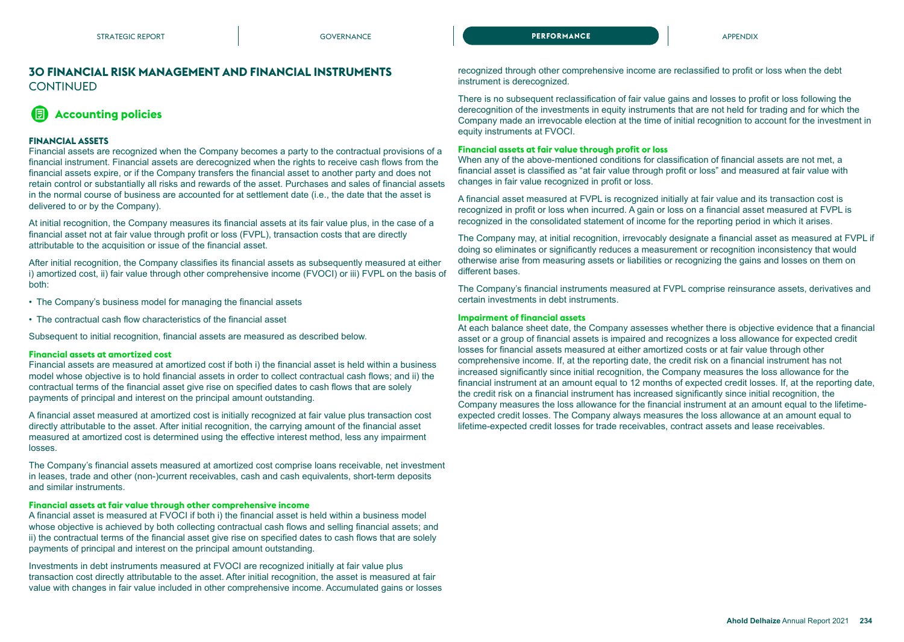## 30 FINANCIAL RISK MANAGEMENT AND FINANCIAL INSTRUMENTS CONTINUED

### Accounting policies

#### FINANCIAL ASSETS

Financial assets are recognized when the Company becomes a party to the contractual provisions of a financial instrument. Financial assets are derecognized when the rights to receive cash flows from the financial assets expire, or if the Company transfers the financial asset to another party and does not retain control or substantially all risks and rewards of the asset. Purchases and sales of financial assets in the normal course of business are accounted for at settlement date (i.e., the date that the asset is delivered to or by the Company).

At initial recognition, the Company measures its financial assets at its fair value plus, in the case of a financial asset not at fair value through profit or loss (FVPL), transaction costs that are directly attributable to the acquisition or issue of the financial asset.

After initial recognition, the Company classifies its financial assets as subsequently measured at either i) amortized cost, ii) fair value through other comprehensive income (FVOCI) or iii) FVPL on the basis of both:

- The Company's business model for managing the financial assets
- The contractual cash flow characteristics of the financial asset

Subsequent to initial recognition, financial assets are measured as described below.

**Financial assets at amortized cost**

Financial assets are measured at amortized cost if both i) the financial asset is held within a business model whose objective is to hold financial assets in order to collect contractual cash flows; and ii) the contractual terms of the financial asset give rise on specified dates to cash flows that are solely payments of principal and interest on the principal amount outstanding.

A financial asset measured at amortized cost is initially recognized at fair value plus transaction cost directly attributable to the asset. After initial recognition, the carrying amount of the financial asset measured at amortized cost is determined using the effective interest method, less any impairment losses.

The Company's financial assets measured at amortized cost comprise loans receivable, net investment in leases, trade and other (non-)current receivables, cash and cash equivalents, short-term deposits and similar instruments.

**Financial assets at fair value through other comprehensive income**

A financial asset is measured at FVOCI if both i) the financial asset is held within a business model whose objective is achieved by both collecting contractual cash flows and selling financial assets; and ii) the contractual terms of the financial asset give rise on specified dates to cash flows that are solely payments of principal and interest on the principal amount outstanding.

Investments in debt instruments measured at FVOCI are recognized initially at fair value plus transaction cost directly attributable to the asset. After initial recognition, the asset is measured at fair value with changes in fair value included in other comprehensive income. Accumulated gains or losses recognized through other comprehensive income are reclassified to profit or loss when the debt instrument is derecognized.

There is no subsequent reclassification of fair value gains and losses to profit or loss following the derecognition of the investments in equity instruments that are not held for trading and for which the Company made an irrevocable election at the time of initial recognition to account for the investment in equity instruments at FVOCI.

**Financial assets at fair value through profit or loss**

When any of the above-mentioned conditions for classification of financial assets are not met, a financial asset is classified as "at fair value through profit or loss" and measured at fair value with changes in fair value recognized in profit or loss.

A financial asset measured at FVPL is recognized initially at fair value and its transaction cost is recognized in profit or loss when incurred. A gain or loss on a financial asset measured at FVPL is recognized in the consolidated statement of income for the reporting period in which it arises.

The Company may, at initial recognition, irrevocably designate a financial asset as measured at FVPL if doing so eliminates or significantly reduces a measurement or recognition inconsistency that would otherwise arise from measuring assets or liabilities or recognizing the gains and losses on them on different bases.

The Company's financial instruments measured at FVPL comprise reinsurance assets, derivatives and certain investments in debt instruments.

**Impairment of financial assets**

At each balance sheet date, the Company assesses whether there is objective evidence that a financial asset or a group of financial assets is impaired and recognizes a loss allowance for expected credit losses for financial assets measured at either amortized costs or at fair value through other comprehensive income. If, at the reporting date, the credit risk on a financial instrument has not increased significantly since initial recognition, the Company measures the loss allowance for the financial instrument at an amount equal to 12 months of expected credit losses. If, at the reporting date, the credit risk on a financial instrument has increased significantly since initial recognition, the Company measures the loss allowance for the financial instrument at an amount equal to the lifetime-expected credit losses. The Company always measures the loss allowance at an amount equal to lifetime-expected credit losses for trade receivables, contract assets and lease receivables.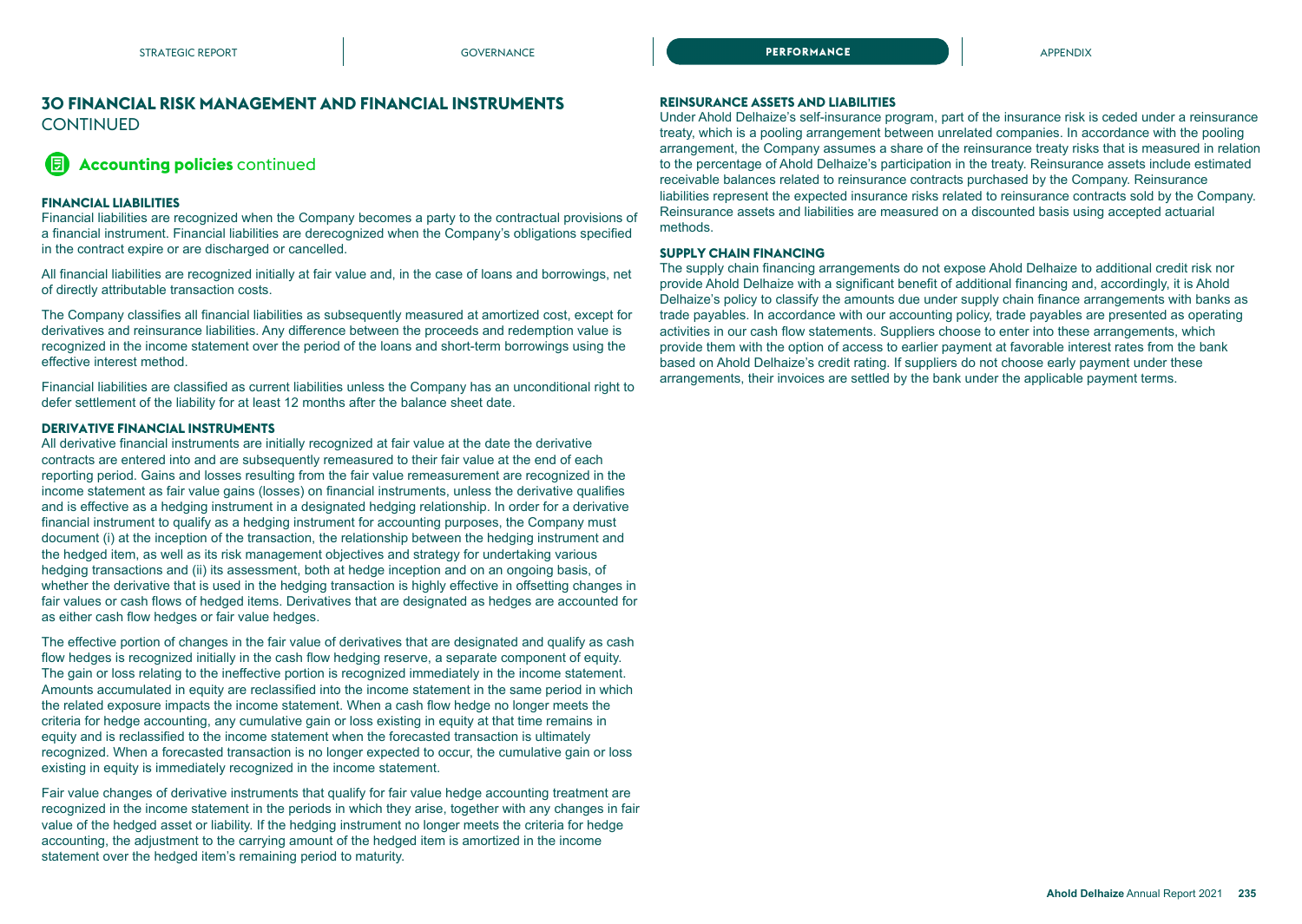## 30 FINANCIAL RISK MANAGEMENT AND FINANCIAL INSTRUMENTS CONTINUED

### Accounting policies continued

#### FINANCIAL LIABILITIES

Financial liabilities are recognized when the Company becomes a party to the contractual provisions of a financial instrument. Financial liabilities are derecognized when the Company's obligations specified in the contract expire or are discharged or cancelled.

All financial liabilities are recognized initially at fair value and, in the case of loans and borrowings, net of directly attributable transaction costs.

The Company classifies all financial liabilities as subsequently measured at amortized cost, except for derivatives and reinsurance liabilities. Any difference between the proceeds and redemption value is recognized in the income statement over the period of the loans and short-term borrowings using the effective interest method.

Financial liabilities are classified as current liabilities unless the Company has an unconditional right to defer settlement of the liability for at least 12 months after the balance sheet date.

#### DERIVATIVE FINANCIAL INSTRUMENTS

All derivative financial instruments are initially recognized at fair value at the date the derivative contracts are entered into and are subsequently remeasured to their fair value at the end of each reporting period. Gains and losses resulting from the fair value remeasurement are recognized in the income statement as fair value gains (losses) on financial instruments, unless the derivative qualifies and is effective as a hedging instrument in a designated hedging relationship. In order for a derivative financial instrument to qualify as a hedging instrument for accounting purposes, the Company must document (i) at the inception of the transaction, the relationship between the hedging instrument and the hedged item, as well as its risk management objectives and strategy for undertaking various hedging transactions and (ii) its assessment, both at hedge inception and on an ongoing basis, of whether the derivative that is used in the hedging transaction is highly effective in offsetting changes in fair values or cash flows of hedged items. Derivatives that are designated as hedges are accounted for as either cash flow hedges or fair value hedges.

The effective portion of changes in the fair value of derivatives that are designated and qualify as cash flow hedges is recognized initially in the cash flow hedging reserve, a separate component of equity. The gain or loss relating to the ineffective portion is recognized immediately in the income statement. Amounts accumulated in equity are reclassified into the income statement in the same period in which the related exposure impacts the income statement. When a cash flow hedge no longer meets the criteria for hedge accounting, any cumulative gain or loss existing in equity at that time remains in equity and is reclassified to the income statement when the forecasted transaction is ultimately recognized. When a forecasted transaction is no longer expected to occur, the cumulative gain or loss existing in equity is immediately recognized in the income statement.

Fair value changes of derivative instruments that qualify for fair value hedge accounting treatment are recognized in the income statement in the periods in which they arise, together with any changes in fair value of the hedged asset or liability. If the hedging instrument no longer meets the criteria for hedge accounting, the adjustment to the carrying amount of the hedged item is amortized in the income statement over the hedged item's remaining period to maturity.

#### REINSURANCE ASSETS AND LIABILITIES

Under Ahold Delhaize's self-insurance program, part of the insurance risk is ceded under a reinsurance treaty, which is a pooling arrangement between unrelated companies. In accordance with the pooling arrangement, the Company assumes a share of the reinsurance treaty risks that is measured in relation to the percentage of Ahold Delhaize's participation in the treaty. Reinsurance assets include estimated receivable balances related to reinsurance contracts purchased by the Company. Reinsurance liabilities represent the expected insurance risks related to reinsurance contracts sold by the Company. Reinsurance assets and liabilities are measured on a discounted basis using accepted actuarial methods.

#### SUPPLY CHAIN FINANCING

The supply chain financing arrangements do not expose Ahold Delhaize to additional credit risk nor provide Ahold Delhaize with a significant benefit of additional financing and, accordingly, it is Ahold Delhaize's policy to classify the amounts due under supply chain finance arrangements with banks as trade payables. In accordance with our accounting policy, trade payables are presented as operating activities in our cash flow statements. Suppliers choose to enter into these arrangements, which provide them with the option of access to earlier payment at favorable interest rates from the bank based on Ahold Delhaize's credit rating. If suppliers do not choose early payment under these arrangements, their invoices are settled by the bank under the applicable payment terms.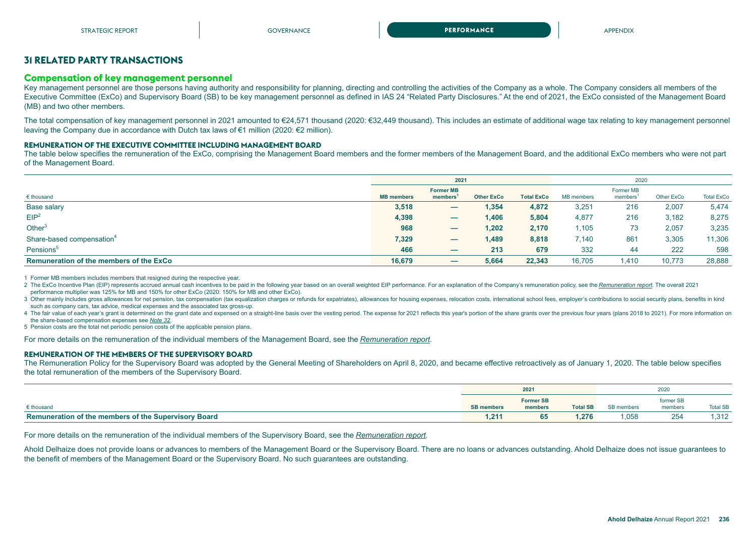# 31 RELATED PARTY TRANSACTIONS

## Compensation of key management personnel

Key management personnel are those persons having authority and responsibility for planning, directing and controlling the activities of the Company as a whole. The Company considers all members of the Executive Committee (ExCo) and Supervisory Board (SB) to be key management personnel as defined in IAS 24 "Related Party Disclosures." At the end of 2021, the ExCo consisted of the Management Board (MB) and two other members.

The total compensation of key management personnel in 2021 amounted to €24,571 thousand (2020: €32,449 thousand). This includes an estimate of additional wage tax relating to key management personnel leaving the Company due in accordance with Dutch tax laws of €1 million (2020: €2 million).

### REMUNERATION OF THE EXECUTIVE COMMITTEE INCLUDING MANAGEMENT BOARD

The table below specifies the remuneration of the ExCo, comprising the Management Board members and the former members of the Management Board, and the additional ExCo members who were not part of the Management Board.

| | 2021 | | | | 2020 | | | |
|---|---|---|---|---|---|---|---|---|
| € thousand | **MB members** | **Former MB members[1]** | **Other ExCo** | **Total ExCo** | MB members | Former MB members[1] | Other ExCo | Total ExCo |
| Base salary | **3,518** | **—** | **1,354** | **4,872** | 3,251 | 216 | 2,007 | 5,474 |
| EIP[2] | **4,398** | **—** | **1,406** | **5,804** | 4,877 | 216 | 3,182 | 8,275 |
| Other[3] | **968** | **—** | **1,202** | **2,170** | 1,105 | 73 | 2,057 | 3,235 |
| Share-based compensation[4] | **7,329** | **—** | **1,489** | **8,818** | 7,140 | 861 | 3,305 | 11,306 |
| Pensions[5] | **466** | **—** | **213** | **679** | 332 | 44 | 222 | 598 |
| **Remuneration of the members of the ExCo** | **16,679** | **—** | **5,664** | **22,343** | 16,705 | 1,410 | 10,773 | 28,888 |

1 Former MB members includes members that resigned during the respective year.

2 The ExCo Incentive Plan (EIP) represents accrued annual cash incentives to be paid in the following year based on an overall weighted EIP performance. For an explanation of the Company's remuneration policy, see the *Remuneration report*. The overall 2021 performance multiplier was 125% for MB and 150% for other ExCo (2020: 150% for MB and other ExCo).

3 Other mainly includes gross allowances for net pension, tax compensation (tax equalization charges or refunds for expatriates), allowances for housing expenses, relocation costs, international school fees, employer's contributions to social security plans, benefits in kind such as company cars, tax advice, medical expenses and the associated tax gross-up.

4 The fair value of each year's grant is determined on the grant date and expensed on a straight-line basis over the vesting period. The expense for 2021 reflects this year's portion of the share grants over the previous four years (plans 2018 to 2021). For more information on the share-based compensation expenses see *Note 32*.

5 Pension costs are the total net periodic pension costs of the applicable pension plans.

For more details on the remuneration of the individual members of the Management Board, see the *Remuneration report*.

### REMUNERATION OF THE MEMBERS OF THE SUPERVISORY BOARD

The Remuneration Policy for the Supervisory Board was adopted by the General Meeting of Shareholders on April 8, 2020, and became effective retroactively as of January 1, 2020. The table below specifies the total remuneration of the members of the Supervisory Board.

| | 2021 | | | 2020 | | |
|---|---|---|---|---|---|---|
| € thousand | **SB members** | **Former SB members** | **Total SB** | SB members | former SB members | Total SB |
| **Remuneration of the members of the Supervisory Board** | **1,211** | **65** | **1,276** | 1,058 | 254 | 1,312 |

For more details on the remuneration of the individual members of the Supervisory Board, see the *Remuneration report*.

Ahold Delhaize does not provide loans or advances to members of the Management Board or the Supervisory Board. There are no loans or advances outstanding. Ahold Delhaize does not issue guarantees to the benefit of members of the Management Board or the Supervisory Board. No such guarantees are outstanding.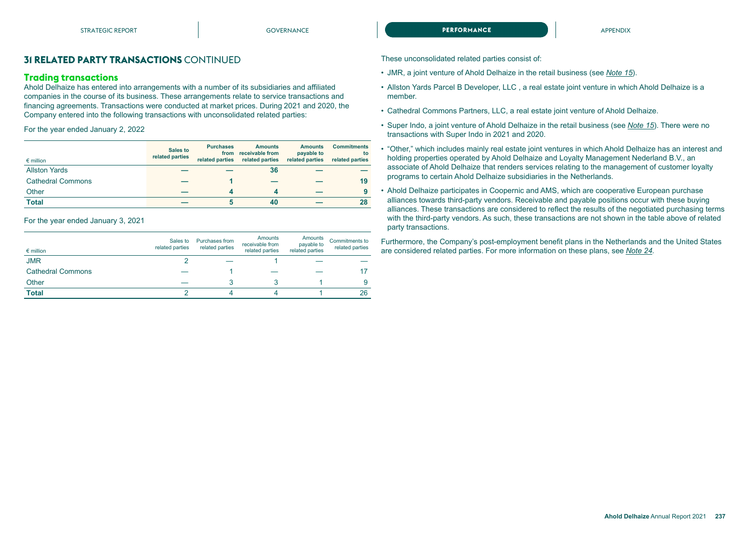## 31 RELATED PARTY TRANSACTIONS CONTINUED

### Trading transactions

Ahold Delhaize has entered into arrangements with a number of its subsidiaries and affiliated companies in the course of its business. These arrangements relate to service transactions and financing agreements. Transactions were conducted at market prices. During 2021 and 2020, the Company entered into the following transactions with unconsolidated related parties:

For the year ended January 2, 2022

| € million | Sales to related parties | Purchases from related parties | Amounts receivable from related parties | Amounts payable to related parties | Commitments to related parties |
|---|---|---|---|---|---|
| Allston Yards | — | — | 36 | — | — |
| Cathedral Commons | — | 1 | — | — | 19 |
| Other | — | 4 | 4 | — | 9 |
| **Total** | **—** | **5** | **40** | **—** | **28** |

For the year ended January 3, 2021

| € million | Sales to related parties | Purchases from related parties | Amounts receivable from related parties | Amounts payable to related parties | Commitments to related parties |
|---|---|---|---|---|---|
| JMR | 2 | — | 1 | — | — |
| Cathedral Commons | — | 1 | — | — | 17 |
| Other | — | 3 | 3 | 1 | 9 |
| **Total** | **2** | **4** | **4** | **1** | **26** |

These unconsolidated related parties consist of:

- JMR, a joint venture of Ahold Delhaize in the retail business (see *Note 15*).
- Allston Yards Parcel B Developer, LLC , a real estate joint venture in which Ahold Delhaize is a member.
- Cathedral Commons Partners, LLC, a real estate joint venture of Ahold Delhaize.
- Super Indo, a joint venture of Ahold Delhaize in the retail business (see *Note 15*). There were no transactions with Super Indo in 2021 and 2020.
- "Other," which includes mainly real estate joint ventures in which Ahold Delhaize has an interest and holding properties operated by Ahold Delhaize and Loyalty Management Nederland B.V., an associate of Ahold Delhaize that renders services relating to the management of customer loyalty programs to certain Ahold Delhaize subsidiaries in the Netherlands.
- Ahold Delhaize participates in Coopernic and AMS, which are cooperative European purchase alliances towards third-party vendors. Receivable and payable positions occur with these buying alliances. These transactions are considered to reflect the results of the negotiated purchasing terms with the third-party vendors. As such, these transactions are not shown in the table above of related party transactions.

Furthermore, the Company's post-employment benefit plans in the Netherlands and the United States are considered related parties. For more information on these plans, see *Note 24*.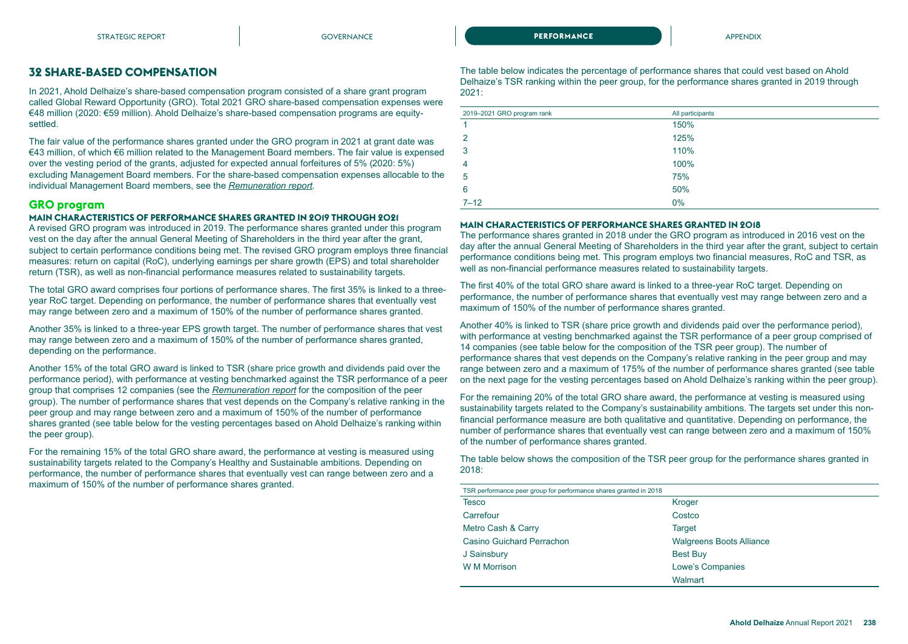## 32 SHARE-BASED COMPENSATION

In 2021, Ahold Delhaize's share-based compensation program consisted of a share grant program called Global Reward Opportunity (GRO). Total 2021 GRO share-based compensation expenses were €48 million (2020: €59 million). Ahold Delhaize's share-based compensation programs are equity-settled.

The fair value of the performance shares granted under the GRO program in 2021 at grant date was €43 million, of which €6 million related to the Management Board members. The fair value is expensed over the vesting period of the grants, adjusted for expected annual forfeitures of 5% (2020: 5%) excluding Management Board members. For the share-based compensation expenses allocable to the individual Management Board members, see the *Remuneration report.*

### GRO program

#### MAIN CHARACTERISTICS OF PERFORMANCE SHARES GRANTED IN 2019 THROUGH 2021

A revised GRO program was introduced in 2019. The performance shares granted under this program vest on the day after the annual General Meeting of Shareholders in the third year after the grant, subject to certain performance conditions being met. The revised GRO program employs three financial measures: return on capital (RoC), underlying earnings per share growth (EPS) and total shareholder return (TSR), as well as non-financial performance measures related to sustainability targets.

The total GRO award comprises four portions of performance shares. The first 35% is linked to a three-year RoC target. Depending on performance, the number of performance shares that eventually vest may range between zero and a maximum of 150% of the number of performance shares granted.

Another 35% is linked to a three-year EPS growth target. The number of performance shares that vest may range between zero and a maximum of 150% of the number of performance shares granted, depending on the performance.

Another 15% of the total GRO award is linked to TSR (share price growth and dividends paid over the performance period), with performance at vesting benchmarked against the TSR performance of a peer group that comprises 12 companies (see the *Remuneration report* for the composition of the peer group). The number of performance shares that vest depends on the Company's relative ranking in the peer group and may range between zero and a maximum of 150% of the number of performance shares granted (see table below for the vesting percentages based on Ahold Delhaize's ranking within the peer group).

For the remaining 15% of the total GRO share award, the performance at vesting is measured using sustainability targets related to the Company's Healthy and Sustainable ambitions. Depending on performance, the number of performance shares that eventually vest can range between zero and a maximum of 150% of the number of performance shares granted.

The table below indicates the percentage of performance shares that could vest based on Ahold Delhaize's TSR ranking within the peer group, for the performance shares granted in 2019 through 2021:

| 2019–2021 GRO program rank | All participants |
|---|---|
| 1 | 150% |
| 2 | 125% |
| 3 | 110% |
| 4 | 100% |
| 5 | 75% |
| 6 | 50% |
| 7–12 | 0% |

#### MAIN CHARACTERISTICS OF PERFORMANCE SHARES GRANTED IN 2018

The performance shares granted in 2018 under the GRO program as introduced in 2016 vest on the day after the annual General Meeting of Shareholders in the third year after the grant, subject to certain performance conditions being met. This program employs two financial measures, RoC and TSR, as well as non-financial performance measures related to sustainability targets.

The first 40% of the total GRO share award is linked to a three-year RoC target. Depending on performance, the number of performance shares that eventually vest may range between zero and a maximum of 150% of the number of performance shares granted.

Another 40% is linked to TSR (share price growth and dividends paid over the performance period), with performance at vesting benchmarked against the TSR performance of a peer group comprised of 14 companies (see table below for the composition of the TSR peer group). The number of performance shares that vest depends on the Company's relative ranking in the peer group and may range between zero and a maximum of 175% of the number of performance shares granted (see table on the next page for the vesting percentages based on Ahold Delhaize's ranking within the peer group).

For the remaining 20% of the total GRO share award, the performance at vesting is measured using sustainability targets related to the Company's sustainability ambitions. The targets set under this non-financial performance measure are both qualitative and quantitative. Depending on performance, the number of performance shares that eventually vest can range between zero and a maximum of 150% of the number of performance shares granted.

The table below shows the composition of the TSR peer group for the performance shares granted in 2018:

| TSR performance peer group for performance shares granted in 2018 | |
|---|---|
| Tesco | Kroger |
| Carrefour | Costco |
| Metro Cash & Carry | Target |
| Casino Guichard Perrachon | Walgreens Boots Alliance |
| J Sainsbury | Best Buy |
| W M Morrison | Lowe's Companies |
| | Walmart |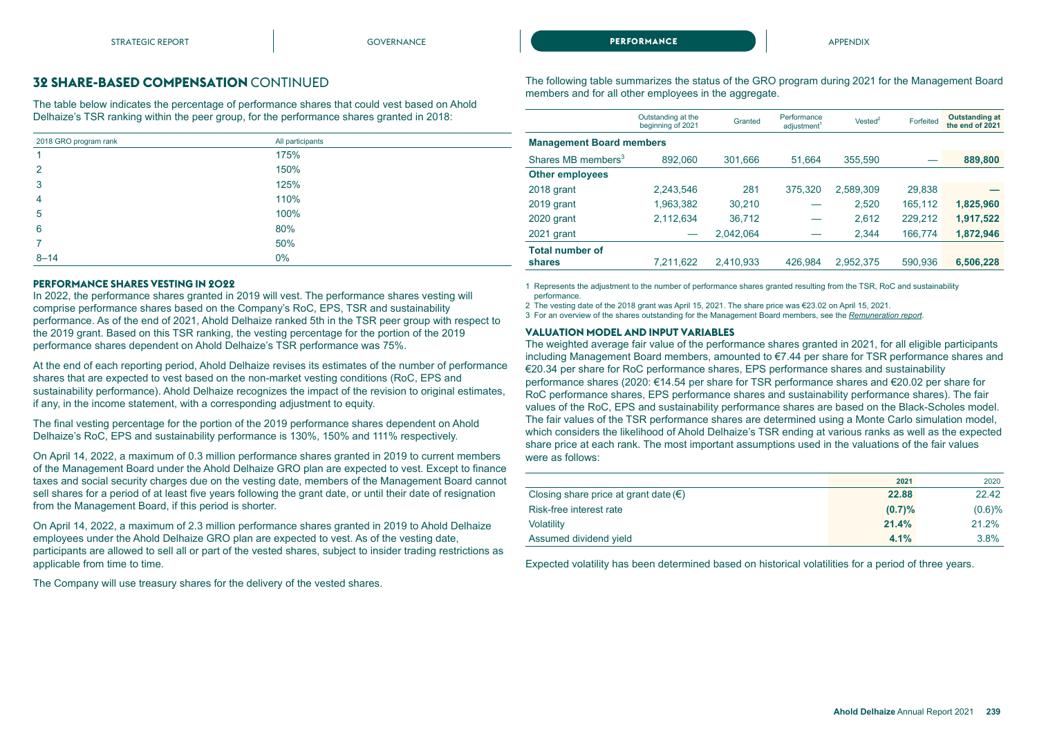## 32 SHARE-BASED COMPENSATION CONTINUED

The table below indicates the percentage of performance shares that could vest based on Ahold Delhaize's TSR ranking within the peer group, for the performance shares granted in 2018:

| 2018 GRO program rank | All participants |
|---|---|
| 1 | 175% |
| 2 | 150% |
| 3 | 125% |
| 4 | 110% |
| 5 | 100% |
| 6 | 80% |
| 7 | 50% |
| 8–14 | 0% |

### PERFORMANCE SHARES VESTING IN 2022

In 2022, the performance shares granted in 2019 will vest. The performance shares vesting will comprise performance shares based on the Company's RoC, EPS, TSR and sustainability performance. As of the end of 2021, Ahold Delhaize ranked 5th in the TSR peer group with respect to the 2019 grant. Based on this TSR ranking, the vesting percentage for the portion of the 2019 performance shares dependent on Ahold Delhaize's TSR performance was 75%.

At the end of each reporting period, Ahold Delhaize revises its estimates of the number of performance shares that are expected to vest based on the non-market vesting conditions (RoC, EPS and sustainability performance). Ahold Delhaize recognizes the impact of the revision to original estimates, if any, in the income statement, with a corresponding adjustment to equity.

The final vesting percentage for the portion of the 2019 performance shares dependent on Ahold Delhaize's RoC, EPS and sustainability performance is 130%, 150% and 111% respectively.

On April 14, 2022, a maximum of 0.3 million performance shares granted in 2019 to current members of the Management Board under the Ahold Delhaize GRO plan are expected to vest. Except to finance taxes and social security charges due on the vesting date, members of the Management Board cannot sell shares for a period of at least five years following the grant date, or until their date of resignation from the Management Board, if this period is shorter.

On April 14, 2022, a maximum of 2.3 million performance shares granted in 2019 to Ahold Delhaize employees under the Ahold Delhaize GRO plan are expected to vest. As of the vesting date, participants are allowed to sell all or part of the vested shares, subject to insider trading restrictions as applicable from time to time.

The Company will use treasury shares for the delivery of the vested shares.

The following table summarizes the status of the GRO program during 2021 for the Management Board members and for all other employees in the aggregate.

| | Outstanding at the beginning of 2021 | Granted | Performance adjustment[1] | Vested[2] | Forfeited | Outstanding at the end of 2021 |
|---|---|---|---|---|---|---|
| **Management Board members** | | | | | | |
| Shares MB members[3] | 892,060 | 301,666 | 51,664 | 355,590 | — | **889,800** |
| **Other employees** | | | | | | |
| 2018 grant | 2,243,546 | 281 | 375,320 | 2,589,309 | 29,838 | **—** |
| 2019 grant | 1,963,382 | 30,210 | — | 2,520 | 165,112 | **1,825,960** |
| 2020 grant | 2,112,634 | 36,712 | — | 2,612 | 229,212 | **1,917,522** |
| 2021 grant | — | 2,042,064 | — | 2,344 | 166,774 | **1,872,946** |
| **Total number of shares** | 7,211,622 | 2,410,933 | 426,984 | 2,952,375 | 590,936 | **6,506,228** |

1 Represents the adjustment to the number of performance shares granted resulting from the TSR, RoC and sustainability performance.
2 The vesting date of the 2018 grant was April 15, 2021. The share price was €23.02 on April 15, 2021.
3 For an overview of the shares outstanding for the Management Board members, see the *Remuneration report*.

### VALUATION MODEL AND INPUT VARIABLES

The weighted average fair value of the performance shares granted in 2021, for all eligible participants including Management Board members, amounted to €7.44 per share for TSR performance shares and €20.34 per share for RoC performance shares, EPS performance shares and sustainability performance shares (2020: €14.54 per share for TSR performance shares and €20.02 per share for RoC performance shares, EPS performance shares and sustainability performance shares). The fair values of the RoC, EPS and sustainability performance shares are based on the Black-Scholes model. The fair values of the TSR performance shares are determined using a Monte Carlo simulation model, which considers the likelihood of Ahold Delhaize's TSR ending at various ranks as well as the expected share price at each rank. The most important assumptions used in the valuations of the fair values were as follows:

| | 2021 | 2020 |
|---|---|---|
| Closing share price at grant date (€) | **22.88** | 22.42 |
| Risk-free interest rate | **(0.7)%** | (0.6)% |
| Volatility | **21.4%** | 21.2% |
| Assumed dividend yield | **4.1%** | 3.8% |

Expected volatility has been determined based on historical volatilities for a period of three years.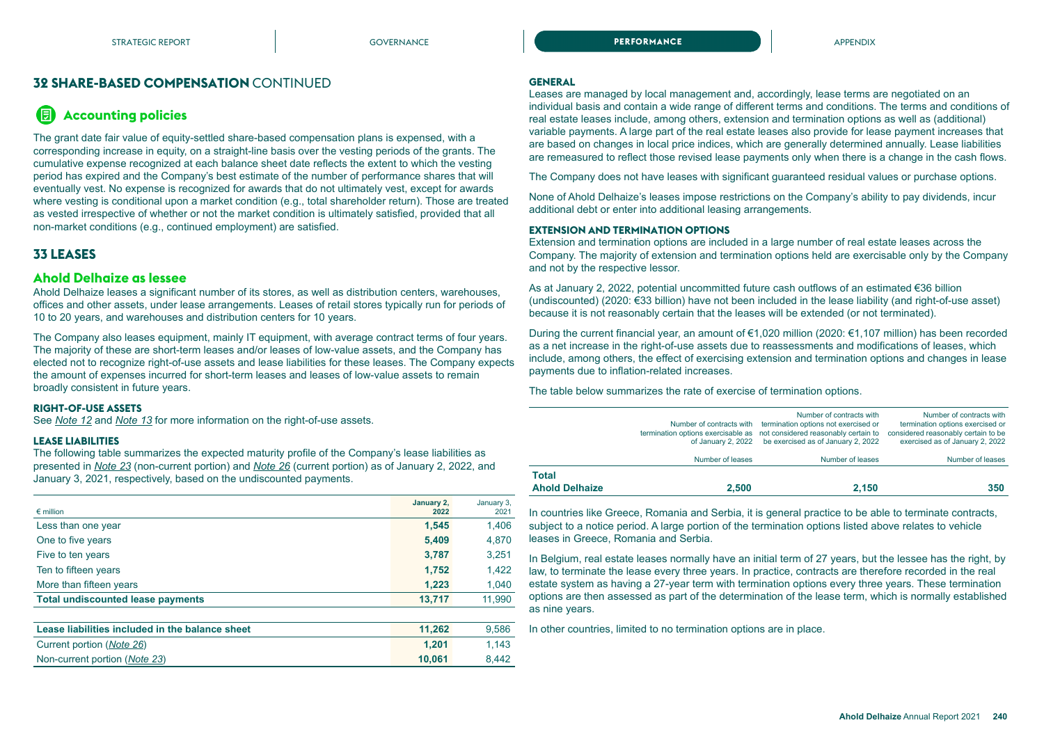## 32 SHARE-BASED COMPENSATION CONTINUED

### Accounting policies

The grant date fair value of equity-settled share-based compensation plans is expensed, with a corresponding increase in equity, on a straight-line basis over the vesting periods of the grants. The cumulative expense recognized at each balance sheet date reflects the extent to which the vesting period has expired and the Company's best estimate of the number of performance shares that will eventually vest. No expense is recognized for awards that do not ultimately vest, except for awards where vesting is conditional upon a market condition (e.g., total shareholder return). Those are treated as vested irrespective of whether or not the market condition is ultimately satisfied, provided that all non-market conditions (e.g., continued employment) are satisfied.

## 33 LEASES

### Ahold Delhaize as lessee

Ahold Delhaize leases a significant number of its stores, as well as distribution centers, warehouses, offices and other assets, under lease arrangements. Leases of retail stores typically run for periods of 10 to 20 years, and warehouses and distribution centers for 10 years.

The Company also leases equipment, mainly IT equipment, with average contract terms of four years. The majority of these are short-term leases and/or leases of low-value assets, and the Company has elected not to recognize right-of-use assets and lease liabilities for these leases. The Company expects the amount of expenses incurred for short-term leases and leases of low-value assets to remain broadly consistent in future years.

#### RIGHT-OF-USE ASSETS

See *Note 12* and *Note 13* for more information on the right-of-use assets.

#### LEASE LIABILITIES

The following table summarizes the expected maturity profile of the Company's lease liabilities as presented in *Note 23* (non-current portion) and *Note 26* (current portion) as of January 2, 2022, and January 3, 2021, respectively, based on the undiscounted payments.

| € million | January 2, 2022 | January 3, 2021 |
|---|---|---|
| Less than one year | **1,545** | 1,406 |
| One to five years | **5,409** | 4,870 |
| Five to ten years | **3,787** | 3,251 |
| Ten to fifteen years | **1,752** | 1,422 |
| More than fifteen years | **1,223** | 1,040 |
| **Total undiscounted lease payments** | **13,717** | 11,990 |

| € million | January 2, 2022 | January 3, 2021 |
|---|---|---|
| **Lease liabilities included in the balance sheet** | **11,262** | 9,586 |
| Current portion (*Note 26*) | **1,201** | 1,143 |
| Non-current portion (*Note 23*) | **10,061** | 8,442 |

#### GENERAL

Leases are managed by local management and, accordingly, lease terms are negotiated on an individual basis and contain a wide range of different terms and conditions. The terms and conditions of real estate leases include, among others, extension and termination options as well as (additional) variable payments. A large part of the real estate leases also provide for lease payment increases that are based on changes in local price indices, which are generally determined annually. Lease liabilities are remeasured to reflect those revised lease payments only when there is a change in the cash flows.

The Company does not have leases with significant guaranteed residual values or purchase options.

None of Ahold Delhaize's leases impose restrictions on the Company's ability to pay dividends, incur additional debt or enter into additional leasing arrangements.

#### EXTENSION AND TERMINATION OPTIONS

Extension and termination options are included in a large number of real estate leases across the Company. The majority of extension and termination options held are exercisable only by the Company and not by the respective lessor.

As at January 2, 2022, potential uncommitted future cash outflows of an estimated €36 billion (undiscounted) (2020: €33 billion) have not been included in the lease liability (and right-of-use asset) because it is not reasonably certain that the leases will be extended (or not terminated).

During the current financial year, an amount of €1,020 million (2020: €1,107 million) has been recorded as a net increase in the right-of-use assets due to reassessments and modifications of leases, which include, among others, the effect of exercising extension and termination options and changes in lease payments due to inflation-related increases.

The table below summarizes the rate of exercise of termination options.

| | Number of contracts with termination options exercisable as of January 2, 2022 | Number of contracts with termination options not exercised or not considered reasonably certain to be exercised as of January 2, 2022 | Number of contracts with termination options exercised or considered reasonably certain to be exercised as of January 2, 2022 |
|---|---|---|---|
| | Number of leases | Number of leases | Number of leases |
| **Total Ahold Delhaize** | **2,500** | **2,150** | **350** |

In countries like Greece, Romania and Serbia, it is general practice to be able to terminate contracts, subject to a notice period. A large portion of the termination options listed above relates to vehicle leases in Greece, Romania and Serbia.

In Belgium, real estate leases normally have an initial term of 27 years, but the lessee has the right, by law, to terminate the lease every three years. In practice, contracts are therefore recorded in the real estate system as having a 27-year term with termination options every three years. These termination options are then assessed as part of the determination of the lease term, which is normally established as nine years.

In other countries, limited to no termination options are in place.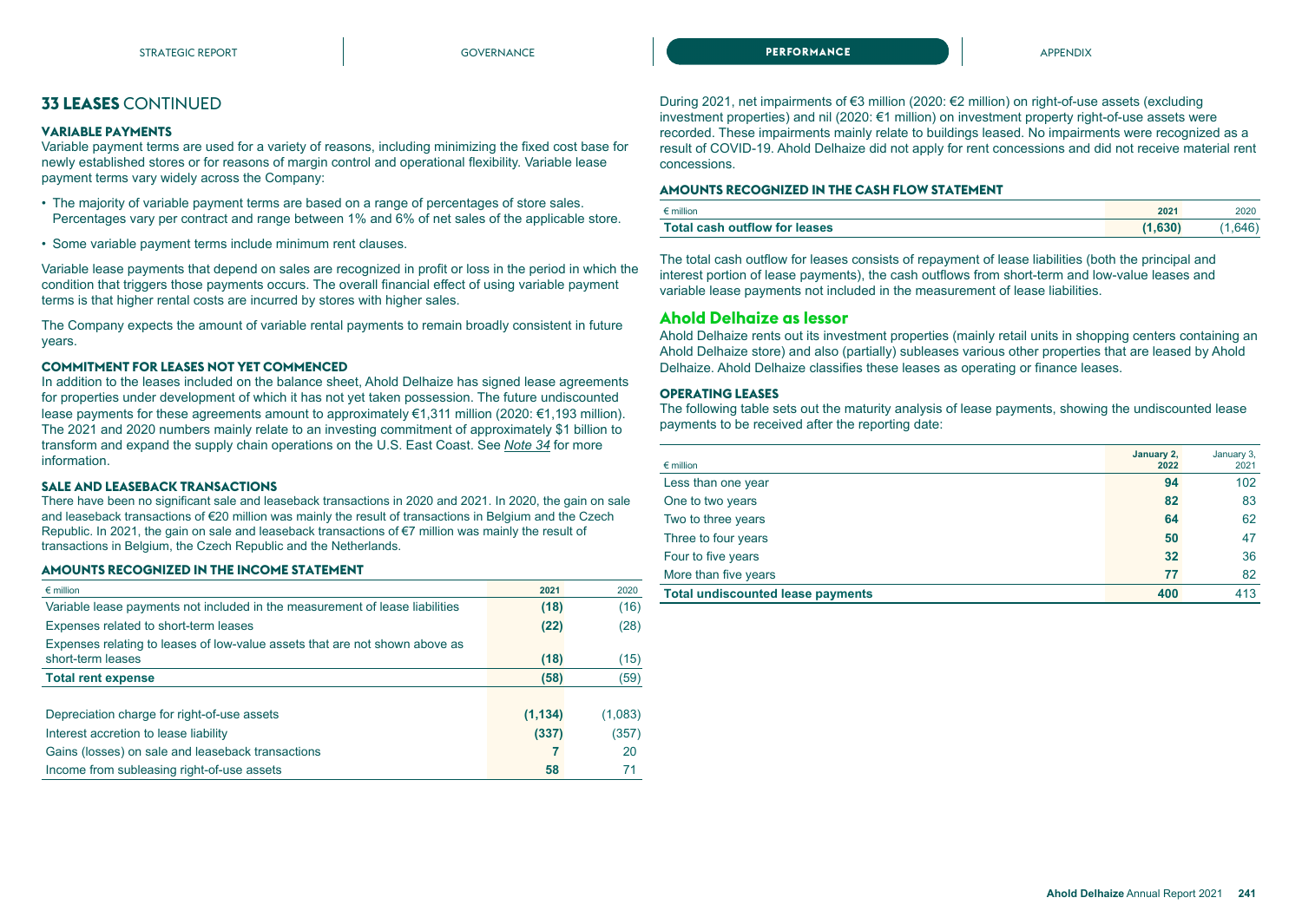## 33 LEASES CONTINUED

### VARIABLE PAYMENTS

Variable payment terms are used for a variety of reasons, including minimizing the fixed cost base for newly established stores or for reasons of margin control and operational flexibility. Variable lease payment terms vary widely across the Company:

- The majority of variable payment terms are based on a range of percentages of store sales. Percentages vary per contract and range between 1% and 6% of net sales of the applicable store.
- Some variable payment terms include minimum rent clauses.

Variable lease payments that depend on sales are recognized in profit or loss in the period in which the condition that triggers those payments occurs. The overall financial effect of using variable payment terms is that higher rental costs are incurred by stores with higher sales.

The Company expects the amount of variable rental payments to remain broadly consistent in future years.

### COMMITMENT FOR LEASES NOT YET COMMENCED

In addition to the leases included on the balance sheet, Ahold Delhaize has signed lease agreements for properties under development of which it has not yet taken possession. The future undiscounted lease payments for these agreements amount to approximately €1,311 million (2020: €1,193 million). The 2021 and 2020 numbers mainly relate to an investing commitment of approximately $1 billion to transform and expand the supply chain operations on the U.S. East Coast. See *Note 34* for more information.

### SALE AND LEASEBACK TRANSACTIONS

There have been no significant sale and leaseback transactions in 2020 and 2021. In 2020, the gain on sale and leaseback transactions of €20 million was mainly the result of transactions in Belgium and the Czech Republic. In 2021, the gain on sale and leaseback transactions of €7 million was mainly the result of transactions in Belgium, the Czech Republic and the Netherlands.

### AMOUNTS RECOGNIZED IN THE INCOME STATEMENT

| € million | 2021 | 2020 |
|---|---|---|
| Variable lease payments not included in the measurement of lease liabilities | **(18)** | (16) |
| Expenses related to short-term leases | **(22)** | (28) |
| Expenses relating to leases of low-value assets that are not shown above as short-term leases | **(18)** | (15) |
| **Total rent expense** | **(58)** | (59) |
| | | |
| Depreciation charge for right-of-use assets | **(1,134)** | (1,083) |
| Interest accretion to lease liability | **(337)** | (357) |
| Gains (losses) on sale and leaseback transactions | **7** | 20 |
| Income from subleasing right-of-use assets | **58** | 71 |

During 2021, net impairments of €3 million (2020: €2 million) on right-of-use assets (excluding investment properties) and nil (2020: €1 million) on investment property right-of-use assets were recorded. These impairments mainly relate to buildings leased. No impairments were recognized as a result of COVID-19. Ahold Delhaize did not apply for rent concessions and did not receive material rent concessions.

### AMOUNTS RECOGNIZED IN THE CASH FLOW STATEMENT

| € million | 2021 | 2020 |
|---|---|---|
| **Total cash outflow for leases** | **(1,630)** | (1,646) |

The total cash outflow for leases consists of repayment of lease liabilities (both the principal and interest portion of lease payments), the cash outflows from short-term and low-value leases and variable lease payments not included in the measurement of lease liabilities.

## Ahold Delhaize as lessor

Ahold Delhaize rents out its investment properties (mainly retail units in shopping centers containing an Ahold Delhaize store) and also (partially) subleases various other properties that are leased by Ahold Delhaize. Ahold Delhaize classifies these leases as operating or finance leases.

### OPERATING LEASES

The following table sets out the maturity analysis of lease payments, showing the undiscounted lease payments to be received after the reporting date:

| € million | January 2, 2022 | January 3, 2021 |
|---|---|---|
| Less than one year | **94** | 102 |
| One to two years | **82** | 83 |
| Two to three years | **64** | 62 |
| Three to four years | **50** | 47 |
| Four to five years | **32** | 36 |
| More than five years | **77** | 82 |
| **Total undiscounted lease payments** | **400** | 413 |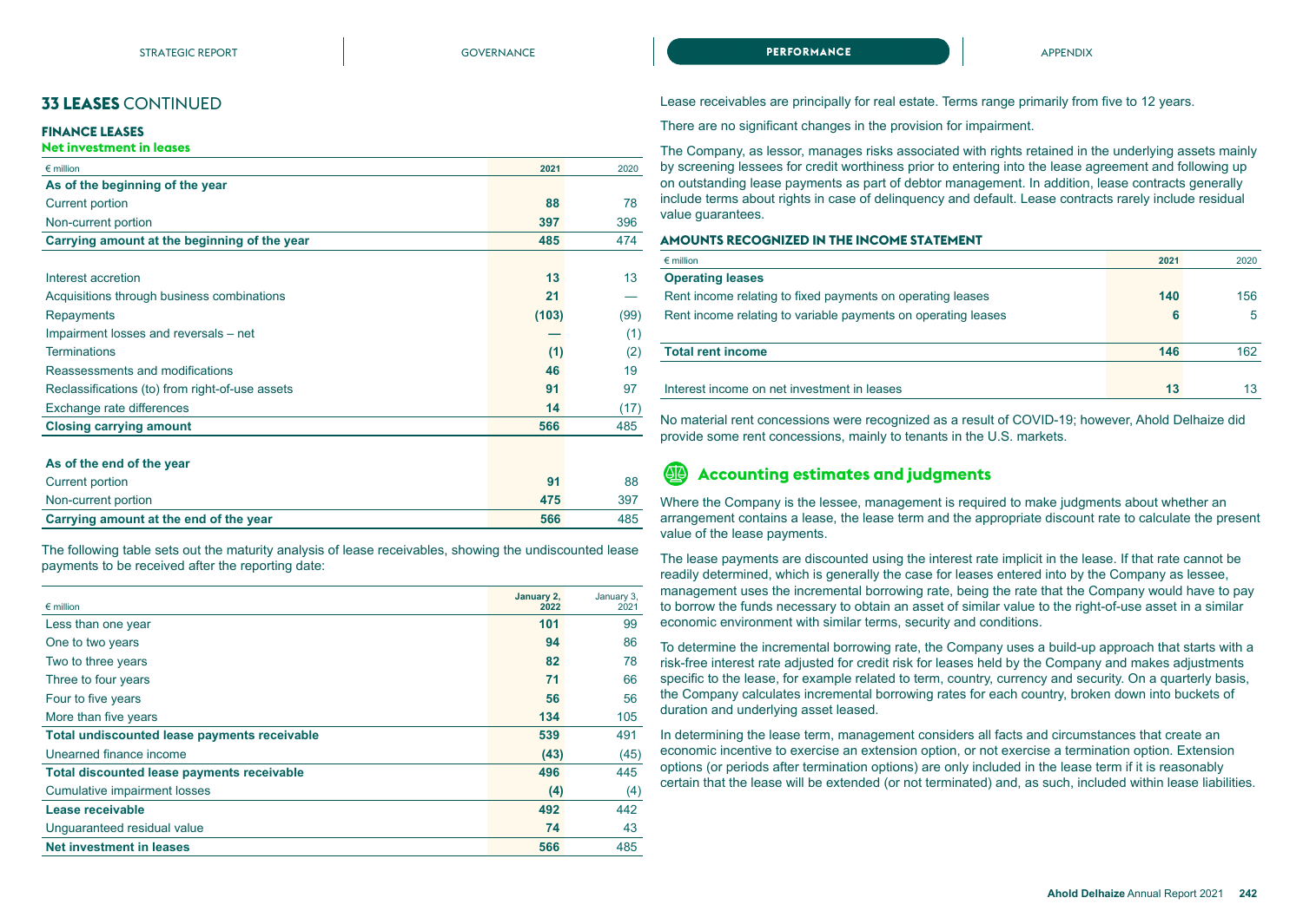## 33 LEASES CONTINUED

### FINANCE LEASES

#### Net investment in leases

| € million | 2021 | 2020 |
|---|---|---|
| **As of the beginning of the year** | | |
| Current portion | 88 | 78 |
| Non-current portion | 397 | 396 |
| **Carrying amount at the beginning of the year** | **485** | **474** |
| | | |
| Interest accretion | 13 | 13 |
| Acquisitions through business combinations | 21 | — |
| Repayments | (103) | (99) |
| Impairment losses and reversals – net | — | (1) |
| Terminations | (1) | (2) |
| Reassessments and modifications | 46 | 19 |
| Reclassifications (to) from right-of-use assets | 91 | 97 |
| Exchange rate differences | 14 | (17) |
| **Closing carrying amount** | **566** | **485** |
| | | |
| **As of the end of the year** | | |
| Current portion | 91 | 88 |
| Non-current portion | 475 | 397 |
| **Carrying amount at the end of the year** | **566** | **485** |

The following table sets out the maturity analysis of lease receivables, showing the undiscounted lease payments to be received after the reporting date:

| € million | January 2, 2022 | January 3, 2021 |
|---|---|---|
| Less than one year | 101 | 99 |
| One to two years | 94 | 86 |
| Two to three years | 82 | 78 |
| Three to four years | 71 | 66 |
| Four to five years | 56 | 56 |
| More than five years | 134 | 105 |
| **Total undiscounted lease payments receivable** | **539** | **491** |
| Unearned finance income | (43) | (45) |
| **Total discounted lease payments receivable** | **496** | **445** |
| Cumulative impairment losses | (4) | (4) |
| **Lease receivable** | **492** | **442** |
| Unguaranteed residual value | 74 | 43 |
| **Net investment in leases** | **566** | **485** |

Lease receivables are principally for real estate. Terms range primarily from five to 12 years.

There are no significant changes in the provision for impairment.

The Company, as lessor, manages risks associated with rights retained in the underlying assets mainly by screening lessees for credit worthiness prior to entering into the lease agreement and following up on outstanding lease payments as part of debtor management. In addition, lease contracts generally include terms about rights in case of delinquency and default. Lease contracts rarely include residual value guarantees.

### AMOUNTS RECOGNIZED IN THE INCOME STATEMENT

| € million | 2021 | 2020 |
|---|---|---|
| **Operating leases** | | |
| Rent income relating to fixed payments on operating leases | 140 | 156 |
| Rent income relating to variable payments on operating leases | 6 | 5 |
| | | |
| **Total rent income** | **146** | **162** |
| | | |
| Interest income on net investment in leases | 13 | 13 |

No material rent concessions were recognized as a result of COVID-19; however, Ahold Delhaize did provide some rent concessions, mainly to tenants in the U.S. markets.

## Accounting estimates and judgments

Where the Company is the lessee, management is required to make judgments about whether an arrangement contains a lease, the lease term and the appropriate discount rate to calculate the present value of the lease payments.

The lease payments are discounted using the interest rate implicit in the lease. If that rate cannot be readily determined, which is generally the case for leases entered into by the Company as lessee, management uses the incremental borrowing rate, being the rate that the Company would have to pay to borrow the funds necessary to obtain an asset of similar value to the right-of-use asset in a similar economic environment with similar terms, security and conditions.

To determine the incremental borrowing rate, the Company uses a build-up approach that starts with a risk-free interest rate adjusted for credit risk for leases held by the Company and makes adjustments specific to the lease, for example related to term, country, currency and security. On a quarterly basis, the Company calculates incremental borrowing rates for each country, broken down into buckets of duration and underlying asset leased.

In determining the lease term, management considers all facts and circumstances that create an economic incentive to exercise an extension option, or not exercise a termination option. Extension options (or periods after termination options) are only included in the lease term if it is reasonably certain that the lease will be extended (or not terminated) and, as such, included within lease liabilities.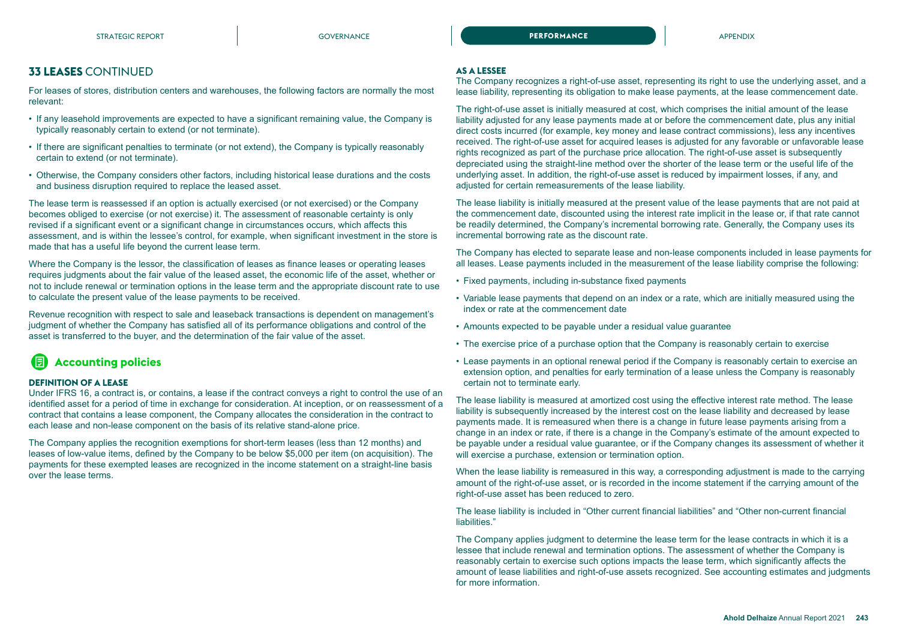## 33 LEASES CONTINUED

For leases of stores, distribution centers and warehouses, the following factors are normally the most relevant:

- If any leasehold improvements are expected to have a significant remaining value, the Company is typically reasonably certain to extend (or not terminate).
- If there are significant penalties to terminate (or not extend), the Company is typically reasonably certain to extend (or not terminate).
- Otherwise, the Company considers other factors, including historical lease durations and the costs and business disruption required to replace the leased asset.

The lease term is reassessed if an option is actually exercised (or not exercised) or the Company becomes obliged to exercise (or not exercise) it. The assessment of reasonable certainty is only revised if a significant event or a significant change in circumstances occurs, which affects this assessment, and is within the lessee's control, for example, when significant investment in the store is made that has a useful life beyond the current lease term.

Where the Company is the lessor, the classification of leases as finance leases or operating leases requires judgments about the fair value of the leased asset, the economic life of the asset, whether or not to include renewal or termination options in the lease term and the appropriate discount rate to use to calculate the present value of the lease payments to be received.

Revenue recognition with respect to sale and leaseback transactions is dependent on management's judgment of whether the Company has satisfied all of its performance obligations and control of the asset is transferred to the buyer, and the determination of the fair value of the asset.

### Accounting policies

#### DEFINITION OF A LEASE

Under IFRS 16, a contract is, or contains, a lease if the contract conveys a right to control the use of an identified asset for a period of time in exchange for consideration. At inception, or on reassessment of a contract that contains a lease component, the Company allocates the consideration in the contract to each lease and non-lease component on the basis of its relative stand-alone price.

The Company applies the recognition exemptions for short-term leases (less than 12 months) and leases of low-value items, defined by the Company to be below $5,000 per item (on acquisition). The payments for these exempted leases are recognized in the income statement on a straight-line basis over the lease terms.

#### AS A LESSEE

The Company recognizes a right-of-use asset, representing its right to use the underlying asset, and a lease liability, representing its obligation to make lease payments, at the lease commencement date.

The right-of-use asset is initially measured at cost, which comprises the initial amount of the lease liability adjusted for any lease payments made at or before the commencement date, plus any initial direct costs incurred (for example, key money and lease contract commissions), less any incentives received. The right-of-use asset for acquired leases is adjusted for any favorable or unfavorable lease rights recognized as part of the purchase price allocation. The right-of-use asset is subsequently depreciated using the straight-line method over the shorter of the lease term or the useful life of the underlying asset. In addition, the right-of-use asset is reduced by impairment losses, if any, and adjusted for certain remeasurements of the lease liability.

The lease liability is initially measured at the present value of the lease payments that are not paid at the commencement date, discounted using the interest rate implicit in the lease or, if that rate cannot be readily determined, the Company's incremental borrowing rate. Generally, the Company uses its incremental borrowing rate as the discount rate.

The Company has elected to separate lease and non-lease components included in lease payments for all leases. Lease payments included in the measurement of the lease liability comprise the following:

- Fixed payments, including in-substance fixed payments
- Variable lease payments that depend on an index or a rate, which are initially measured using the index or rate at the commencement date
- Amounts expected to be payable under a residual value guarantee
- The exercise price of a purchase option that the Company is reasonably certain to exercise
- Lease payments in an optional renewal period if the Company is reasonably certain to exercise an extension option, and penalties for early termination of a lease unless the Company is reasonably certain not to terminate early.

The lease liability is measured at amortized cost using the effective interest rate method. The lease liability is subsequently increased by the interest cost on the lease liability and decreased by lease payments made. It is remeasured when there is a change in future lease payments arising from a change in an index or rate, if there is a change in the Company's estimate of the amount expected to be payable under a residual value guarantee, or if the Company changes its assessment of whether it will exercise a purchase, extension or termination option.

When the lease liability is remeasured in this way, a corresponding adjustment is made to the carrying amount of the right-of-use asset, or is recorded in the income statement if the carrying amount of the right-of-use asset has been reduced to zero.

The lease liability is included in "Other current financial liabilities" and "Other non-current financial liabilities."

The Company applies judgment to determine the lease term for the lease contracts in which it is a lessee that include renewal and termination options. The assessment of whether the Company is reasonably certain to exercise such options impacts the lease term, which significantly affects the amount of lease liabilities and right-of-use assets recognized. See accounting estimates and judgments for more information.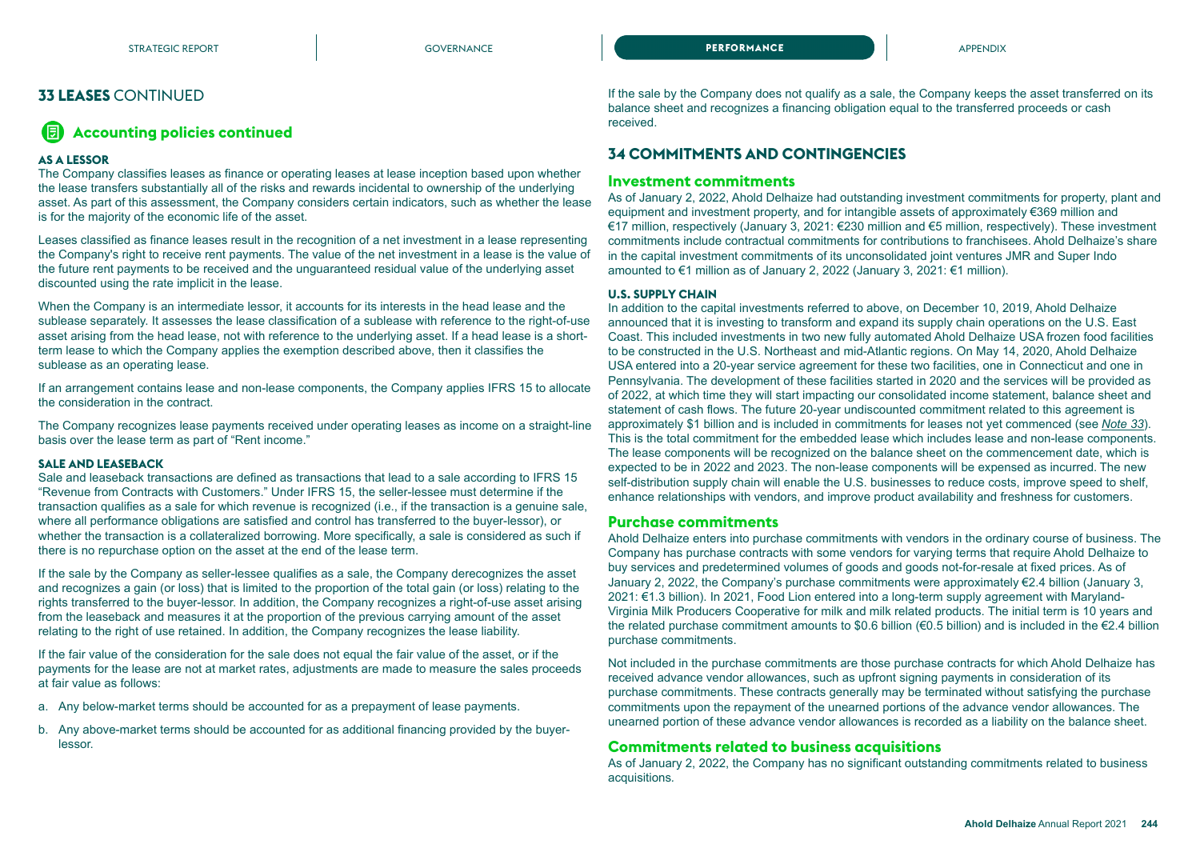## 33 LEASES CONTINUED

### Accounting policies continued

**AS A LESSOR**

The Company classifies leases as finance or operating leases at lease inception based upon whether the lease transfers substantially all of the risks and rewards incidental to ownership of the underlying asset. As part of this assessment, the Company considers certain indicators, such as whether the lease is for the majority of the economic life of the asset.

Leases classified as finance leases result in the recognition of a net investment in a lease representing the Company's right to receive rent payments. The value of the net investment in a lease is the value of the future rent payments to be received and the unguaranteed residual value of the underlying asset discounted using the rate implicit in the lease.

When the Company is an intermediate lessor, it accounts for its interests in the head lease and the sublease separately. It assesses the lease classification of a sublease with reference to the right-of-use asset arising from the head lease, not with reference to the underlying asset. If a head lease is a short-term lease to which the Company applies the exemption described above, then it classifies the sublease as an operating lease.

If an arrangement contains lease and non-lease components, the Company applies IFRS 15 to allocate the consideration in the contract.

The Company recognizes lease payments received under operating leases as income on a straight-line basis over the lease term as part of "Rent income."

**SALE AND LEASEBACK**

Sale and leaseback transactions are defined as transactions that lead to a sale according to IFRS 15 "Revenue from Contracts with Customers." Under IFRS 15, the seller-lessee must determine if the transaction qualifies as a sale for which revenue is recognized (i.e., if the transaction is a genuine sale, where all performance obligations are satisfied and control has transferred to the buyer-lessor), or whether the transaction is a collateralized borrowing. More specifically, a sale is considered as such if there is no repurchase option on the asset at the end of the lease term.

If the sale by the Company as seller-lessee qualifies as a sale, the Company derecognizes the asset and recognizes a gain (or loss) that is limited to the proportion of the total gain (or loss) relating to the rights transferred to the buyer-lessor. In addition, the Company recognizes a right-of-use asset arising from the leaseback and measures it at the proportion of the previous carrying amount of the asset relating to the right of use retained. In addition, the Company recognizes the lease liability.

If the fair value of the consideration for the sale does not equal the fair value of the asset, or if the payments for the lease are not at market rates, adjustments are made to measure the sales proceeds at fair value as follows:

a. Any below-market terms should be accounted for as a prepayment of lease payments.

b. Any above-market terms should be accounted for as additional financing provided by the buyer-lessor.

If the sale by the Company does not qualify as a sale, the Company keeps the asset transferred on its balance sheet and recognizes a financing obligation equal to the transferred proceeds or cash received.

## 34 COMMITMENTS AND CONTINGENCIES

### Investment commitments

As of January 2, 2022, Ahold Delhaize had outstanding investment commitments for property, plant and equipment and investment property, and for intangible assets of approximately €369 million and €17 million, respectively (January 3, 2021: €230 million and €5 million, respectively). These investment commitments include contractual commitments for contributions to franchisees. Ahold Delhaize's share in the capital investment commitments of its unconsolidated joint ventures JMR and Super Indo amounted to €1 million as of January 2, 2022 (January 3, 2021: €1 million).

**U.S. SUPPLY CHAIN**

In addition to the capital investments referred to above, on December 10, 2019, Ahold Delhaize announced that it is investing to transform and expand its supply chain operations on the U.S. East Coast. This included investments in two new fully automated Ahold Delhaize USA frozen food facilities to be constructed in the U.S. Northeast and mid-Atlantic regions. On May 14, 2020, Ahold Delhaize USA entered into a 20-year service agreement for these two facilities, one in Connecticut and one in Pennsylvania. The development of these facilities started in 2020 and the services will be provided as of 2022, at which time they will start impacting our consolidated income statement, balance sheet and statement of cash flows. The future 20-year undiscounted commitment related to this agreement is approximately $1 billion and is included in commitments for leases not yet commenced (see *Note 33*). This is the total commitment for the embedded lease which includes lease and non-lease components. The lease components will be recognized on the balance sheet on the commencement date, which is expected to be in 2022 and 2023. The non-lease components will be expensed as incurred. The new self-distribution supply chain will enable the U.S. businesses to reduce costs, improve speed to shelf, enhance relationships with vendors, and improve product availability and freshness for customers.

### Purchase commitments

Ahold Delhaize enters into purchase commitments with vendors in the ordinary course of business. The Company has purchase contracts with some vendors for varying terms that require Ahold Delhaize to buy services and predetermined volumes of goods and goods not-for-resale at fixed prices. As of January 2, 2022, the Company's purchase commitments were approximately €2.4 billion (January 3, 2021: €1.3 billion). In 2021, Food Lion entered into a long-term supply agreement with Maryland-Virginia Milk Producers Cooperative for milk and milk related products. The initial term is 10 years and the related purchase commitment amounts to $0.6 billion (€0.5 billion) and is included in the €2.4 billion purchase commitments.

Not included in the purchase commitments are those purchase contracts for which Ahold Delhaize has received advance vendor allowances, such as upfront signing payments in consideration of its purchase commitments. These contracts generally may be terminated without satisfying the purchase commitments upon the repayment of the unearned portions of the advance vendor allowances. The unearned portion of these advance vendor allowances is recorded as a liability on the balance sheet.

### Commitments related to business acquisitions

As of January 2, 2022, the Company has no significant outstanding commitments related to business acquisitions.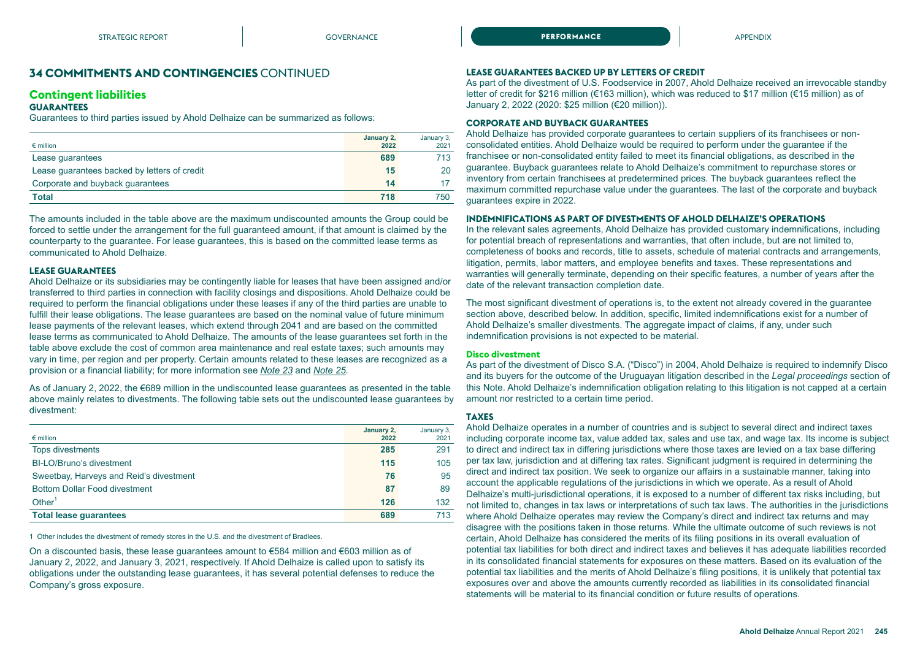## 34 COMMITMENTS AND CONTINGENCIES CONTINUED

### Contingent liabilities

#### GUARANTEES

Guarantees to third parties issued by Ahold Delhaize can be summarized as follows:

| € million | January 2, 2022 | January 3, 2021 |
|---|---|---|
| Lease guarantees | 689 | 713 |
| Lease guarantees backed by letters of credit | 15 | 20 |
| Corporate and buyback guarantees | 14 | 17 |
| **Total** | **718** | 750 |

The amounts included in the table above are the maximum undiscounted amounts the Group could be forced to settle under the arrangement for the full guaranteed amount, if that amount is claimed by the counterparty to the guarantee. For lease guarantees, this is based on the committed lease terms as communicated to Ahold Delhaize.

#### LEASE GUARANTEES

Ahold Delhaize or its subsidiaries may be contingently liable for leases that have been assigned and/or transferred to third parties in connection with facility closings and dispositions. Ahold Delhaize could be required to perform the financial obligations under these leases if any of the third parties are unable to fulfill their lease obligations. The lease guarantees are based on the nominal value of future minimum lease payments of the relevant leases, which extend through 2041 and are based on the committed lease terms as communicated to Ahold Delhaize. The amounts of the lease guarantees set forth in the table above exclude the cost of common area maintenance and real estate taxes; such amounts may vary in time, per region and per property. Certain amounts related to these leases are recognized as a provision or a financial liability; for more information see *Note 23* and *Note 25*.

As of January 2, 2022, the €689 million in the undiscounted lease guarantees as presented in the table above mainly relates to divestments. The following table sets out the undiscounted lease guarantees by divestment:

| € million | January 2, 2022 | January 3, 2021 |
|---|---|---|
| Tops divestments | 285 | 291 |
| BI-LO/Bruno's divestment | 115 | 105 |
| Sweetbay, Harveys and Reid's divestment | 76 | 95 |
| Bottom Dollar Food divestment | 87 | 89 |
| Other[1] | 126 | 132 |
| **Total lease guarantees** | **689** | 713 |

1 Other includes the divestment of remedy stores in the U.S. and the divestment of Bradlees.

On a discounted basis, these lease guarantees amount to €584 million and €603 million as of January 2, 2022, and January 3, 2021, respectively. If Ahold Delhaize is called upon to satisfy its obligations under the outstanding lease guarantees, it has several potential defenses to reduce the Company's gross exposure.

#### LEASE GUARANTEES BACKED UP BY LETTERS OF CREDIT

As part of the divestment of U.S. Foodservice in 2007, Ahold Delhaize received an irrevocable standby letter of credit for $216 million (€163 million), which was reduced to $17 million (€15 million) as of January 2, 2022 (2020: $25 million (€20 million)).

#### CORPORATE AND BUYBACK GUARANTEES

Ahold Delhaize has provided corporate guarantees to certain suppliers of its franchisees or non-consolidated entities. Ahold Delhaize would be required to perform under the guarantee if the franchisee or non-consolidated entity failed to meet its financial obligations, as described in the guarantee. Buyback guarantees relate to Ahold Delhaize's commitment to repurchase stores or inventory from certain franchisees at predetermined prices. The buyback guarantees reflect the maximum committed repurchase value under the guarantees. The last of the corporate and buyback guarantees expire in 2022.

#### INDEMNIFICATIONS AS PART OF DIVESTMENTS OF AHOLD DELHAIZE'S OPERATIONS

In the relevant sales agreements, Ahold Delhaize has provided customary indemnifications, including for potential breach of representations and warranties, that often include, but are not limited to, completeness of books and records, title to assets, schedule of material contracts and arrangements, litigation, permits, labor matters, and employee benefits and taxes. These representations and warranties will generally terminate, depending on their specific features, a number of years after the date of the relevant transaction completion date.

The most significant divestment of operations is, to the extent not already covered in the guarantee section above, described below. In addition, specific, limited indemnifications exist for a number of Ahold Delhaize's smaller divestments. The aggregate impact of claims, if any, under such indemnification provisions is not expected to be material.

##### Disco divestment

As part of the divestment of Disco S.A. ("Disco") in 2004, Ahold Delhaize is required to indemnify Disco and its buyers for the outcome of the Uruguayan litigation described in the *Legal proceedings* section of this Note. Ahold Delhaize's indemnification obligation relating to this litigation is not capped at a certain amount nor restricted to a certain time period.

#### TAXES

Ahold Delhaize operates in a number of countries and is subject to several direct and indirect taxes including corporate income tax, value added tax, sales and use tax, and wage tax. Its income is subject to direct and indirect tax in differing jurisdictions where those taxes are levied on a tax base differing per tax law, jurisdiction and at differing tax rates. Significant judgment is required in determining the direct and indirect tax position. We seek to organize our affairs in a sustainable manner, taking into account the applicable regulations of the jurisdictions in which we operate. As a result of Ahold Delhaize's multi-jurisdictional operations, it is exposed to a number of different tax risks including, but not limited to, changes in tax laws or interpretations of such tax laws. The authorities in the jurisdictions where Ahold Delhaize operates may review the Company's direct and indirect tax returns and may disagree with the positions taken in those returns. While the ultimate outcome of such reviews is not certain, Ahold Delhaize has considered the merits of its filing positions in its overall evaluation of potential tax liabilities for both direct and indirect taxes and believes it has adequate liabilities recorded in its consolidated financial statements for exposures on these matters. Based on its evaluation of the potential tax liabilities and the merits of Ahold Delhaize's filing positions, it is unlikely that potential tax exposures over and above the amounts currently recorded as liabilities in its consolidated financial statements will be material to its financial condition or future results of operations.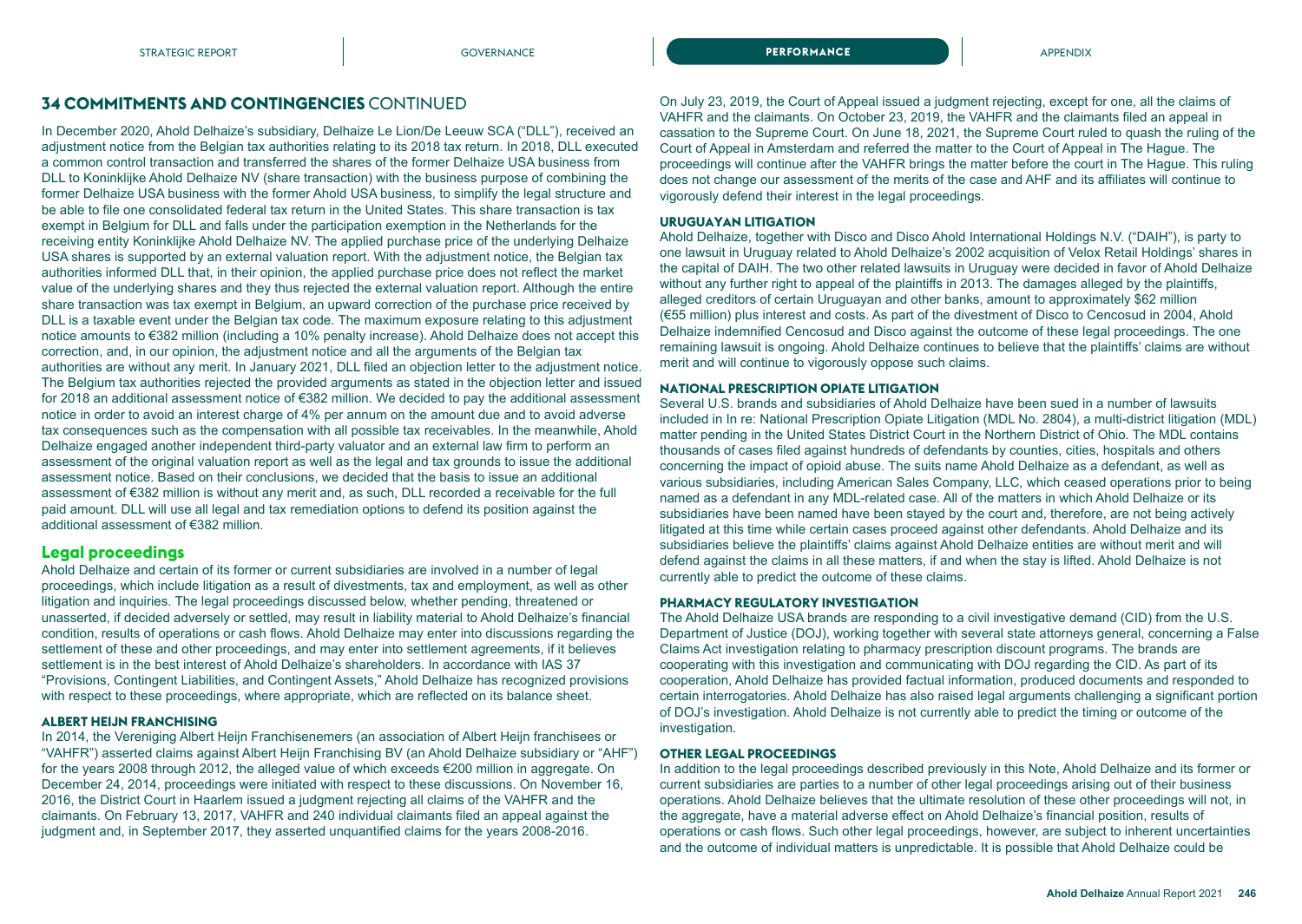## 34 COMMITMENTS AND CONTINGENCIES CONTINUED

In December 2020, Ahold Delhaize's subsidiary, Delhaize Le Lion/De Leeuw SCA ("DLL"), received an adjustment notice from the Belgian tax authorities relating to its 2018 tax return. In 2018, DLL executed a common control transaction and transferred the shares of the former Delhaize USA business from DLL to Koninklijke Ahold Delhaize NV (share transaction) with the business purpose of combining the former Delhaize USA business with the former Ahold USA business, to simplify the legal structure and be able to file one consolidated federal tax return in the United States. This share transaction is tax exempt in Belgium for DLL and falls under the participation exemption in the Netherlands for the receiving entity Koninklijke Ahold Delhaize NV. The applied purchase price of the underlying Delhaize USA shares is supported by an external valuation report. With the adjustment notice, the Belgian tax authorities informed DLL that, in their opinion, the applied purchase price does not reflect the market value of the underlying shares and they thus rejected the external valuation report. Although the entire share transaction was tax exempt in Belgium, an upward correction of the purchase price received by DLL is a taxable event under the Belgian tax code. The maximum exposure relating to this adjustment notice amounts to €382 million (including a 10% penalty increase). Ahold Delhaize does not accept this correction, and, in our opinion, the adjustment notice and all the arguments of the Belgian tax authorities are without any merit. In January 2021, DLL filed an objection letter to the adjustment notice. The Belgium tax authorities rejected the provided arguments as stated in the objection letter and issued for 2018 an additional assessment notice of €382 million. We decided to pay the additional assessment notice in order to avoid an interest charge of 4% per annum on the amount due and to avoid adverse tax consequences such as the compensation with all possible tax receivables. In the meanwhile, Ahold Delhaize engaged another independent third-party valuator and an external law firm to perform an assessment of the original valuation report as well as the legal and tax grounds to issue the additional assessment notice. Based on their conclusions, we decided that the basis to issue an additional assessment of €382 million is without any merit and, as such, DLL recorded a receivable for the full paid amount. DLL will use all legal and tax remediation options to defend its position against the additional assessment of €382 million.

### Legal proceedings

Ahold Delhaize and certain of its former or current subsidiaries are involved in a number of legal proceedings, which include litigation as a result of divestments, tax and employment, as well as other litigation and inquiries. The legal proceedings discussed below, whether pending, threatened or unasserted, if decided adversely or settled, may result in liability material to Ahold Delhaize's financial condition, results of operations or cash flows. Ahold Delhaize may enter into discussions regarding the settlement of these and other proceedings, and may enter into settlement agreements, if it believes settlement is in the best interest of Ahold Delhaize's shareholders. In accordance with IAS 37 "Provisions, Contingent Liabilities, and Contingent Assets," Ahold Delhaize has recognized provisions with respect to these proceedings, where appropriate, which are reflected on its balance sheet.

#### ALBERT HEIJN FRANCHISING

In 2014, the Vereniging Albert Heijn Franchisenemers (an association of Albert Heijn franchisees or "VAHFR") asserted claims against Albert Heijn Franchising BV (an Ahold Delhaize subsidiary or "AHF") for the years 2008 through 2012, the alleged value of which exceeds €200 million in aggregate. On December 24, 2014, proceedings were initiated with respect to these discussions. On November 16, 2016, the District Court in Haarlem issued a judgment rejecting all claims of the VAHFR and the claimants. On February 13, 2017, VAHFR and 240 individual claimants filed an appeal against the judgment and, in September 2017, they asserted unquantified claims for the years 2008-2016.

On July 23, 2019, the Court of Appeal issued a judgment rejecting, except for one, all the claims of VAHFR and the claimants. On October 23, 2019, the VAHFR and the claimants filed an appeal in cassation to the Supreme Court. On June 18, 2021, the Supreme Court ruled to quash the ruling of the Court of Appeal in Amsterdam and referred the matter to the Court of Appeal in The Hague. The proceedings will continue after the VAHFR brings the matter before the court in The Hague. This ruling does not change our assessment of the merits of the case and AHF and its affiliates will continue to vigorously defend their interest in the legal proceedings.

#### URUGUAYAN LITIGATION

Ahold Delhaize, together with Disco and Disco Ahold International Holdings N.V. ("DAIH"), is party to one lawsuit in Uruguay related to Ahold Delhaize's 2002 acquisition of Velox Retail Holdings' shares in the capital of DAIH. The two other related lawsuits in Uruguay were decided in favor of Ahold Delhaize without any further right to appeal of the plaintiffs in 2013. The damages alleged by the plaintiffs, alleged creditors of certain Uruguayan and other banks, amount to approximately $62 million (€55 million) plus interest and costs. As part of the divestment of Disco to Cencosud in 2004, Ahold Delhaize indemnified Cencosud and Disco against the outcome of these legal proceedings. The one remaining lawsuit is ongoing. Ahold Delhaize continues to believe that the plaintiffs' claims are without merit and will continue to vigorously oppose such claims.

#### NATIONAL PRESCRIPTION OPIATE LITIGATION

Several U.S. brands and subsidiaries of Ahold Delhaize have been sued in a number of lawsuits included in In re: National Prescription Opiate Litigation (MDL No. 2804), a multi-district litigation (MDL) matter pending in the United States District Court in the Northern District of Ohio. The MDL contains thousands of cases filed against hundreds of defendants by counties, cities, hospitals and others concerning the impact of opioid abuse. The suits name Ahold Delhaize as a defendant, as well as various subsidiaries, including American Sales Company, LLC, which ceased operations prior to being named as a defendant in any MDL-related case. All of the matters in which Ahold Delhaize or its subsidiaries have been named have been stayed by the court and, therefore, are not being actively litigated at this time while certain cases proceed against other defendants. Ahold Delhaize and its subsidiaries believe the plaintiffs' claims against Ahold Delhaize entities are without merit and will defend against the claims in all these matters, if and when the stay is lifted. Ahold Delhaize is not currently able to predict the outcome of these claims.

#### PHARMACY REGULATORY INVESTIGATION

The Ahold Delhaize USA brands are responding to a civil investigative demand (CID) from the U.S. Department of Justice (DOJ), working together with several state attorneys general, concerning a False Claims Act investigation relating to pharmacy prescription discount programs. The brands are cooperating with this investigation and communicating with DOJ regarding the CID. As part of its cooperation, Ahold Delhaize has provided factual information, produced documents and responded to certain interrogatories. Ahold Delhaize has also raised legal arguments challenging a significant portion of DOJ's investigation. Ahold Delhaize is not currently able to predict the timing or outcome of the investigation.

#### OTHER LEGAL PROCEEDINGS

In addition to the legal proceedings described previously in this Note, Ahold Delhaize and its former or current subsidiaries are parties to a number of other legal proceedings arising out of their business operations. Ahold Delhaize believes that the ultimate resolution of these other proceedings will not, in the aggregate, have a material adverse effect on Ahold Delhaize's financial position, results of operations or cash flows. Such other legal proceedings, however, are subject to inherent uncertainties and the outcome of individual matters is unpredictable. It is possible that Ahold Delhaize could be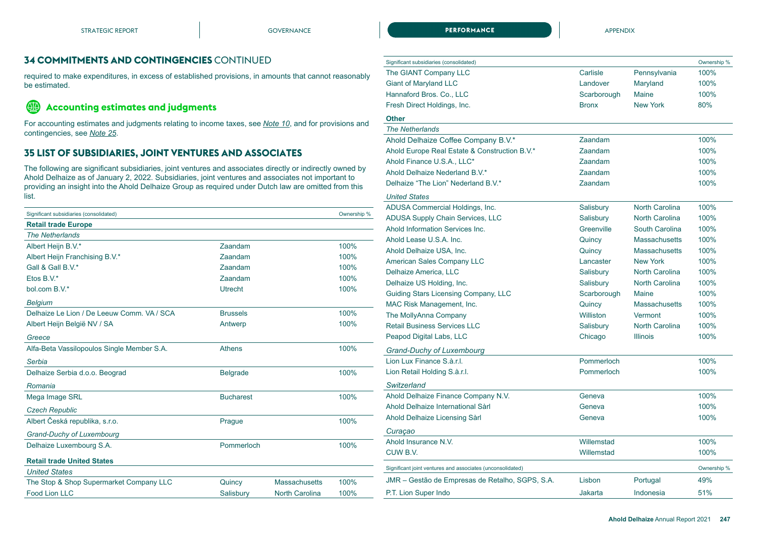## 34 COMMITMENTS AND CONTINGENCIES CONTINUED

required to make expenditures, in excess of established provisions, in amounts that cannot reasonably be estimated.

### Accounting estimates and judgments

For accounting estimates and judgments relating to income taxes, see *Note 10*, and for provisions and contingencies, see *Note 25*.

## 35 LIST OF SUBSIDIARIES, JOINT VENTURES AND ASSOCIATES

The following are significant subsidiaries, joint ventures and associates directly or indirectly owned by Ahold Delhaize as of January 2, 2022. Subsidiaries, joint ventures and associates not important to providing an insight into the Ahold Delhaize Group as required under Dutch law are omitted from this list.

| Significant subsidiaries (consolidated) | | | Ownership % |
|---|---|---|---|
| **Retail trade Europe** | | | |
| *The Netherlands* | | | |
| Albert Heijn B.V.* | Zaandam | | 100% |
| Albert Heijn Franchising B.V.* | Zaandam | | 100% |
| Gall & Gall B.V.* | Zaandam | | 100% |
| Etos B.V.* | Zaandam | | 100% |
| bol.com B.V.* | Utrecht | | 100% |
| *Belgium* | | | |
| Delhaize Le Lion / De Leeuw Comm. VA / SCA | Brussels | | 100% |
| Albert Heijn België NV / SA | Antwerp | | 100% |
| *Greece* | | | |
| Alfa-Beta Vassilopoulos Single Member S.A. | Athens | | 100% |
| *Serbia* | | | |
| Delhaize Serbia d.o.o. Beograd | Belgrade | | 100% |
| *Romania* | | | |
| Mega Image SRL | Bucharest | | 100% |
| *Czech Republic* | | | |
| Albert Česká republika, s.r.o. | Prague | | 100% |
| *Grand-Duchy of Luxembourg* | | | |
| Delhaize Luxembourg S.A. | Pommerloch | | 100% |
| **Retail trade United States** | | | |
| *United States* | | | |
| The Stop & Shop Supermarket Company LLC | Quincy | Massachusetts | 100% |
| Food Lion LLC | Salisbury | North Carolina | 100% |
| The GIANT Company LLC | Carlisle | Pennsylvania | 100% |
| Giant of Maryland LLC | Landover | Maryland | 100% |
| Hannaford Bros. Co., LLC | Scarborough | Maine | 100% |
| Fresh Direct Holdings, Inc. | Bronx | New York | 80% |
| **Other** | | | |
| *The Netherlands* | | | |
| Ahold Delhaize Coffee Company B.V.* | Zaandam | | 100% |
| Ahold Europe Real Estate & Construction B.V.* | Zaandam | | 100% |
| Ahold Finance U.S.A., LLC* | Zaandam | | 100% |
| Ahold Delhaize Nederland B.V.* | Zaandam | | 100% |
| Delhaize "The Lion" Nederland B.V.* | Zaandam | | 100% |
| *United States* | | | |
| ADUSA Commercial Holdings, Inc. | Salisbury | North Carolina | 100% |
| ADUSA Supply Chain Services, LLC | Salisbury | North Carolina | 100% |
| Ahold Information Services Inc. | Greenville | South Carolina | 100% |
| Ahold Lease U.S.A. Inc. | Quincy | Massachusetts | 100% |
| Ahold Delhaize USA, Inc. | Quincy | Massachusetts | 100% |
| American Sales Company LLC | Lancaster | New York | 100% |
| Delhaize America, LLC | Salisbury | North Carolina | 100% |
| Delhaize US Holding, Inc. | Salisbury | North Carolina | 100% |
| Guiding Stars Licensing Company, LLC | Scarborough | Maine | 100% |
| MAC Risk Management, Inc. | Quincy | Massachusetts | 100% |
| The MollyAnna Company | Williston | Vermont | 100% |
| Retail Business Services LLC | Salisbury | North Carolina | 100% |
| Peapod Digital Labs, LLC | Chicago | Illinois | 100% |
| *Grand-Duchy of Luxembourg* | | | |
| Lion Lux Finance S.à.r.l. | Pommerloch | | 100% |
| Lion Retail Holding S.à.r.l. | Pommerloch | | 100% |
| *Switzerland* | | | |
| Ahold Delhaize Finance Company N.V. | Geneva | | 100% |
| Ahold Delhaize International Sàrl | Geneva | | 100% |
| Ahold Delhaize Licensing Sàrl | Geneva | | 100% |
| *Curaçao* | | | |
| Ahold Insurance N.V. | Willemstad | | 100% |
| CUW B.V. | Willemstad | | 100% |

| Significant joint ventures and associates (unconsolidated) | | | Ownership % |
|---|---|---|---|
| JMR – Gestão de Empresas de Retalho, SGPS, S.A. | Lisbon | Portugal | 49% |
| P.T. Lion Super Indo | Jakarta | Indonesia | 51% |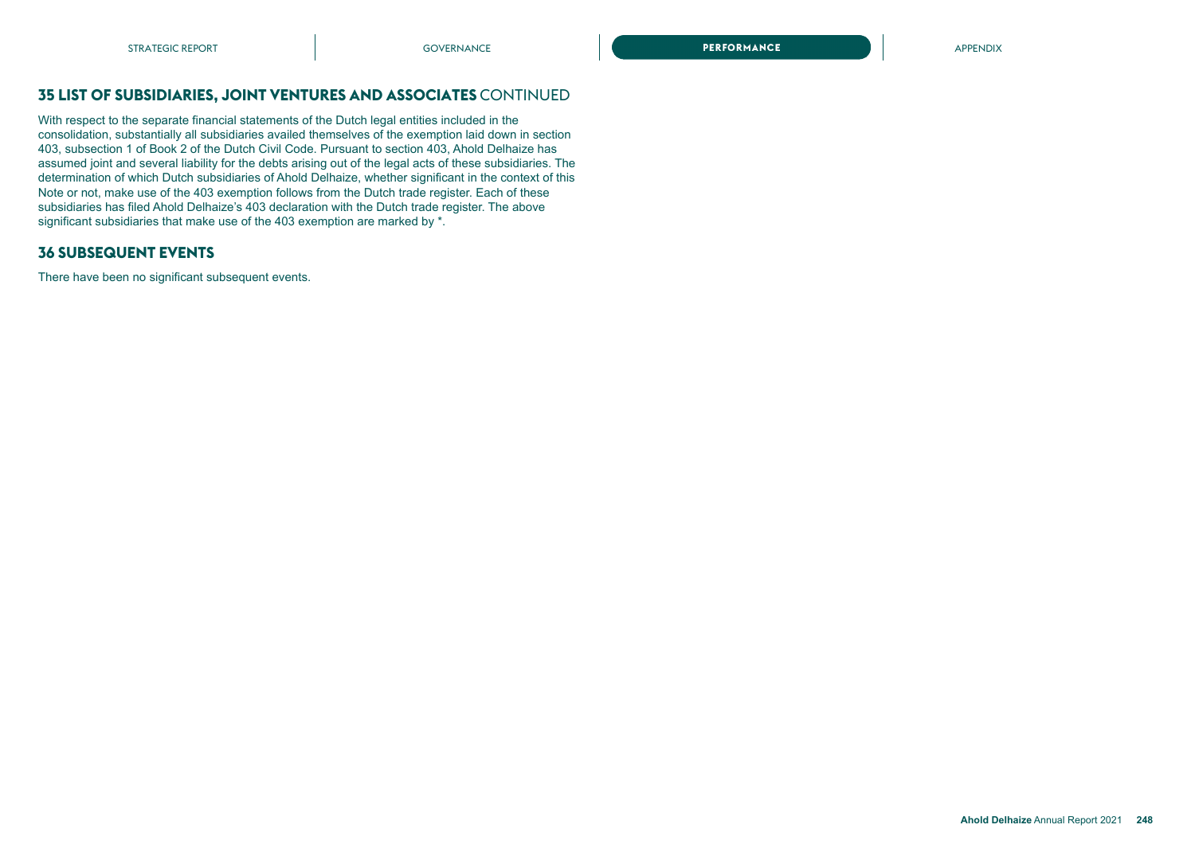## 35 LIST OF SUBSIDIARIES, JOINT VENTURES AND ASSOCIATES CONTINUED

With respect to the separate financial statements of the Dutch legal entities included in the consolidation, substantially all subsidiaries availed themselves of the exemption laid down in section 403, subsection 1 of Book 2 of the Dutch Civil Code. Pursuant to section 403, Ahold Delhaize has assumed joint and several liability for the debts arising out of the legal acts of these subsidiaries. The determination of which Dutch subsidiaries of Ahold Delhaize, whether significant in the context of this Note or not, make use of the 403 exemption follows from the Dutch trade register. Each of these subsidiaries has filed Ahold Delhaize's 403 declaration with the Dutch trade register. The above significant subsidiaries that make use of the 403 exemption are marked by *.

## 36 SUBSEQUENT EVENTS

There have been no significant subsequent events.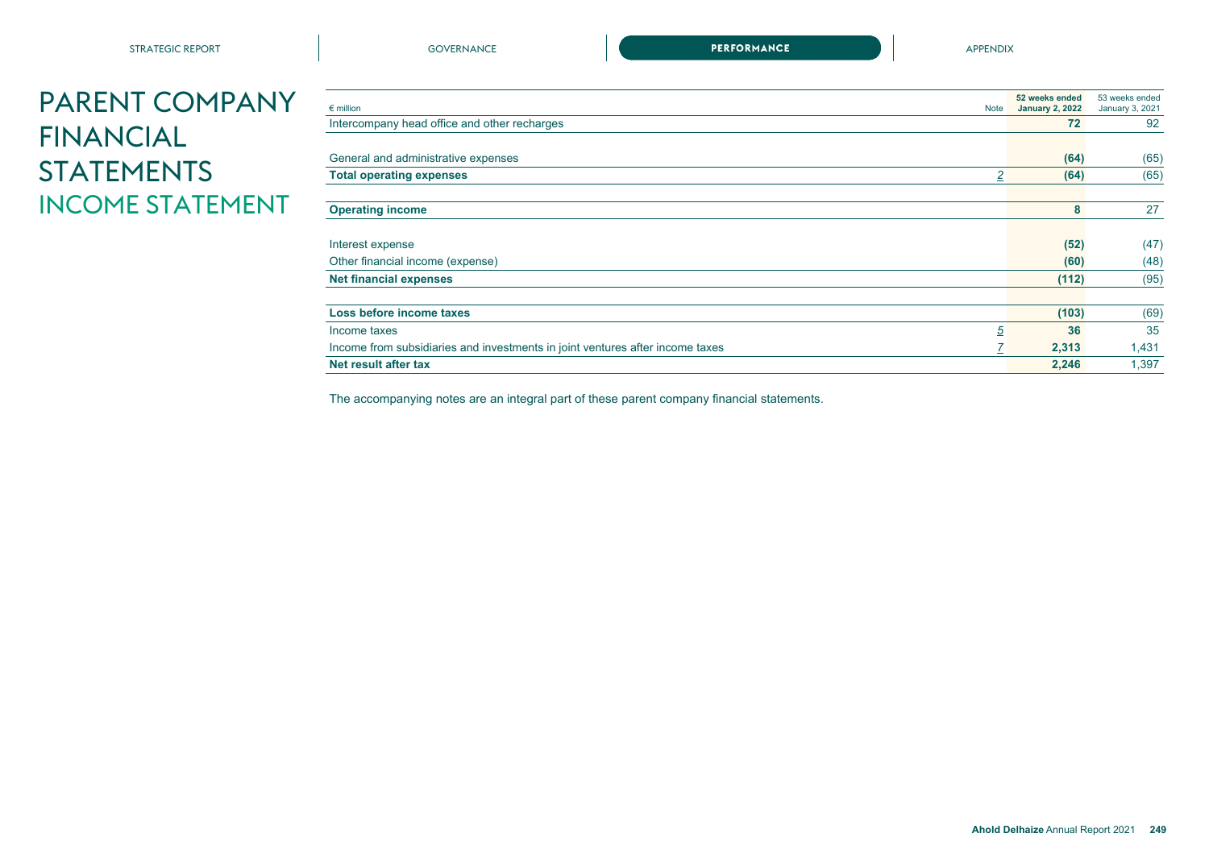# PARENT COMPANY FINANCIAL STATEMENTS

## INCOME STATEMENT

| € million | Note | 52 weeks ended January 2, 2022 | 53 weeks ended January 3, 2021 |
|---|---|---|---|
| Intercompany head office and other recharges | | **72** | 92 |
| | | | |
| General and administrative expenses | | **(64)** | (65) |
| **Total operating expenses** | 2 | **(64)** | (65) |
| | | | |
| **Operating income** | | **8** | 27 |
| | | | |
| Interest expense | | **(52)** | (47) |
| Other financial income (expense) | | **(60)** | (48) |
| **Net financial expenses** | | **(112)** | (95) |
| | | | |
| **Loss before income taxes** | | **(103)** | (69) |
| Income taxes | 5 | **36** | 35 |
| Income from subsidiaries and investments in joint ventures after income taxes | 7 | **2,313** | 1,431 |
| **Net result after tax** | | **2,246** | 1,397 |

The accompanying notes are an integral part of these parent company financial statements.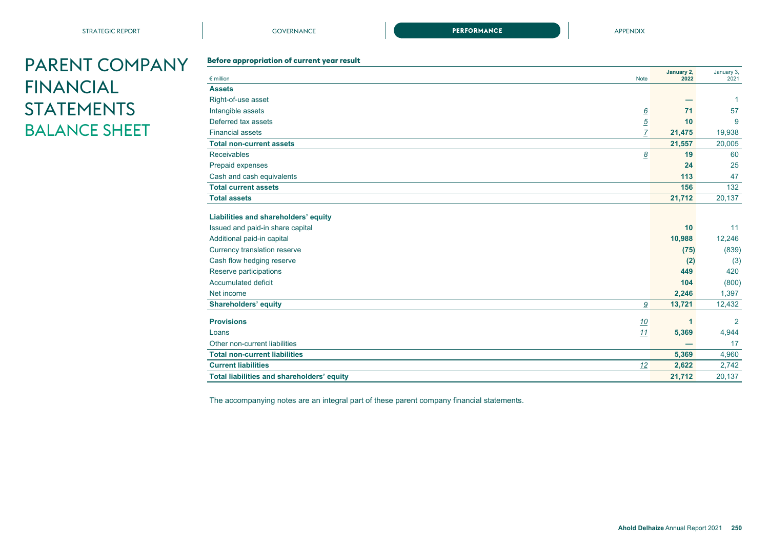# PARENT COMPANY FINANCIAL STATEMENTS

## BALANCE SHEET

**Before appropriation of current year result**

| € million | Note | January 2, 2022 | January 3, 2021 |
|---|---|---|---|
| **Assets** | | | |
| Right-of-use asset | | — | 1 |
| Intangible assets | 6 | 71 | 57 |
| Deferred tax assets | 5 | 10 | 9 |
| Financial assets | 7 | 21,475 | 19,938 |
| **Total non-current assets** | | **21,557** | **20,005** |
| Receivables | 8 | 19 | 60 |
| Prepaid expenses | | 24 | 25 |
| Cash and cash equivalents | | 113 | 47 |
| **Total current assets** | | **156** | **132** |
| **Total assets** | | **21,712** | **20,137** |
| | | | |
| **Liabilities and shareholders' equity** | | | |
| Issued and paid-in share capital | | 10 | 11 |
| Additional paid-in capital | | 10,988 | 12,246 |
| Currency translation reserve | | (75) | (839) |
| Cash flow hedging reserve | | (2) | (3) |
| Reserve participations | | 449 | 420 |
| Accumulated deficit | | 104 | (800) |
| Net income | | 2,246 | 1,397 |
| **Shareholders' equity** | 9 | **13,721** | **12,432** |
| | | | |
| **Provisions** | 10 | **1** | **2** |
| Loans | 11 | 5,369 | 4,944 |
| Other non-current liabilities | | — | 17 |
| **Total non-current liabilities** | | **5,369** | **4,960** |
| **Current liabilities** | 12 | **2,622** | **2,742** |
| **Total liabilities and shareholders' equity** | | **21,712** | **20,137** |

The accompanying notes are an integral part of these parent company financial statements.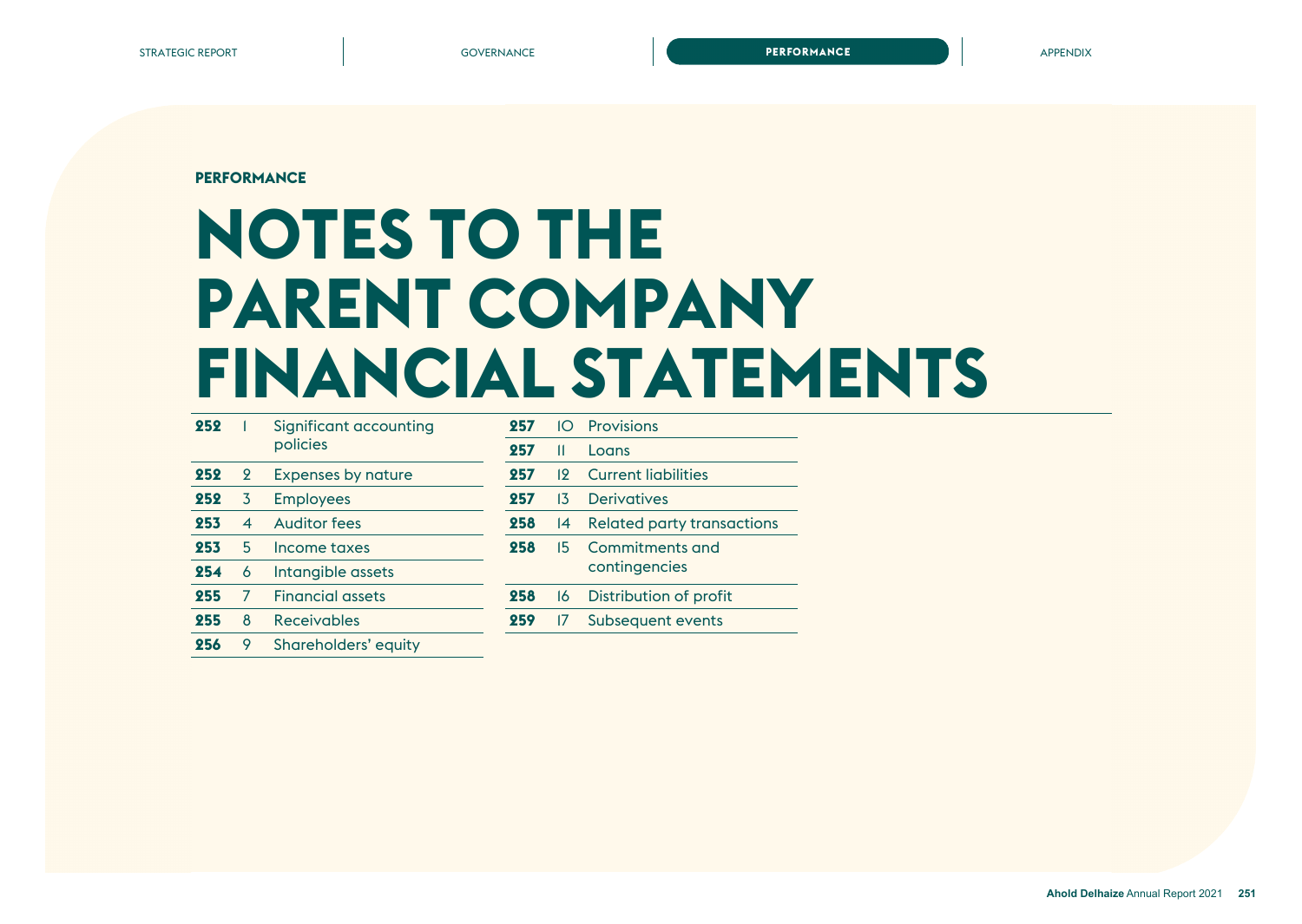PERFORMANCE

# NOTES TO THE PARENT COMPANY FINANCIAL STATEMENTS

| Page | Note | Title |
|---|---|---|
| 252 | 1 | Significant accounting policies |
| 252 | 2 | Expenses by nature |
| 252 | 3 | Employees |
| 253 | 4 | Auditor fees |
| 253 | 5 | Income taxes |
| 254 | 6 | Intangible assets |
| 255 | 7 | Financial assets |
| 255 | 8 | Receivables |
| 256 | 9 | Shareholders' equity |
| 257 | 10 | Provisions |
| 257 | 11 | Loans |
| 257 | 12 | Current liabilities |
| 257 | 13 | Derivatives |
| 258 | 14 | Related party transactions |
| 258 | 15 | Commitments and contingencies |
| 258 | 16 | Distribution of profit |
| 259 | 17 | Subsequent events |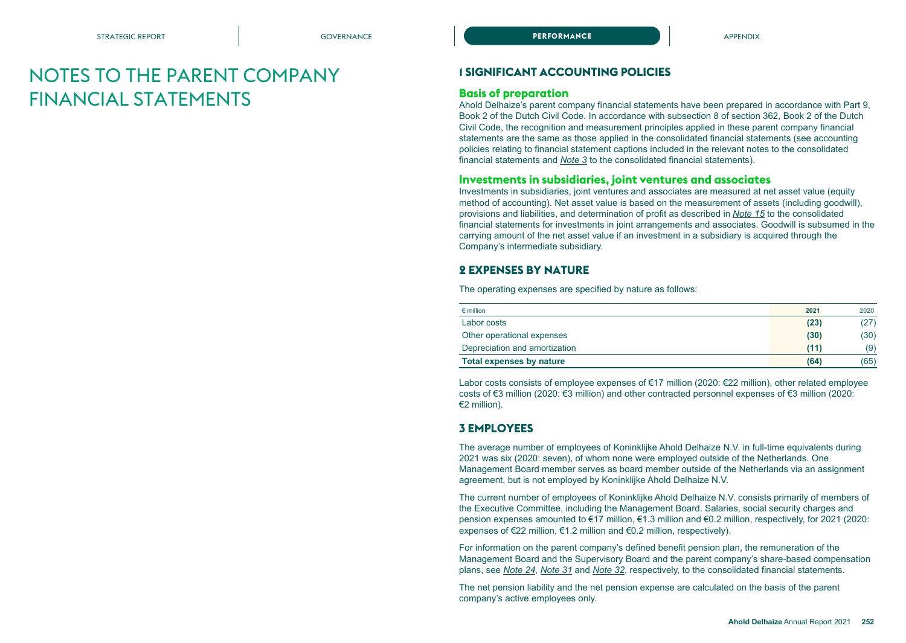# NOTES TO THE PARENT COMPANY FINANCIAL STATEMENTS

## 1 SIGNIFICANT ACCOUNTING POLICIES

### Basis of preparation

Ahold Delhaize's parent company financial statements have been prepared in accordance with Part 9, Book 2 of the Dutch Civil Code. In accordance with subsection 8 of section 362, Book 2 of the Dutch Civil Code, the recognition and measurement principles applied in these parent company financial statements are the same as those applied in the consolidated financial statements (see accounting policies relating to financial statement captions included in the relevant notes to the consolidated financial statements and *Note 3* to the consolidated financial statements).

### Investments in subsidiaries, joint ventures and associates

Investments in subsidiaries, joint ventures and associates are measured at net asset value (equity method of accounting). Net asset value is based on the measurement of assets (including goodwill), provisions and liabilities, and determination of profit as described in *Note 15* to the consolidated financial statements for investments in joint arrangements and associates. Goodwill is subsumed in the carrying amount of the net asset value if an investment in a subsidiary is acquired through the Company's intermediate subsidiary.

## 2 EXPENSES BY NATURE

The operating expenses are specified by nature as follows:

| € million | **2021** | 2020 |
|---|---|---|
| Labor costs | **(23)** | (27) |
| Other operational expenses | **(30)** | (30) |
| Depreciation and amortization | **(11)** | (9) |
| **Total expenses by nature** | **(64)** | (65) |

Labor costs consists of employee expenses of €17 million (2020: €22 million), other related employee costs of €3 million (2020: €3 million) and other contracted personnel expenses of €3 million (2020: €2 million).

## 3 EMPLOYEES

The average number of employees of Koninklijke Ahold Delhaize N.V. in full-time equivalents during 2021 was six (2020: seven), of whom none were employed outside of the Netherlands. One Management Board member serves as board member outside of the Netherlands via an assignment agreement, but is not employed by Koninklijke Ahold Delhaize N.V.

The current number of employees of Koninklijke Ahold Delhaize N.V. consists primarily of members of the Executive Committee, including the Management Board. Salaries, social security charges and pension expenses amounted to €17 million, €1.3 million and €0.2 million, respectively, for 2021 (2020: expenses of €22 million, €1.2 million and €0.2 million, respectively).

For information on the parent company's defined benefit pension plan, the remuneration of the Management Board and the Supervisory Board and the parent company's share-based compensation plans, see *Note 24*, *Note 31* and *Note 32*, respectively, to the consolidated financial statements.

The net pension liability and the net pension expense are calculated on the basis of the parent company's active employees only.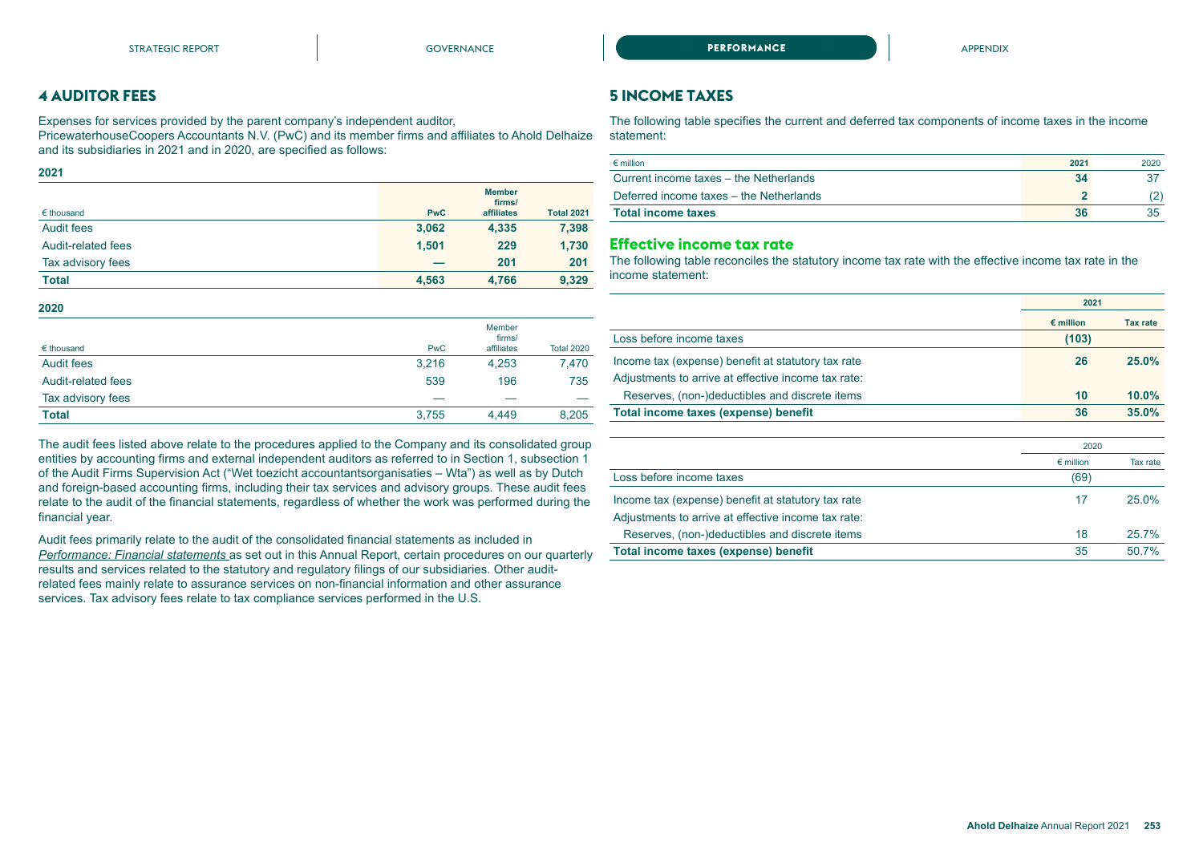## 4 AUDITOR FEES

Expenses for services provided by the parent company's independent auditor, PricewaterhouseCoopers Accountants N.V. (PwC) and its member firms and affiliates to Ahold Delhaize and its subsidiaries in 2021 and in 2020, are specified as follows:

**2021**

| € thousand | PwC | Member firms/ affiliates | Total 2021 |
|---|---|---|---|
| Audit fees | 3,062 | 4,335 | 7,398 |
| Audit-related fees | 1,501 | 229 | 1,730 |
| Tax advisory fees | — | 201 | 201 |
| **Total** | **4,563** | **4,766** | **9,329** |

**2020**

| € thousand | PwC | Member firms/ affiliates | Total 2020 |
|---|---|---|---|
| Audit fees | 3,216 | 4,253 | 7,470 |
| Audit-related fees | 539 | 196 | 735 |
| Tax advisory fees | — | — | — |
| **Total** | 3,755 | 4,449 | 8,205 |

The audit fees listed above relate to the procedures applied to the Company and its consolidated group entities by accounting firms and external independent auditors as referred to in Section 1, subsection 1 of the Audit Firms Supervision Act ("Wet toezicht accountantsorganisaties – Wta") as well as by Dutch and foreign-based accounting firms, including their tax services and advisory groups. These audit fees relate to the audit of the financial statements, regardless of whether the work was performed during the financial year.

Audit fees primarily relate to the audit of the consolidated financial statements as included in *Performance: Financial statements* as set out in this Annual Report, certain procedures on our quarterly results and services related to the statutory and regulatory filings of our subsidiaries. Other audit-related fees mainly relate to assurance services on non-financial information and other assurance services. Tax advisory fees relate to tax compliance services performed in the U.S.

## 5 INCOME TAXES

The following table specifies the current and deferred tax components of income taxes in the income statement:

| € million | 2021 | 2020 |
|---|---|---|
| Current income taxes – the Netherlands | 34 | 37 |
| Deferred income taxes – the Netherlands | 2 | (2) |
| **Total income taxes** | **36** | 35 |

### Effective income tax rate

The following table reconciles the statutory income tax rate with the effective income tax rate in the income statement:

| | 2021 | |
|---|---|---|
| | € million | Tax rate |
| Loss before income taxes | (103) | |
| Income tax (expense) benefit at statutory tax rate | 26 | 25.0% |
| Adjustments to arrive at effective income tax rate: | | |
| Reserves, (non-)deductibles and discrete items | 10 | 10.0% |
| **Total income taxes (expense) benefit** | **36** | **35.0%** |

| | 2020 | |
|---|---|---|
| | € million | Tax rate |
| Loss before income taxes | (69) | |
| Income tax (expense) benefit at statutory tax rate | 17 | 25.0% |
| Adjustments to arrive at effective income tax rate: | | |
| Reserves, (non-)deductibles and discrete items | 18 | 25.7% |
| **Total income taxes (expense) benefit** | 35 | 50.7% |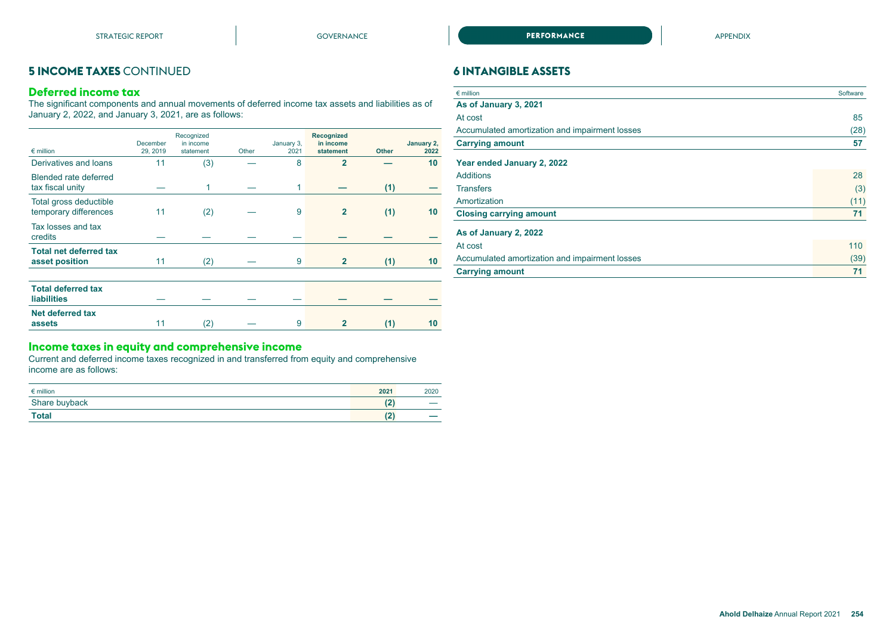## 5 INCOME TAXES CONTINUED

### Deferred income tax

The significant components and annual movements of deferred income tax assets and liabilities as of January 2, 2022, and January 3, 2021, are as follows:

| € million | December 29, 2019 | Recognized in income statement | Other | January 3, 2021 | **Recognized in income statement** | **Other** | **January 2, 2022** |
|---|---|---|---|---|---|---|---|
| Derivatives and loans | 11 | (3) | — | 8 | **2** | **—** | **10** |
| Blended rate deferred tax fiscal unity | — | 1 | — | 1 | **—** | **(1)** | **—** |
| Total gross deductible temporary differences | 11 | (2) | — | 9 | **2** | **(1)** | **10** |
| Tax losses and tax credits | — | — | — | — | **—** | **—** | **—** |
| **Total net deferred tax asset position** | 11 | (2) | — | 9 | **2** | **(1)** | **10** |
| | | | | | | | |
| **Total deferred tax liabilities** | — | — | — | — | **—** | **—** | **—** |
| **Net deferred tax assets** | 11 | (2) | — | 9 | **2** | **(1)** | **10** |

### Income taxes in equity and comprehensive income

Current and deferred income taxes recognized in and transferred from equity and comprehensive income are as follows:

| € million | **2021** | 2020 |
|---|---|---|
| Share buyback | **(2)** | — |
| **Total** | **(2)** | — |

## 6 INTANGIBLE ASSETS

| € million | Software |
|---|---|
| **As of January 3, 2021** | |
| At cost | 85 |
| Accumulated amortization and impairment losses | (28) |
| **Carrying amount** | **57** |
| | |
| **Year ended January 2, 2022** | |
| Additions | 28 |
| Transfers | (3) |
| Amortization | (11) |
| **Closing carrying amount** | **71** |
| | |
| **As of January 2, 2022** | |
| At cost | 110 |
| Accumulated amortization and impairment losses | (39) |
| **Carrying amount** | **71** |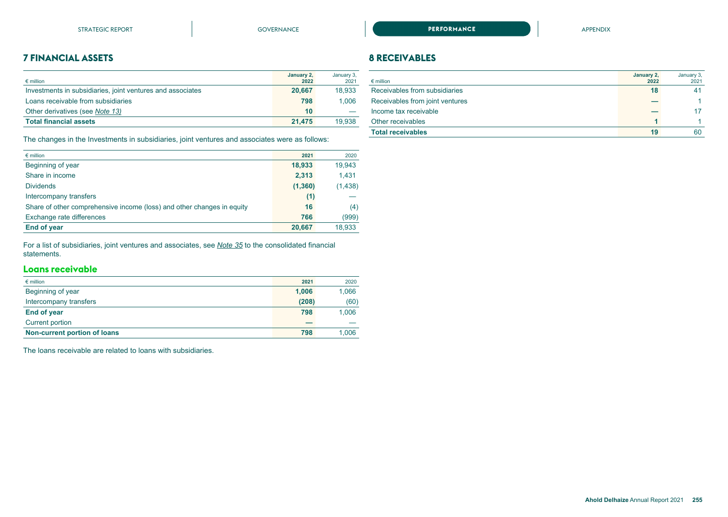## 7 FINANCIAL ASSETS

| € million | January 2, 2022 | January 3, 2021 |
|---|---|---|
| Investments in subsidiaries, joint ventures and associates | **20,667** | 18,933 |
| Loans receivable from subsidiaries | **798** | 1,006 |
| Other derivatives (see *Note 13)* | **10** | — |
| **Total financial assets** | **21,475** | 19,938 |

The changes in the Investments in subsidiaries, joint ventures and associates were as follows:

| € million | 2021 | 2020 |
|---|---|---|
| Beginning of year | **18,933** | 19,943 |
| Share in income | **2,313** | 1,431 |
| Dividends | **(1,360)** | (1,438) |
| Intercompany transfers | **(1)** | — |
| Share of other comprehensive income (loss) and other changes in equity | **16** | (4) |
| Exchange rate differences | **766** | (999) |
| **End of year** | **20,667** | 18,933 |

For a list of subsidiaries, joint ventures and associates, see *Note 35* to the consolidated financial statements.

### Loans receivable

| € million | 2021 | 2020 |
|---|---|---|
| Beginning of year | **1,006** | 1,066 |
| Intercompany transfers | **(208)** | (60) |
| **End of year** | **798** | 1,006 |
| Current portion | — | — |
| **Non-current portion of loans** | **798** | 1,006 |

The loans receivable are related to loans with subsidiaries.

## 8 RECEIVABLES

| € million | January 2, 2022 | January 3, 2021 |
|---|---|---|
| Receivables from subsidiaries | **18** | 41 |
| Receivables from joint ventures | — | 1 |
| Income tax receivable | — | 17 |
| Other receivables | **1** | 1 |
| **Total receivables** | **19** | 60 |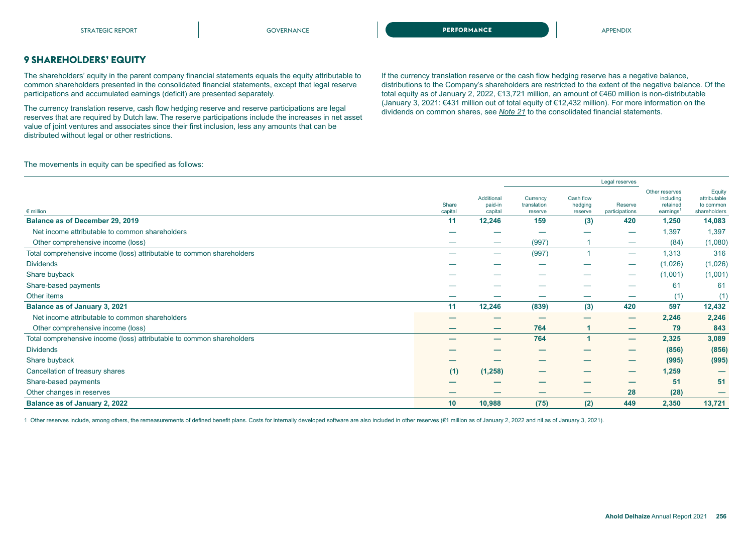## 9 SHAREHOLDERS' EQUITY

The shareholders' equity in the parent company financial statements equals the equity attributable to common shareholders presented in the consolidated financial statements, except that legal reserve participations and accumulated earnings (deficit) are presented separately.

The currency translation reserve, cash flow hedging reserve and reserve participations are legal reserves that are required by Dutch law. The reserve participations include the increases in net asset value of joint ventures and associates since their first inclusion, less any amounts that can be distributed without legal or other restrictions.

If the currency translation reserve or the cash flow hedging reserve has a negative balance, distributions to the Company's shareholders are restricted to the extent of the negative balance. Of the total equity as of January 2, 2022, €13,721 million, an amount of €460 million is non-distributable (January 3, 2021: €431 million out of total equity of €12,432 million). For more information on the dividends on common shares, see *Note 21* to the consolidated financial statements.

The movements in equity can be specified as follows:

| | | | Legal reserves | | | | |
|---|---|---|---|---|---|---|---|
| € million | Share capital | Additional paid-in capital | Currency translation reserve | Cash flow hedging reserve | Reserve participations | Other reserves including retained earnings[1] | Equity attributable to common shareholders |
| **Balance as of December 29, 2019** | **11** | **12,246** | **159** | **(3)** | **420** | **1,250** | **14,083** |
| Net income attributable to common shareholders | — | — | — | — | — | 1,397 | 1,397 |
| Other comprehensive income (loss) | — | — | (997) | 1 | — | (84) | (1,080) |
| Total comprehensive income (loss) attributable to common shareholders | — | — | (997) | 1 | — | 1,313 | 316 |
| Dividends | — | — | — | — | — | (1,026) | (1,026) |
| Share buyback | — | — | — | — | — | (1,001) | (1,001) |
| Share-based payments | — | — | — | — | — | 61 | 61 |
| Other items | — | — | — | — | — | (1) | (1) |
| **Balance as of January 3, 2021** | **11** | **12,246** | **(839)** | **(3)** | **420** | **597** | **12,432** |
| Net income attributable to common shareholders | **—** | **—** | **—** | **—** | **—** | **2,246** | **2,246** |
| Other comprehensive income (loss) | **—** | **—** | **764** | **1** | **—** | **79** | **843** |
| Total comprehensive income (loss) attributable to common shareholders | **—** | **—** | **764** | **1** | **—** | **2,325** | **3,089** |
| Dividends | **—** | **—** | **—** | **—** | **—** | **(856)** | **(856)** |
| Share buyback | **—** | **—** | **—** | **—** | **—** | **(995)** | **(995)** |
| Cancellation of treasury shares | **(1)** | **(1,258)** | **—** | **—** | **—** | **1,259** | **—** |
| Share-based payments | **—** | **—** | **—** | **—** | **—** | **51** | **51** |
| Other changes in reserves | **—** | **—** | **—** | **—** | **28** | **(28)** | **—** |
| **Balance as of January 2, 2022** | **10** | **10,988** | **(75)** | **(2)** | **449** | **2,350** | **13,721** |

1 Other reserves include, among others, the remeasurements of defined benefit plans. Costs for internally developed software are also included in other reserves (€1 million as of January 2, 2022 and nil as of January 3, 2021).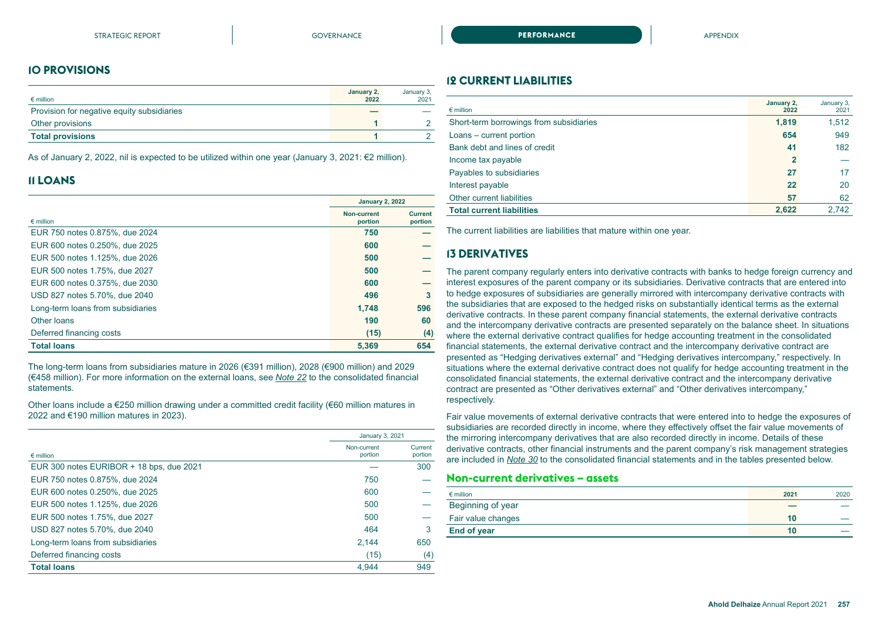## 10 PROVISIONS

| € million | January 2, 2022 | January 3, 2021 |
|---|---|---|
| Provision for negative equity subsidiaries | — | — |
| Other provisions | 1 | 2 |
| **Total provisions** | **1** | 2 |

As of January 2, 2022, nil is expected to be utilized within one year (January 3, 2021: €2 million).

## 11 LOANS

| € million | January 2, 2022 | |
|---|---|---|
| | Non-current portion | Current portion |
| EUR 750 notes 0.875%, due 2024 | 750 | — |
| EUR 600 notes 0.250%, due 2025 | 600 | — |
| EUR 500 notes 1.125%, due 2026 | 500 | — |
| EUR 500 notes 1.75%, due 2027 | 500 | — |
| EUR 600 notes 0.375%, due 2030 | 600 | — |
| USD 827 notes 5.70%, due 2040 | 496 | 3 |
| Long-term loans from subsidiaries | 1,748 | 596 |
| Other loans | 190 | 60 |
| Deferred financing costs | (15) | (4) |
| **Total loans** | **5,369** | **654** |

The long-term loans from subsidiaries mature in 2026 (€391 million), 2028 (€900 million) and 2029 (€458 million). For more information on the external loans, see *Note 22* to the consolidated financial statements.

Other loans include a €250 million drawing under a committed credit facility (€60 million matures in 2022 and €190 million matures in 2023).

| € million | January 3, 2021 | |
|---|---|---|
| | Non-current portion | Current portion |
| EUR 300 notes EURIBOR + 18 bps, due 2021 | — | 300 |
| EUR 750 notes 0.875%, due 2024 | 750 | — |
| EUR 600 notes 0.250%, due 2025 | 600 | — |
| EUR 500 notes 1.125%, due 2026 | 500 | — |
| EUR 500 notes 1.75%, due 2027 | 500 | — |
| USD 827 notes 5.70%, due 2040 | 464 | 3 |
| Long-term loans from subsidiaries | 2,144 | 650 |
| Deferred financing costs | (15) | (4) |
| **Total loans** | 4,944 | 949 |

## 12 CURRENT LIABILITIES

| € million | January 2, 2022 | January 3, 2021 |
|---|---|---|
| Short-term borrowings from subsidiaries | 1,819 | 1,512 |
| Loans – current portion | 654 | 949 |
| Bank debt and lines of credit | 41 | 182 |
| Income tax payable | 2 | — |
| Payables to subsidiaries | 27 | 17 |
| Interest payable | 22 | 20 |
| Other current liabilities | 57 | 62 |
| **Total current liabilities** | **2,622** | 2,742 |

The current liabilities are liabilities that mature within one year.

## 13 DERIVATIVES

The parent company regularly enters into derivative contracts with banks to hedge foreign currency and interest exposures of the parent company or its subsidiaries. Derivative contracts that are entered into to hedge exposures of subsidiaries are generally mirrored with intercompany derivative contracts with the subsidiaries that are exposed to the hedged risks on substantially identical terms as the external derivative contracts. In these parent company financial statements, the external derivative contracts and the intercompany derivative contracts are presented separately on the balance sheet. In situations where the external derivative contract qualifies for hedge accounting treatment in the consolidated financial statements, the external derivative contract and the intercompany derivative contract are presented as "Hedging derivatives external" and "Hedging derivatives intercompany," respectively. In situations where the external derivative contract does not qualify for hedge accounting treatment in the consolidated financial statements, the external derivative contract and the intercompany derivative contract are presented as "Other derivatives external" and "Other derivatives intercompany," respectively.

Fair value movements of external derivative contracts that were entered into to hedge the exposures of subsidiaries are recorded directly in income, where they effectively offset the fair value movements of the mirroring intercompany derivatives that are also recorded directly in income. Details of these derivative contracts, other financial instruments and the parent company's risk management strategies are included in *Note 30* to the consolidated financial statements and in the tables presented below.

### Non-current derivatives – assets

| € million | 2021 | 2020 |
|---|---|---|
| Beginning of year | — | — |
| Fair value changes | 10 | — |
| **End of year** | **10** | — |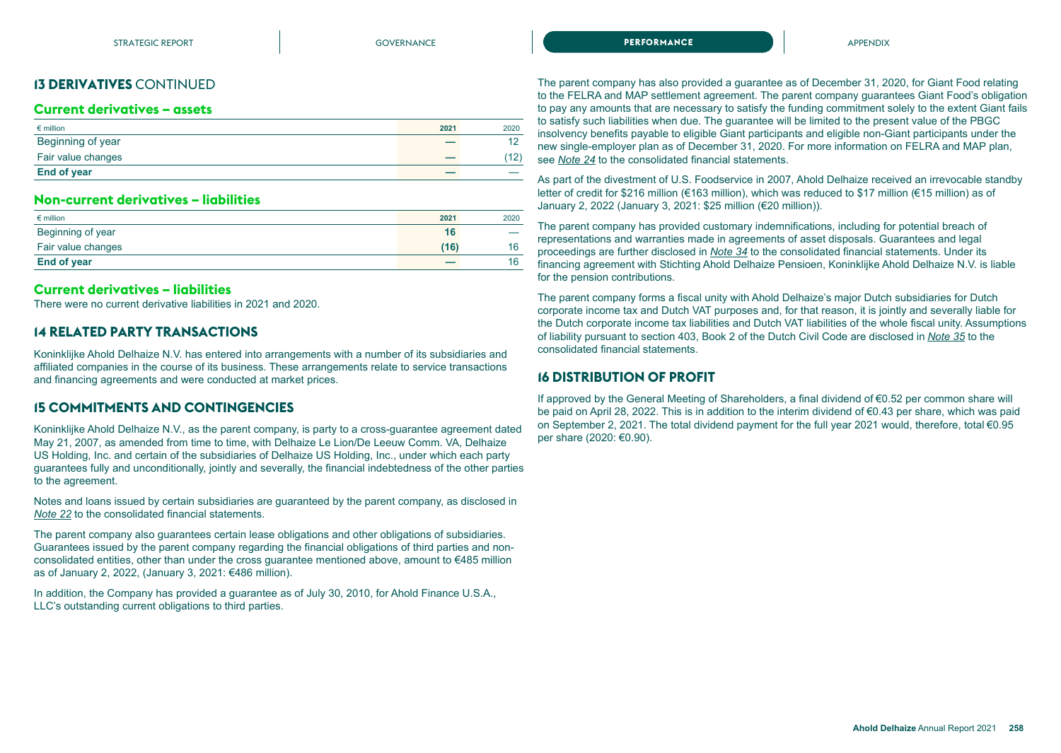## 13 DERIVATIVES CONTINUED

### Current derivatives – assets

| € million | 2021 | 2020 |
|---|---|---|
| Beginning of year | — | 12 |
| Fair value changes | — | (12) |
| **End of year** | — | — |

### Non-current derivatives – liabilities

| € million | 2021 | 2020 |
|---|---|---|
| Beginning of year | **16** | — |
| Fair value changes | **(16)** | 16 |
| **End of year** | — | 16 |

### Current derivatives – liabilities

There were no current derivative liabilities in 2021 and 2020.

## 14 RELATED PARTY TRANSACTIONS

Koninklijke Ahold Delhaize N.V. has entered into arrangements with a number of its subsidiaries and affiliated companies in the course of its business. These arrangements relate to service transactions and financing agreements and were conducted at market prices.

## 15 COMMITMENTS AND CONTINGENCIES

Koninklijke Ahold Delhaize N.V., as the parent company, is party to a cross-guarantee agreement dated May 21, 2007, as amended from time to time, with Delhaize Le Lion/De Leeuw Comm. VA, Delhaize US Holding, Inc. and certain of the subsidiaries of Delhaize US Holding, Inc., under which each party guarantees fully and unconditionally, jointly and severally, the financial indebtedness of the other parties to the agreement.

Notes and loans issued by certain subsidiaries are guaranteed by the parent company, as disclosed in *Note 22* to the consolidated financial statements.

The parent company also guarantees certain lease obligations and other obligations of subsidiaries. Guarantees issued by the parent company regarding the financial obligations of third parties and non-consolidated entities, other than under the cross guarantee mentioned above, amount to €485 million as of January 2, 2022, (January 3, 2021: €486 million).

In addition, the Company has provided a guarantee as of July 30, 2010, for Ahold Finance U.S.A., LLC's outstanding current obligations to third parties.

The parent company has also provided a guarantee as of December 31, 2020, for Giant Food relating to the FELRA and MAP settlement agreement. The parent company guarantees Giant Food's obligation to pay any amounts that are necessary to satisfy the funding commitment solely to the extent Giant fails to satisfy such liabilities when due. The guarantee will be limited to the present value of the PBGC insolvency benefits payable to eligible Giant participants and eligible non-Giant participants under the new single-employer plan as of December 31, 2020. For more information on FELRA and MAP plan, see *Note 24* to the consolidated financial statements.

As part of the divestment of U.S. Foodservice in 2007, Ahold Delhaize received an irrevocable standby letter of credit for $216 million (€163 million), which was reduced to $17 million (€15 million) as of January 2, 2022 (January 3, 2021: $25 million (€20 million)).

The parent company has provided customary indemnifications, including for potential breach of representations and warranties made in agreements of asset disposals. Guarantees and legal proceedings are further disclosed in *Note 34* to the consolidated financial statements. Under its financing agreement with Stichting Ahold Delhaize Pensioen, Koninklijke Ahold Delhaize N.V. is liable for the pension contributions.

The parent company forms a fiscal unity with Ahold Delhaize's major Dutch subsidiaries for Dutch corporate income tax and Dutch VAT purposes and, for that reason, it is jointly and severally liable for the Dutch corporate income tax liabilities and Dutch VAT liabilities of the whole fiscal unity. Assumptions of liability pursuant to section 403, Book 2 of the Dutch Civil Code are disclosed in *Note 35* to the consolidated financial statements.

## 16 DISTRIBUTION OF PROFIT

If approved by the General Meeting of Shareholders, a final dividend of €0.52 per common share will be paid on April 28, 2022. This is in addition to the interim dividend of €0.43 per share, which was paid on September 2, 2021. The total dividend payment for the full year 2021 would, therefore, total €0.95 per share (2020: €0.90).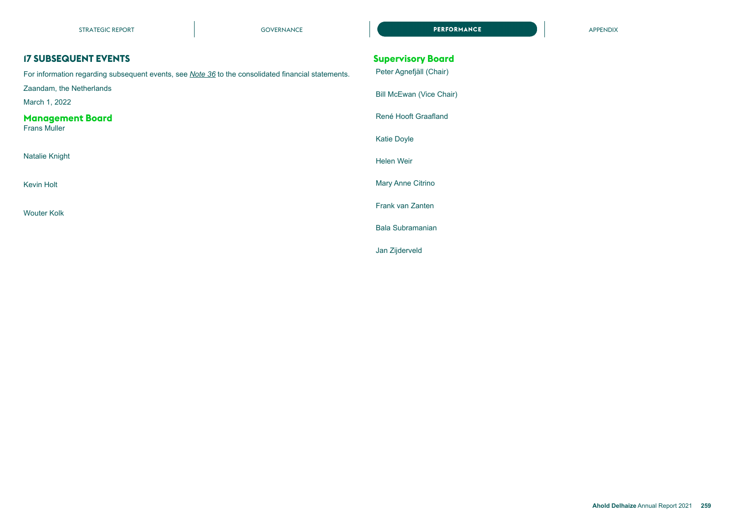## 17 SUBSEQUENT EVENTS

For information regarding subsequent events, see *Note 36* to the consolidated financial statements.

Zaandam, the Netherlands

March 1, 2022

### Management Board

Frans Muller

Natalie Knight

Kevin Holt

Wouter Kolk

### Supervisory Board

Peter Agnefjäll (Chair)

Bill McEwan (Vice Chair)

René Hooft Graafland

Katie Doyle

Helen Weir

Mary Anne Citrino

Frank van Zanten

Bala Subramanian

Jan Zijderveld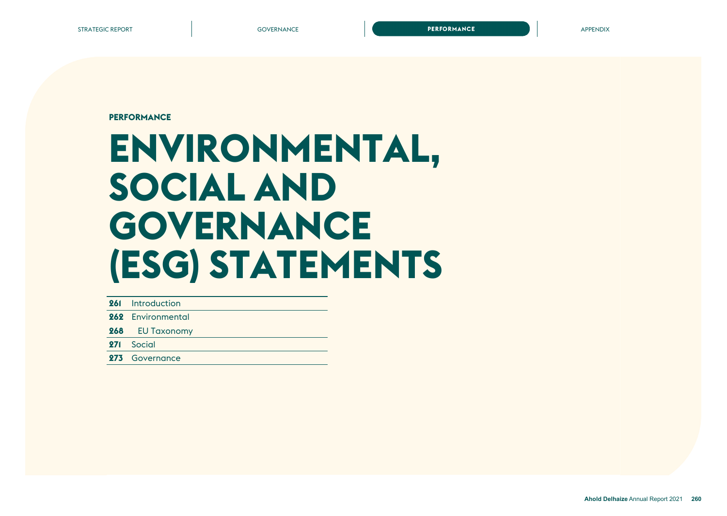PERFORMANCE

# ENVIRONMENTAL, SOCIAL AND GOVERNANCE (ESG) STATEMENTS

| | |
|---|---|
| 261 | Introduction |
| 262 | Environmental |
| 268 | EU Taxonomy |
| 271 | Social |
| 273 | Governance |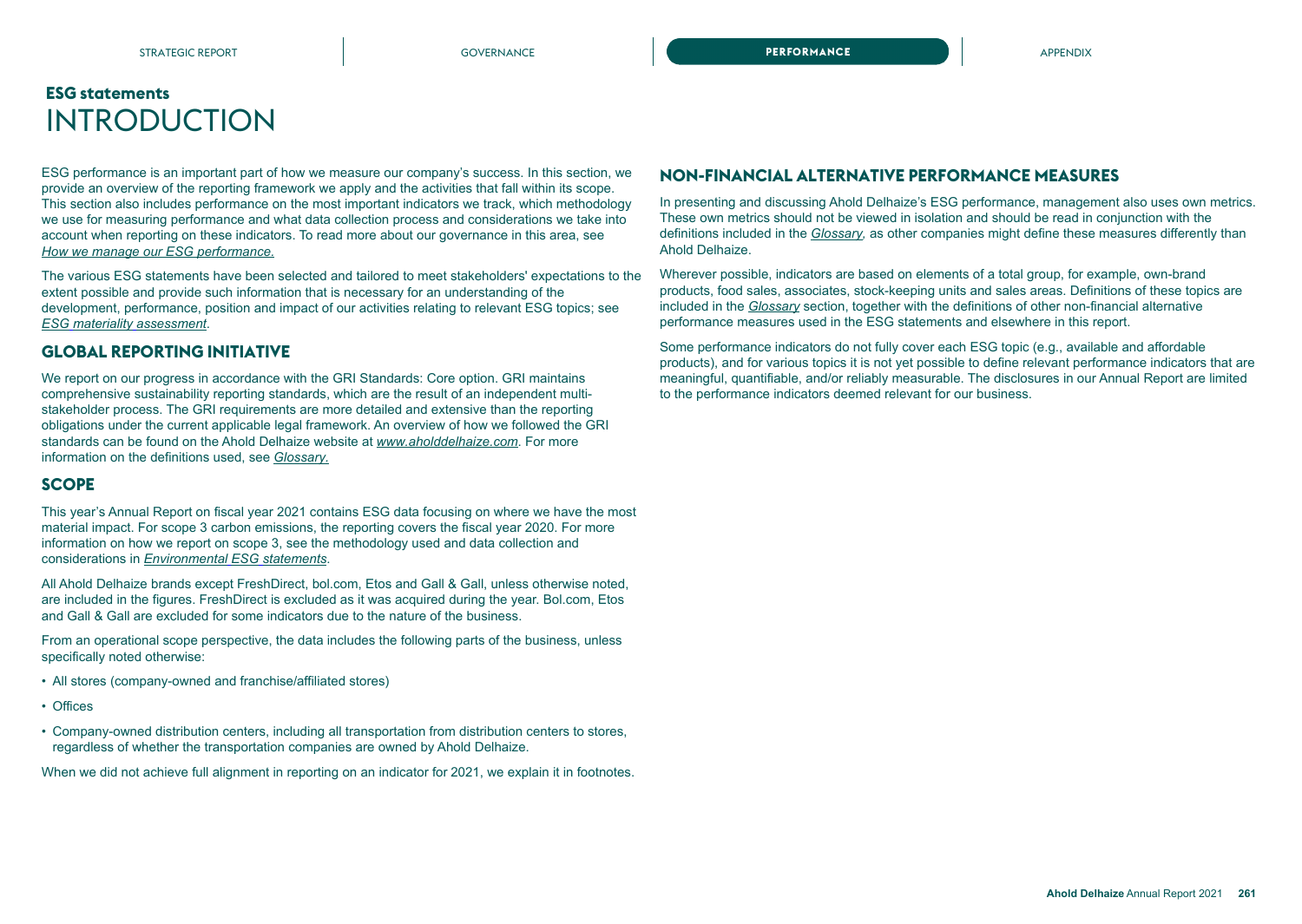# ESG statements

# INTRODUCTION

ESG performance is an important part of how we measure our company's success. In this section, we provide an overview of the reporting framework we apply and the activities that fall within its scope. This section also includes performance on the most important indicators we track, which methodology we use for measuring performance and what data collection process and considerations we take into account when reporting on these indicators. To read more about our governance in this area, see *How we manage our ESG performance.*

The various ESG statements have been selected and tailored to meet stakeholders' expectations to the extent possible and provide such information that is necessary for an understanding of the development, performance, position and impact of our activities relating to relevant ESG topics; see *ESG materiality assessment*.

## GLOBAL REPORTING INITIATIVE

We report on our progress in accordance with the GRI Standards: Core option. GRI maintains comprehensive sustainability reporting standards, which are the result of an independent multi-stakeholder process. The GRI requirements are more detailed and extensive than the reporting obligations under the current applicable legal framework. An overview of how we followed the GRI standards can be found on the Ahold Delhaize website at *www.aholddelhaize.com*. For more information on the definitions used, see *Glossary.*

## SCOPE

This year's Annual Report on fiscal year 2021 contains ESG data focusing on where we have the most material impact. For scope 3 carbon emissions, the reporting covers the fiscal year 2020. For more information on how we report on scope 3, see the methodology used and data collection and considerations in *Environmental ESG statements*.

All Ahold Delhaize brands except FreshDirect, bol.com, Etos and Gall & Gall, unless otherwise noted, are included in the figures. FreshDirect is excluded as it was acquired during the year. Bol.com, Etos and Gall & Gall are excluded for some indicators due to the nature of the business.

From an operational scope perspective, the data includes the following parts of the business, unless specifically noted otherwise:

- All stores (company-owned and franchise/affiliated stores)
- Offices
- Company-owned distribution centers, including all transportation from distribution centers to stores, regardless of whether the transportation companies are owned by Ahold Delhaize.

When we did not achieve full alignment in reporting on an indicator for 2021, we explain it in footnotes.

## NON-FINANCIAL ALTERNATIVE PERFORMANCE MEASURES

In presenting and discussing Ahold Delhaize's ESG performance, management also uses own metrics. These own metrics should not be viewed in isolation and should be read in conjunction with the definitions included in the *Glossary,* as other companies might define these measures differently than Ahold Delhaize.

Wherever possible, indicators are based on elements of a total group, for example, own-brand products, food sales, associates, stock-keeping units and sales areas. Definitions of these topics are included in the *Glossary* section, together with the definitions of other non-financial alternative performance measures used in the ESG statements and elsewhere in this report.

Some performance indicators do not fully cover each ESG topic (e.g., available and affordable products), and for various topics it is not yet possible to define relevant performance indicators that are meaningful, quantifiable, and/or reliably measurable. The disclosures in our Annual Report are limited to the performance indicators deemed relevant for our business.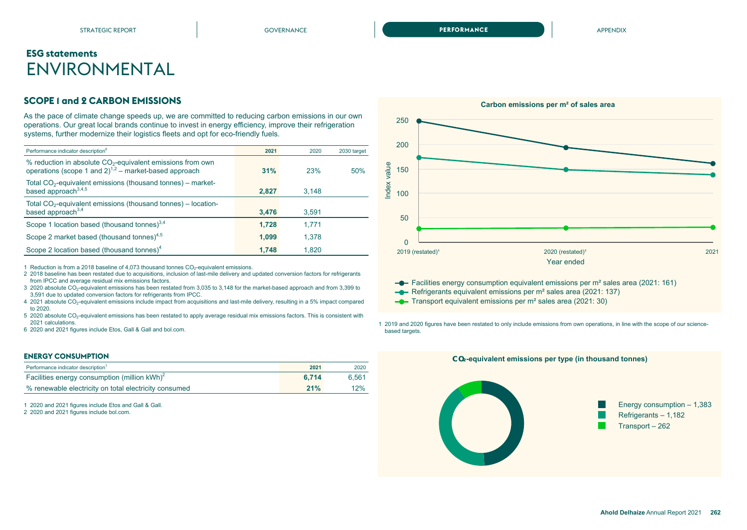# ESG statements
# ENVIRONMENTAL

## SCOPE 1 and 2 CARBON EMISSIONS

As the pace of climate change speeds up, we are committed to reducing carbon emissions in our own operations. Our great local brands continue to invest in energy efficiency, improve their refrigeration systems, further modernize their logistics fleets and opt for eco-friendly fuels.

| Performance indicator description[6] | 2021 | 2020 | 2030 target |
|---|---|---|---|
| % reduction in absolute $CO_2$-equivalent emissions from own operations (scope 1 and 2)[1,2] – market-based approach | **31%** | 23% | 50% |
| Total $CO_2$-equivalent emissions (thousand tonnes) – market-based approach[3,4,5] | **2,827** | 3,148 | |
| Total $CO_2$-equivalent emissions (thousand tonnes) – location-based approach[3,4] | **3,476** | 3,591 | |
| Scope 1 location based (thousand tonnes)[3,4] | **1,728** | 1,771 | |
| Scope 2 market based (thousand tonnes)[4,5] | **1,099** | 1,378 | |
| Scope 2 location based (thousand tonnes)[4] | **1,748** | 1,820 | |

1 Reduction is from a 2018 baseline of 4,073 thousand tonnes $CO_2$-equivalent emissions.
2 2018 baseline has been restated due to acquisitions, inclusion of last-mile delivery and updated conversion factors for refrigerants from IPCC and average residual mix emissions factors.
3 2020 absolute $CO_2$-equivalent emissions has been restated from 3,035 to 3,148 for the market-based approach and from 3,399 to 3,591 due to updated conversion factors for refrigerants from IPCC.
4 2021 absolute $CO_2$-equivalent emissions include impact from acquisitions and last-mile delivery, resulting in a 5% impact compared to 2020.
5 2020 absolute $CO_2$-equivalent emissions has been restated to apply average residual mix emissions factors. This is consistent with 2021 calculations.
6 2020 and 2021 figures include Etos, Gall & Gall and bol.com.

**Carbon emissions per m² of sales area**

| Year ended | Facilities energy consumption equivalent emissions per m² sales area | Refrigerants equivalent emissions per m² sales area | Transport equivalent emissions per m² sales area |
|---|---|---|---|
| 2019 (restated)[1] | 248 | 174 | 28 |
| 2020 (restated)[1] | 194 | 149 | 29 |
| 2021 | 161 | 137 | 30 |

- Facilities energy consumption equivalent emissions per m² sales area (2021: 161)
- Refrigerants equivalent emissions per m² sales area (2021: 137)
- Transport equivalent emissions per m² sales area (2021: 30)

1 2019 and 2020 figures have been restated to only include emissions from own operations, in line with the scope of our science-based targets.

## ENERGY CONSUMPTION

| Performance indicator description[1] | 2021 | 2020 |
|---|---|---|
| Facilities energy consumption (million kWh)[2] | **6,714** | 6,561 |
| % renewable electricity on total electricity consumed | **21%** | 12% |

1 2020 and 2021 figures include Etos and Gall & Gall.
2 2020 and 2021 figures include bol.com.

**$CO_2$-equivalent emissions per type (in thousand tonnes)**

- Energy consumption – 1,383
- Refrigerants – 1,182
- Transport – 262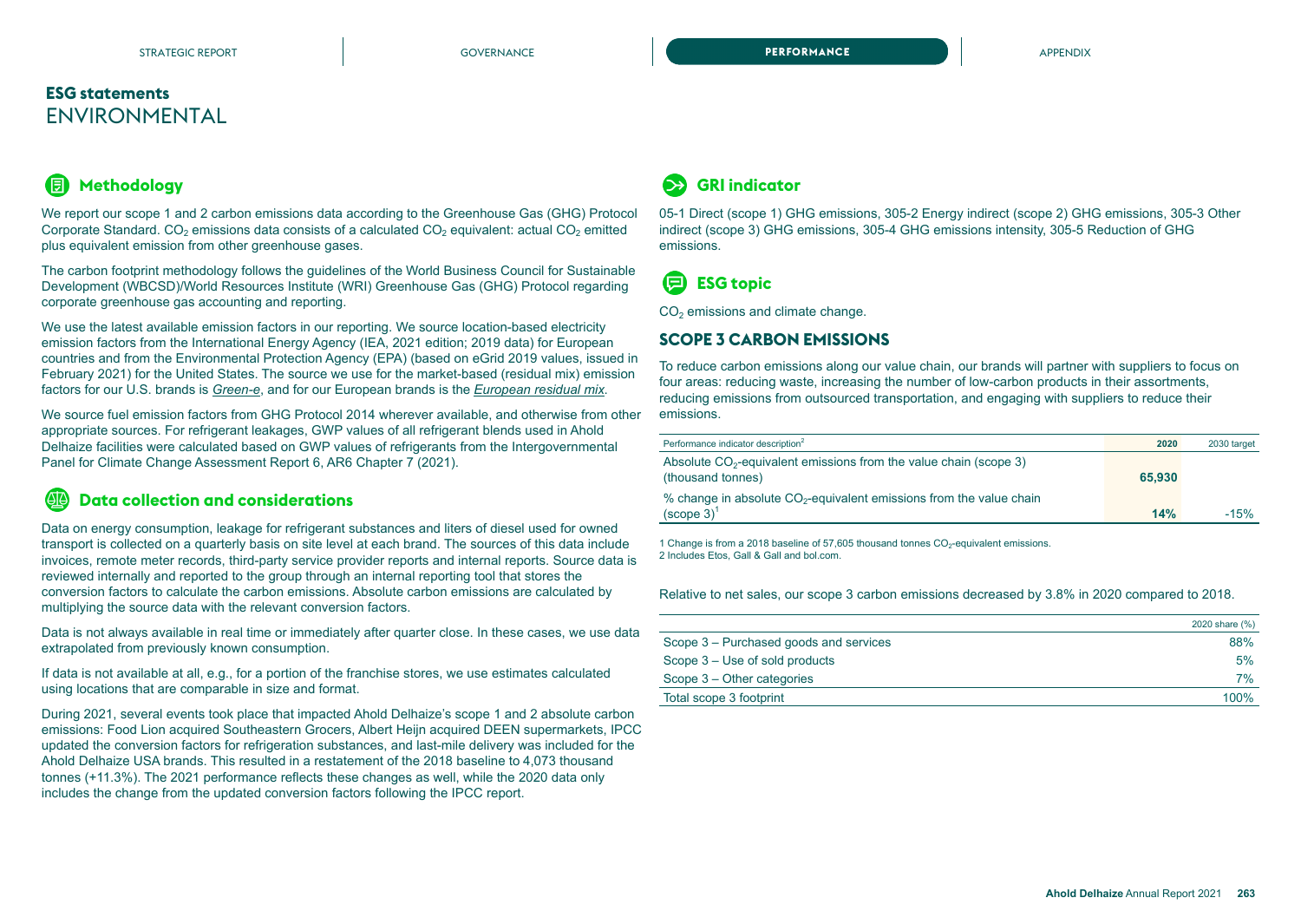## ESG statements
# ENVIRONMENTAL

### Methodology

We report our scope 1 and 2 carbon emissions data according to the Greenhouse Gas (GHG) Protocol Corporate Standard. $CO_2$ emissions data consists of a calculated $CO_2$ equivalent: actual $CO_2$ emitted plus equivalent emission from other greenhouse gases.

The carbon footprint methodology follows the guidelines of the World Business Council for Sustainable Development (WBCSD)/World Resources Institute (WRI) Greenhouse Gas (GHG) Protocol regarding corporate greenhouse gas accounting and reporting.

We use the latest available emission factors in our reporting. We source location-based electricity emission factors from the International Energy Agency (IEA, 2021 edition; 2019 data) for European countries and from the Environmental Protection Agency (EPA) (based on eGrid 2019 values, issued in February 2021) for the United States. The source we use for the market-based (residual mix) emission factors for our U.S. brands is *Green-e*, and for our European brands is the *European residual mix*.

We source fuel emission factors from GHG Protocol 2014 wherever available, and otherwise from other appropriate sources. For refrigerant leakages, GWP values of all refrigerant blends used in Ahold Delhaize facilities were calculated based on GWP values of refrigerants from the Intergovernmental Panel for Climate Change Assessment Report 6, AR6 Chapter 7 (2021).

### Data collection and considerations

Data on energy consumption, leakage for refrigerant substances and liters of diesel used for owned transport is collected on a quarterly basis on site level at each brand. The sources of this data include invoices, remote meter records, third-party service provider reports and internal reports. Source data is reviewed internally and reported to the group through an internal reporting tool that stores the conversion factors to calculate the carbon emissions. Absolute carbon emissions are calculated by multiplying the source data with the relevant conversion factors.

Data is not always available in real time or immediately after quarter close. In these cases, we use data extrapolated from previously known consumption.

If data is not available at all, e.g., for a portion of the franchise stores, we use estimates calculated using locations that are comparable in size and format.

During 2021, several events took place that impacted Ahold Delhaize's scope 1 and 2 absolute carbon emissions: Food Lion acquired Southeastern Grocers, Albert Heijn acquired DEEN supermarkets, IPCC updated the conversion factors for refrigeration substances, and last-mile delivery was included for the Ahold Delhaize USA brands. This resulted in a restatement of the 2018 baseline to 4,073 thousand tonnes (+11.3%). The 2021 performance reflects these changes as well, while the 2020 data only includes the change from the updated conversion factors following the IPCC report.

### GRI indicator

05-1 Direct (scope 1) GHG emissions, 305-2 Energy indirect (scope 2) GHG emissions, 305-3 Other indirect (scope 3) GHG emissions, 305-4 GHG emissions intensity, 305-5 Reduction of GHG emissions.

### ESG topic

$CO_2$ emissions and climate change.

### SCOPE 3 CARBON EMISSIONS

To reduce carbon emissions along our value chain, our brands will partner with suppliers to focus on four areas: reducing waste, increasing the number of low-carbon products in their assortments, reducing emissions from outsourced transportation, and engaging with suppliers to reduce their emissions.

| Performance indicator description[2] | 2020 | 2030 target |
|---|---|---|
| Absolute $CO_2$-equivalent emissions from the value chain (scope 3) (thousand tonnes) | 65,930 | |
| % change in absolute $CO_2$-equivalent emissions from the value chain (scope 3)[1] | 14% | -15% |

1 Change is from a 2018 baseline of 57,605 thousand tonnes $CO_2$-equivalent emissions.
2 Includes Etos, Gall & Gall and bol.com.

Relative to net sales, our scope 3 carbon emissions decreased by 3.8% in 2020 compared to 2018.

| | 2020 share (%) |
|---|---|
| Scope 3 – Purchased goods and services | 88% |
| Scope 3 – Use of sold products | 5% |
| Scope 3 – Other categories | 7% |
| Total scope 3 footprint | 100% |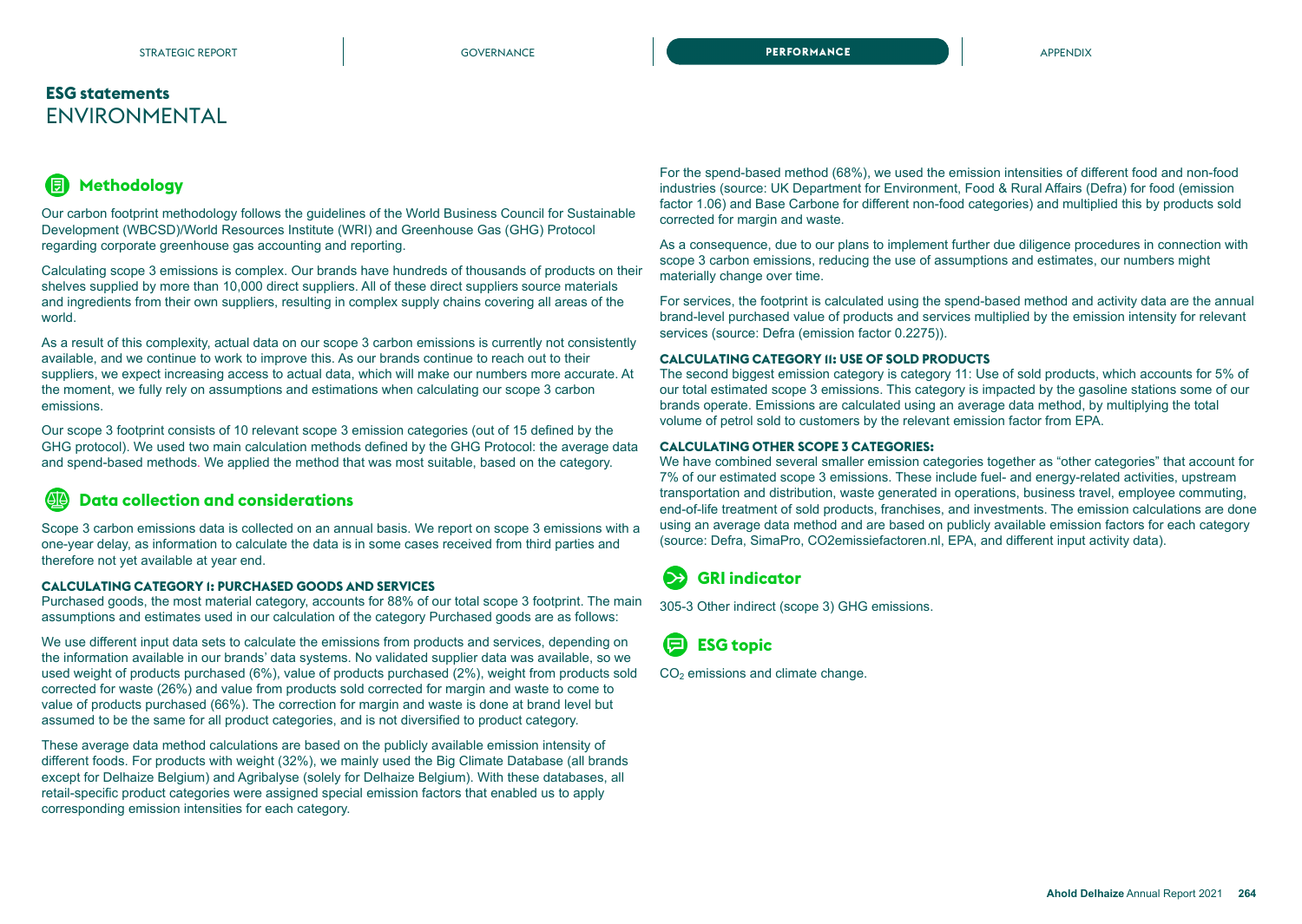## ESG statements
# ENVIRONMENTAL

### Methodology

Our carbon footprint methodology follows the guidelines of the World Business Council for Sustainable Development (WBCSD)/World Resources Institute (WRI) and Greenhouse Gas (GHG) Protocol regarding corporate greenhouse gas accounting and reporting.

Calculating scope 3 emissions is complex. Our brands have hundreds of thousands of products on their shelves supplied by more than 10,000 direct suppliers. All of these direct suppliers source materials and ingredients from their own suppliers, resulting in complex supply chains covering all areas of the world.

As a result of this complexity, actual data on our scope 3 carbon emissions is currently not consistently available, and we continue to work to improve this. As our brands continue to reach out to their suppliers, we expect increasing access to actual data, which will make our numbers more accurate. At the moment, we fully rely on assumptions and estimations when calculating our scope 3 carbon emissions.

Our scope 3 footprint consists of 10 relevant scope 3 emission categories (out of 15 defined by the GHG protocol). We used two main calculation methods defined by the GHG Protocol: the average data and spend-based methods. We applied the method that was most suitable, based on the category.

### Data collection and considerations

Scope 3 carbon emissions data is collected on an annual basis. We report on scope 3 emissions with a one-year delay, as information to calculate the data is in some cases received from third parties and therefore not yet available at year end.

#### CALCULATING CATEGORY 1: PURCHASED GOODS AND SERVICES

Purchased goods, the most material category, accounts for 88% of our total scope 3 footprint. The main assumptions and estimates used in our calculation of the category Purchased goods are as follows:

We use different input data sets to calculate the emissions from products and services, depending on the information available in our brands' data systems. No validated supplier data was available, so we used weight of products purchased (6%), value of products purchased (2%), weight from products sold corrected for waste (26%) and value from products sold corrected for margin and waste to come to value of products purchased (66%). The correction for margin and waste is done at brand level but assumed to be the same for all product categories, and is not diversified to product category.

These average data method calculations are based on the publicly available emission intensity of different foods. For products with weight (32%), we mainly used the Big Climate Database (all brands except for Delhaize Belgium) and Agribalyse (solely for Delhaize Belgium). With these databases, all retail-specific product categories were assigned special emission factors that enabled us to apply corresponding emission intensities for each category.

For the spend-based method (68%), we used the emission intensities of different food and non-food industries (source: UK Department for Environment, Food & Rural Affairs (Defra) for food (emission factor 1.06) and Base Carbone for different non-food categories) and multiplied this by products sold corrected for margin and waste.

As a consequence, due to our plans to implement further due diligence procedures in connection with scope 3 carbon emissions, reducing the use of assumptions and estimates, our numbers might materially change over time.

For services, the footprint is calculated using the spend-based method and activity data are the annual brand-level purchased value of products and services multiplied by the emission intensity for relevant services (source: Defra (emission factor 0.2275)).

#### CALCULATING CATEGORY 11: USE OF SOLD PRODUCTS

The second biggest emission category is category 11: Use of sold products, which accounts for 5% of our total estimated scope 3 emissions. This category is impacted by the gasoline stations some of our brands operate. Emissions are calculated using an average data method, by multiplying the total volume of petrol sold to customers by the relevant emission factor from EPA.

#### CALCULATING OTHER SCOPE 3 CATEGORIES:

We have combined several smaller emission categories together as "other categories" that account for 7% of our estimated scope 3 emissions. These include fuel- and energy-related activities, upstream transportation and distribution, waste generated in operations, business travel, employee commuting, end-of-life treatment of sold products, franchises, and investments. The emission calculations are done using an average data method and are based on publicly available emission factors for each category (source: Defra, SimaPro, CO2emissiefactoren.nl, EPA, and different input activity data).

### GRI indicator

305-3 Other indirect (scope 3) GHG emissions.

### ESG topic

$CO_2$ emissions and climate change.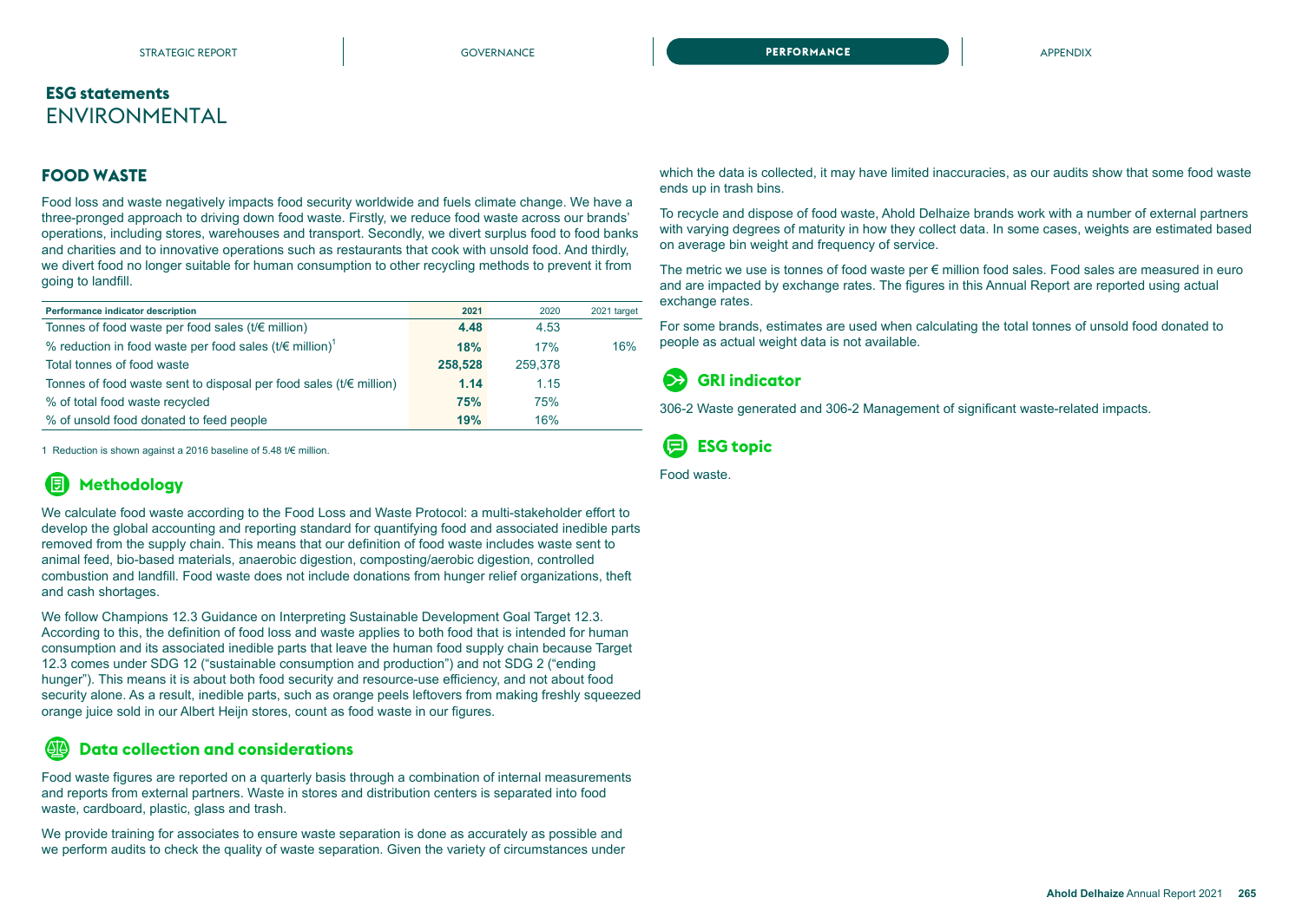## ESG statements
# ENVIRONMENTAL

### FOOD WASTE

Food loss and waste negatively impacts food security worldwide and fuels climate change. We have a three-pronged approach to driving down food waste. Firstly, we reduce food waste across our brands' operations, including stores, warehouses and transport. Secondly, we divert surplus food to food banks and charities and to innovative operations such as restaurants that cook with unsold food. And thirdly, we divert food no longer suitable for human consumption to other recycling methods to prevent it from going to landfill.

| Performance indicator description | 2021 | 2020 | 2021 target |
|---|---|---|---|
| Tonnes of food waste per food sales (t/€ million) | **4.48** | 4.53 | |
| % reduction in food waste per food sales (t/€ million)[1] | **18%** | 17% | 16% |
| Total tonnes of food waste | **258,528** | 259,378 | |
| Tonnes of food waste sent to disposal per food sales (t/€ million) | **1.14** | 1.15 | |
| % of total food waste recycled | **75%** | 75% | |
| % of unsold food donated to feed people | **19%** | 16% | |

1 Reduction is shown against a 2016 baseline of 5.48 t/€ million.

### Methodology

We calculate food waste according to the Food Loss and Waste Protocol: a multi-stakeholder effort to develop the global accounting and reporting standard for quantifying food and associated inedible parts removed from the supply chain. This means that our definition of food waste includes waste sent to animal feed, bio-based materials, anaerobic digestion, composting/aerobic digestion, controlled combustion and landfill. Food waste does not include donations from hunger relief organizations, theft and cash shortages.

We follow Champions 12.3 Guidance on Interpreting Sustainable Development Goal Target 12.3. According to this, the definition of food loss and waste applies to both food that is intended for human consumption and its associated inedible parts that leave the human food supply chain because Target 12.3 comes under SDG 12 ("sustainable consumption and production") and not SDG 2 ("ending hunger"). This means it is about both food security and resource-use efficiency, and not about food security alone. As a result, inedible parts, such as orange peels leftovers from making freshly squeezed orange juice sold in our Albert Heijn stores, count as food waste in our figures.

### Data collection and considerations

Food waste figures are reported on a quarterly basis through a combination of internal measurements and reports from external partners. Waste in stores and distribution centers is separated into food waste, cardboard, plastic, glass and trash.

We provide training for associates to ensure waste separation is done as accurately as possible and we perform audits to check the quality of waste separation. Given the variety of circumstances under which the data is collected, it may have limited inaccuracies, as our audits show that some food waste ends up in trash bins.

To recycle and dispose of food waste, Ahold Delhaize brands work with a number of external partners with varying degrees of maturity in how they collect data. In some cases, weights are estimated based on average bin weight and frequency of service.

The metric we use is tonnes of food waste per € million food sales. Food sales are measured in euro and are impacted by exchange rates. The figures in this Annual Report are reported using actual exchange rates.

For some brands, estimates are used when calculating the total tonnes of unsold food donated to people as actual weight data is not available.

### GRI indicator

306-2 Waste generated and 306-2 Management of significant waste-related impacts.

### ESG topic

Food waste.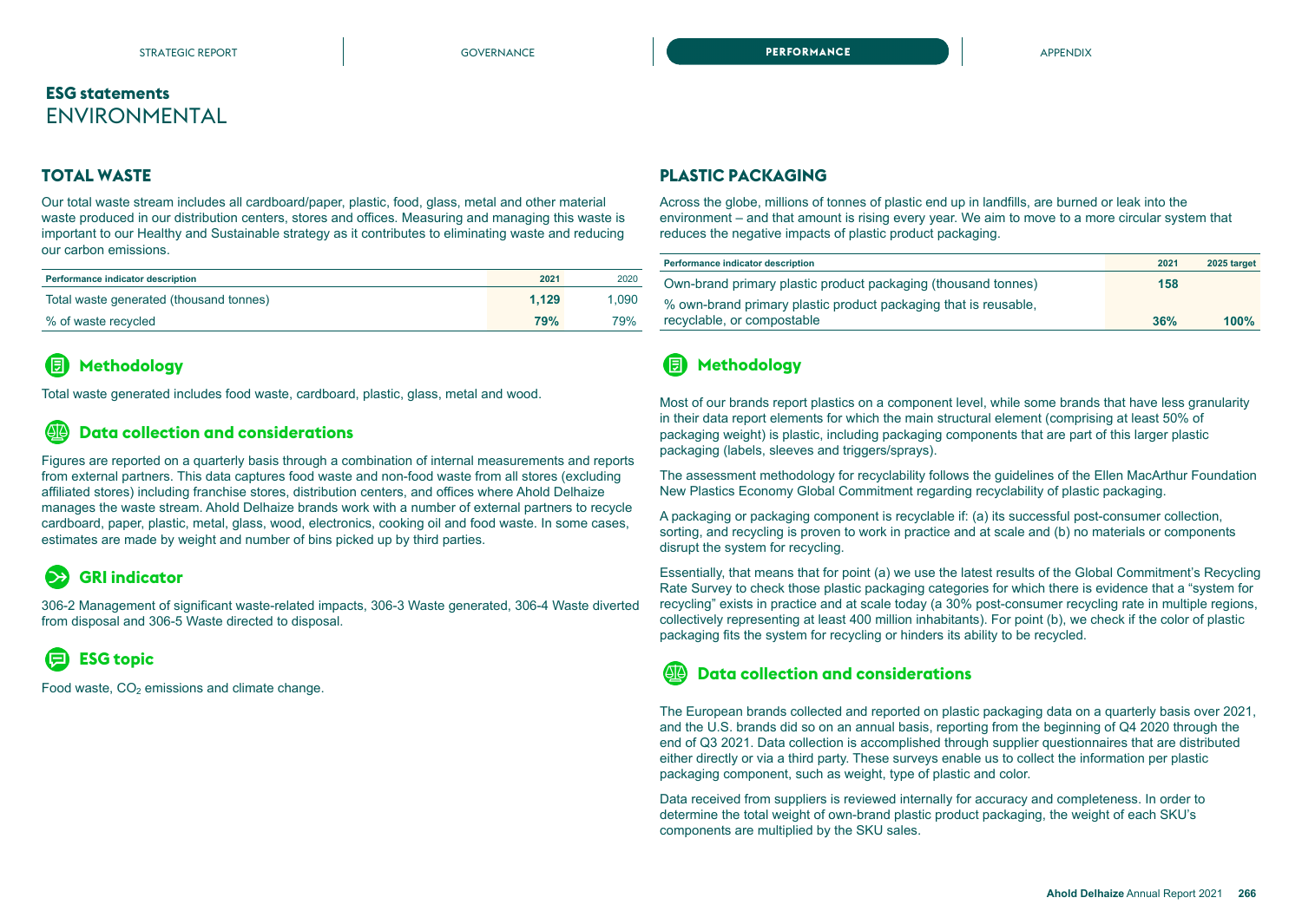## ESG statements
# ENVIRONMENTAL

### TOTAL WASTE

Our total waste stream includes all cardboard/paper, plastic, food, glass, metal and other material waste produced in our distribution centers, stores and offices. Measuring and managing this waste is important to our Healthy and Sustainable strategy as it contributes to eliminating waste and reducing our carbon emissions.

| Performance indicator description | 2021 | 2020 |
|---|---|---|
| Total waste generated (thousand tonnes) | **1,129** | 1,090 |
| % of waste recycled | **79%** | 79% |

#### Methodology

Total waste generated includes food waste, cardboard, plastic, glass, metal and wood.

#### Data collection and considerations

Figures are reported on a quarterly basis through a combination of internal measurements and reports from external partners. This data captures food waste and non-food waste from all stores (excluding affiliated stores) including franchise stores, distribution centers, and offices where Ahold Delhaize manages the waste stream. Ahold Delhaize brands work with a number of external partners to recycle cardboard, paper, plastic, metal, glass, wood, electronics, cooking oil and food waste. In some cases, estimates are made by weight and number of bins picked up by third parties.

#### GRI indicator

306-2 Management of significant waste-related impacts, 306-3 Waste generated, 306-4 Waste diverted from disposal and 306-5 Waste directed to disposal.

#### ESG topic

Food waste, $CO_2$ emissions and climate change.

### PLASTIC PACKAGING

Across the globe, millions of tonnes of plastic end up in landfills, are burned or leak into the environment – and that amount is rising every year. We aim to move to a more circular system that reduces the negative impacts of plastic product packaging.

| Performance indicator description | 2021 | 2025 target |
|---|---|---|
| Own-brand primary plastic product packaging (thousand tonnes) | **158** | |
| % own-brand primary plastic product packaging that is reusable, recyclable, or compostable | **36%** | **100%** |

#### Methodology

Most of our brands report plastics on a component level, while some brands that have less granularity in their data report elements for which the main structural element (comprising at least 50% of packaging weight) is plastic, including packaging components that are part of this larger plastic packaging (labels, sleeves and triggers/sprays).

The assessment methodology for recyclability follows the guidelines of the Ellen MacArthur Foundation New Plastics Economy Global Commitment regarding recyclability of plastic packaging.

A packaging or packaging component is recyclable if: (a) its successful post-consumer collection, sorting, and recycling is proven to work in practice and at scale and (b) no materials or components disrupt the system for recycling.

Essentially, that means that for point (a) we use the latest results of the Global Commitment's Recycling Rate Survey to check those plastic packaging categories for which there is evidence that a "system for recycling" exists in practice and at scale today (a 30% post-consumer recycling rate in multiple regions, collectively representing at least 400 million inhabitants). For point (b), we check if the color of plastic packaging fits the system for recycling or hinders its ability to be recycled.

#### Data collection and considerations

The European brands collected and reported on plastic packaging data on a quarterly basis over 2021, and the U.S. brands did so on an annual basis, reporting from the beginning of Q4 2020 through the end of Q3 2021. Data collection is accomplished through supplier questionnaires that are distributed either directly or via a third party. These surveys enable us to collect the information per plastic packaging component, such as weight, type of plastic and color.

Data received from suppliers is reviewed internally for accuracy and completeness. In order to determine the total weight of own-brand plastic product packaging, the weight of each SKU's components are multiplied by the SKU sales.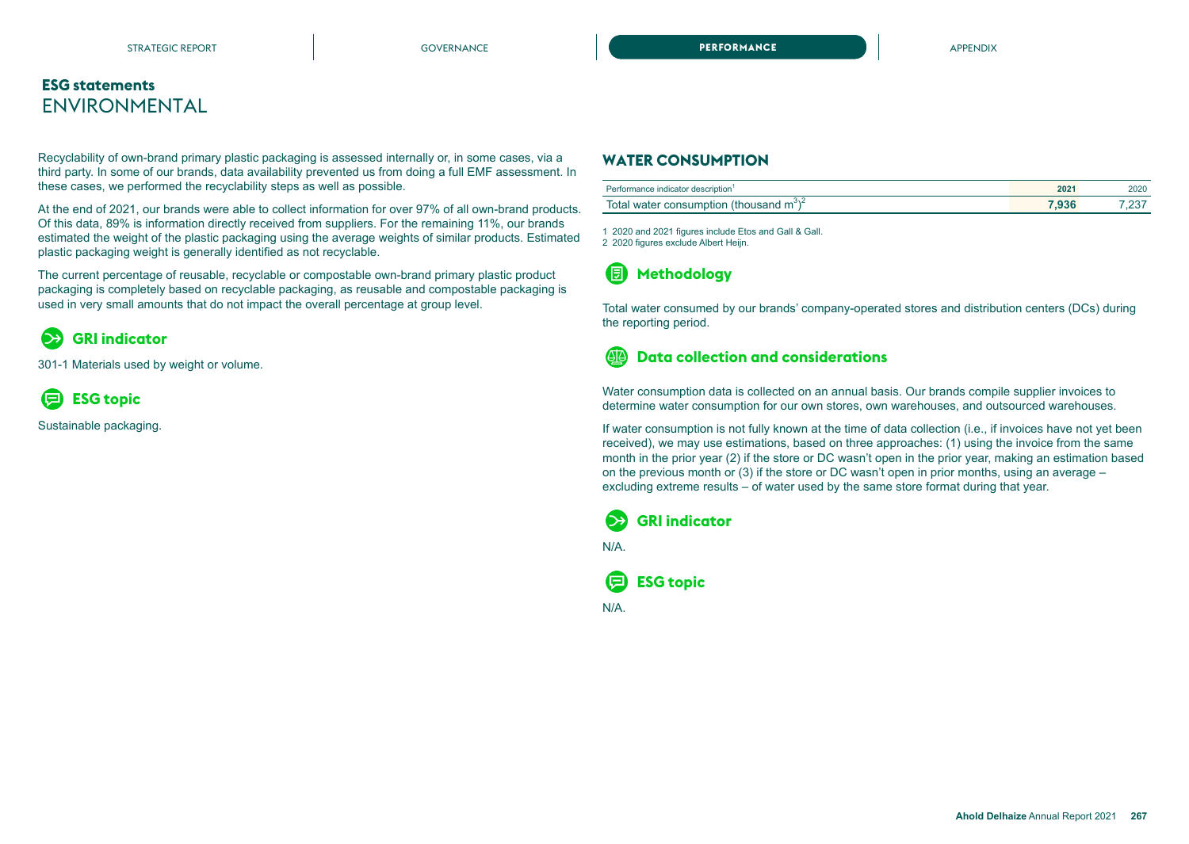## ESG statements
# ENVIRONMENTAL

Recyclability of own-brand primary plastic packaging is assessed internally or, in some cases, via a third party. In some of our brands, data availability prevented us from doing a full EMF assessment. In these cases, we performed the recyclability steps as well as possible.

At the end of 2021, our brands were able to collect information for over 97% of all own-brand products. Of this data, 89% is information directly received from suppliers. For the remaining 11%, our brands estimated the weight of the plastic packaging using the average weights of similar products. Estimated plastic packaging weight is generally identified as not recyclable.

The current percentage of reusable, recyclable or compostable own-brand primary plastic product packaging is completely based on recyclable packaging, as reusable and compostable packaging is used in very small amounts that do not impact the overall percentage at group level.

### GRI indicator

301-1 Materials used by weight or volume.

### ESG topic

Sustainable packaging.

## WATER CONSUMPTION

| Performance indicator description[1] | 2021 | 2020 |
|---|---|---|
| Total water consumption (thousand $m^3$)[2] | **7,936** | 7,237 |

1 2020 and 2021 figures include Etos and Gall & Gall.
2 2020 figures exclude Albert Heijn.

### Methodology

Total water consumed by our brands' company-operated stores and distribution centers (DCs) during the reporting period.

### Data collection and considerations

Water consumption data is collected on an annual basis. Our brands compile supplier invoices to determine water consumption for our own stores, own warehouses, and outsourced warehouses.

If water consumption is not fully known at the time of data collection (i.e., if invoices have not yet been received), we may use estimations, based on three approaches: (1) using the invoice from the same month in the prior year (2) if the store or DC wasn't open in the prior year, making an estimation based on the previous month or (3) if the store or DC wasn't open in prior months, using an average – excluding extreme results – of water used by the same store format during that year.

### GRI indicator

N/A.

### ESG topic

N/A.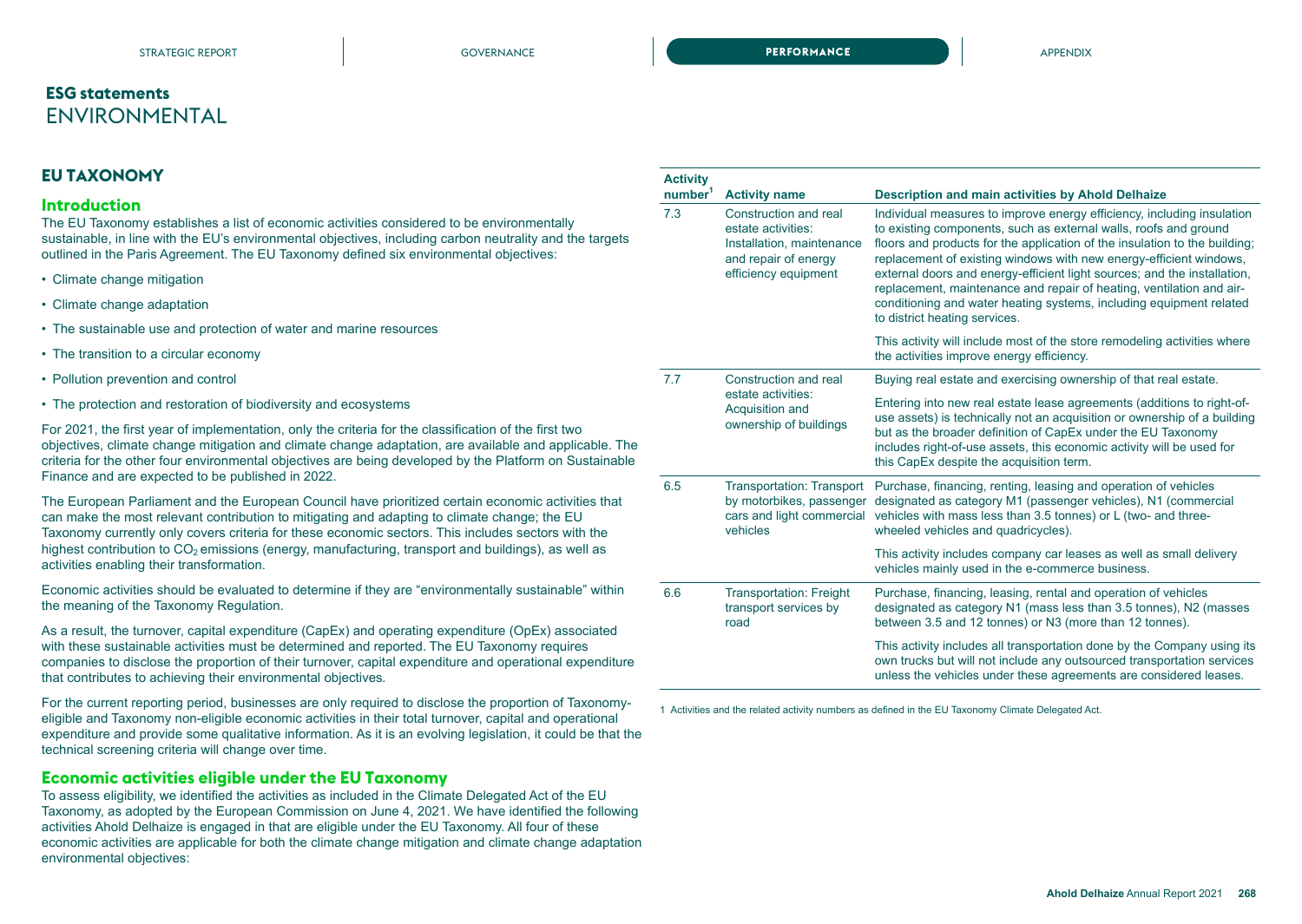# ESG statements
## ENVIRONMENTAL

## EU TAXONOMY

### Introduction

The EU Taxonomy establishes a list of economic activities considered to be environmentally sustainable, in line with the EU's environmental objectives, including carbon neutrality and the targets outlined in the Paris Agreement. The EU Taxonomy defined six environmental objectives:

- Climate change mitigation
- Climate change adaptation
- The sustainable use and protection of water and marine resources
- The transition to a circular economy
- Pollution prevention and control
- The protection and restoration of biodiversity and ecosystems

For 2021, the first year of implementation, only the criteria for the classification of the first two objectives, climate change mitigation and climate change adaptation, are available and applicable. The criteria for the other four environmental objectives are being developed by the Platform on Sustainable Finance and are expected to be published in 2022.

The European Parliament and the European Council have prioritized certain economic activities that can make the most relevant contribution to mitigating and adapting to climate change; the EU Taxonomy currently only covers criteria for these economic sectors. This includes sectors with the highest contribution to $CO_2$ emissions (energy, manufacturing, transport and buildings), as well as activities enabling their transformation.

Economic activities should be evaluated to determine if they are "environmentally sustainable" within the meaning of the Taxonomy Regulation.

As a result, the turnover, capital expenditure (CapEx) and operating expenditure (OpEx) associated with these sustainable activities must be determined and reported. The EU Taxonomy requires companies to disclose the proportion of their turnover, capital expenditure and operational expenditure that contributes to achieving their environmental objectives.

For the current reporting period, businesses are only required to disclose the proportion of Taxonomy-eligible and Taxonomy non-eligible economic activities in their total turnover, capital and operational expenditure and provide some qualitative information. As it is an evolving legislation, it could be that the technical screening criteria will change over time.

### Economic activities eligible under the EU Taxonomy

To assess eligibility, we identified the activities as included in the Climate Delegated Act of the EU Taxonomy, as adopted by the European Commission on June 4, 2021. We have identified the following activities Ahold Delhaize is engaged in that are eligible under the EU Taxonomy. All four of these economic activities are applicable for both the climate change mitigation and climate change adaptation environmental objectives:

| Activity number[1] | Activity name | Description and main activities by Ahold Delhaize |
|---|---|---|
| 7.3 | Construction and real estate activities: Installation, maintenance and repair of energy efficiency equipment | Individual measures to improve energy efficiency, including insulation to existing components, such as external walls, roofs and ground floors and products for the application of the insulation to the building; replacement of existing windows with new energy-efficient windows, external doors and energy-efficient light sources; and the installation, replacement, maintenance and repair of heating, ventilation and air-conditioning and water heating systems, including equipment related to district heating services.<br><br>This activity will include most of the store remodeling activities where the activities improve energy efficiency. |
| 7.7 | Construction and real estate activities: Acquisition and ownership of buildings | Buying real estate and exercising ownership of that real estate.<br><br>Entering into new real estate lease agreements (additions to right-of-use assets) is technically not an acquisition or ownership of a building but as the broader definition of CapEx under the EU Taxonomy includes right-of-use assets, this economic activity will be used for this CapEx despite the acquisition term. |
| 6.5 | Transportation: Transport by motorbikes, passenger cars and light commercial vehicles | Purchase, financing, renting, leasing and operation of vehicles designated as category M1 (passenger vehicles), N1 (commercial vehicles with mass less than 3.5 tonnes) or L (two- and three-wheeled vehicles and quadricycles).<br><br>This activity includes company car leases as well as small delivery vehicles mainly used in the e-commerce business. |
| 6.6 | Transportation: Freight transport services by road | Purchase, financing, leasing, rental and operation of vehicles designated as category N1 (mass less than 3.5 tonnes), N2 (masses between 3.5 and 12 tonnes) or N3 (more than 12 tonnes).<br><br>This activity includes all transportation done by the Company using its own trucks but will not include any outsourced transportation services unless the vehicles under these agreements are considered leases. |

1 Activities and the related activity numbers as defined in the EU Taxonomy Climate Delegated Act.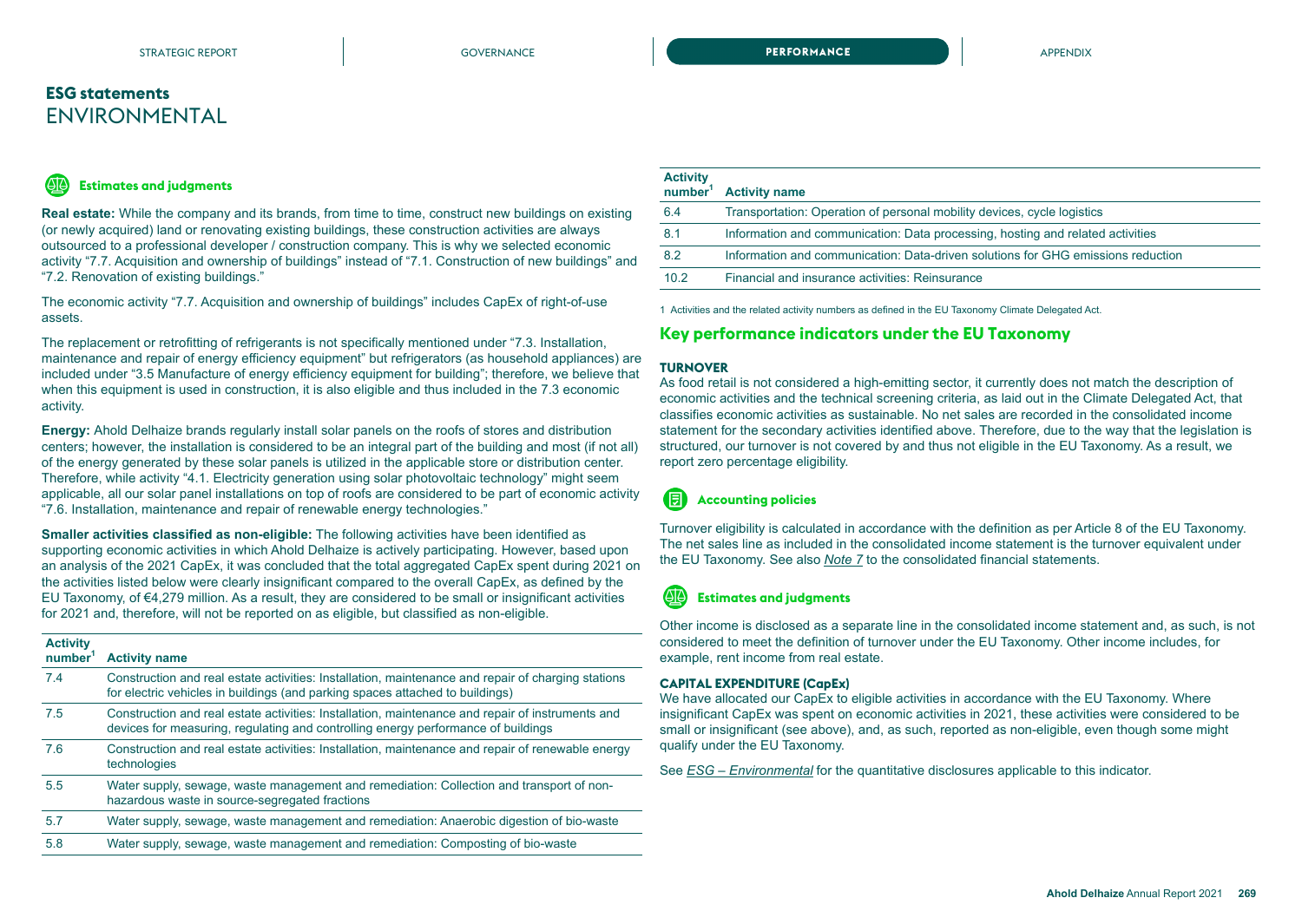## ESG statements
# ENVIRONMENTAL

### Estimates and judgments

**Real estate:** While the company and its brands, from time to time, construct new buildings on existing (or newly acquired) land or renovating existing buildings, these construction activities are always outsourced to a professional developer / construction company. This is why we selected economic activity "7.7. Acquisition and ownership of buildings" instead of "7.1. Construction of new buildings" and "7.2. Renovation of existing buildings."

The economic activity "7.7. Acquisition and ownership of buildings" includes CapEx of right-of-use assets.

The replacement or retrofitting of refrigerants is not specifically mentioned under "7.3. Installation, maintenance and repair of energy efficiency equipment" but refrigerators (as household appliances) are included under "3.5 Manufacture of energy efficiency equipment for building"; therefore, we believe that when this equipment is used in construction, it is also eligible and thus included in the 7.3 economic activity.

**Energy:** Ahold Delhaize brands regularly install solar panels on the roofs of stores and distribution centers; however, the installation is considered to be an integral part of the building and most (if not all) of the energy generated by these solar panels is utilized in the applicable store or distribution center. Therefore, while activity "4.1. Electricity generation using solar photovoltaic technology" might seem applicable, all our solar panel installations on top of roofs are considered to be part of economic activity "7.6. Installation, maintenance and repair of renewable energy technologies."

**Smaller activities classified as non-eligible:** The following activities have been identified as supporting economic activities in which Ahold Delhaize is actively participating. However, based upon an analysis of the 2021 CapEx, it was concluded that the total aggregated CapEx spent during 2021 on the activities listed below were clearly insignificant compared to the overall CapEx, as defined by the EU Taxonomy, of €4,279 million. As a result, they are considered to be small or insignificant activities for 2021 and, therefore, will not be reported on as eligible, but classified as non-eligible.

| Activity number[1] | Activity name |
|---|---|
| 7.4 | Construction and real estate activities: Installation, maintenance and repair of charging stations for electric vehicles in buildings (and parking spaces attached to buildings) |
| 7.5 | Construction and real estate activities: Installation, maintenance and repair of instruments and devices for measuring, regulating and controlling energy performance of buildings |
| 7.6 | Construction and real estate activities: Installation, maintenance and repair of renewable energy technologies |
| 5.5 | Water supply, sewage, waste management and remediation: Collection and transport of non-hazardous waste in source-segregated fractions |
| 5.7 | Water supply, sewage, waste management and remediation: Anaerobic digestion of bio-waste |
| 5.8 | Water supply, sewage, waste management and remediation: Composting of bio-waste |
| 6.4 | Transportation: Operation of personal mobility devices, cycle logistics |
| 8.1 | Information and communication: Data processing, hosting and related activities |
| 8.2 | Information and communication: Data-driven solutions for GHG emissions reduction |
| 10.2 | Financial and insurance activities: Reinsurance |

1 Activities and the related activity numbers as defined in the EU Taxonomy Climate Delegated Act.

## Key performance indicators under the EU Taxonomy

**TURNOVER**

As food retail is not considered a high-emitting sector, it currently does not match the description of economic activities and the technical screening criteria, as laid out in the Climate Delegated Act, that classifies economic activities as sustainable. No net sales are recorded in the consolidated income statement for the secondary activities identified above. Therefore, due to the way that the legislation is structured, our turnover is not covered by and thus not eligible in the EU Taxonomy. As a result, we report zero percentage eligibility.

### Accounting policies

Turnover eligibility is calculated in accordance with the definition as per Article 8 of the EU Taxonomy. The net sales line as included in the consolidated income statement is the turnover equivalent under the EU Taxonomy. See also *Note 7* to the consolidated financial statements.

### Estimates and judgments

Other income is disclosed as a separate line in the consolidated income statement and, as such, is not considered to meet the definition of turnover under the EU Taxonomy. Other income includes, for example, rent income from real estate.

**CAPITAL EXPENDITURE (CapEx)**

We have allocated our CapEx to eligible activities in accordance with the EU Taxonomy. Where insignificant CapEx was spent on economic activities in 2021, these activities were considered to be small or insignificant (see above), and, as such, reported as non-eligible, even though some might qualify under the EU Taxonomy.

See *ESG – Environmental* for the quantitative disclosures applicable to this indicator.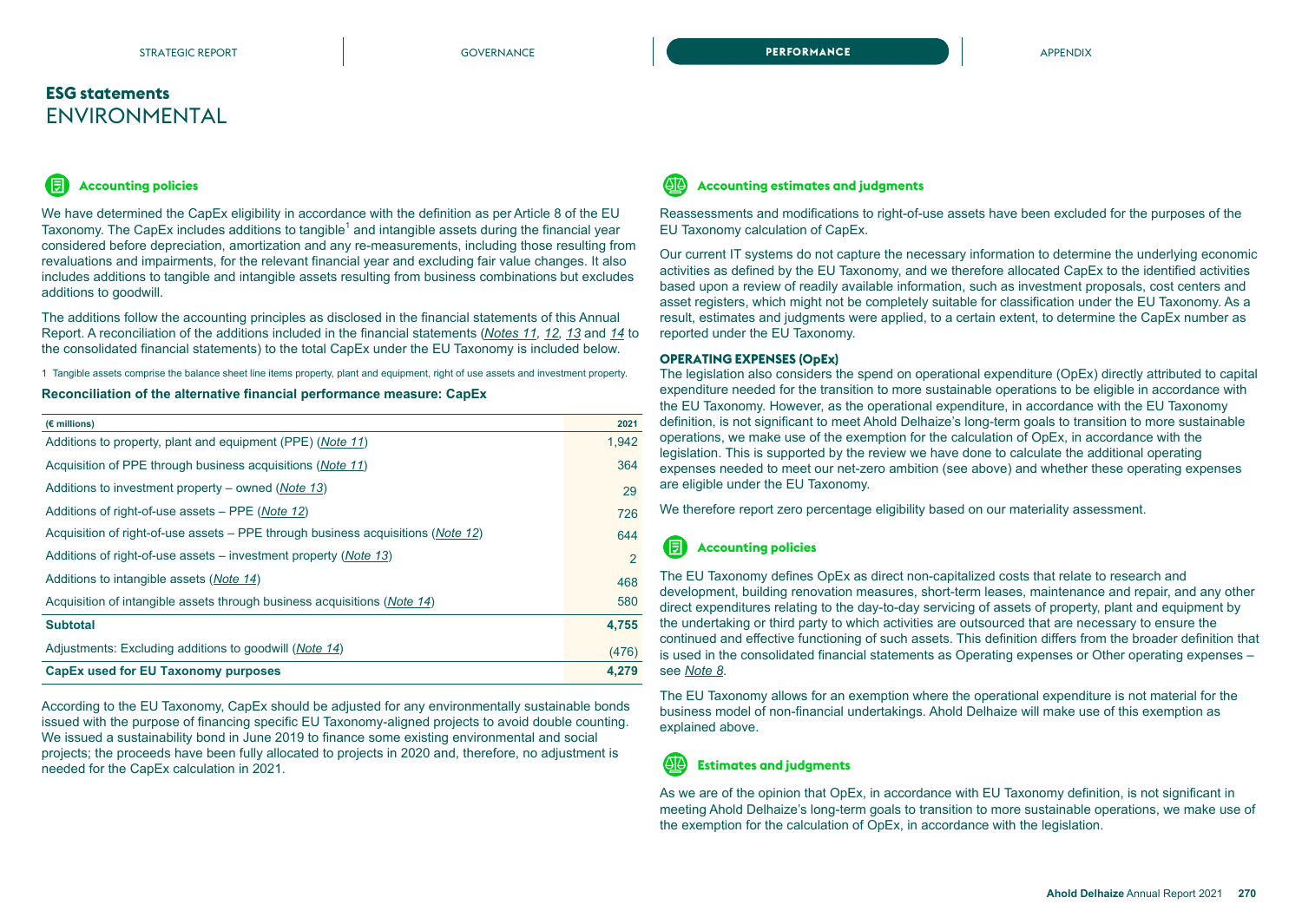## ESG statements
# ENVIRONMENTAL

### Accounting policies

We have determined the CapEx eligibility in accordance with the definition as per Article 8 of the EU Taxonomy. The CapEx includes additions to tangible[1] and intangible assets during the financial year considered before depreciation, amortization and any re-measurements, including those resulting from revaluations and impairments, for the relevant financial year and excluding fair value changes. It also includes additions to tangible and intangible assets resulting from business combinations but excludes additions to goodwill.

The additions follow the accounting principles as disclosed in the financial statements of this Annual Report. A reconciliation of the additions included in the financial statements (*Notes 11, 12, 13* and *14* to the consolidated financial statements) to the total CapEx under the EU Taxonomy is included below.

1 Tangible assets comprise the balance sheet line items property, plant and equipment, right of use assets and investment property.

**Reconciliation of the alternative financial performance measure: CapEx**

| (€ millions) | 2021 |
|---|---|
| Additions to property, plant and equipment (PPE) (*Note 11*) | 1,942 |
| Acquisition of PPE through business acquisitions (*Note 11*) | 364 |
| Additions to investment property – owned (*Note 13*) | 29 |
| Additions of right-of-use assets – PPE (*Note 12*) | 726 |
| Acquisition of right-of-use assets – PPE through business acquisitions (*Note 12*) | 644 |
| Additions of right-of-use assets – investment property (*Note 13*) | 2 |
| Additions to intangible assets (*Note 14*) | 468 |
| Acquisition of intangible assets through business acquisitions (*Note 14*) | 580 |
| **Subtotal** | **4,755** |
| Adjustments: Excluding additions to goodwill (*Note 14*) | (476) |
| **CapEx used for EU Taxonomy purposes** | **4,279** |

According to the EU Taxonomy, CapEx should be adjusted for any environmentally sustainable bonds issued with the purpose of financing specific EU Taxonomy-aligned projects to avoid double counting. We issued a sustainability bond in June 2019 to finance some existing environmental and social projects; the proceeds have been fully allocated to projects in 2020 and, therefore, no adjustment is needed for the CapEx calculation in 2021.

### Accounting estimates and judgments

Reassessments and modifications to right-of-use assets have been excluded for the purposes of the EU Taxonomy calculation of CapEx.

Our current IT systems do not capture the necessary information to determine the underlying economic activities as defined by the EU Taxonomy, and we therefore allocated CapEx to the identified activities based upon a review of readily available information, such as investment proposals, cost centers and asset registers, which might not be completely suitable for classification under the EU Taxonomy. As a result, estimates and judgments were applied, to a certain extent, to determine the CapEx number as reported under the EU Taxonomy.

#### OPERATING EXPENSES (OpEx)

The legislation also considers the spend on operational expenditure (OpEx) directly attributed to capital expenditure needed for the transition to more sustainable operations to be eligible in accordance with the EU Taxonomy. However, as the operational expenditure, in accordance with the EU Taxonomy definition, is not significant to meet Ahold Delhaize's long-term goals to transition to more sustainable operations, we make use of the exemption for the calculation of OpEx, in accordance with the legislation. This is supported by the review we have done to calculate the additional operating expenses needed to meet our net-zero ambition (see above) and whether these operating expenses are eligible under the EU Taxonomy.

We therefore report zero percentage eligibility based on our materiality assessment.

### Accounting policies

The EU Taxonomy defines OpEx as direct non-capitalized costs that relate to research and development, building renovation measures, short-term leases, maintenance and repair, and any other direct expenditures relating to the day-to-day servicing of assets of property, plant and equipment by the undertaking or third party to which activities are outsourced that are necessary to ensure the continued and effective functioning of such assets. This definition differs from the broader definition that is used in the consolidated financial statements as Operating expenses or Other operating expenses – see *Note 8*.

The EU Taxonomy allows for an exemption where the operational expenditure is not material for the business model of non-financial undertakings. Ahold Delhaize will make use of this exemption as explained above.

### Estimates and judgments

As we are of the opinion that OpEx, in accordance with EU Taxonomy definition, is not significant in meeting Ahold Delhaize's long-term goals to transition to more sustainable operations, we make use of the exemption for the calculation of OpEx, in accordance with the legislation.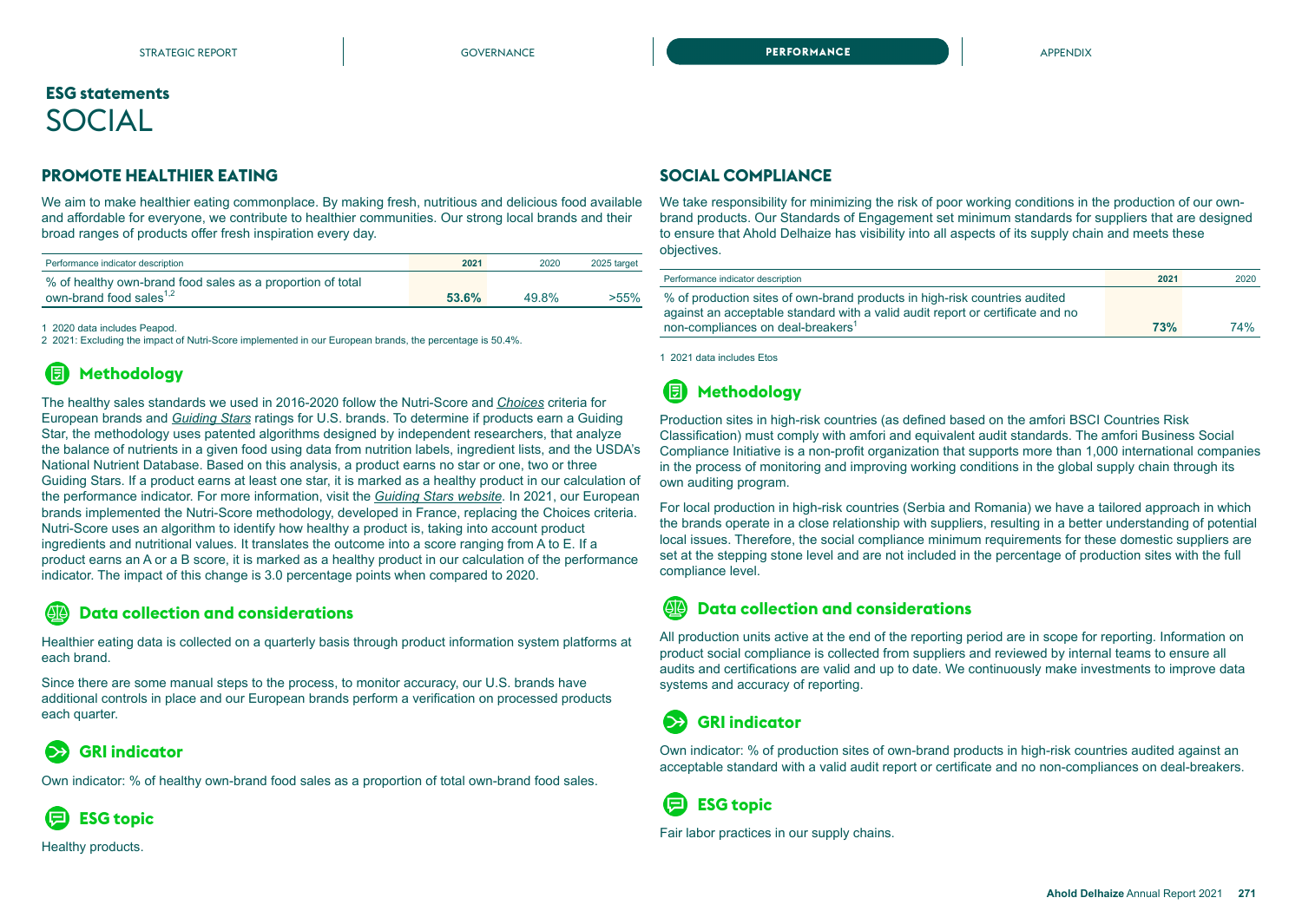## ESG statements
# SOCIAL

## PROMOTE HEALTHIER EATING

We aim to make healthier eating commonplace. By making fresh, nutritious and delicious food available and affordable for everyone, we contribute to healthier communities. Our strong local brands and their broad ranges of products offer fresh inspiration every day.

| Performance indicator description | 2021 | 2020 | 2025 target |
|---|---|---|---|
| % of healthy own-brand food sales as a proportion of total own-brand food sales[1,2] | **53.6%** | 49.8% | >55% |

1 2020 data includes Peapod.
2 2021: Excluding the impact of Nutri-Score implemented in our European brands, the percentage is 50.4%.

### Methodology

The healthy sales standards we used in 2016-2020 follow the Nutri-Score and *Choices* criteria for European brands and *Guiding Stars* ratings for U.S. brands. To determine if products earn a Guiding Star, the methodology uses patented algorithms designed by independent researchers, that analyze the balance of nutrients in a given food using data from nutrition labels, ingredient lists, and the USDA's National Nutrient Database. Based on this analysis, a product earns no star or one, two or three Guiding Stars. If a product earns at least one star, it is marked as a healthy product in our calculation of the performance indicator. For more information, visit the *Guiding Stars website*. In 2021, our European brands implemented the Nutri-Score methodology, developed in France, replacing the Choices criteria. Nutri-Score uses an algorithm to identify how healthy a product is, taking into account product ingredients and nutritional values. It translates the outcome into a score ranging from A to E. If a product earns an A or a B score, it is marked as a healthy product in our calculation of the performance indicator. The impact of this change is 3.0 percentage points when compared to 2020.

### Data collection and considerations

Healthier eating data is collected on a quarterly basis through product information system platforms at each brand.

Since there are some manual steps to the process, to monitor accuracy, our U.S. brands have additional controls in place and our European brands perform a verification on processed products each quarter.

### GRI indicator

Own indicator: % of healthy own-brand food sales as a proportion of total own-brand food sales.

### ESG topic

Healthy products.

## SOCIAL COMPLIANCE

We take responsibility for minimizing the risk of poor working conditions in the production of our own-brand products. Our Standards of Engagement set minimum standards for suppliers that are designed to ensure that Ahold Delhaize has visibility into all aspects of its supply chain and meets these objectives.

| Performance indicator description | 2021 | 2020 |
|---|---|---|
| % of production sites of own-brand products in high-risk countries audited against an acceptable standard with a valid audit report or certificate and no non-compliances on deal-breakers[1] | **73%** | 74% |

1 2021 data includes Etos

### Methodology

Production sites in high-risk countries (as defined based on the amfori BSCI Countries Risk Classification) must comply with amfori and equivalent audit standards. The amfori Business Social Compliance Initiative is a non-profit organization that supports more than 1,000 international companies in the process of monitoring and improving working conditions in the global supply chain through its own auditing program.

For local production in high-risk countries (Serbia and Romania) we have a tailored approach in which the brands operate in a close relationship with suppliers, resulting in a better understanding of potential local issues. Therefore, the social compliance minimum requirements for these domestic suppliers are set at the stepping stone level and are not included in the percentage of production sites with the full compliance level.

### Data collection and considerations

All production units active at the end of the reporting period are in scope for reporting. Information on product social compliance is collected from suppliers and reviewed by internal teams to ensure all audits and certifications are valid and up to date. We continuously make investments to improve data systems and accuracy of reporting.

### GRI indicator

Own indicator: % of production sites of own-brand products in high-risk countries audited against an acceptable standard with a valid audit report or certificate and no non-compliances on deal-breakers.

### ESG topic

Fair labor practices in our supply chains.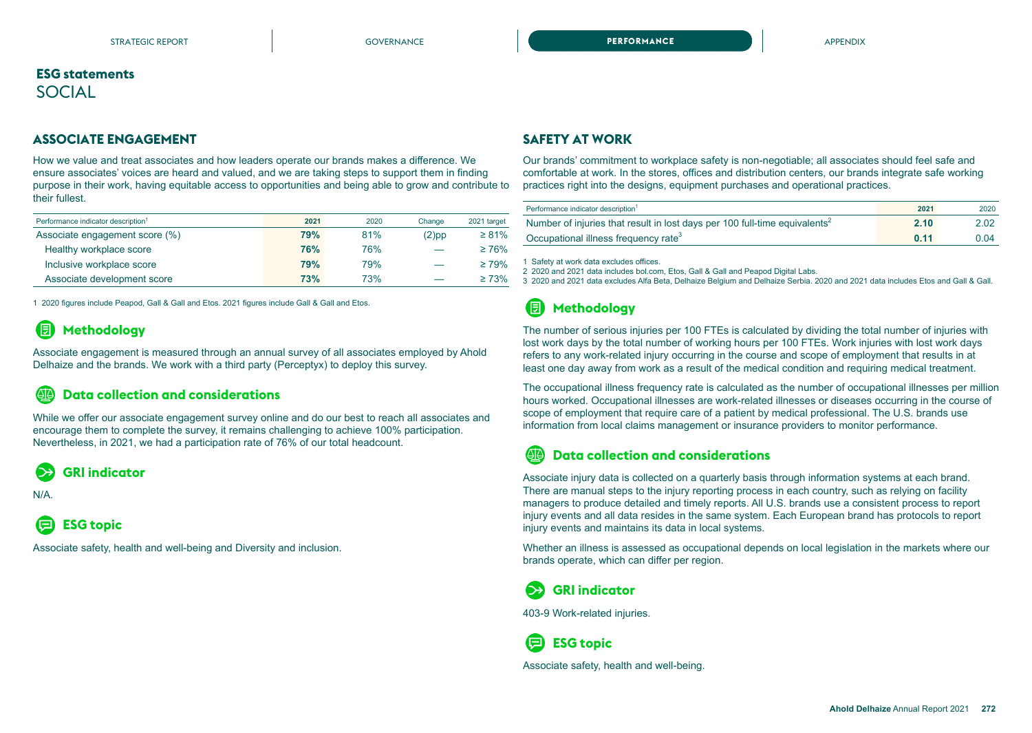## ESG statements
# SOCIAL

## ASSOCIATE ENGAGEMENT

How we value and treat associates and how leaders operate our brands makes a difference. We ensure associates' voices are heard and valued, and we are taking steps to support them in finding purpose in their work, having equitable access to opportunities and being able to grow and contribute to their fullest.

| Performance indicator description[1] | 2021 | 2020 | Change | 2021 target |
|---|---|---|---|---|
| Associate engagement score (%) | **79%** | 81% | (2)pp | ≥ 81% |
| Healthy workplace score | **76%** | 76% | — | ≥ 76% |
| Inclusive workplace score | **79%** | 79% | — | ≥ 79% |
| Associate development score | **73%** | 73% | — | ≥ 73% |

1 2020 figures include Peapod, Gall & Gall and Etos. 2021 figures include Gall & Gall and Etos.

### Methodology

Associate engagement is measured through an annual survey of all associates employed by Ahold Delhaize and the brands. We work with a third party (Perceptyx) to deploy this survey.

### Data collection and considerations

While we offer our associate engagement survey online and do our best to reach all associates and encourage them to complete the survey, it remains challenging to achieve 100% participation. Nevertheless, in 2021, we had a participation rate of 76% of our total headcount.

### GRI indicator

N/A.

### ESG topic

Associate safety, health and well-being and Diversity and inclusion.

## SAFETY AT WORK

Our brands' commitment to workplace safety is non-negotiable; all associates should feel safe and comfortable at work. In the stores, offices and distribution centers, our brands integrate safe working practices right into the designs, equipment purchases and operational practices.

| Performance indicator description[1] | 2021 | 2020 |
|---|---|---|
| Number of injuries that result in lost days per 100 full-time equivalents[2] | **2.10** | 2.02 |
| Occupational illness frequency rate[3] | **0.11** | 0.04 |

1 Safety at work data excludes offices.
2 2020 and 2021 data includes bol.com, Etos, Gall & Gall and Peapod Digital Labs.
3 2020 and 2021 data excludes Alfa Beta, Delhaize Belgium and Delhaize Serbia. 2020 and 2021 data includes Etos and Gall & Gall.

### Methodology

The number of serious injuries per 100 FTEs is calculated by dividing the total number of injuries with lost work days by the total number of working hours per 100 FTEs. Work injuries with lost work days refers to any work-related injury occurring in the course and scope of employment that results in at least one day away from work as a result of the medical condition and requiring medical treatment.

The occupational illness frequency rate is calculated as the number of occupational illnesses per million hours worked. Occupational illnesses are work-related illnesses or diseases occurring in the course of scope of employment that require care of a patient by medical professional. The U.S. brands use information from local claims management or insurance providers to monitor performance.

### Data collection and considerations

Associate injury data is collected on a quarterly basis through information systems at each brand. There are manual steps to the injury reporting process in each country, such as relying on facility managers to produce detailed and timely reports. All U.S. brands use a consistent process to report injury events and all data resides in the same system. Each European brand has protocols to report injury events and maintains its data in local systems.

Whether an illness is assessed as occupational depends on local legislation in the markets where our brands operate, which can differ per region.

### GRI indicator

403-9 Work-related injuries.

### ESG topic

Associate safety, health and well-being.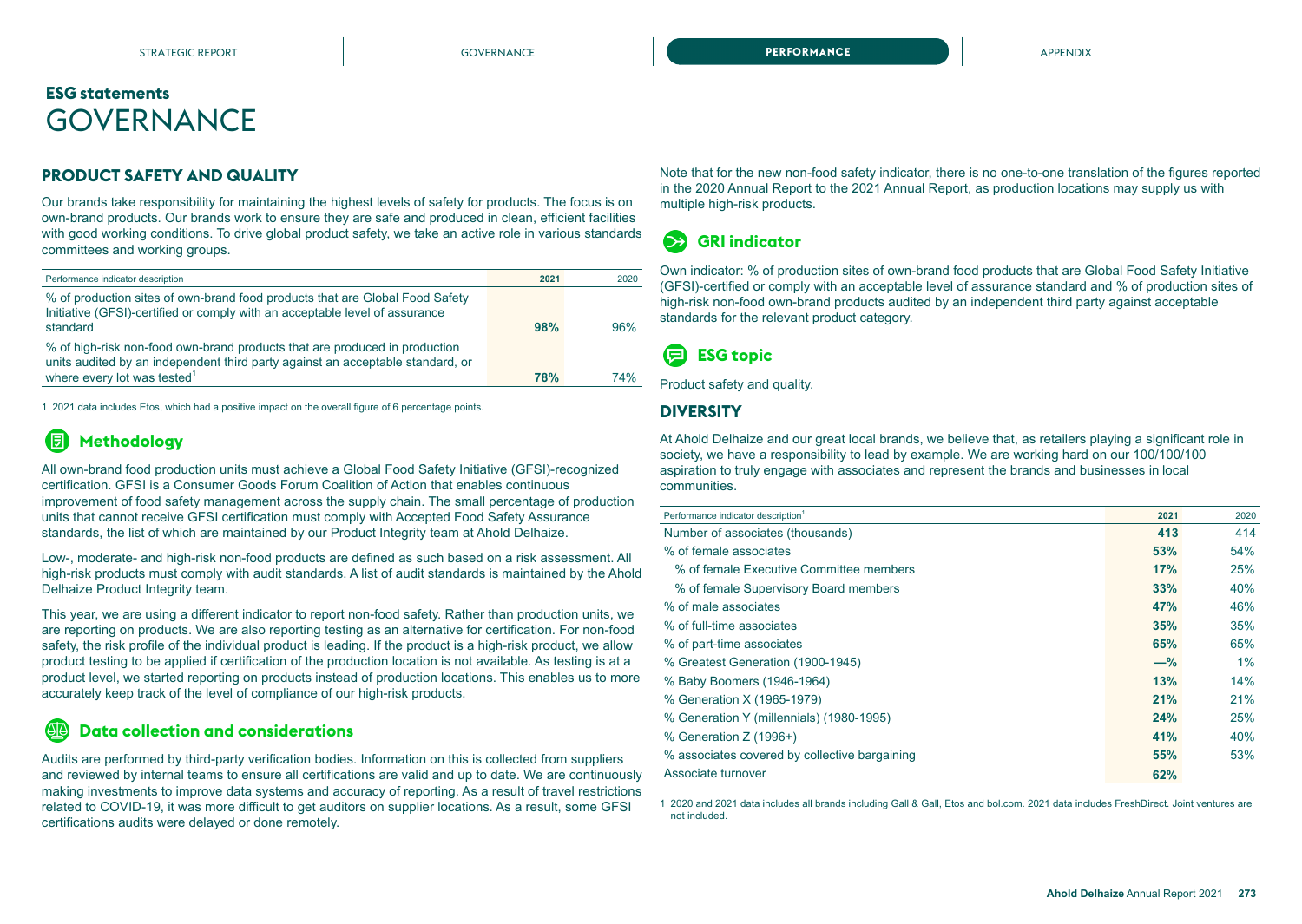## ESG statements
# GOVERNANCE

### PRODUCT SAFETY AND QUALITY

Our brands take responsibility for maintaining the highest levels of safety for products. The focus is on own-brand products. Our brands work to ensure they are safe and produced in clean, efficient facilities with good working conditions. To drive global product safety, we take an active role in various standards committees and working groups.

| Performance indicator description | 2021 | 2020 |
|---|---|---|
| % of production sites of own-brand food products that are Global Food Safety Initiative (GFSI)-certified or comply with an acceptable level of assurance standard | **98%** | 96% |
| % of high-risk non-food own-brand products that are produced in production units audited by an independent third party against an acceptable standard, or where every lot was tested[1] | **78%** | 74% |

1 2021 data includes Etos, which had a positive impact on the overall figure of 6 percentage points.

#### Methodology

All own-brand food production units must achieve a Global Food Safety Initiative (GFSI)-recognized certification. GFSI is a Consumer Goods Forum Coalition of Action that enables continuous improvement of food safety management across the supply chain. The small percentage of production units that cannot receive GFSI certification must comply with Accepted Food Safety Assurance standards, the list of which are maintained by our Product Integrity team at Ahold Delhaize.

Low-, moderate- and high-risk non-food products are defined as such based on a risk assessment. All high-risk products must comply with audit standards. A list of audit standards is maintained by the Ahold Delhaize Product Integrity team.

This year, we are using a different indicator to report non-food safety. Rather than production units, we are reporting on products. We are also reporting testing as an alternative for certification. For non-food safety, the risk profile of the individual product is leading. If the product is a high-risk product, we allow product testing to be applied if certification of the production location is not available. As testing is at a product level, we started reporting on products instead of production locations. This enables us to more accurately keep track of the level of compliance of our high-risk products.

#### Data collection and considerations

Audits are performed by third-party verification bodies. Information on this is collected from suppliers and reviewed by internal teams to ensure all certifications are valid and up to date. We are continuously making investments to improve data systems and accuracy of reporting. As a result of travel restrictions related to COVID-19, it was more difficult to get auditors on supplier locations. As a result, some GFSI certifications audits were delayed or done remotely.

Note that for the new non-food safety indicator, there is no one-to-one translation of the figures reported in the 2020 Annual Report to the 2021 Annual Report, as production locations may supply us with multiple high-risk products.

#### GRI indicator

Own indicator: % of production sites of own-brand food products that are Global Food Safety Initiative (GFSI)-certified or comply with an acceptable level of assurance standard and % of production sites of high-risk non-food own-brand products audited by an independent third party against acceptable standards for the relevant product category.

#### ESG topic

Product safety and quality.

### DIVERSITY

At Ahold Delhaize and our great local brands, we believe that, as retailers playing a significant role in society, we have a responsibility to lead by example. We are working hard on our 100/100/100 aspiration to truly engage with associates and represent the brands and businesses in local communities.

| Performance indicator description[1] | 2021 | 2020 |
|---|---|---|
| Number of associates (thousands) | **413** | 414 |
| % of female associates | **53%** | 54% |
| % of female Executive Committee members | **17%** | 25% |
| % of female Supervisory Board members | **33%** | 40% |
| % of male associates | **47%** | 46% |
| % of full-time associates | **35%** | 35% |
| % of part-time associates | **65%** | 65% |
| % Greatest Generation (1900-1945) | **—%** | 1% |
| % Baby Boomers (1946-1964) | **13%** | 14% |
| % Generation X (1965-1979) | **21%** | 21% |
| % Generation Y (millennials) (1980-1995) | **24%** | 25% |
| % Generation Z (1996+) | **41%** | 40% |
| % associates covered by collective bargaining | **55%** | 53% |
| Associate turnover | **62%** | |

1 2020 and 2021 data includes all brands including Gall & Gall, Etos and bol.com. 2021 data includes FreshDirect. Joint ventures are not included.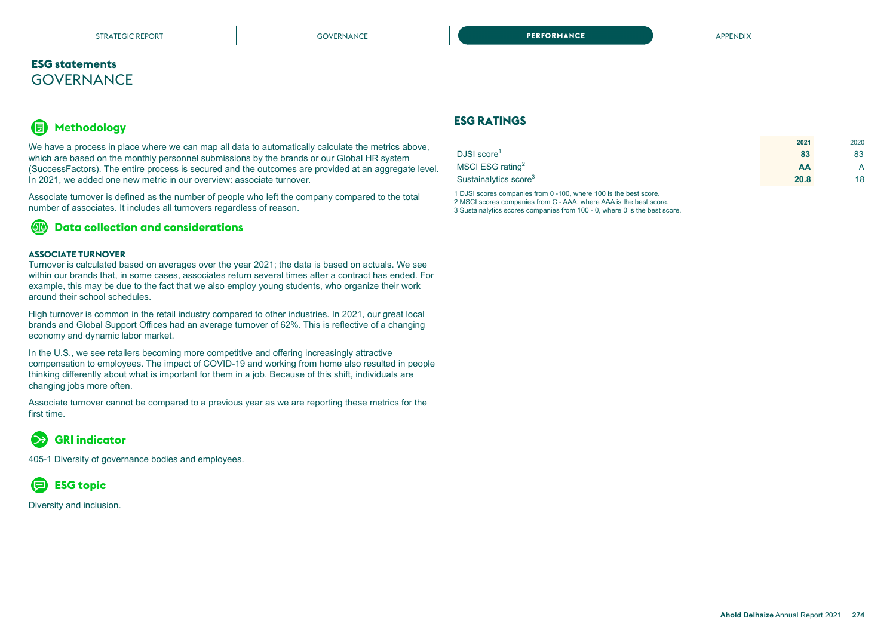## ESG statements
# GOVERNANCE

### Methodology

We have a process in place where we can map all data to automatically calculate the metrics above, which are based on the monthly personnel submissions by the brands or our Global HR system (SuccessFactors). The entire process is secured and the outcomes are provided at an aggregate level. In 2021, we added one new metric in our overview: associate turnover.

Associate turnover is defined as the number of people who left the company compared to the total number of associates. It includes all turnovers regardless of reason.

### Data collection and considerations

**ASSOCIATE TURNOVER**

Turnover is calculated based on averages over the year 2021; the data is based on actuals. We see within our brands that, in some cases, associates return several times after a contract has ended. For example, this may be due to the fact that we also employ young students, who organize their work around their school schedules.

High turnover is common in the retail industry compared to other industries. In 2021, our great local brands and Global Support Offices had an average turnover of 62%. This is reflective of a changing economy and dynamic labor market.

In the U.S., we see retailers becoming more competitive and offering increasingly attractive compensation to employees. The impact of COVID-19 and working from home also resulted in people thinking differently about what is important for them in a job. Because of this shift, individuals are changing jobs more often.

Associate turnover cannot be compared to a previous year as we are reporting these metrics for the first time.

### GRI indicator

405-1 Diversity of governance bodies and employees.

### ESG topic

Diversity and inclusion.

## ESG RATINGS

| | 2021 | 2020 |
|---|---|---|
| DJSI score[1] | **83** | 83 |
| MSCI ESG rating[2] | **AA** | A |
| Sustainalytics score[3] | **20.8** | 18 |

1 DJSI scores companies from 0 -100, where 100 is the best score.
2 MSCI scores companies from C - AAA, where AAA is the best score.
3 Sustainalytics scores companies from 100 - 0, where 0 is the best score.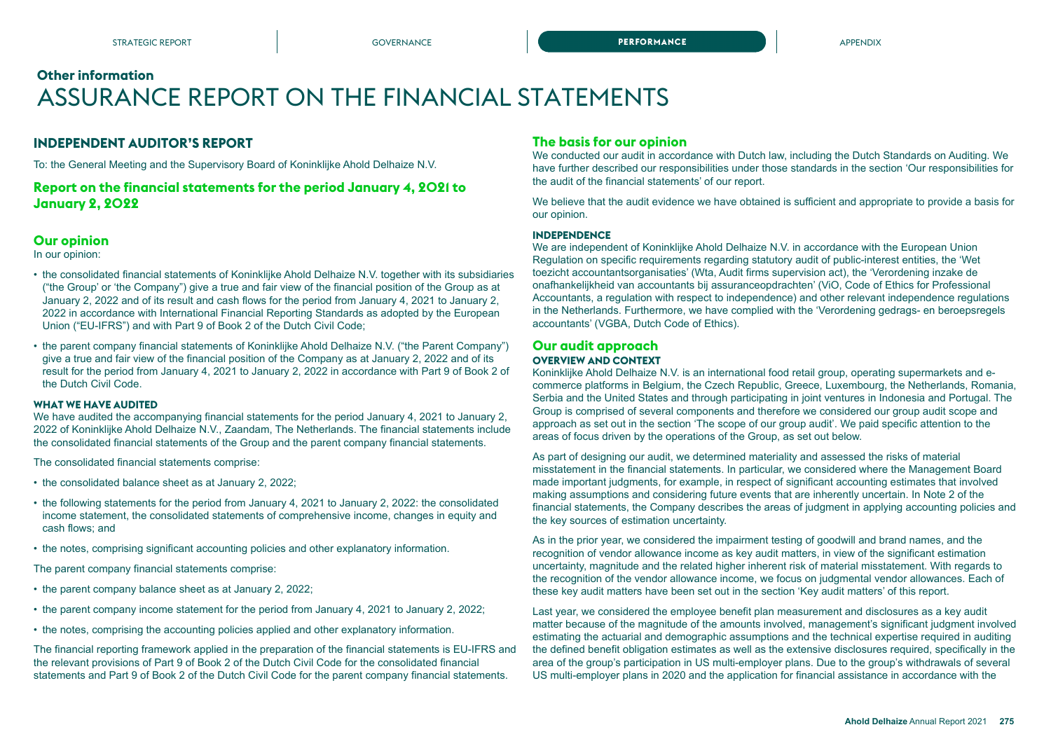## Other information

# ASSURANCE REPORT ON THE FINANCIAL STATEMENTS

## INDEPENDENT AUDITOR'S REPORT

To: the General Meeting and the Supervisory Board of Koninklijke Ahold Delhaize N.V.

## Report on the financial statements for the period January 4, 2021 to January 2, 2022

### Our opinion

In our opinion:

- the consolidated financial statements of Koninklijke Ahold Delhaize N.V. together with its subsidiaries ("the Group' or 'the Company") give a true and fair view of the financial position of the Group as at January 2, 2022 and of its result and cash flows for the period from January 4, 2021 to January 2, 2022 in accordance with International Financial Reporting Standards as adopted by the European Union ("EU-IFRS") and with Part 9 of Book 2 of the Dutch Civil Code;
- the parent company financial statements of Koninklijke Ahold Delhaize N.V. ("the Parent Company") give a true and fair view of the financial position of the Company as at January 2, 2022 and of its result for the period from January 4, 2021 to January 2, 2022 in accordance with Part 9 of Book 2 of the Dutch Civil Code.

#### WHAT WE HAVE AUDITED

We have audited the accompanying financial statements for the period January 4, 2021 to January 2, 2022 of Koninklijke Ahold Delhaize N.V., Zaandam, The Netherlands. The financial statements include the consolidated financial statements of the Group and the parent company financial statements.

The consolidated financial statements comprise:

- the consolidated balance sheet as at January 2, 2022;
- the following statements for the period from January 4, 2021 to January 2, 2022: the consolidated income statement, the consolidated statements of comprehensive income, changes in equity and cash flows; and
- the notes, comprising significant accounting policies and other explanatory information.

The parent company financial statements comprise:

- the parent company balance sheet as at January 2, 2022;
- the parent company income statement for the period from January 4, 2021 to January 2, 2022;
- the notes, comprising the accounting policies applied and other explanatory information.

The financial reporting framework applied in the preparation of the financial statements is EU-IFRS and the relevant provisions of Part 9 of Book 2 of the Dutch Civil Code for the consolidated financial statements and Part 9 of Book 2 of the Dutch Civil Code for the parent company financial statements.

### The basis for our opinion

We conducted our audit in accordance with Dutch law, including the Dutch Standards on Auditing. We have further described our responsibilities under those standards in the section 'Our responsibilities for the audit of the financial statements' of our report.

We believe that the audit evidence we have obtained is sufficient and appropriate to provide a basis for our opinion.

#### INDEPENDENCE

We are independent of Koninklijke Ahold Delhaize N.V. in accordance with the European Union Regulation on specific requirements regarding statutory audit of public-interest entities, the 'Wet toezicht accountantsorganisaties' (Wta, Audit firms supervision act), the 'Verordening inzake de onafhankelijkheid van accountants bij assuranceopdrachten' (ViO, Code of Ethics for Professional Accountants, a regulation with respect to independence) and other relevant independence regulations in the Netherlands. Furthermore, we have complied with the 'Verordening gedrags- en beroepsregels accountants' (VGBA, Dutch Code of Ethics).

### Our audit approach

#### OVERVIEW AND CONTEXT

Koninklijke Ahold Delhaize N.V. is an international food retail group, operating supermarkets and e-commerce platforms in Belgium, the Czech Republic, Greece, Luxembourg, the Netherlands, Romania, Serbia and the United States and through participating in joint ventures in Indonesia and Portugal. The Group is comprised of several components and therefore we considered our group audit scope and approach as set out in the section 'The scope of our group audit'. We paid specific attention to the areas of focus driven by the operations of the Group, as set out below.

As part of designing our audit, we determined materiality and assessed the risks of material misstatement in the financial statements. In particular, we considered where the Management Board made important judgments, for example, in respect of significant accounting estimates that involved making assumptions and considering future events that are inherently uncertain. In Note 2 of the financial statements, the Company describes the areas of judgment in applying accounting policies and the key sources of estimation uncertainty.

As in the prior year, we considered the impairment testing of goodwill and brand names, and the recognition of vendor allowance income as key audit matters, in view of the significant estimation uncertainty, magnitude and the related higher inherent risk of material misstatement. With regards to the recognition of the vendor allowance income, we focus on judgmental vendor allowances. Each of these key audit matters have been set out in the section 'Key audit matters' of this report.

Last year, we considered the employee benefit plan measurement and disclosures as a key audit matter because of the magnitude of the amounts involved, management's significant judgment involved estimating the actuarial and demographic assumptions and the technical expertise required in auditing the defined benefit obligation estimates as well as the extensive disclosures required, specifically in the area of the group's participation in US multi-employer plans. Due to the group's withdrawals of several US multi-employer plans in 2020 and the application for financial assistance in accordance with the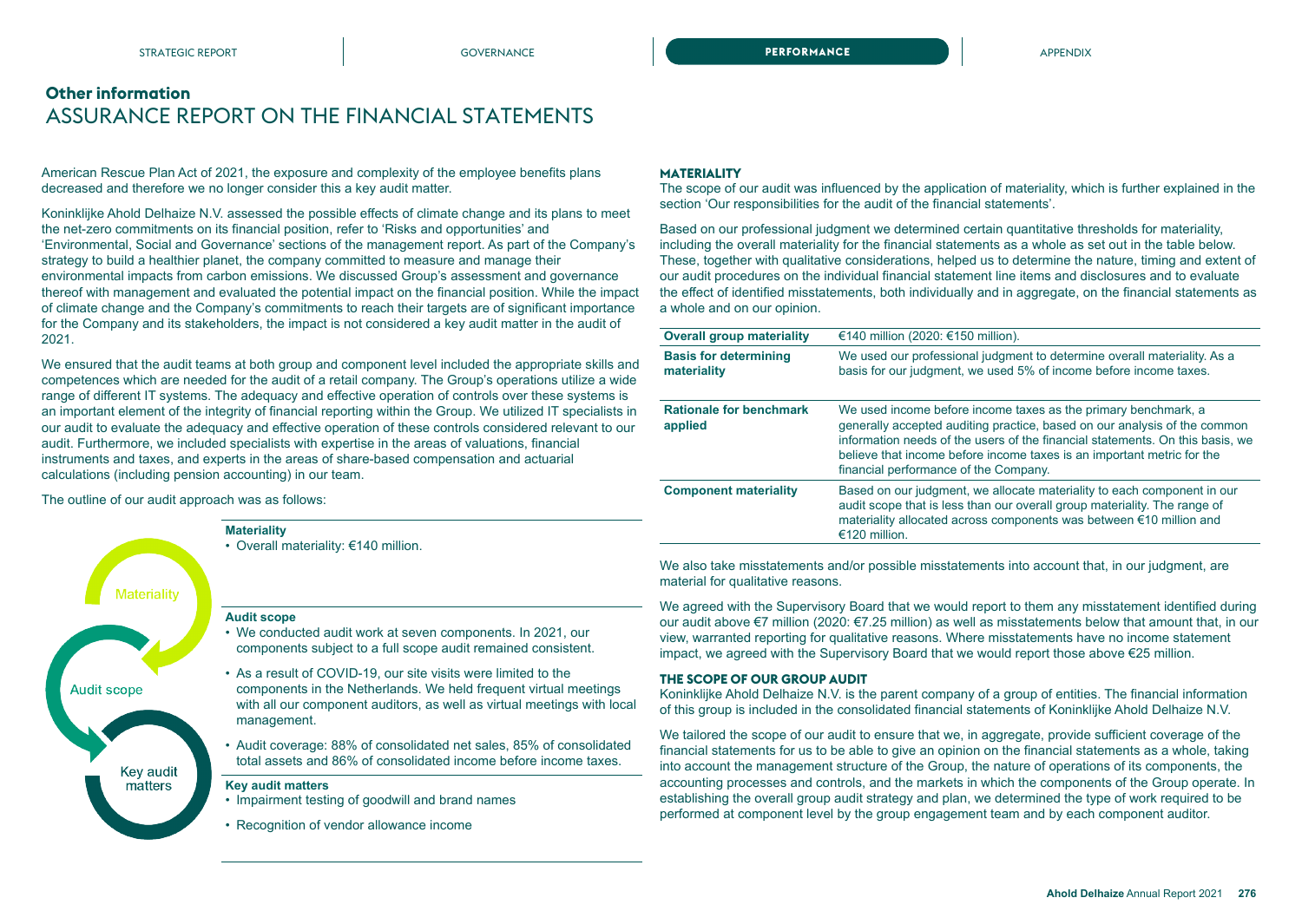## Other information

# ASSURANCE REPORT ON THE FINANCIAL STATEMENTS

American Rescue Plan Act of 2021, the exposure and complexity of the employee benefits plans decreased and therefore we no longer consider this a key audit matter.

Koninklijke Ahold Delhaize N.V. assessed the possible effects of climate change and its plans to meet the net-zero commitments on its financial position, refer to ‘Risks and opportunities’ and ‘Environmental, Social and Governance’ sections of the management report. As part of the Company’s strategy to build a healthier planet, the company committed to measure and manage their environmental impacts from carbon emissions. We discussed Group’s assessment and governance thereof with management and evaluated the potential impact on the financial position. While the impact of climate change and the Company’s commitments to reach their targets are of significant importance for the Company and its stakeholders, the impact is not considered a key audit matter in the audit of 2021.

We ensured that the audit teams at both group and component level included the appropriate skills and competences which are needed for the audit of a retail company. The Group’s operations utilize a wide range of different IT systems. The adequacy and effective operation of controls over these systems is an important element of the integrity of financial reporting within the Group. We utilized IT specialists in our audit to evaluate the adequacy and effective operation of these controls considered relevant to our audit. Furthermore, we included specialists with expertise in the areas of valuations, financial instruments and taxes, and experts in the areas of share-based compensation and actuarial calculations (including pension accounting) in our team.

The outline of our audit approach was as follows:

**Materiality**
- Overall materiality: €140 million.

**Audit scope**
- We conducted audit work at seven components. In 2021, our components subject to a full scope audit remained consistent.
- As a result of COVID-19, our site visits were limited to the components in the Netherlands. We held frequent virtual meetings with all our component auditors, as well as virtual meetings with local management.
- Audit coverage: 88% of consolidated net sales, 85% of consolidated total assets and 86% of consolidated income before income taxes.

**Key audit matters**
- Impairment testing of goodwill and brand names
- Recognition of vendor allowance income

### MATERIALITY

The scope of our audit was influenced by the application of materiality, which is further explained in the section ‘Our responsibilities for the audit of the financial statements’.

Based on our professional judgment we determined certain quantitative thresholds for materiality, including the overall materiality for the financial statements as a whole as set out in the table below. These, together with qualitative considerations, helped us to determine the nature, timing and extent of our audit procedures on the individual financial statement line items and disclosures and to evaluate the effect of identified misstatements, both individually and in aggregate, on the financial statements as a whole and on our opinion.

| | |
|---|---|
| **Overall group materiality** | €140 million (2020: €150 million). |
| **Basis for determining materiality** | We used our professional judgment to determine overall materiality. As a basis for our judgment, we used 5% of income before income taxes. |
| **Rationale for benchmark applied** | We used income before income taxes as the primary benchmark, a generally accepted auditing practice, based on our analysis of the common information needs of the users of the financial statements. On this basis, we believe that income before income taxes is an important metric for the financial performance of the Company. |
| **Component materiality** | Based on our judgment, we allocate materiality to each component in our audit scope that is less than our overall group materiality. The range of materiality allocated across components was between €10 million and €120 million. |

We also take misstatements and/or possible misstatements into account that, in our judgment, are material for qualitative reasons.

We agreed with the Supervisory Board that we would report to them any misstatement identified during our audit above €7 million (2020: €7.25 million) as well as misstatements below that amount that, in our view, warranted reporting for qualitative reasons. Where misstatements have no income statement impact, we agreed with the Supervisory Board that we would report those above €25 million.

### THE SCOPE OF OUR GROUP AUDIT

Koninklijke Ahold Delhaize N.V. is the parent company of a group of entities. The financial information of this group is included in the consolidated financial statements of Koninklijke Ahold Delhaize N.V.

We tailored the scope of our audit to ensure that we, in aggregate, provide sufficient coverage of the financial statements for us to be able to give an opinion on the financial statements as a whole, taking into account the management structure of the Group, the nature of operations of its components, the accounting processes and controls, and the markets in which the components of the Group operate. In establishing the overall group audit strategy and plan, we determined the type of work required to be performed at component level by the group engagement team and by each component auditor.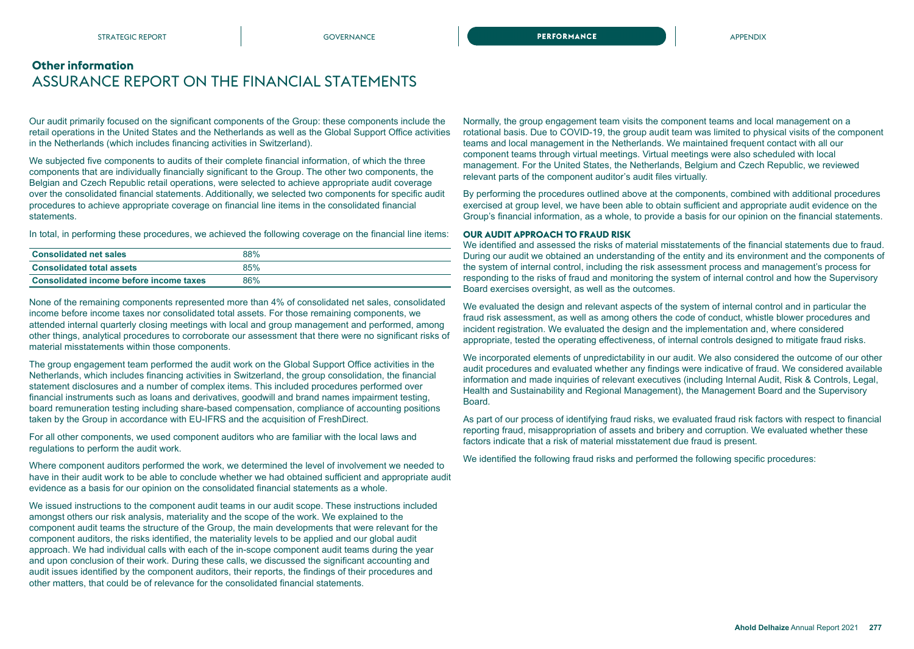## Other information

# ASSURANCE REPORT ON THE FINANCIAL STATEMENTS

Our audit primarily focused on the significant components of the Group: these components include the retail operations in the United States and the Netherlands as well as the Global Support Office activities in the Netherlands (which includes financing activities in Switzerland).

We subjected five components to audits of their complete financial information, of which the three components that are individually financially significant to the Group. The other two components, the Belgian and Czech Republic retail operations, were selected to achieve appropriate audit coverage over the consolidated financial statements. Additionally, we selected two components for specific audit procedures to achieve appropriate coverage on financial line items in the consolidated financial statements.

In total, in performing these procedures, we achieved the following coverage on the financial line items:

| | |
|---|---|
| **Consolidated net sales** | 88% |
| **Consolidated total assets** | 85% |
| **Consolidated income before income taxes** | 86% |

None of the remaining components represented more than 4% of consolidated net sales, consolidated income before income taxes nor consolidated total assets. For those remaining components, we attended internal quarterly closing meetings with local and group management and performed, among other things, analytical procedures to corroborate our assessment that there were no significant risks of material misstatements within those components.

The group engagement team performed the audit work on the Global Support Office activities in the Netherlands, which includes financing activities in Switzerland, the group consolidation, the financial statement disclosures and a number of complex items. This included procedures performed over financial instruments such as loans and derivatives, goodwill and brand names impairment testing, board remuneration testing including share-based compensation, compliance of accounting positions taken by the Group in accordance with EU-IFRS and the acquisition of FreshDirect.

For all other components, we used component auditors who are familiar with the local laws and regulations to perform the audit work.

Where component auditors performed the work, we determined the level of involvement we needed to have in their audit work to be able to conclude whether we had obtained sufficient and appropriate audit evidence as a basis for our opinion on the consolidated financial statements as a whole.

We issued instructions to the component audit teams in our audit scope. These instructions included amongst others our risk analysis, materiality and the scope of the work. We explained to the component audit teams the structure of the Group, the main developments that were relevant for the component auditors, the risks identified, the materiality levels to be applied and our global audit approach. We had individual calls with each of the in-scope component audit teams during the year and upon conclusion of their work. During these calls, we discussed the significant accounting and audit issues identified by the component auditors, their reports, the findings of their procedures and other matters, that could be of relevance for the consolidated financial statements.

Normally, the group engagement team visits the component teams and local management on a rotational basis. Due to COVID-19, the group audit team was limited to physical visits of the component teams and local management in the Netherlands. We maintained frequent contact with all our component teams through virtual meetings. Virtual meetings were also scheduled with local management. For the United States, the Netherlands, Belgium and Czech Republic, we reviewed relevant parts of the component auditor's audit files virtually.

By performing the procedures outlined above at the components, combined with additional procedures exercised at group level, we have been able to obtain sufficient and appropriate audit evidence on the Group's financial information, as a whole, to provide a basis for our opinion on the financial statements.

### OUR AUDIT APPROACH TO FRAUD RISK

We identified and assessed the risks of material misstatements of the financial statements due to fraud. During our audit we obtained an understanding of the entity and its environment and the components of the system of internal control, including the risk assessment process and management's process for responding to the risks of fraud and monitoring the system of internal control and how the Supervisory Board exercises oversight, as well as the outcomes.

We evaluated the design and relevant aspects of the system of internal control and in particular the fraud risk assessment, as well as among others the code of conduct, whistle blower procedures and incident registration. We evaluated the design and the implementation and, where considered appropriate, tested the operating effectiveness, of internal controls designed to mitigate fraud risks.

We incorporated elements of unpredictability in our audit. We also considered the outcome of our other audit procedures and evaluated whether any findings were indicative of fraud. We considered available information and made inquiries of relevant executives (including Internal Audit, Risk & Controls, Legal, Health and Sustainability and Regional Management), the Management Board and the Supervisory Board.

As part of our process of identifying fraud risks, we evaluated fraud risk factors with respect to financial reporting fraud, misappropriation of assets and bribery and corruption. We evaluated whether these factors indicate that a risk of material misstatement due fraud is present.

We identified the following fraud risks and performed the following specific procedures: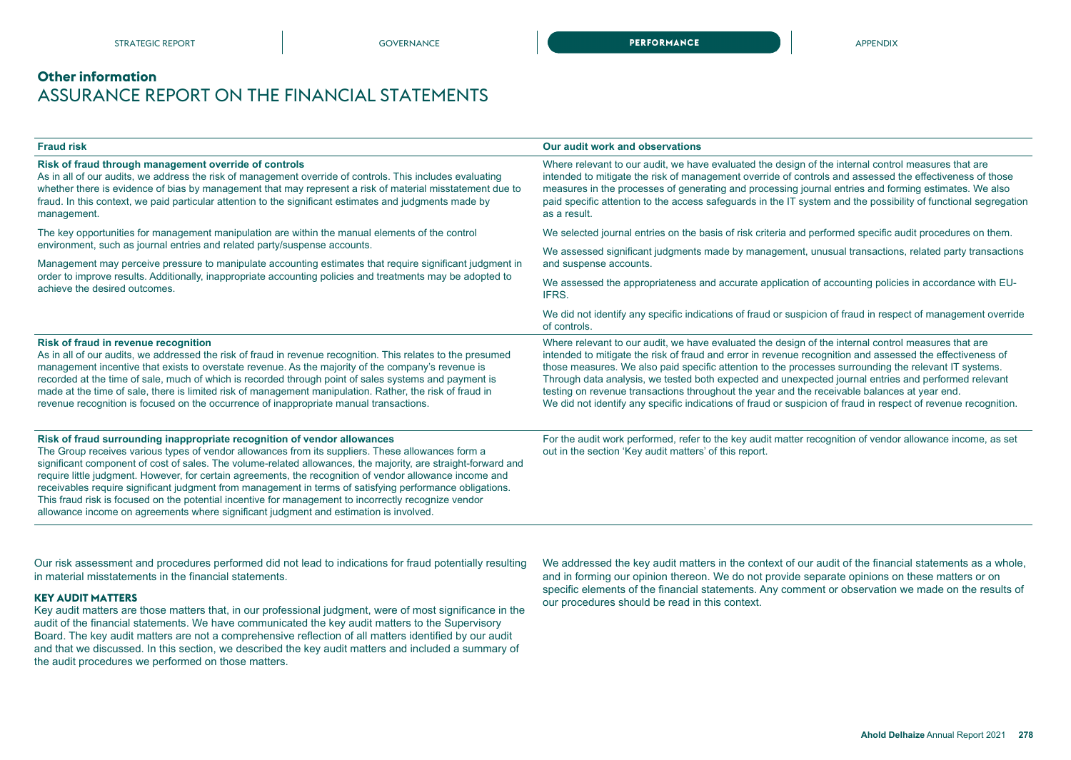## Other information

# ASSURANCE REPORT ON THE FINANCIAL STATEMENTS

| Fraud risk | Our audit work and observations |
|---|---|
| **Risk of fraud through management override of controls**<br>As in all of our audits, we address the risk of management override of controls. This includes evaluating whether there is evidence of bias by management that may represent a risk of material misstatement due to fraud. In this context, we paid particular attention to the significant estimates and judgments made by management.<br><br>The key opportunities for management manipulation are within the manual elements of the control environment, such as journal entries and related party/suspense accounts.<br><br>Management may perceive pressure to manipulate accounting estimates that require significant judgment in order to improve results. Additionally, inappropriate accounting policies and treatments may be adopted to achieve the desired outcomes. | Where relevant to our audit, we have evaluated the design of the internal control measures that are intended to mitigate the risk of management override of controls and assessed the effectiveness of those measures in the processes of generating and processing journal entries and forming estimates. We also paid specific attention to the access safeguards in the IT system and the possibility of functional segregation as a result.<br><br>We selected journal entries on the basis of risk criteria and performed specific audit procedures on them.<br><br>We assessed significant judgments made by management, unusual transactions, related party transactions and suspense accounts.<br><br>We assessed the appropriateness and accurate application of accounting policies in accordance with EU-IFRS.<br><br>We did not identify any specific indications of fraud or suspicion of fraud in respect of management override of controls. |
| **Risk of fraud in revenue recognition**<br>As in all of our audits, we addressed the risk of fraud in revenue recognition. This relates to the presumed management incentive that exists to overstate revenue. As the majority of the company's revenue is recorded at the time of sale, much of which is recorded through point of sales systems and payment is made at the time of sale, there is limited risk of management manipulation. Rather, the risk of fraud in revenue recognition is focused on the occurrence of inappropriate manual transactions. | Where relevant to our audit, we have evaluated the design of the internal control measures that are intended to mitigate the risk of fraud and error in revenue recognition and assessed the effectiveness of those measures. We also paid specific attention to the processes surrounding the relevant IT systems. Through data analysis, we tested both expected and unexpected journal entries and performed relevant testing on revenue transactions throughout the year and the receivable balances at year end.<br>We did not identify any specific indications of fraud or suspicion of fraud in respect of revenue recognition. |
| **Risk of fraud surrounding inappropriate recognition of vendor allowances**<br>The Group receives various types of vendor allowances from its suppliers. These allowances form a significant component of cost of sales. The volume-related allowances, the majority, are straight-forward and require little judgment. However, for certain agreements, the recognition of vendor allowance income and receivables require significant judgment from management in terms of satisfying performance obligations. This fraud risk is focused on the potential incentive for management to incorrectly recognize vendor allowance income on agreements where significant judgment and estimation is involved. | For the audit work performed, refer to the key audit matter recognition of vendor allowance income, as set out in the section 'Key audit matters' of this report. |

Our risk assessment and procedures performed did not lead to indications for fraud potentially resulting in material misstatements in the financial statements.

### KEY AUDIT MATTERS

Key audit matters are those matters that, in our professional judgment, were of most significance in the audit of the financial statements. We have communicated the key audit matters to the Supervisory Board. The key audit matters are not a comprehensive reflection of all matters identified by our audit and that we discussed. In this section, we described the key audit matters and included a summary of the audit procedures we performed on those matters.

We addressed the key audit matters in the context of our audit of the financial statements as a whole, and in forming our opinion thereon. We do not provide separate opinions on these matters or on specific elements of the financial statements. Any comment or observation we made on the results of our procedures should be read in this context.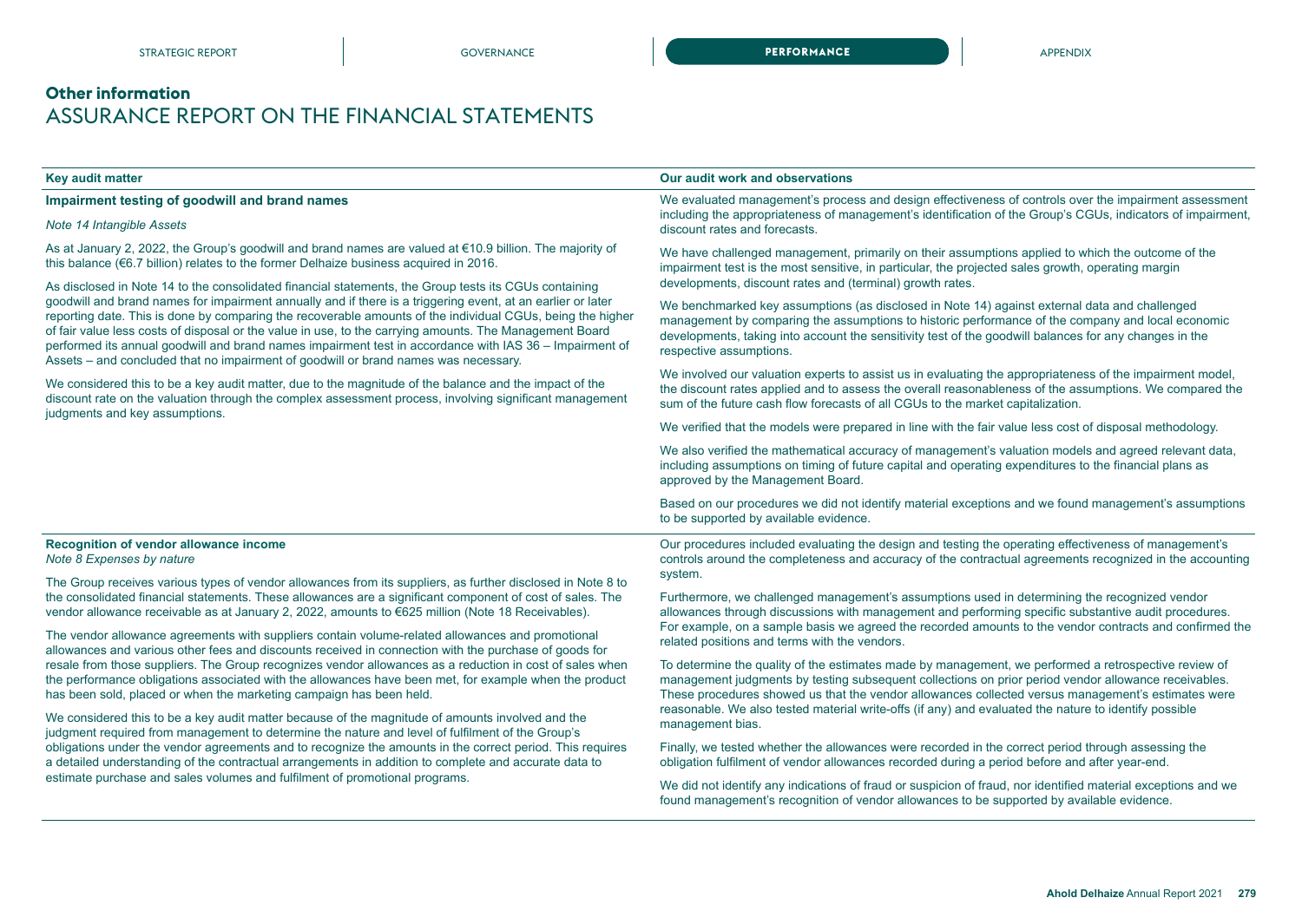## Other information

# ASSURANCE REPORT ON THE FINANCIAL STATEMENTS

| Key audit matter | Our audit work and observations |
|---|---|
| **Impairment testing of goodwill and brand names**<br><br>*Note 14 Intangible Assets*<br><br>As at January 2, 2022, the Group's goodwill and brand names are valued at €10.9 billion. The majority of this balance (€6.7 billion) relates to the former Delhaize business acquired in 2016.<br><br>As disclosed in Note 14 to the consolidated financial statements, the Group tests its CGUs containing goodwill and brand names for impairment annually and if there is a triggering event, at an earlier or later reporting date. This is done by comparing the recoverable amounts of the individual CGUs, being the higher of fair value less costs of disposal or the value in use, to the carrying amounts. The Management Board performed its annual goodwill and brand names impairment test in accordance with IAS 36 – Impairment of Assets – and concluded that no impairment of goodwill or brand names was necessary.<br><br>We considered this to be a key audit matter, due to the magnitude of the balance and the impact of the discount rate on the valuation through the complex assessment process, involving significant management judgments and key assumptions. | We evaluated management's process and design effectiveness of controls over the impairment assessment including the appropriateness of management's identification of the Group's CGUs, indicators of impairment, discount rates and forecasts.<br><br>We have challenged management, primarily on their assumptions applied to which the outcome of the impairment test is the most sensitive, in particular, the projected sales growth, operating margin developments, discount rates and (terminal) growth rates.<br><br>We benchmarked key assumptions (as disclosed in Note 14) against external data and challenged management by comparing the assumptions to historic performance of the company and local economic developments, taking into account the sensitivity test of the goodwill balances for any changes in the respective assumptions.<br><br>We involved our valuation experts to assist us in evaluating the appropriateness of the impairment model, the discount rates applied and to assess the overall reasonableness of the assumptions. We compared the sum of the future cash flow forecasts of all CGUs to the market capitalization.<br><br>We verified that the models were prepared in line with the fair value less cost of disposal methodology.<br><br>We also verified the mathematical accuracy of management's valuation models and agreed relevant data, including assumptions on timing of future capital and operating expenditures to the financial plans as approved by the Management Board.<br><br>Based on our procedures we did not identify material exceptions and we found management's assumptions to be supported by available evidence. |
| **Recognition of vendor allowance income**<br>*Note 8 Expenses by nature*<br><br>The Group receives various types of vendor allowances from its suppliers, as further disclosed in Note 8 to the consolidated financial statements. These allowances are a significant component of cost of sales. The vendor allowance receivable as at January 2, 2022, amounts to €625 million (Note 18 Receivables).<br><br>The vendor allowance agreements with suppliers contain volume-related allowances and promotional allowances and various other fees and discounts received in connection with the purchase of goods for resale from those suppliers. The Group recognizes vendor allowances as a reduction in cost of sales when the performance obligations associated with the allowances have been met, for example when the product has been sold, placed or when the marketing campaign has been held.<br><br>We considered this to be a key audit matter because of the magnitude of amounts involved and the judgment required from management to determine the nature and level of fulfilment of the Group's obligations under the vendor agreements and to recognize the amounts in the correct period. This requires a detailed understanding of the contractual arrangements in addition to complete and accurate data to estimate purchase and sales volumes and fulfilment of promotional programs. | Our procedures included evaluating the design and testing the operating effectiveness of management's controls around the completeness and accuracy of the contractual agreements recognized in the accounting system.<br><br>Furthermore, we challenged management's assumptions used in determining the recognized vendor allowances through discussions with management and performing specific substantive audit procedures. For example, on a sample basis we agreed the recorded amounts to the vendor contracts and confirmed the related positions and terms with the vendors.<br><br>To determine the quality of the estimates made by management, we performed a retrospective review of management judgments by testing subsequent collections on prior period vendor allowance receivables. These procedures showed us that the vendor allowances collected versus management's estimates were reasonable. We also tested material write-offs (if any) and evaluated the nature to identify possible management bias.<br><br>Finally, we tested whether the allowances were recorded in the correct period through assessing the obligation fulfilment of vendor allowances recorded during a period before and after year-end.<br><br>We did not identify any indications of fraud or suspicion of fraud, nor identified material exceptions and we found management's recognition of vendor allowances to be supported by available evidence. |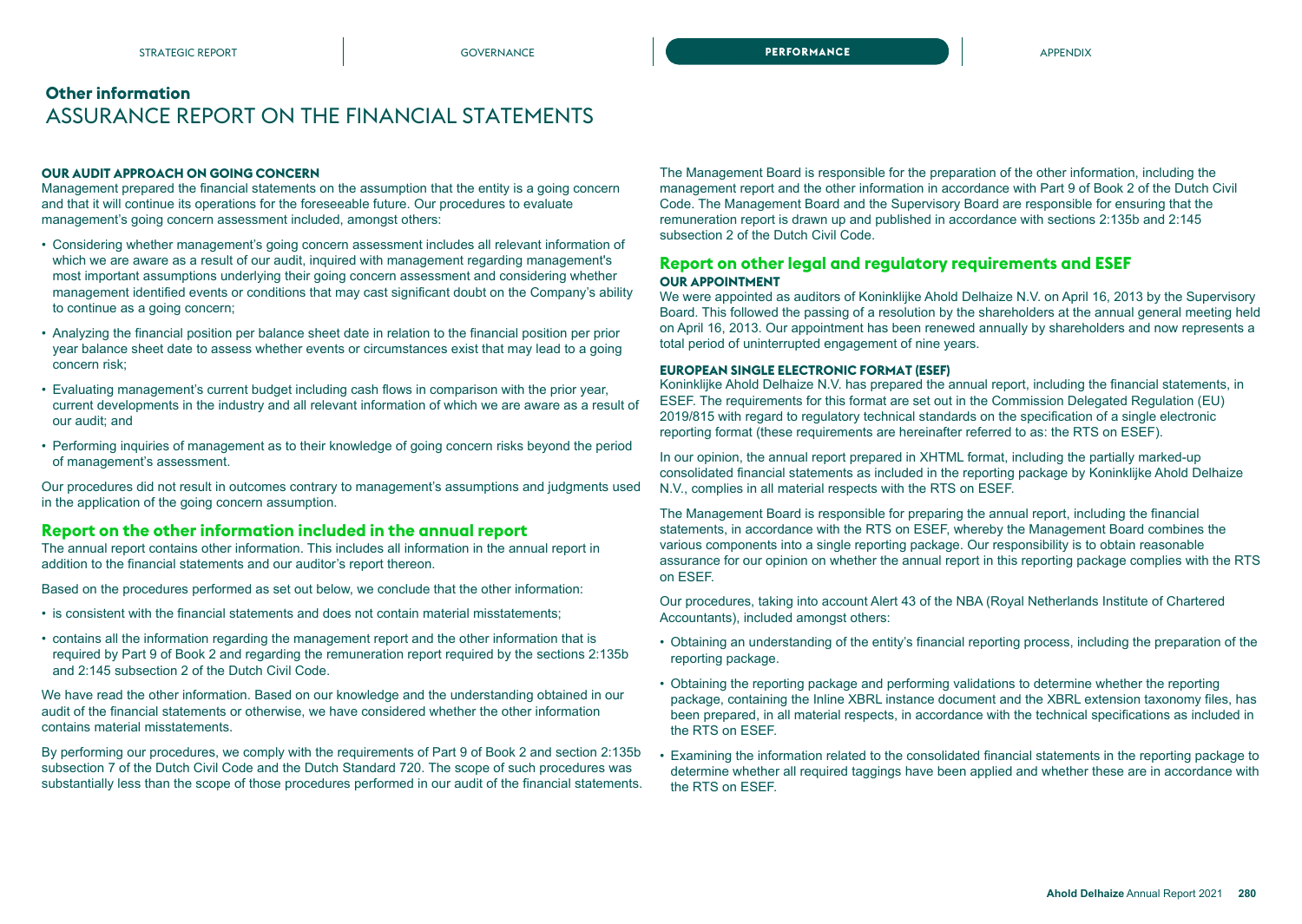## Other information
# ASSURANCE REPORT ON THE FINANCIAL STATEMENTS

### OUR AUDIT APPROACH ON GOING CONCERN

Management prepared the financial statements on the assumption that the entity is a going concern and that it will continue its operations for the foreseeable future. Our procedures to evaluate management's going concern assessment included, amongst others:

- Considering whether management's going concern assessment includes all relevant information of which we are aware as a result of our audit, inquired with management regarding management's most important assumptions underlying their going concern assessment and considering whether management identified events or conditions that may cast significant doubt on the Company's ability to continue as a going concern;
- Analyzing the financial position per balance sheet date in relation to the financial position per prior year balance sheet date to assess whether events or circumstances exist that may lead to a going concern risk;
- Evaluating management's current budget including cash flows in comparison with the prior year, current developments in the industry and all relevant information of which we are aware as a result of our audit; and
- Performing inquiries of management as to their knowledge of going concern risks beyond the period of management's assessment.

Our procedures did not result in outcomes contrary to management's assumptions and judgments used in the application of the going concern assumption.

## Report on the other information included in the annual report

The annual report contains other information. This includes all information in the annual report in addition to the financial statements and our auditor's report thereon.

Based on the procedures performed as set out below, we conclude that the other information:

- is consistent with the financial statements and does not contain material misstatements;
- contains all the information regarding the management report and the other information that is required by Part 9 of Book 2 and regarding the remuneration report required by the sections 2:135b and 2:145 subsection 2 of the Dutch Civil Code.

We have read the other information. Based on our knowledge and the understanding obtained in our audit of the financial statements or otherwise, we have considered whether the other information contains material misstatements.

By performing our procedures, we comply with the requirements of Part 9 of Book 2 and section 2:135b subsection 7 of the Dutch Civil Code and the Dutch Standard 720. The scope of such procedures was substantially less than the scope of those procedures performed in our audit of the financial statements.

The Management Board is responsible for the preparation of the other information, including the management report and the other information in accordance with Part 9 of Book 2 of the Dutch Civil Code. The Management Board and the Supervisory Board are responsible for ensuring that the remuneration report is drawn up and published in accordance with sections 2:135b and 2:145 subsection 2 of the Dutch Civil Code.

## Report on other legal and regulatory requirements and ESEF

### OUR APPOINTMENT

We were appointed as auditors of Koninklijke Ahold Delhaize N.V. on April 16, 2013 by the Supervisory Board. This followed the passing of a resolution by the shareholders at the annual general meeting held on April 16, 2013. Our appointment has been renewed annually by shareholders and now represents a total period of uninterrupted engagement of nine years.

### EUROPEAN SINGLE ELECTRONIC FORMAT (ESEF)

Koninklijke Ahold Delhaize N.V. has prepared the annual report, including the financial statements, in ESEF. The requirements for this format are set out in the Commission Delegated Regulation (EU) 2019/815 with regard to regulatory technical standards on the specification of a single electronic reporting format (these requirements are hereinafter referred to as: the RTS on ESEF).

In our opinion, the annual report prepared in XHTML format, including the partially marked-up consolidated financial statements as included in the reporting package by Koninklijke Ahold Delhaize N.V., complies in all material respects with the RTS on ESEF.

The Management Board is responsible for preparing the annual report, including the financial statements, in accordance with the RTS on ESEF, whereby the Management Board combines the various components into a single reporting package. Our responsibility is to obtain reasonable assurance for our opinion on whether the annual report in this reporting package complies with the RTS on ESEF.

Our procedures, taking into account Alert 43 of the NBA (Royal Netherlands Institute of Chartered Accountants), included amongst others:

- Obtaining an understanding of the entity's financial reporting process, including the preparation of the reporting package.
- Obtaining the reporting package and performing validations to determine whether the reporting package, containing the Inline XBRL instance document and the XBRL extension taxonomy files, has been prepared, in all material respects, in accordance with the technical specifications as included in the RTS on ESEF.
- Examining the information related to the consolidated financial statements in the reporting package to determine whether all required taggings have been applied and whether these are in accordance with the RTS on ESEF.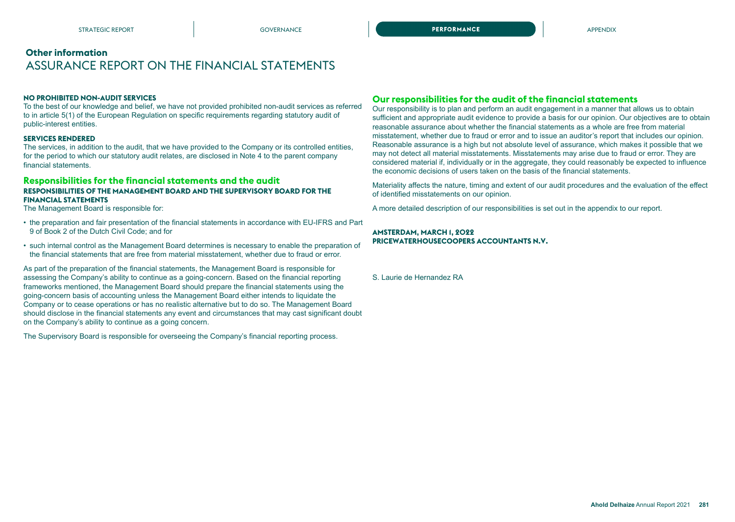## Other information

# ASSURANCE REPORT ON THE FINANCIAL STATEMENTS

#### NO PROHIBITED NON-AUDIT SERVICES

To the best of our knowledge and belief, we have not provided prohibited non-audit services as referred to in article 5(1) of the European Regulation on specific requirements regarding statutory audit of public-interest entities.

#### SERVICES RENDERED

The services, in addition to the audit, that we have provided to the Company or its controlled entities, for the period to which our statutory audit relates, are disclosed in Note 4 to the parent company financial statements.

### Responsibilities for the financial statements and the audit

#### RESPONSIBILITIES OF THE MANAGEMENT BOARD AND THE SUPERVISORY BOARD FOR THE FINANCIAL STATEMENTS

The Management Board is responsible for:

- the preparation and fair presentation of the financial statements in accordance with EU-IFRS and Part 9 of Book 2 of the Dutch Civil Code; and for
- such internal control as the Management Board determines is necessary to enable the preparation of the financial statements that are free from material misstatement, whether due to fraud or error.

As part of the preparation of the financial statements, the Management Board is responsible for assessing the Company's ability to continue as a going-concern. Based on the financial reporting frameworks mentioned, the Management Board should prepare the financial statements using the going-concern basis of accounting unless the Management Board either intends to liquidate the Company or to cease operations or has no realistic alternative but to do so. The Management Board should disclose in the financial statements any event and circumstances that may cast significant doubt on the Company's ability to continue as a going concern.

The Supervisory Board is responsible for overseeing the Company's financial reporting process.

### Our responsibilities for the audit of the financial statements

Our responsibility is to plan and perform an audit engagement in a manner that allows us to obtain sufficient and appropriate audit evidence to provide a basis for our opinion. Our objectives are to obtain reasonable assurance about whether the financial statements as a whole are free from material misstatement, whether due to fraud or error and to issue an auditor's report that includes our opinion. Reasonable assurance is a high but not absolute level of assurance, which makes it possible that we may not detect all material misstatements. Misstatements may arise due to fraud or error. They are considered material if, individually or in the aggregate, they could reasonably be expected to influence the economic decisions of users taken on the basis of the financial statements.

Materiality affects the nature, timing and extent of our audit procedures and the evaluation of the effect of identified misstatements on our opinion.

A more detailed description of our responsibilities is set out in the appendix to our report.

**AMSTERDAM, MARCH 1, 2022**
**PRICEWATERHOUSECOOPERS ACCOUNTANTS N.V.**

S. Laurie de Hernandez RA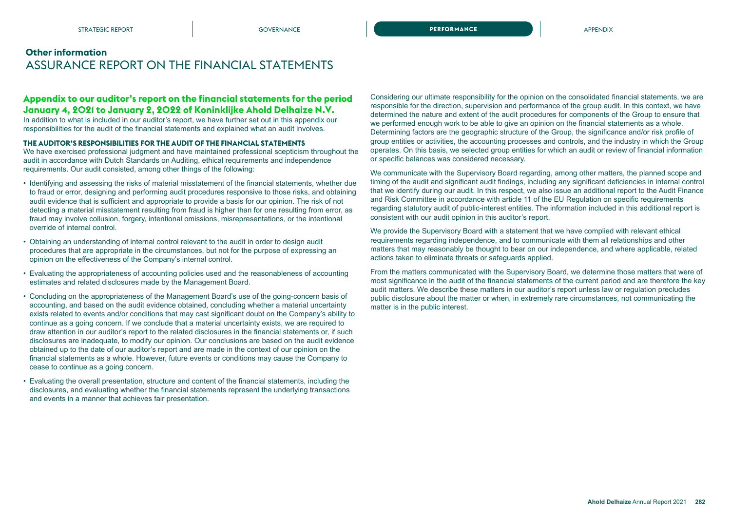## Other information
# ASSURANCE REPORT ON THE FINANCIAL STATEMENTS

### Appendix to our auditor's report on the financial statements for the period January 4, 2021 to January 2, 2022 of Koninklijke Ahold Delhaize N.V.

In addition to what is included in our auditor's report, we have further set out in this appendix our responsibilities for the audit of the financial statements and explained what an audit involves.

#### THE AUDITOR'S RESPONSIBILITIES FOR THE AUDIT OF THE FINANCIAL STATEMENTS

We have exercised professional judgment and have maintained professional scepticism throughout the audit in accordance with Dutch Standards on Auditing, ethical requirements and independence requirements. Our audit consisted, among other things of the following:

- Identifying and assessing the risks of material misstatement of the financial statements, whether due to fraud or error, designing and performing audit procedures responsive to those risks, and obtaining audit evidence that is sufficient and appropriate to provide a basis for our opinion. The risk of not detecting a material misstatement resulting from fraud is higher than for one resulting from error, as fraud may involve collusion, forgery, intentional omissions, misrepresentations, or the intentional override of internal control.
- Obtaining an understanding of internal control relevant to the audit in order to design audit procedures that are appropriate in the circumstances, but not for the purpose of expressing an opinion on the effectiveness of the Company's internal control.
- Evaluating the appropriateness of accounting policies used and the reasonableness of accounting estimates and related disclosures made by the Management Board.
- Concluding on the appropriateness of the Management Board's use of the going-concern basis of accounting, and based on the audit evidence obtained, concluding whether a material uncertainty exists related to events and/or conditions that may cast significant doubt on the Company's ability to continue as a going concern. If we conclude that a material uncertainty exists, we are required to draw attention in our auditor's report to the related disclosures in the financial statements or, if such disclosures are inadequate, to modify our opinion. Our conclusions are based on the audit evidence obtained up to the date of our auditor's report and are made in the context of our opinion on the financial statements as a whole. However, future events or conditions may cause the Company to cease to continue as a going concern.
- Evaluating the overall presentation, structure and content of the financial statements, including the disclosures, and evaluating whether the financial statements represent the underlying transactions and events in a manner that achieves fair presentation.

Considering our ultimate responsibility for the opinion on the consolidated financial statements, we are responsible for the direction, supervision and performance of the group audit. In this context, we have determined the nature and extent of the audit procedures for components of the Group to ensure that we performed enough work to be able to give an opinion on the financial statements as a whole. Determining factors are the geographic structure of the Group, the significance and/or risk profile of group entities or activities, the accounting processes and controls, and the industry in which the Group operates. On this basis, we selected group entities for which an audit or review of financial information or specific balances was considered necessary.

We communicate with the Supervisory Board regarding, among other matters, the planned scope and timing of the audit and significant audit findings, including any significant deficiencies in internal control that we identify during our audit. In this respect, we also issue an additional report to the Audit Finance and Risk Committee in accordance with article 11 of the EU Regulation on specific requirements regarding statutory audit of public-interest entities. The information included in this additional report is consistent with our audit opinion in this auditor's report.

We provide the Supervisory Board with a statement that we have complied with relevant ethical requirements regarding independence, and to communicate with them all relationships and other matters that may reasonably be thought to bear on our independence, and where applicable, related actions taken to eliminate threats or safeguards applied.

From the matters communicated with the Supervisory Board, we determine those matters that were of most significance in the audit of the financial statements of the current period and are therefore the key audit matters. We describe these matters in our auditor's report unless law or regulation precludes public disclosure about the matter or when, in extremely rare circumstances, not communicating the matter is in the public interest.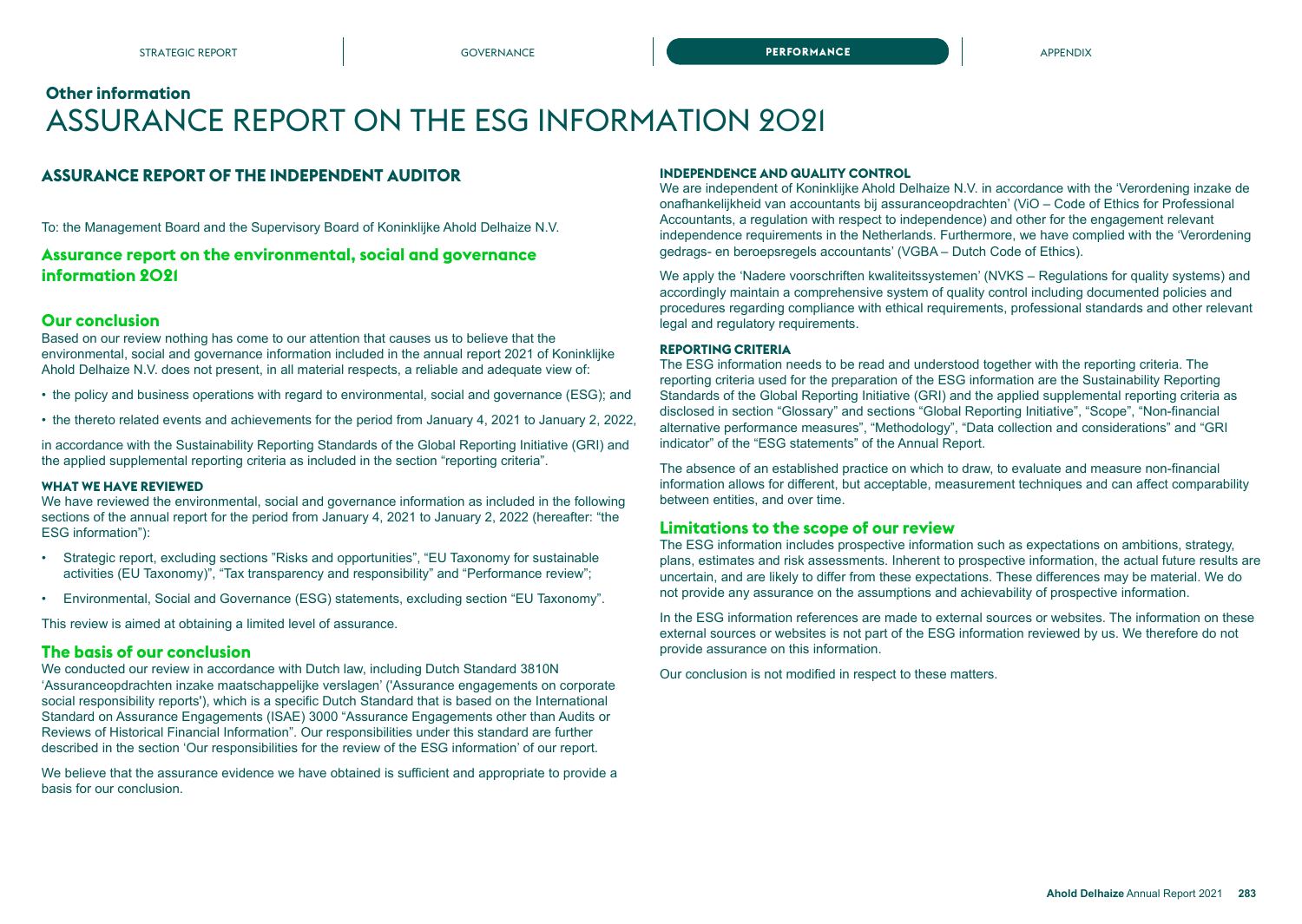## Other information
# ASSURANCE REPORT ON THE ESG INFORMATION 2021

## ASSURANCE REPORT OF THE INDEPENDENT AUDITOR

To: the Management Board and the Supervisory Board of Koninklijke Ahold Delhaize N.V.

### Assurance report on the environmental, social and governance information 2021

### Our conclusion

Based on our review nothing has come to our attention that causes us to believe that the environmental, social and governance information included in the annual report 2021 of Koninklijke Ahold Delhaize N.V. does not present, in all material respects, a reliable and adequate view of:

- the policy and business operations with regard to environmental, social and governance (ESG); and
- the thereto related events and achievements for the period from January 4, 2021 to January 2, 2022,

in accordance with the Sustainability Reporting Standards of the Global Reporting Initiative (GRI) and the applied supplemental reporting criteria as included in the section "reporting criteria".

#### WHAT WE HAVE REVIEWED

We have reviewed the environmental, social and governance information as included in the following sections of the annual report for the period from January 4, 2021 to January 2, 2022 (hereafter: "the ESG information"):

- Strategic report, excluding sections "Risks and opportunities", "EU Taxonomy for sustainable activities (EU Taxonomy)", "Tax transparency and responsibility" and "Performance review";
- Environmental, Social and Governance (ESG) statements, excluding section "EU Taxonomy".

This review is aimed at obtaining a limited level of assurance.

### The basis of our conclusion

We conducted our review in accordance with Dutch law, including Dutch Standard 3810N 'Assuranceopdrachten inzake maatschappelijke verslagen' ('Assurance engagements on corporate social responsibility reports'), which is a specific Dutch Standard that is based on the International Standard on Assurance Engagements (ISAE) 3000 "Assurance Engagements other than Audits or Reviews of Historical Financial Information". Our responsibilities under this standard are further described in the section 'Our responsibilities for the review of the ESG information' of our report.

We believe that the assurance evidence we have obtained is sufficient and appropriate to provide a basis for our conclusion.

#### INDEPENDENCE AND QUALITY CONTROL

We are independent of Koninklijke Ahold Delhaize N.V. in accordance with the 'Verordening inzake de onafhankelijkheid van accountants bij assuranceopdrachten' (ViO – Code of Ethics for Professional Accountants, a regulation with respect to independence) and other for the engagement relevant independence requirements in the Netherlands. Furthermore, we have complied with the 'Verordening gedrags- en beroepsregels accountants' (VGBA – Dutch Code of Ethics).

We apply the 'Nadere voorschriften kwaliteitssystemen' (NVKS – Regulations for quality systems) and accordingly maintain a comprehensive system of quality control including documented policies and procedures regarding compliance with ethical requirements, professional standards and other relevant legal and regulatory requirements.

#### REPORTING CRITERIA

The ESG information needs to be read and understood together with the reporting criteria. The reporting criteria used for the preparation of the ESG information are the Sustainability Reporting Standards of the Global Reporting Initiative (GRI) and the applied supplemental reporting criteria as disclosed in section "Glossary" and sections "Global Reporting Initiative", "Scope", "Non-financial alternative performance measures", "Methodology", "Data collection and considerations" and "GRI indicator" of the "ESG statements" of the Annual Report.

The absence of an established practice on which to draw, to evaluate and measure non-financial information allows for different, but acceptable, measurement techniques and can affect comparability between entities, and over time.

### Limitations to the scope of our review

The ESG information includes prospective information such as expectations on ambitions, strategy, plans, estimates and risk assessments. Inherent to prospective information, the actual future results are uncertain, and are likely to differ from these expectations. These differences may be material. We do not provide any assurance on the assumptions and achievability of prospective information.

In the ESG information references are made to external sources or websites. The information on these external sources or websites is not part of the ESG information reviewed by us. We therefore do not provide assurance on this information.

Our conclusion is not modified in respect to these matters.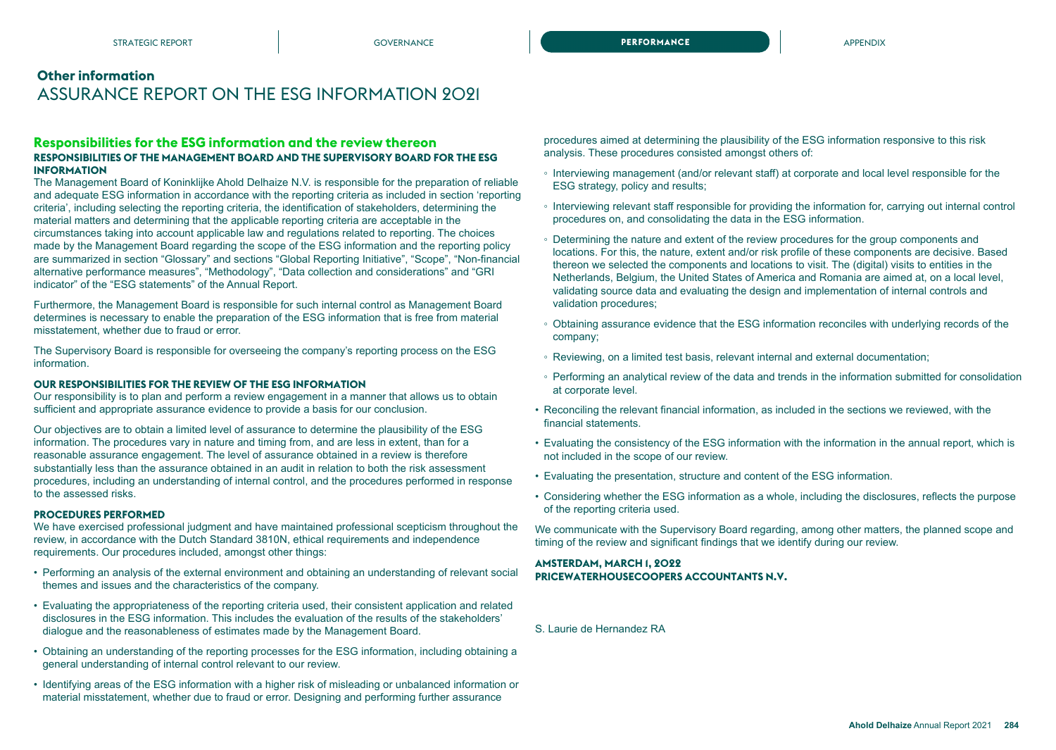## Other information

# ASSURANCE REPORT ON THE ESG INFORMATION 2021

## Responsibilities for the ESG information and the review thereon

### RESPONSIBILITIES OF THE MANAGEMENT BOARD AND THE SUPERVISORY BOARD FOR THE ESG INFORMATION

The Management Board of Koninklijke Ahold Delhaize N.V. is responsible for the preparation of reliable and adequate ESG information in accordance with the reporting criteria as included in section 'reporting criteria', including selecting the reporting criteria, the identification of stakeholders, determining the material matters and determining that the applicable reporting criteria are acceptable in the circumstances taking into account applicable law and regulations related to reporting. The choices made by the Management Board regarding the scope of the ESG information and the reporting policy are summarized in section "Glossary" and sections "Global Reporting Initiative", "Scope", "Non-financial alternative performance measures", "Methodology", "Data collection and considerations" and "GRI indicator" of the "ESG statements" of the Annual Report.

Furthermore, the Management Board is responsible for such internal control as Management Board determines is necessary to enable the preparation of the ESG information that is free from material misstatement, whether due to fraud or error.

The Supervisory Board is responsible for overseeing the company's reporting process on the ESG information.

### OUR RESPONSIBILITIES FOR THE REVIEW OF THE ESG INFORMATION

Our responsibility is to plan and perform a review engagement in a manner that allows us to obtain sufficient and appropriate assurance evidence to provide a basis for our conclusion.

Our objectives are to obtain a limited level of assurance to determine the plausibility of the ESG information. The procedures vary in nature and timing from, and are less in extent, than for a reasonable assurance engagement. The level of assurance obtained in a review is therefore substantially less than the assurance obtained in an audit in relation to both the risk assessment procedures, including an understanding of internal control, and the procedures performed in response to the assessed risks.

### PROCEDURES PERFORMED

We have exercised professional judgment and have maintained professional scepticism throughout the review, in accordance with the Dutch Standard 3810N, ethical requirements and independence requirements. Our procedures included, amongst other things:

- Performing an analysis of the external environment and obtaining an understanding of relevant social themes and issues and the characteristics of the company.
- Evaluating the appropriateness of the reporting criteria used, their consistent application and related disclosures in the ESG information. This includes the evaluation of the results of the stakeholders' dialogue and the reasonableness of estimates made by the Management Board.
- Obtaining an understanding of the reporting processes for the ESG information, including obtaining a general understanding of internal control relevant to our review.
- Identifying areas of the ESG information with a higher risk of misleading or unbalanced information or material misstatement, whether due to fraud or error. Designing and performing further assurance procedures aimed at determining the plausibility of the ESG information responsive to this risk analysis. These procedures consisted amongst others of:
  - Interviewing management (and/or relevant staff) at corporate and local level responsible for the ESG strategy, policy and results;
  - Interviewing relevant staff responsible for providing the information for, carrying out internal control procedures on, and consolidating the data in the ESG information.
  - Determining the nature and extent of the review procedures for the group components and locations. For this, the nature, extent and/or risk profile of these components are decisive. Based thereon we selected the components and locations to visit. The (digital) visits to entities in the Netherlands, Belgium, the United States of America and Romania are aimed at, on a local level, validating source data and evaluating the design and implementation of internal controls and validation procedures;
  - Obtaining assurance evidence that the ESG information reconciles with underlying records of the company;
  - Reviewing, on a limited test basis, relevant internal and external documentation;
  - Performing an analytical review of the data and trends in the information submitted for consolidation at corporate level.
- Reconciling the relevant financial information, as included in the sections we reviewed, with the financial statements.
- Evaluating the consistency of the ESG information with the information in the annual report, which is not included in the scope of our review.
- Evaluating the presentation, structure and content of the ESG information.
- Considering whether the ESG information as a whole, including the disclosures, reflects the purpose of the reporting criteria used.

We communicate with the Supervisory Board regarding, among other matters, the planned scope and timing of the review and significant findings that we identify during our review.

**AMSTERDAM, MARCH 1, 2022**
**PRICEWATERHOUSECOOPERS ACCOUNTANTS N.V.**

S. Laurie de Hernandez RA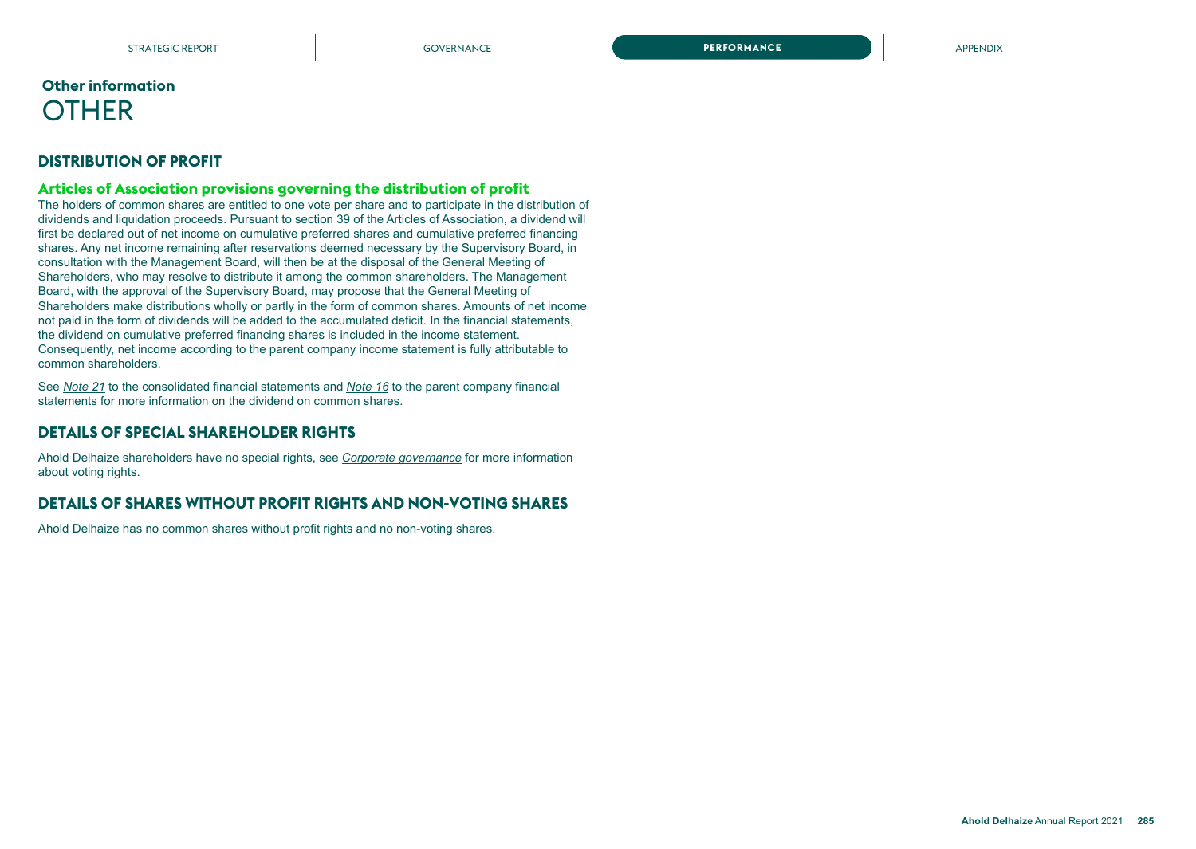## Other information

# OTHER

## DISTRIBUTION OF PROFIT

### Articles of Association provisions governing the distribution of profit

The holders of common shares are entitled to one vote per share and to participate in the distribution of dividends and liquidation proceeds. Pursuant to section 39 of the Articles of Association, a dividend will first be declared out of net income on cumulative preferred shares and cumulative preferred financing shares. Any net income remaining after reservations deemed necessary by the Supervisory Board, in consultation with the Management Board, will then be at the disposal of the General Meeting of Shareholders, who may resolve to distribute it among the common shareholders. The Management Board, with the approval of the Supervisory Board, may propose that the General Meeting of Shareholders make distributions wholly or partly in the form of common shares. Amounts of net income not paid in the form of dividends will be added to the accumulated deficit. In the financial statements, the dividend on cumulative preferred financing shares is included in the income statement. Consequently, net income according to the parent company income statement is fully attributable to common shareholders.

See *Note 21* to the consolidated financial statements and *Note 16* to the parent company financial statements for more information on the dividend on common shares.

## DETAILS OF SPECIAL SHAREHOLDER RIGHTS

Ahold Delhaize shareholders have no special rights, see *Corporate governance* for more information about voting rights.

## DETAILS OF SHARES WITHOUT PROFIT RIGHTS AND NON-VOTING SHARES

Ahold Delhaize has no common shares without profit rights and no non-voting shares.